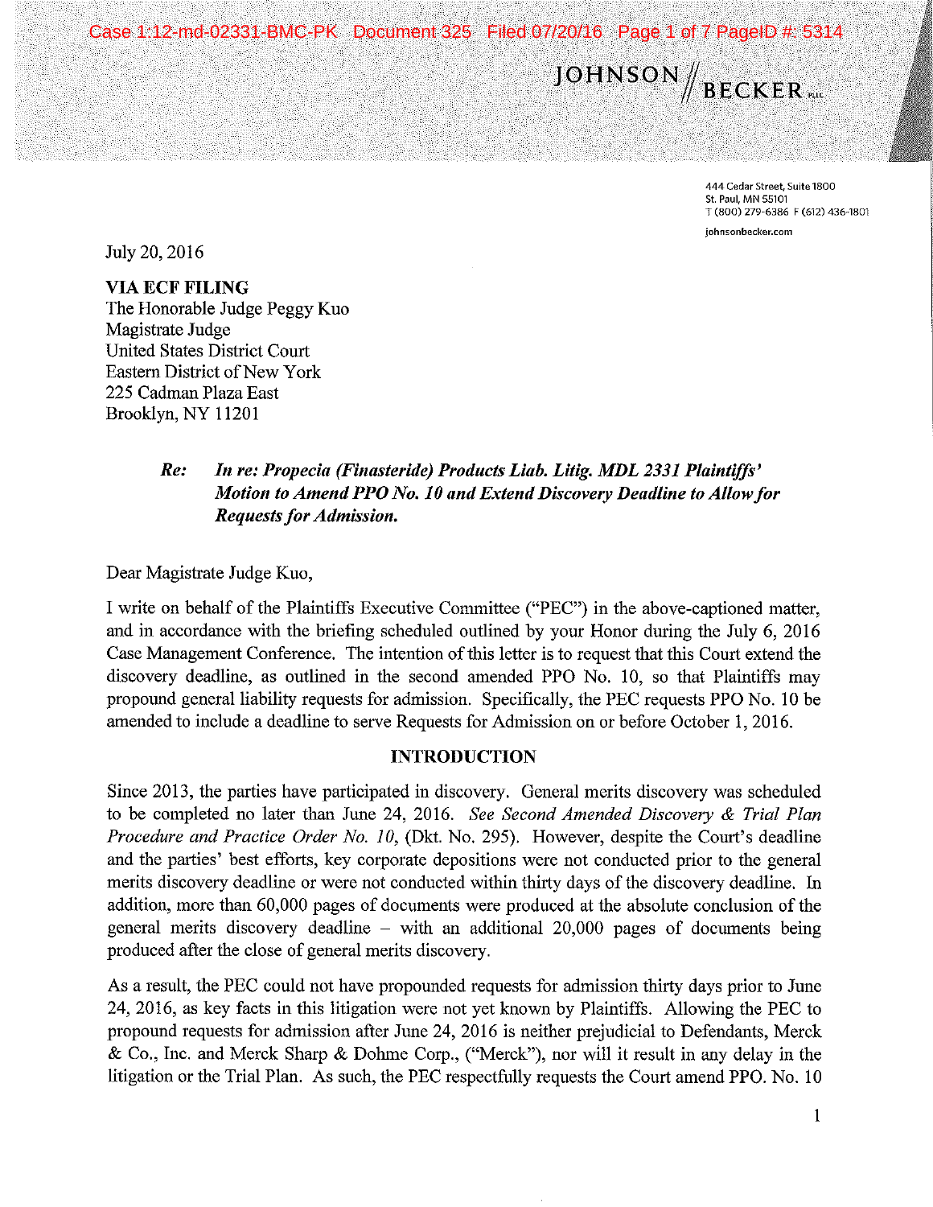JOHNSON // BECKER PLLC

444 Cedar Street, Suite 1800
St. Paul, MN 55101
T (800) 279-6386 F (612) 436-1801

johnsonbecker.com

July 20, 2016

**VIA ECF FILING**
The Honorable Judge Peggy Kuo
Magistrate Judge
United States District Court
Eastern District of New York
225 Cadman Plaza East
Brooklyn, NY 11201

> ***Re:*** ***In re: Propecia (Finasteride) Products Liab. Litig. MDL 2331 Plaintiffs' Motion to Amend PPO No. 10 and Extend Discovery Deadline to Allow for Requests for Admission.***

Dear Magistrate Judge Kuo,

I write on behalf of the Plaintiffs Executive Committee ("PEC") in the above-captioned matter, and in accordance with the briefing scheduled outlined by your Honor during the July 6, 2016 Case Management Conference. The intention of this letter is to request that this Court extend the discovery deadline, as outlined in the second amended PPO No. 10, so that Plaintiffs may propound general liability requests for admission. Specifically, the PEC requests PPO No. 10 be amended to include a deadline to serve Requests for Admission on or before October 1, 2016.

**INTRODUCTION**

Since 2013, the parties have participated in discovery. General merits discovery was scheduled to be completed no later than June 24, 2016. *See Second Amended Discovery & Trial Plan Procedure and Practice Order No. 10*, (Dkt. No. 295). However, despite the Court's deadline and the parties' best efforts, key corporate depositions were not conducted prior to the general merits discovery deadline or were not conducted within thirty days of the discovery deadline. In addition, more than 60,000 pages of documents were produced at the absolute conclusion of the general merits discovery deadline – with an additional 20,000 pages of documents being produced after the close of general merits discovery.

As a result, the PEC could not have propounded requests for admission thirty days prior to June 24, 2016, as key facts in this litigation were not yet known by Plaintiffs. Allowing the PEC to propound requests for admission after June 24, 2016 is neither prejudicial to Defendants, Merck & Co., Inc. and Merck Sharp & Dohme Corp., ("Merck"), nor will it result in any delay in the litigation or the Trial Plan. As such, the PEC respectfully requests the Court amend PPO. No. 10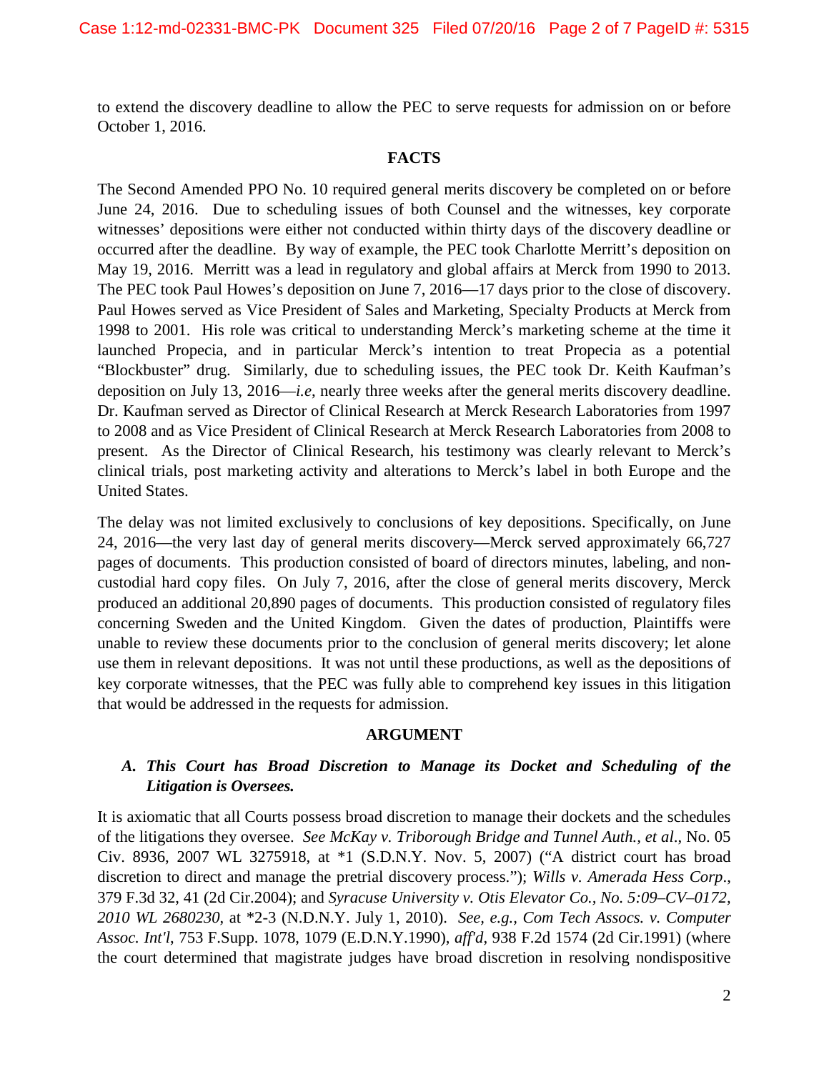to extend the discovery deadline to allow the PEC to serve requests for admission on or before October 1, 2016.

## FACTS

The Second Amended PPO No. 10 required general merits discovery be completed on or before June 24, 2016. Due to scheduling issues of both Counsel and the witnesses, key corporate witnesses' depositions were either not conducted within thirty days of the discovery deadline or occurred after the deadline. By way of example, the PEC took Charlotte Merritt's deposition on May 19, 2016. Merritt was a lead in regulatory and global affairs at Merck from 1990 to 2013. The PEC took Paul Howes's deposition on June 7, 2016—17 days prior to the close of discovery. Paul Howes served as Vice President of Sales and Marketing, Specialty Products at Merck from 1998 to 2001. His role was critical to understanding Merck's marketing scheme at the time it launched Propecia, and in particular Merck's intention to treat Propecia as a potential "Blockbuster" drug. Similarly, due to scheduling issues, the PEC took Dr. Keith Kaufman's deposition on July 13, 2016—*i.e*, nearly three weeks after the general merits discovery deadline. Dr. Kaufman served as Director of Clinical Research at Merck Research Laboratories from 1997 to 2008 and as Vice President of Clinical Research at Merck Research Laboratories from 2008 to present. As the Director of Clinical Research, his testimony was clearly relevant to Merck's clinical trials, post marketing activity and alterations to Merck's label in both Europe and the United States.

The delay was not limited exclusively to conclusions of key depositions. Specifically, on June 24, 2016—the very last day of general merits discovery—Merck served approximately 66,727 pages of documents. This production consisted of board of directors minutes, labeling, and non-custodial hard copy files. On July 7, 2016, after the close of general merits discovery, Merck produced an additional 20,890 pages of documents. This production consisted of regulatory files concerning Sweden and the United Kingdom. Given the dates of production, Plaintiffs were unable to review these documents prior to the conclusion of general merits discovery; let alone use them in relevant depositions. It was not until these productions, as well as the depositions of key corporate witnesses, that the PEC was fully able to comprehend key issues in this litigation that would be addressed in the requests for admission.

## ARGUMENT

### *A. This Court has Broad Discretion to Manage its Docket and Scheduling of the Litigation is Oversees.*

It is axiomatic that all Courts possess broad discretion to manage their dockets and the schedules of the litigations they oversee. *See McKay v. Triborough Bridge and Tunnel Auth., et al*., No. 05 Civ. 8936, 2007 WL 3275918, at *1 (S.D.N.Y. Nov. 5, 2007) ("A district court has broad discretion to direct and manage the pretrial discovery process."); *Wills v. Amerada Hess Corp*., 379 F.3d 32, 41 (2d Cir.2004); and *Syracuse University v. Otis Elevator Co., No. 5:09–CV–0172, 2010 WL 2680230*, at *2-3 (N.D.N.Y. July 1, 2010). *See, e.g., Com Tech Assocs. v. Computer Assoc. Int'l*, 753 F.Supp. 1078, 1079 (E.D.N.Y.1990), *aff'd*, 938 F.2d 1574 (2d Cir.1991) (where the court determined that magistrate judges have broad discretion in resolving nondispositive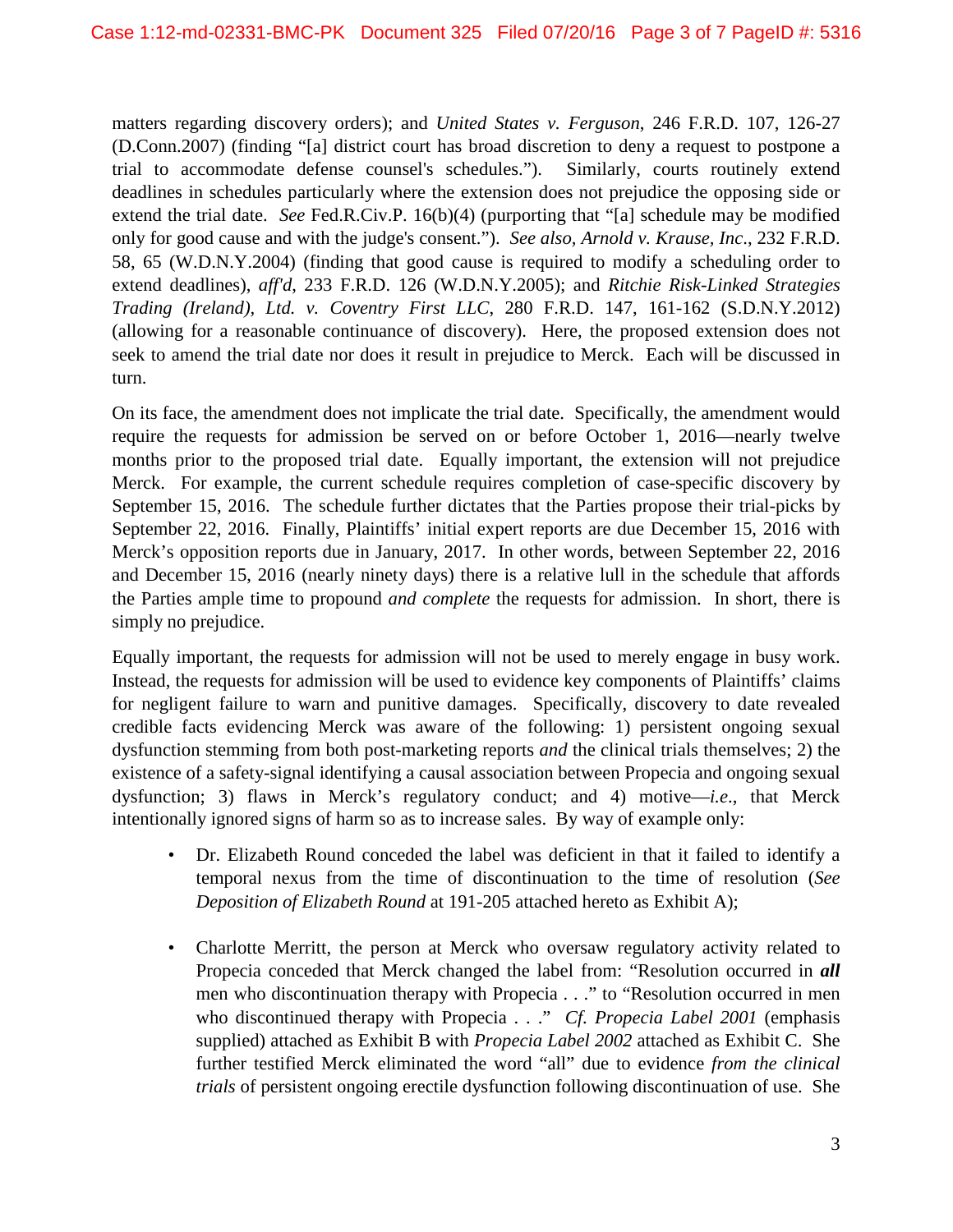matters regarding discovery orders); and *United States v. Ferguson*, 246 F.R.D. 107, 126-27 (D.Conn.2007) (finding "[a] district court has broad discretion to deny a request to postpone a trial to accommodate defense counsel's schedules."). Similarly, courts routinely extend deadlines in schedules particularly where the extension does not prejudice the opposing side or extend the trial date. *See* Fed.R.Civ.P. 16(b)(4) (purporting that "[a] schedule may be modified only for good cause and with the judge's consent."). *See also, Arnold v. Krause, Inc*., 232 F.R.D. 58, 65 (W.D.N.Y.2004) (finding that good cause is required to modify a scheduling order to extend deadlines), *aff'd*, 233 F.R.D. 126 (W.D.N.Y.2005); and *Ritchie Risk-Linked Strategies Trading (Ireland), Ltd. v. Coventry First LLC*, 280 F.R.D. 147, 161-162 (S.D.N.Y.2012) (allowing for a reasonable continuance of discovery). Here, the proposed extension does not seek to amend the trial date nor does it result in prejudice to Merck. Each will be discussed in turn.

On its face, the amendment does not implicate the trial date. Specifically, the amendment would require the requests for admission be served on or before October 1, 2016—nearly twelve months prior to the proposed trial date. Equally important, the extension will not prejudice Merck. For example, the current schedule requires completion of case-specific discovery by September 15, 2016. The schedule further dictates that the Parties propose their trial-picks by September 22, 2016. Finally, Plaintiffs' initial expert reports are due December 15, 2016 with Merck's opposition reports due in January, 2017. In other words, between September 22, 2016 and December 15, 2016 (nearly ninety days) there is a relative lull in the schedule that affords the Parties ample time to propound *and complete* the requests for admission. In short, there is simply no prejudice.

Equally important, the requests for admission will not be used to merely engage in busy work. Instead, the requests for admission will be used to evidence key components of Plaintiffs' claims for negligent failure to warn and punitive damages. Specifically, discovery to date revealed credible facts evidencing Merck was aware of the following: 1) persistent ongoing sexual dysfunction stemming from both post-marketing reports *and* the clinical trials themselves; 2) the existence of a safety-signal identifying a causal association between Propecia and ongoing sexual dysfunction; 3) flaws in Merck's regulatory conduct; and 4) motive—*i.e*., that Merck intentionally ignored signs of harm so as to increase sales. By way of example only:

- Dr. Elizabeth Round conceded the label was deficient in that it failed to identify a temporal nexus from the time of discontinuation to the time of resolution (*See Deposition of Elizabeth Round* at 191-205 attached hereto as Exhibit A);

- Charlotte Merritt, the person at Merck who oversaw regulatory activity related to Propecia conceded that Merck changed the label from: "Resolution occurred in ***all*** men who discontinuation therapy with Propecia . . ." to "Resolution occurred in men who discontinued therapy with Propecia . . ." *Cf. Propecia Label 2001* (emphasis supplied) attached as Exhibit B with *Propecia Label 2002* attached as Exhibit C. She further testified Merck eliminated the word "all" due to evidence *from the clinical trials* of persistent ongoing erectile dysfunction following discontinuation of use. She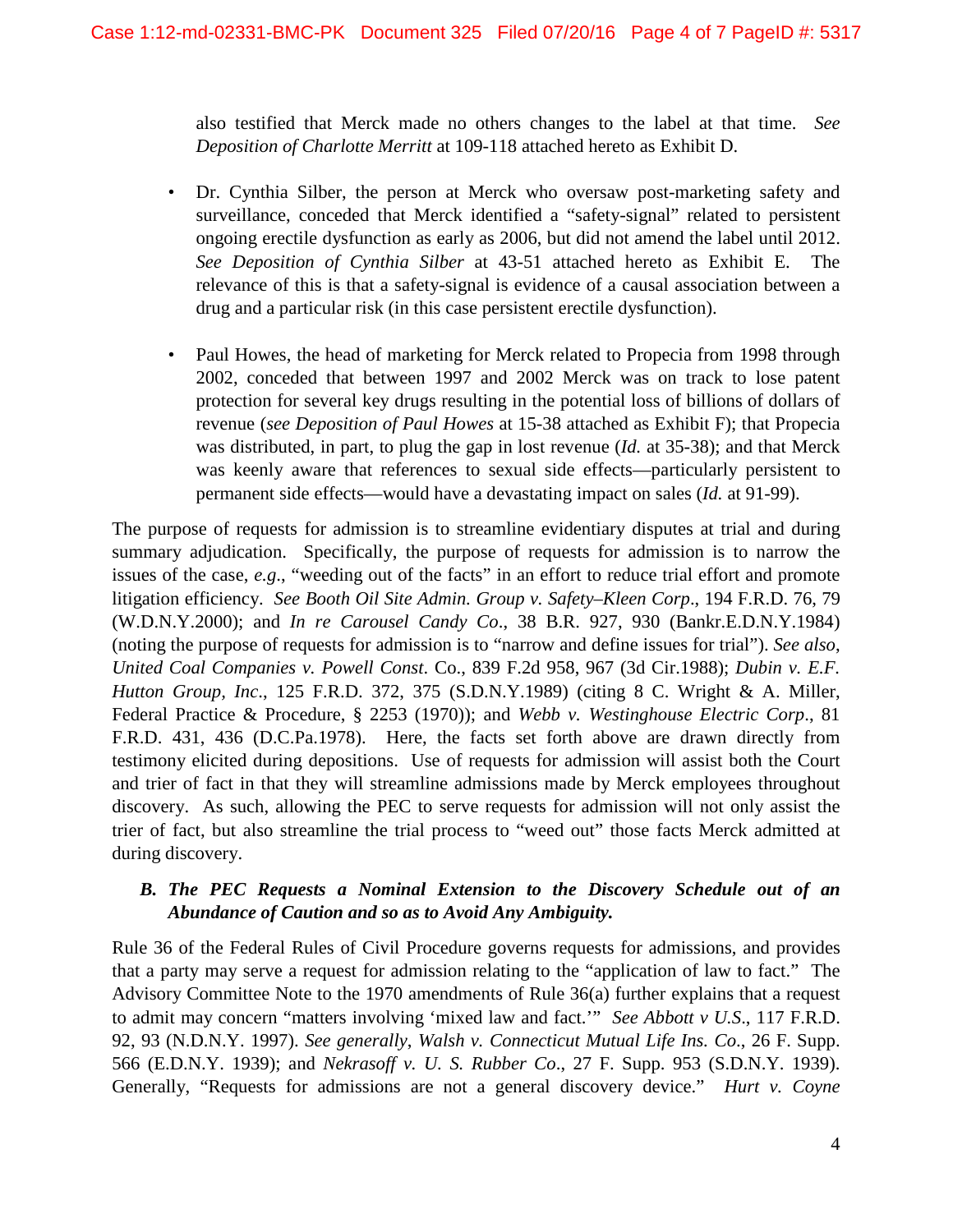also testified that Merck made no others changes to the label at that time. *See Deposition of Charlotte Merritt* at 109-118 attached hereto as Exhibit D.

- Dr. Cynthia Silber, the person at Merck who oversaw post-marketing safety and surveillance, conceded that Merck identified a "safety-signal" related to persistent ongoing erectile dysfunction as early as 2006, but did not amend the label until 2012. *See Deposition of Cynthia Silber* at 43-51 attached hereto as Exhibit E. The relevance of this is that a safety-signal is evidence of a causal association between a drug and a particular risk (in this case persistent erectile dysfunction).

- Paul Howes, the head of marketing for Merck related to Propecia from 1998 through 2002, conceded that between 1997 and 2002 Merck was on track to lose patent protection for several key drugs resulting in the potential loss of billions of dollars of revenue (*see Deposition of Paul Howes* at 15-38 attached as Exhibit F); that Propecia was distributed, in part, to plug the gap in lost revenue (*Id.* at 35-38); and that Merck was keenly aware that references to sexual side effects—particularly persistent to permanent side effects—would have a devastating impact on sales (*Id.* at 91-99).

The purpose of requests for admission is to streamline evidentiary disputes at trial and during summary adjudication. Specifically, the purpose of requests for admission is to narrow the issues of the case, *e.g*., "weeding out of the facts" in an effort to reduce trial effort and promote litigation efficiency. *See Booth Oil Site Admin. Group v. Safety–Kleen Corp*., 194 F.R.D. 76, 79 (W.D.N.Y.2000); and *In re Carousel Candy Co*., 38 B.R. 927, 930 (Bankr.E.D.N.Y.1984) (noting the purpose of requests for admission is to "narrow and define issues for trial"). *See also*, *United Coal Companies v. Powell Const*. Co., 839 F.2d 958, 967 (3d Cir.1988); *Dubin v. E.F. Hutton Group, Inc*., 125 F.R.D. 372, 375 (S.D.N.Y.1989) (citing 8 C. Wright & A. Miller, Federal Practice & Procedure, § 2253 (1970)); and *Webb v. Westinghouse Electric Corp*., 81 F.R.D. 431, 436 (D.C.Pa.1978). Here, the facts set forth above are drawn directly from testimony elicited during depositions. Use of requests for admission will assist both the Court and trier of fact in that they will streamline admissions made by Merck employees throughout discovery. As such, allowing the PEC to serve requests for admission will not only assist the trier of fact, but also streamline the trial process to "weed out" those facts Merck admitted at during discovery.

### *B. The PEC Requests a Nominal Extension to the Discovery Schedule out of an Abundance of Caution and so as to Avoid Any Ambiguity.*

Rule 36 of the Federal Rules of Civil Procedure governs requests for admissions, and provides that a party may serve a request for admission relating to the "application of law to fact." The Advisory Committee Note to the 1970 amendments of Rule 36(a) further explains that a request to admit may concern "matters involving 'mixed law and fact.'" *See Abbott v U.S*., 117 F.R.D. 92, 93 (N.D.N.Y. 1997). *See generally*, *Walsh v. Connecticut Mutual Life Ins. Co*., 26 F. Supp. 566 (E.D.N.Y. 1939); and *Nekrasoff v. U. S. Rubber Co*., 27 F. Supp. 953 (S.D.N.Y. 1939). Generally, "Requests for admissions are not a general discovery device." *Hurt v. Coyne*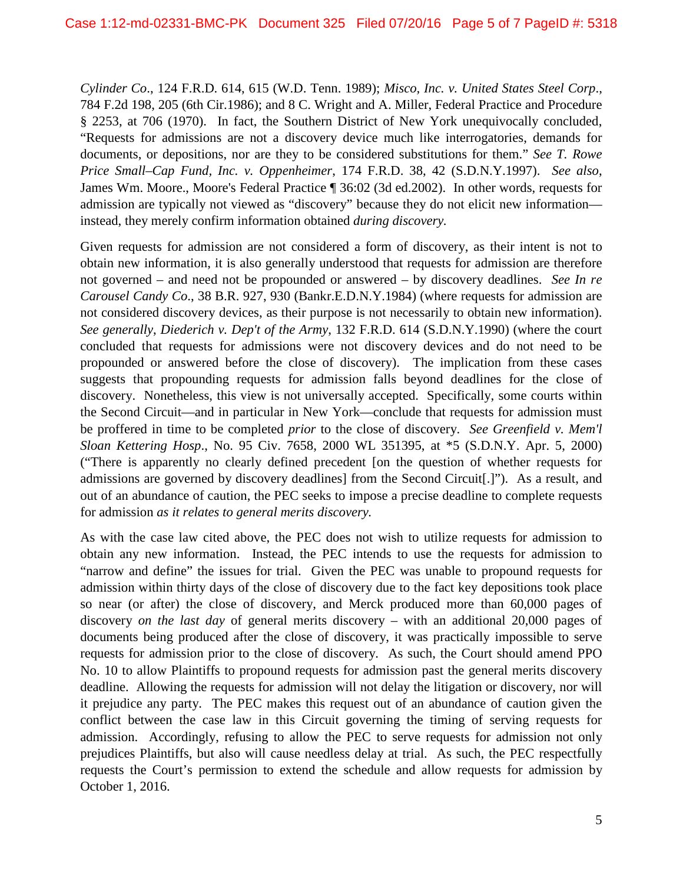*Cylinder Co*., 124 F.R.D. 614, 615 (W.D. Tenn. 1989); *Misco, Inc. v. United States Steel Corp*., 784 F.2d 198, 205 (6th Cir.1986); and 8 C. Wright and A. Miller, Federal Practice and Procedure § 2253, at 706 (1970). In fact, the Southern District of New York unequivocally concluded, "Requests for admissions are not a discovery device much like interrogatories, demands for documents, or depositions, nor are they to be considered substitutions for them." *See T. Rowe Price Small–Cap Fund, Inc. v. Oppenheimer*, 174 F.R.D. 38, 42 (S.D.N.Y.1997). *See also*, James Wm. Moore., Moore's Federal Practice ¶ 36:02 (3d ed.2002). In other words, requests for admission are typically not viewed as "discovery" because they do not elicit new information—instead, they merely confirm information obtained *during discovery.*

Given requests for admission are not considered a form of discovery, as their intent is not to obtain new information, it is also generally understood that requests for admission are therefore not governed – and need not be propounded or answered – by discovery deadlines. *See In re Carousel Candy Co*., 38 B.R. 927, 930 (Bankr.E.D.N.Y.1984) (where requests for admission are not considered discovery devices, as their purpose is not necessarily to obtain new information). *See generally*, *Diederich v. Dep't of the Army*, 132 F.R.D. 614 (S.D.N.Y.1990) (where the court concluded that requests for admissions were not discovery devices and do not need to be propounded or answered before the close of discovery). The implication from these cases suggests that propounding requests for admission falls beyond deadlines for the close of discovery. Nonetheless, this view is not universally accepted. Specifically, some courts within the Second Circuit—and in particular in New York—conclude that requests for admission must be proffered in time to be completed *prior* to the close of discovery. *See Greenfield v. Mem'l Sloan Kettering Hosp*., No. 95 Civ. 7658, 2000 WL 351395, at *5 (S.D.N.Y. Apr. 5, 2000) ("There is apparently no clearly defined precedent [on the question of whether requests for admissions are governed by discovery deadlines] from the Second Circuit[.]"). As a result, and out of an abundance of caution, the PEC seeks to impose a precise deadline to complete requests for admission *as it relates to general merits discovery.*

As with the case law cited above, the PEC does not wish to utilize requests for admission to obtain any new information. Instead, the PEC intends to use the requests for admission to "narrow and define" the issues for trial. Given the PEC was unable to propound requests for admission within thirty days of the close of discovery due to the fact key depositions took place so near (or after) the close of discovery, and Merck produced more than 60,000 pages of discovery *on the last day* of general merits discovery – with an additional 20,000 pages of documents being produced after the close of discovery, it was practically impossible to serve requests for admission prior to the close of discovery. As such, the Court should amend PPO No. 10 to allow Plaintiffs to propound requests for admission past the general merits discovery deadline. Allowing the requests for admission will not delay the litigation or discovery, nor will it prejudice any party. The PEC makes this request out of an abundance of caution given the conflict between the case law in this Circuit governing the timing of serving requests for admission. Accordingly, refusing to allow the PEC to serve requests for admission not only prejudices Plaintiffs, but also will cause needless delay at trial. As such, the PEC respectfully requests the Court's permission to extend the schedule and allow requests for admission by October 1, 2016.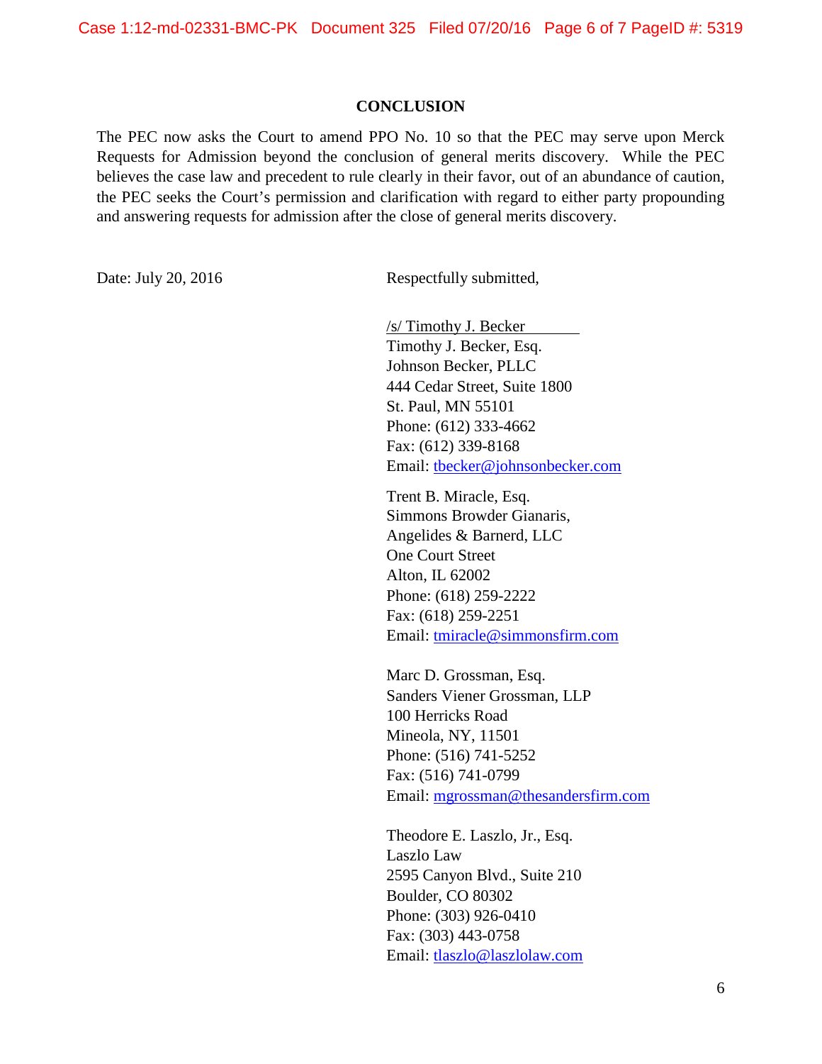## CONCLUSION

The PEC now asks the Court to amend PPO No. 10 so that the PEC may serve upon Merck Requests for Admission beyond the conclusion of general merits discovery. While the PEC believes the case law and precedent to rule clearly in their favor, out of an abundance of caution, the PEC seeks the Court's permission and clarification with regard to either party propounding and answering requests for admission after the close of general merits discovery.

Date: July 20, 2016

Respectfully submitted,

/s/ Timothy J. Becker
Timothy J. Becker, Esq.
Johnson Becker, PLLC
444 Cedar Street, Suite 1800
St. Paul, MN 55101
Phone: (612) 333-4662
Fax: (612) 339-8168
Email: tbecker@johnsonbecker.com

Trent B. Miracle, Esq.
Simmons Browder Gianaris,
Angelides & Barnerd, LLC
One Court Street
Alton, IL 62002
Phone: (618) 259-2222
Fax: (618) 259-2251
Email: tmiracle@simmonsfirm.com

Marc D. Grossman, Esq.
Sanders Viener Grossman, LLP
100 Herricks Road
Mineola, NY, 11501
Phone: (516) 741-5252
Fax: (516) 741-0799
Email: mgrossman@thesandersfirm.com

Theodore E. Laszlo, Jr., Esq.
Laszlo Law
2595 Canyon Blvd., Suite 210
Boulder, CO 80302
Phone: (303) 926-0410
Fax: (303) 443-0758
Email: tlaszlo@laszlolaw.com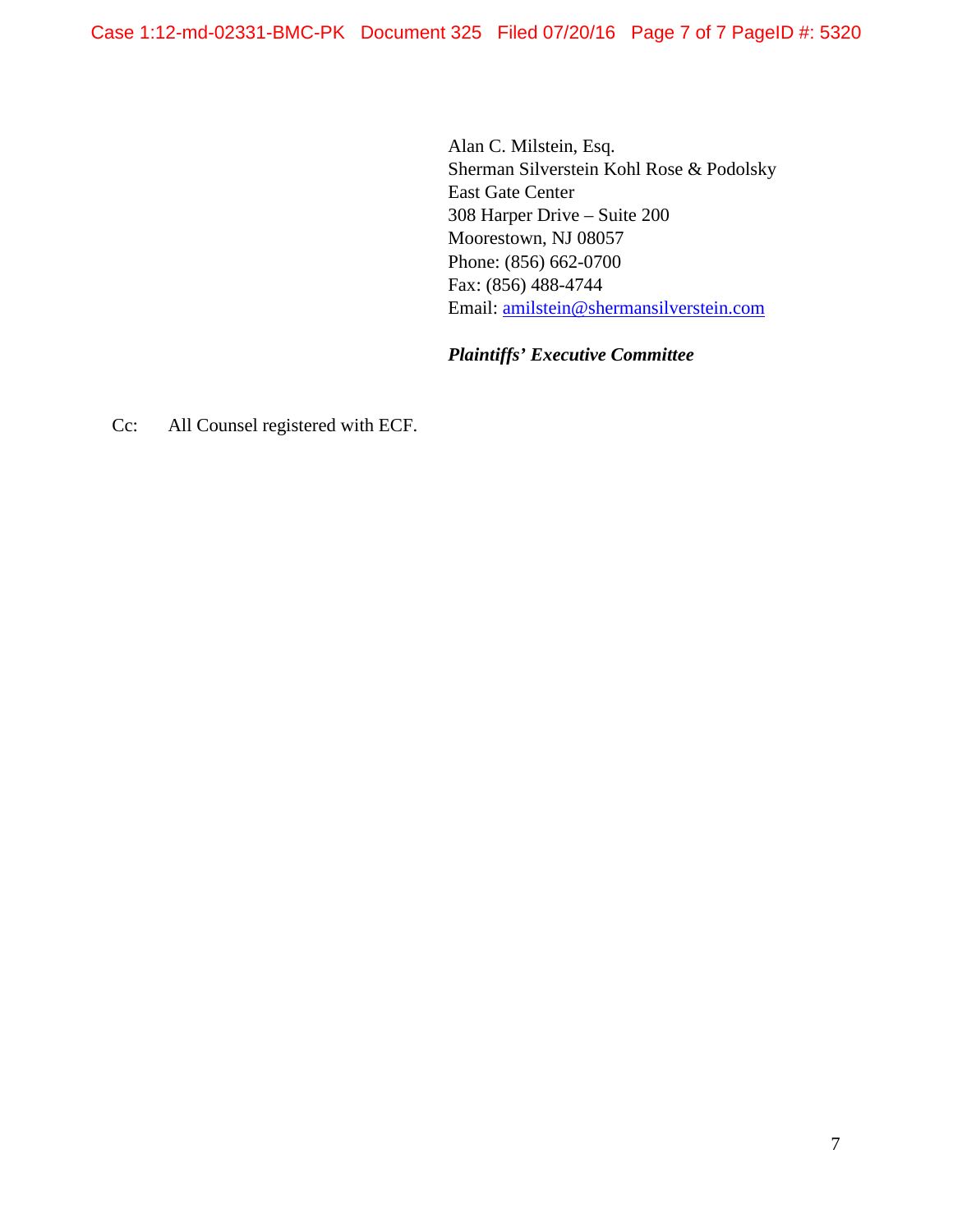Alan C. Milstein, Esq.
Sherman Silverstein Kohl Rose & Podolsky
East Gate Center
308 Harper Drive – Suite 200
Moorestown, NJ 08057
Phone: (856) 662-0700
Fax: (856) 488-4744
Email: amilstein@shermansilverstein.com

***Plaintiffs' Executive Committee***

Cc: All Counsel registered with ECF.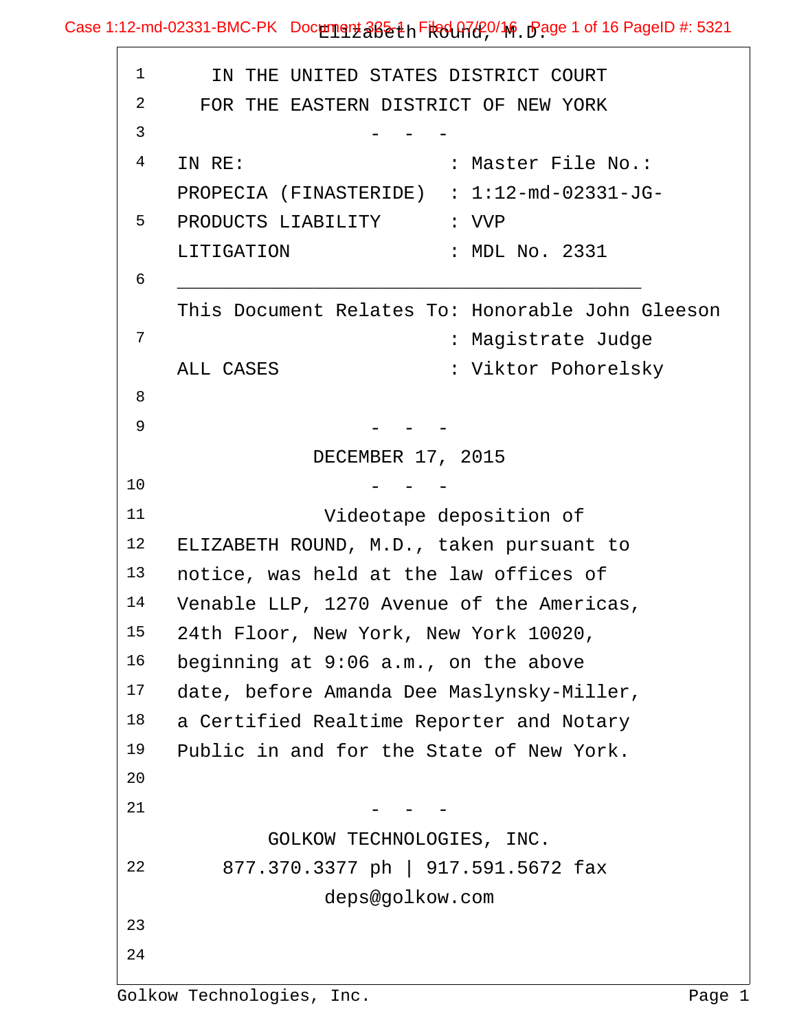IN THE UNITED STATES DISTRICT COURT
FOR THE EASTERN DISTRICT OF NEW YORK

- - -

IN RE: : Master File No.:
PROPECIA (FINASTERIDE) : 1:12-md-02331-JG-
PRODUCTS LIABILITY : VVP
LITIGATION : MDL No. 2331

---

This Document Relates To: Honorable John Gleeson
: Magistrate Judge
ALL CASES : Viktor Pohorelsky

- - -

DECEMBER 17, 2015

- - -

Videotape deposition of ELIZABETH ROUND, M.D., taken pursuant to notice, was held at the law offices of Venable LLP, 1270 Avenue of the Americas, 24th Floor, New York, New York 10020, beginning at 9:06 a.m., on the above date, before Amanda Dee Maslynsky-Miller, a Certified Realtime Reporter and Notary Public in and for the State of New York.

- - -

GOLKOW TECHNOLOGIES, INC.
877.370.3377 ph | 917.591.5672 fax
deps@golkow.com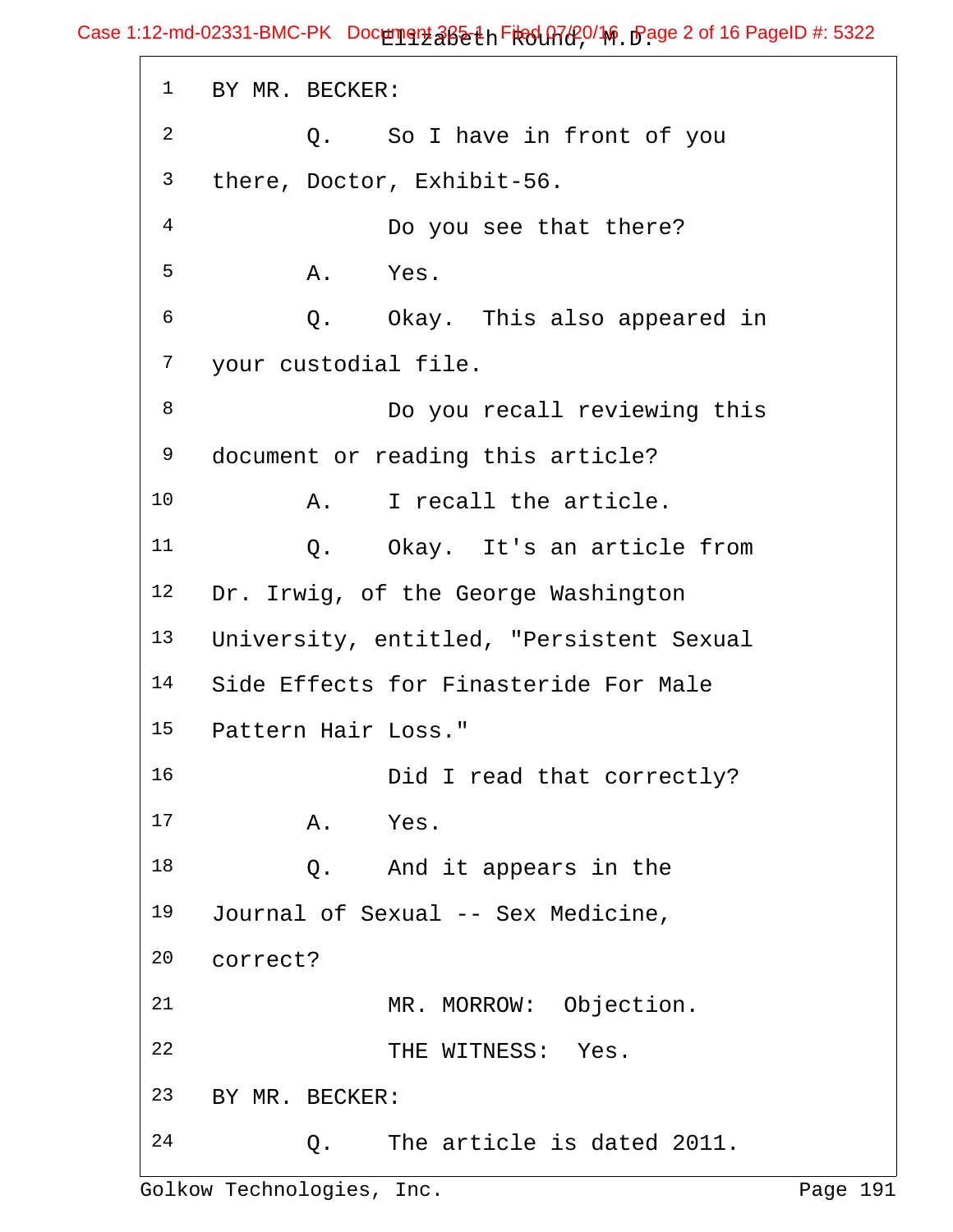1 BY MR. BECKER:

2 Q. So I have in front of you

3 there, Doctor, Exhibit-56.

4 Do you see that there?

5 A. Yes.

6 Q. Okay. This also appeared in

7 your custodial file.

8 Do you recall reviewing this

9 document or reading this article?

10 A. I recall the article.

11 Q. Okay. It's an article from

12 Dr. Irwig, of the George Washington

13 University, entitled, "Persistent Sexual

14 Side Effects for Finasteride For Male

15 Pattern Hair Loss."

16 Did I read that correctly?

17 A. Yes.

18 Q. And it appears in the

19 Journal of Sexual -- Sex Medicine,

20 correct?

21 MR. MORROW: Objection.

22 THE WITNESS: Yes.

23 BY MR. BECKER:

24 Q. The article is dated 2011.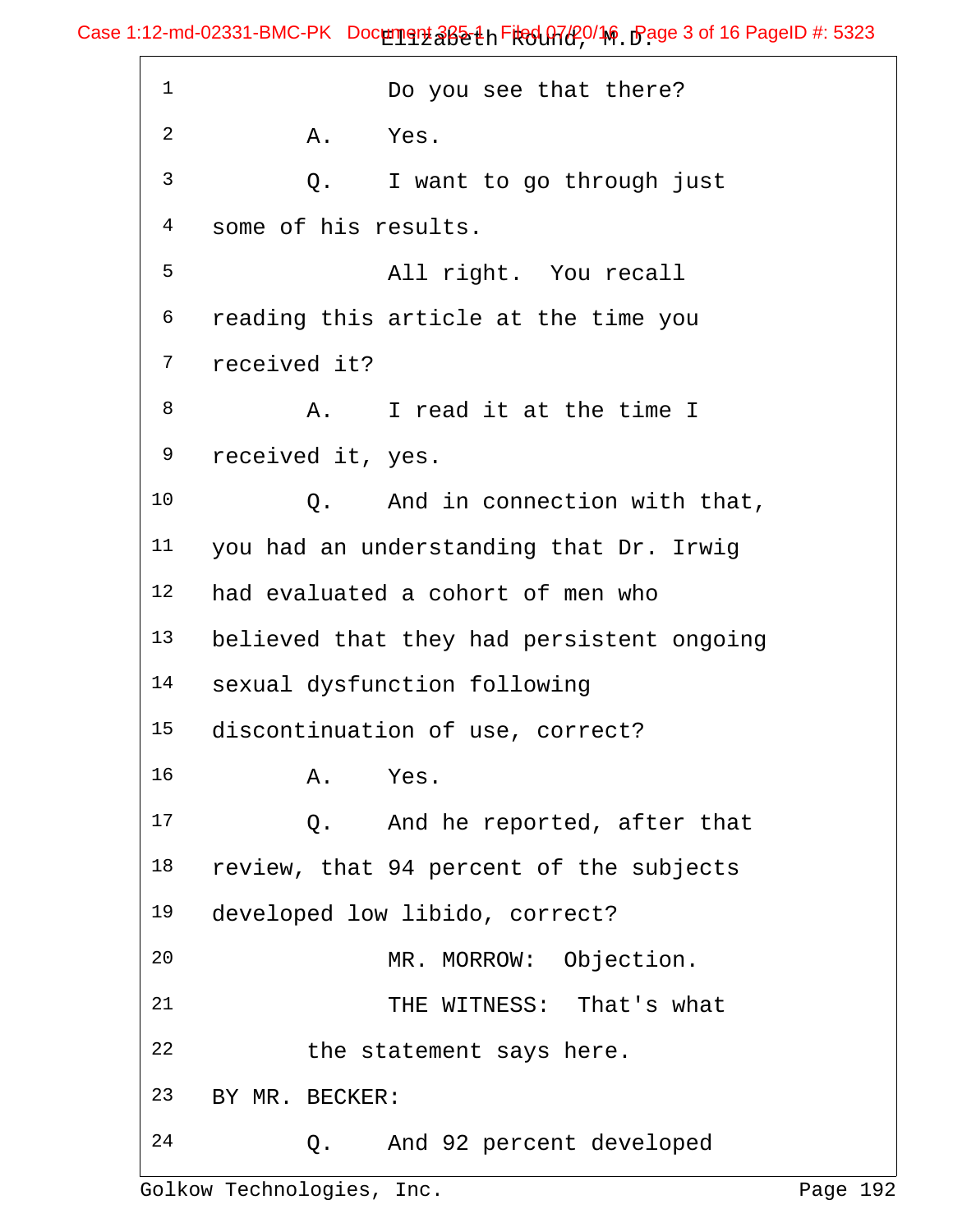1 Do you see that there?

2 A. Yes.

3 Q. I want to go through just

4 some of his results.

5 All right. You recall

6 reading this article at the time you

7 received it?

8 A. I read it at the time I

9 received it, yes.

10 Q. And in connection with that,

11 you had an understanding that Dr. Irwig

12 had evaluated a cohort of men who

13 believed that they had persistent ongoing

14 sexual dysfunction following

15 discontinuation of use, correct?

16 A. Yes.

17 Q. And he reported, after that

18 review, that 94 percent of the subjects

19 developed low libido, correct?

20 MR. MORROW: Objection.

21 THE WITNESS: That's what

22 the statement says here.

23 BY MR. BECKER:

24 Q. And 92 percent developed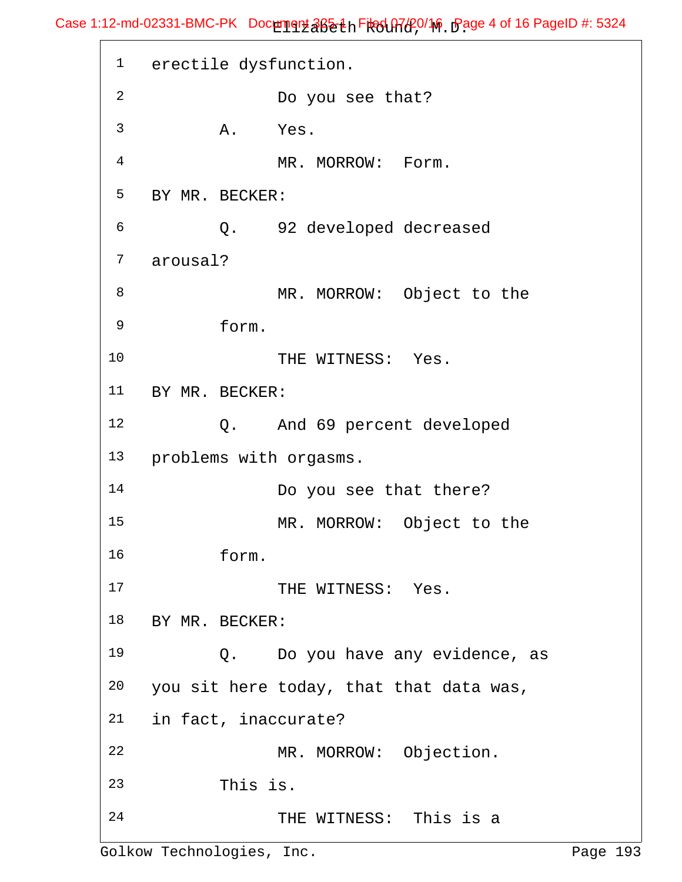1 erectile dysfunction.

2 Do you see that?

3 A. Yes.

4 MR. MORROW: Form.

5 BY MR. BECKER:

6 Q. 92 developed decreased

7 arousal?

8 MR. MORROW: Object to the

9 form.

10 THE WITNESS: Yes.

11 BY MR. BECKER:

12 Q. And 69 percent developed

13 problems with orgasms.

14 Do you see that there?

15 MR. MORROW: Object to the

16 form.

17 THE WITNESS: Yes.

18 BY MR. BECKER:

19 Q. Do you have any evidence, as

20 you sit here today, that that data was,

21 in fact, inaccurate?

22 MR. MORROW: Objection.

23 This is.

24 THE WITNESS: This is a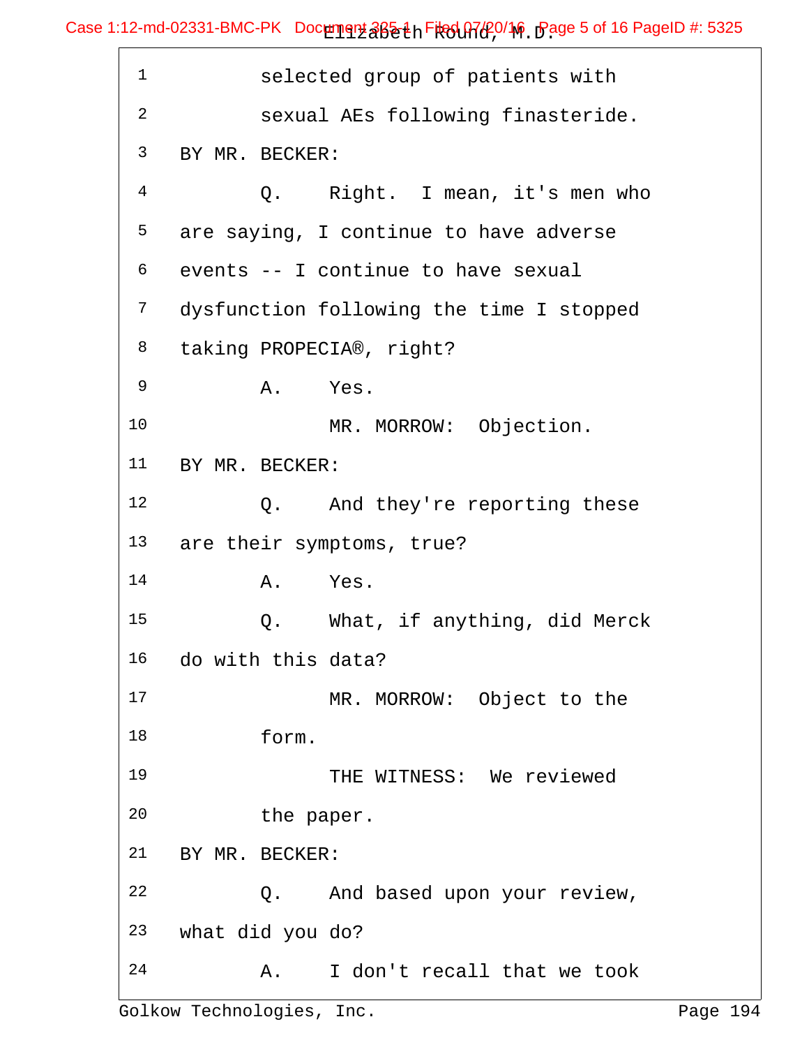1 selected group of patients with

2 sexual AEs following finasteride.

3 BY MR. BECKER:

4 Q. Right. I mean, it's men who

5 are saying, I continue to have adverse

6 events -- I continue to have sexual

7 dysfunction following the time I stopped

8 taking PROPECIA®, right?

9 A. Yes.

10 MR. MORROW: Objection.

11 BY MR. BECKER:

12 Q. And they're reporting these

13 are their symptoms, true?

14 A. Yes.

15 Q. What, if anything, did Merck

16 do with this data?

17 MR. MORROW: Object to the

18 form.

19 THE WITNESS: We reviewed

20 the paper.

21 BY MR. BECKER:

22 Q. And based upon your review,

23 what did you do?

24 A. I don't recall that we took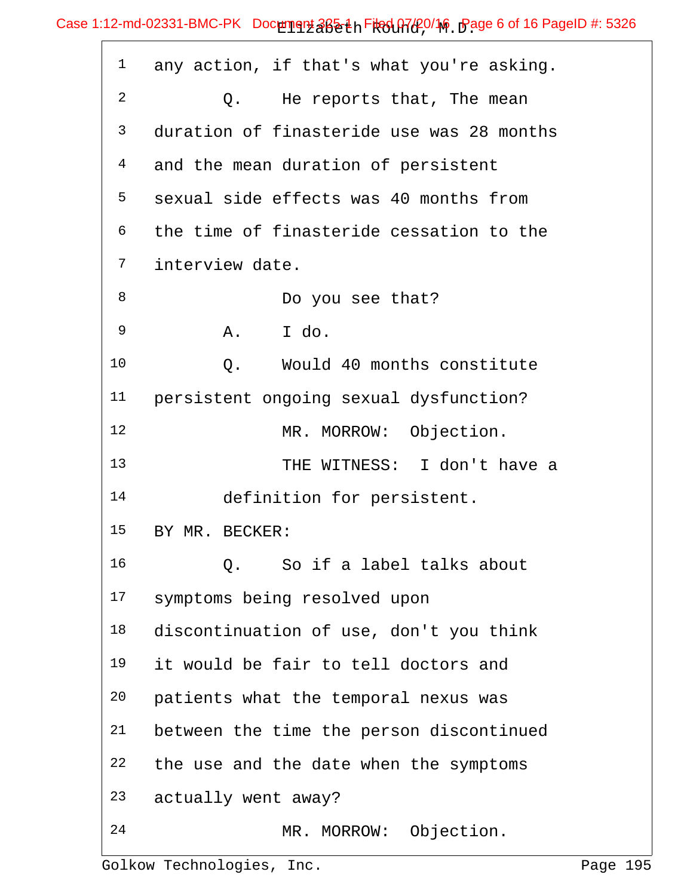any action, if that's what you're asking.

Q. He reports that, The mean duration of finasteride use was 28 months and the mean duration of persistent sexual side effects was 40 months from the time of finasteride cessation to the interview date.

Do you see that?

A. I do.

Q. Would 40 months constitute persistent ongoing sexual dysfunction?

MR. MORROW: Objection.

THE WITNESS: I don't have a definition for persistent.

BY MR. BECKER:

Q. So if a label talks about symptoms being resolved upon discontinuation of use, don't you think it would be fair to tell doctors and patients what the temporal nexus was between the time the person discontinued the use and the date when the symptoms actually went away?

MR. MORROW: Objection.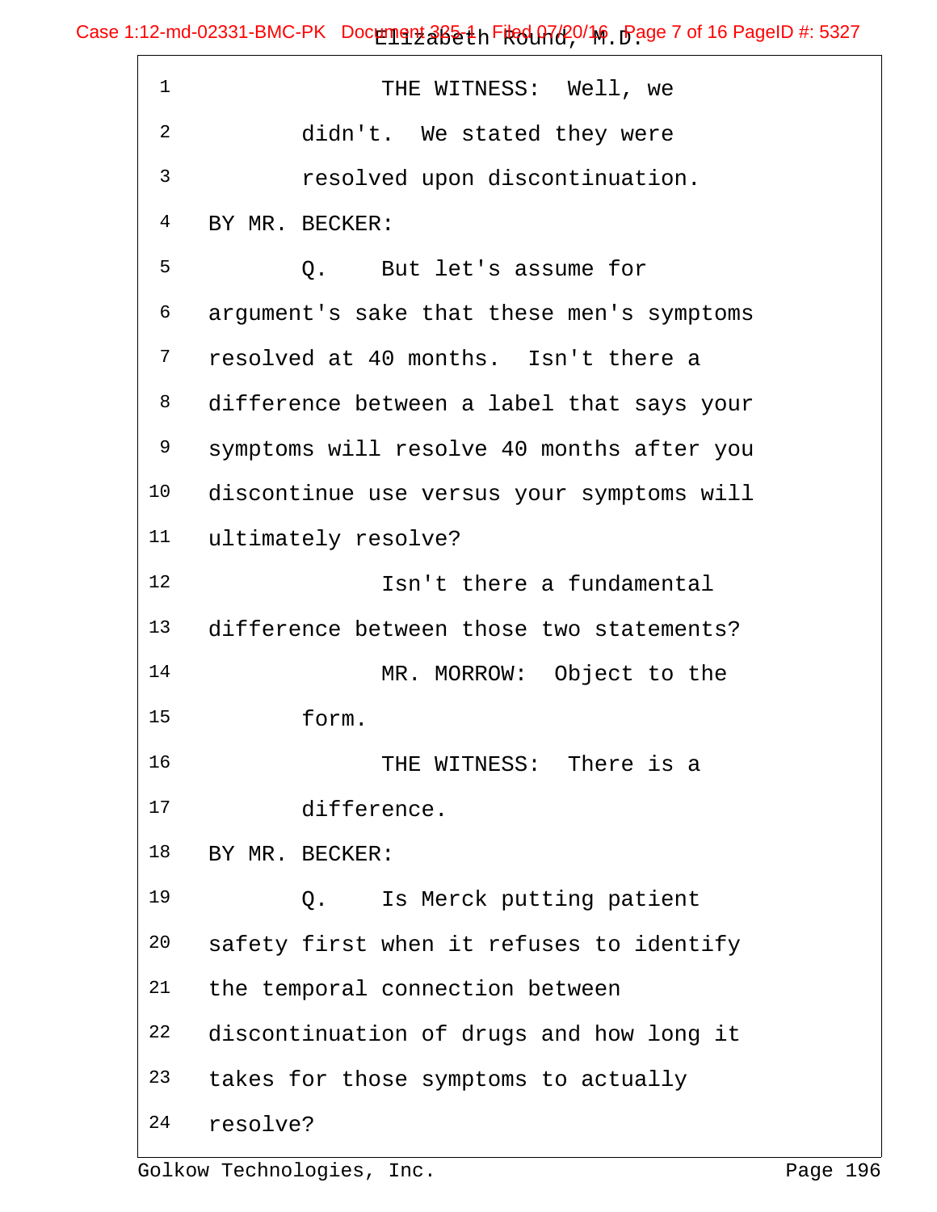1 THE WITNESS: Well, we
2 didn't. We stated they were
3 resolved upon discontinuation.
4 BY MR. BECKER:
5 Q. But let's assume for
6 argument's sake that these men's symptoms
7 resolved at 40 months. Isn't there a
8 difference between a label that says your
9 symptoms will resolve 40 months after you
10 discontinue use versus your symptoms will
11 ultimately resolve?
12 Isn't there a fundamental
13 difference between those two statements?
14 MR. MORROW: Object to the
15 form.
16 THE WITNESS: There is a
17 difference.
18 BY MR. BECKER:
19 Q. Is Merck putting patient
20 safety first when it refuses to identify
21 the temporal connection between
22 discontinuation of drugs and how long it
23 takes for those symptoms to actually
24 resolve?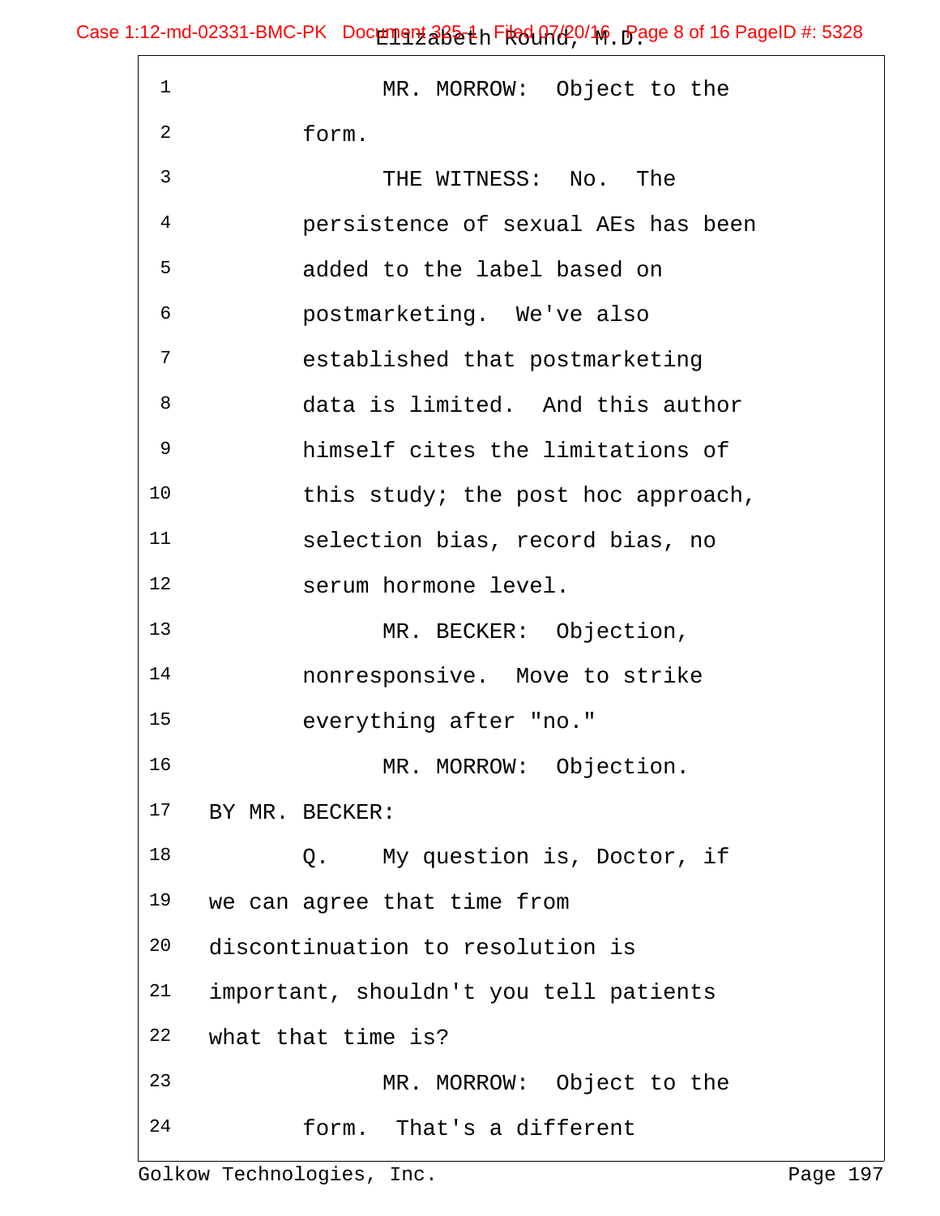MR. MORROW: Object to the form.

THE WITNESS: No. The persistence of sexual AEs has been added to the label based on postmarketing. We've also established that postmarketing data is limited. And this author himself cites the limitations of this study; the post hoc approach, selection bias, record bias, no serum hormone level.

MR. BECKER: Objection, nonresponsive. Move to strike everything after "no."

MR. MORROW: Objection.

BY MR. BECKER:

Q. My question is, Doctor, if we can agree that time from discontinuation to resolution is important, shouldn't you tell patients what that time is?

MR. MORROW: Object to the form. That's a different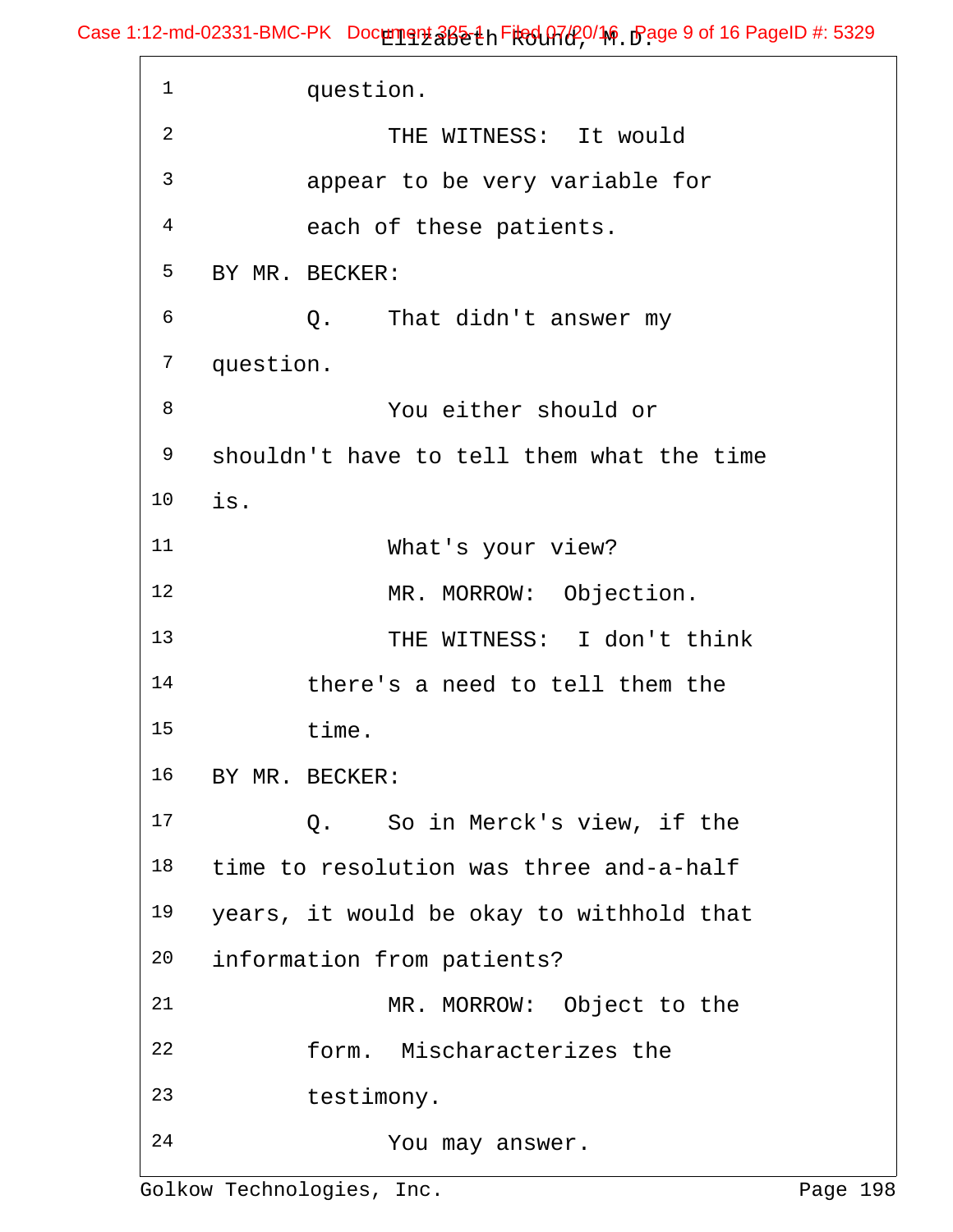1 question.

2 THE WITNESS: It would

3 appear to be very variable for

4 each of these patients.

5 BY MR. BECKER:

6 Q. That didn't answer my

7 question.

8 You either should or

9 shouldn't have to tell them what the time

10 is.

11 What's your view?

12 MR. MORROW: Objection.

13 THE WITNESS: I don't think

14 there's a need to tell them the

15 time.

16 BY MR. BECKER:

17 Q. So in Merck's view, if the

18 time to resolution was three and-a-half

19 years, it would be okay to withhold that

20 information from patients?

21 MR. MORROW: Object to the

22 form. Mischaracterizes the

23 testimony.

24 You may answer.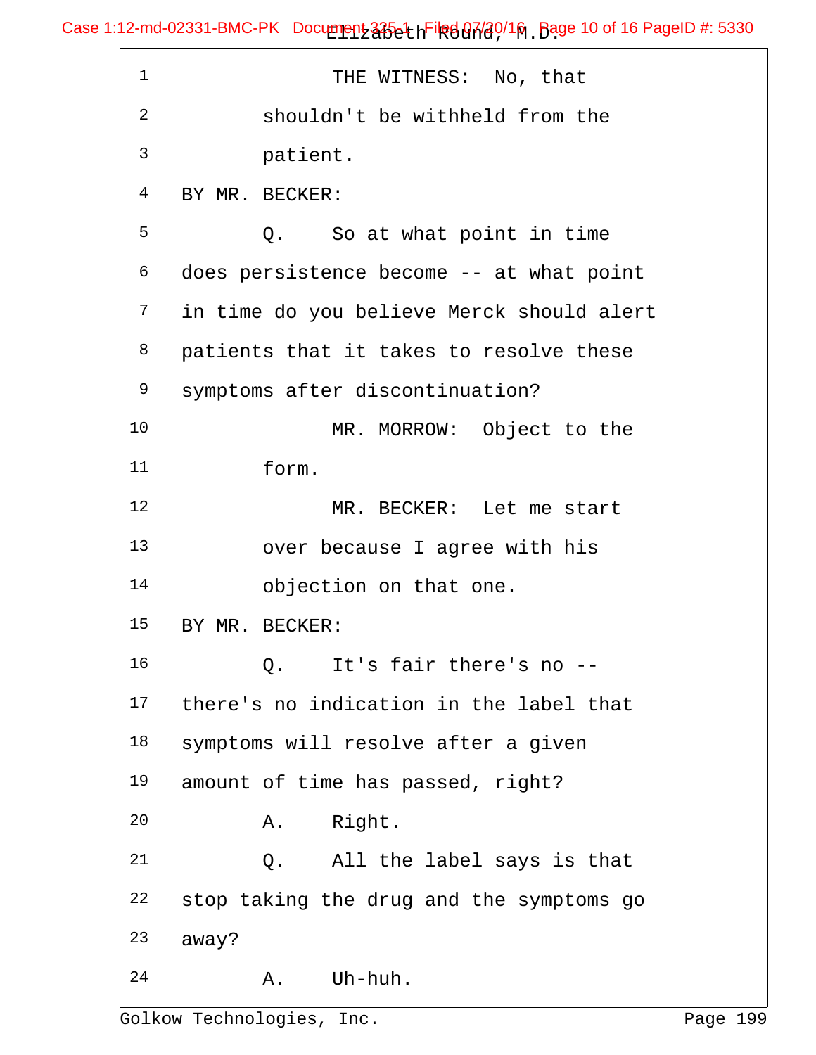1 THE WITNESS: No, that

2 shouldn't be withheld from the

3 patient.

4 BY MR. BECKER:

5 Q. So at what point in time

6 does persistence become -- at what point

7 in time do you believe Merck should alert

8 patients that it takes to resolve these

9 symptoms after discontinuation?

10 MR. MORROW: Object to the

11 form.

12 MR. BECKER: Let me start

13 over because I agree with his

14 objection on that one.

15 BY MR. BECKER:

16 Q. It's fair there's no --

17 there's no indication in the label that

18 symptoms will resolve after a given

19 amount of time has passed, right?

20 A. Right.

21 Q. All the label says is that

22 stop taking the drug and the symptoms go

23 away?

24 A. Uh-huh.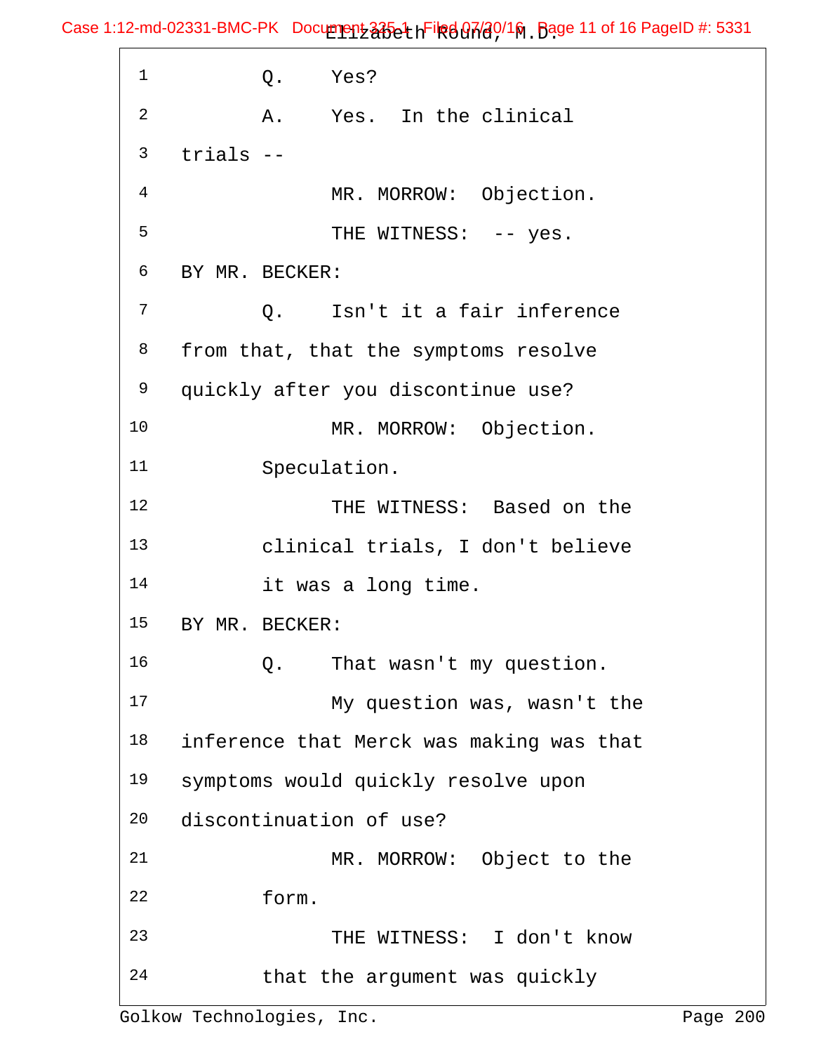1 Q. Yes?

2 A. Yes. In the clinical

3 trials --

4 MR. MORROW: Objection.

5 THE WITNESS: -- yes.

6 BY MR. BECKER:

7 Q. Isn't it a fair inference

8 from that, that the symptoms resolve

9 quickly after you discontinue use?

10 MR. MORROW: Objection.

11 Speculation.

12 THE WITNESS: Based on the

13 clinical trials, I don't believe

14 it was a long time.

15 BY MR. BECKER:

16 Q. That wasn't my question.

17 My question was, wasn't the

18 inference that Merck was making was that

19 symptoms would quickly resolve upon

20 discontinuation of use?

21 MR. MORROW: Object to the

22 form.

23 THE WITNESS: I don't know

24 that the argument was quickly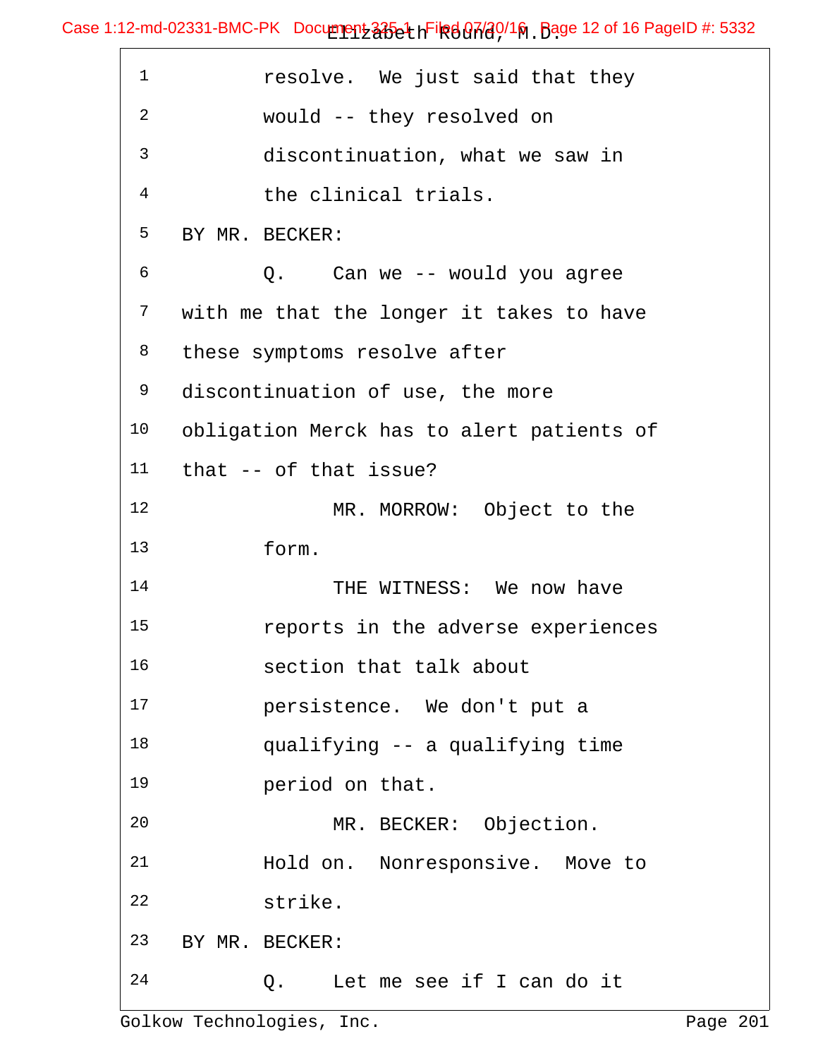1 resolve. We just said that they

2 would -- they resolved on

3 discontinuation, what we saw in

4 the clinical trials.

5 BY MR. BECKER:

6 Q. Can we -- would you agree

7 with me that the longer it takes to have

8 these symptoms resolve after

9 discontinuation of use, the more

10 obligation Merck has to alert patients of

11 that -- of that issue?

12 MR. MORROW: Object to the

13 form.

14 THE WITNESS: We now have

15 reports in the adverse experiences

16 section that talk about

17 persistence. We don't put a

18 qualifying -- a qualifying time

19 period on that.

20 MR. BECKER: Objection.

21 Hold on. Nonresponsive. Move to

22 strike.

23 BY MR. BECKER:

24 Q. Let me see if I can do it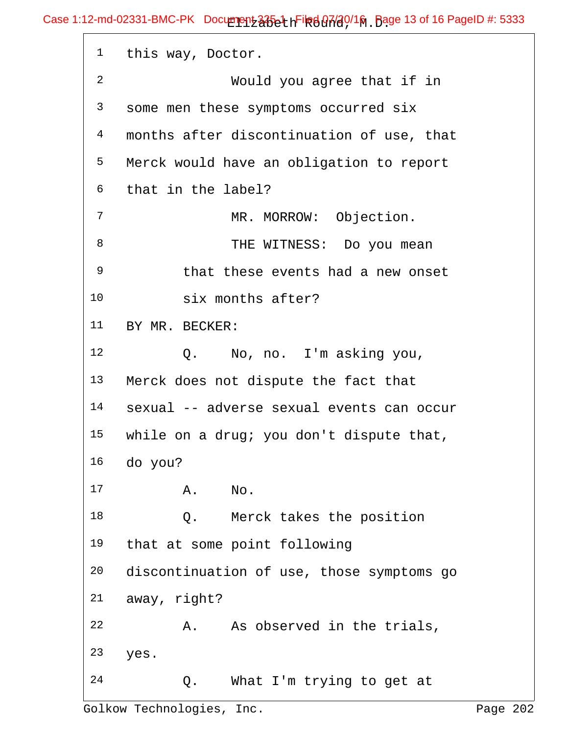1 this way, Doctor.

2 Would you agree that if in

3 some men these symptoms occurred six

4 months after discontinuation of use, that

5 Merck would have an obligation to report

6 that in the label?

7 MR. MORROW: Objection.

8 THE WITNESS: Do you mean

9 that these events had a new onset

10 six months after?

11 BY MR. BECKER:

12 Q. No, no. I'm asking you,

13 Merck does not dispute the fact that

14 sexual -- adverse sexual events can occur

15 while on a drug; you don't dispute that,

16 do you?

17 A. No.

18 Q. Merck takes the position

19 that at some point following

20 discontinuation of use, those symptoms go

21 away, right?

22 A. As observed in the trials,

23 yes.

24 Q. What I'm trying to get at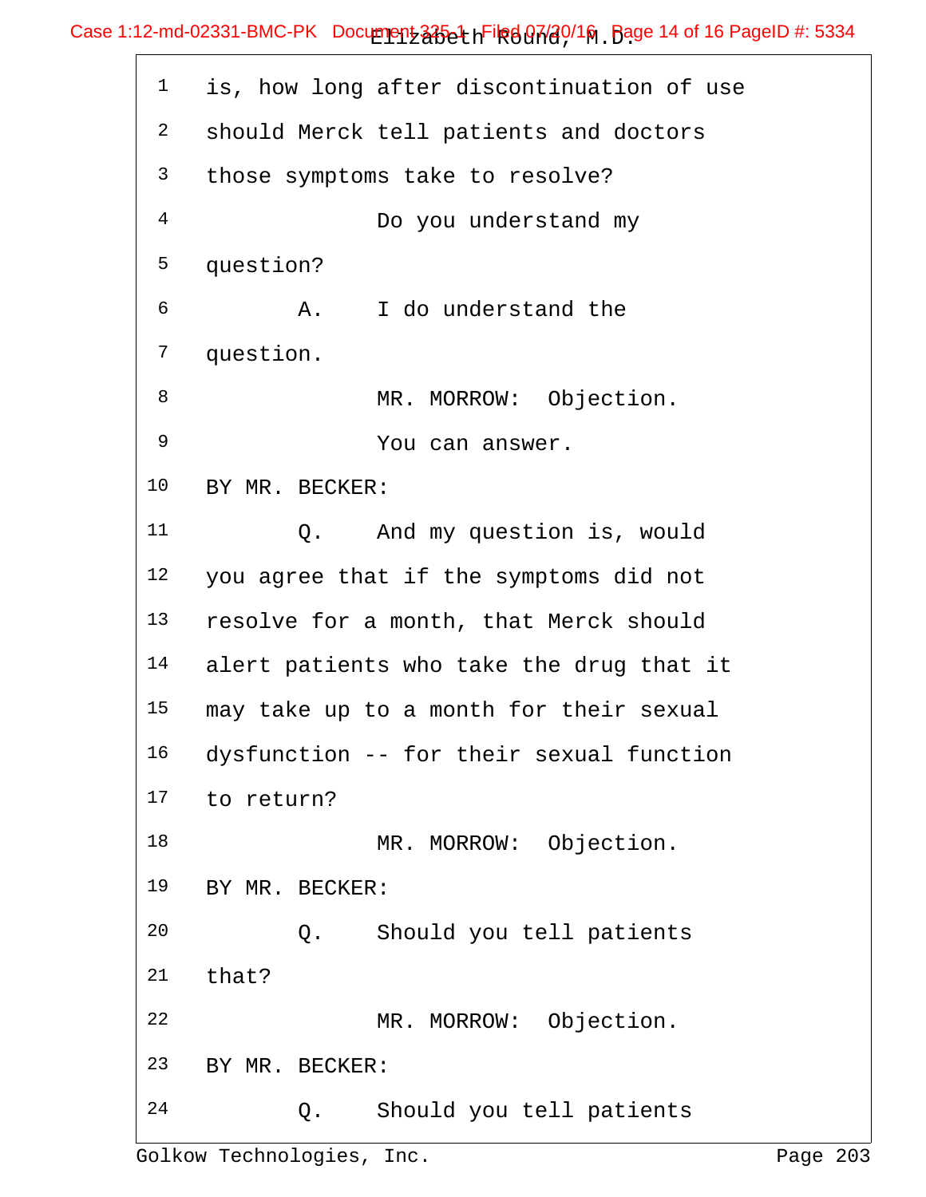1 is, how long after discontinuation of use
2 should Merck tell patients and doctors
3 those symptoms take to resolve?
4 Do you understand my
5 question?
6 A. I do understand the
7 question.
8 MR. MORROW: Objection.
9 You can answer.
10 BY MR. BECKER:
11 Q. And my question is, would
12 you agree that if the symptoms did not
13 resolve for a month, that Merck should
14 alert patients who take the drug that it
15 may take up to a month for their sexual
16 dysfunction -- for their sexual function
17 to return?
18 MR. MORROW: Objection.
19 BY MR. BECKER:
20 Q. Should you tell patients
21 that?
22 MR. MORROW: Objection.
23 BY MR. BECKER:
24 Q. Should you tell patients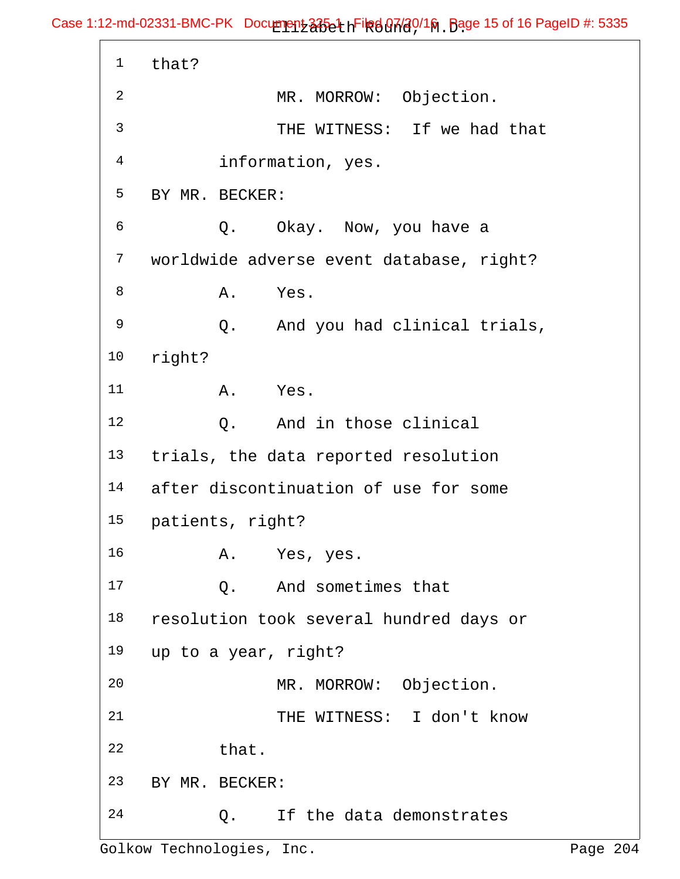1 that?

2 MR. MORROW: Objection.

3 THE WITNESS: If we had that

4 information, yes.

5 BY MR. BECKER:

6 Q. Okay. Now, you have a

7 worldwide adverse event database, right?

8 A. Yes.

9 Q. And you had clinical trials,

10 right?

11 A. Yes.

12 Q. And in those clinical

13 trials, the data reported resolution

14 after discontinuation of use for some

15 patients, right?

16 A. Yes, yes.

17 Q. And sometimes that

18 resolution took several hundred days or

19 up to a year, right?

20 MR. MORROW: Objection.

21 THE WITNESS: I don't know

22 that.

23 BY MR. BECKER:

24 Q. If the data demonstrates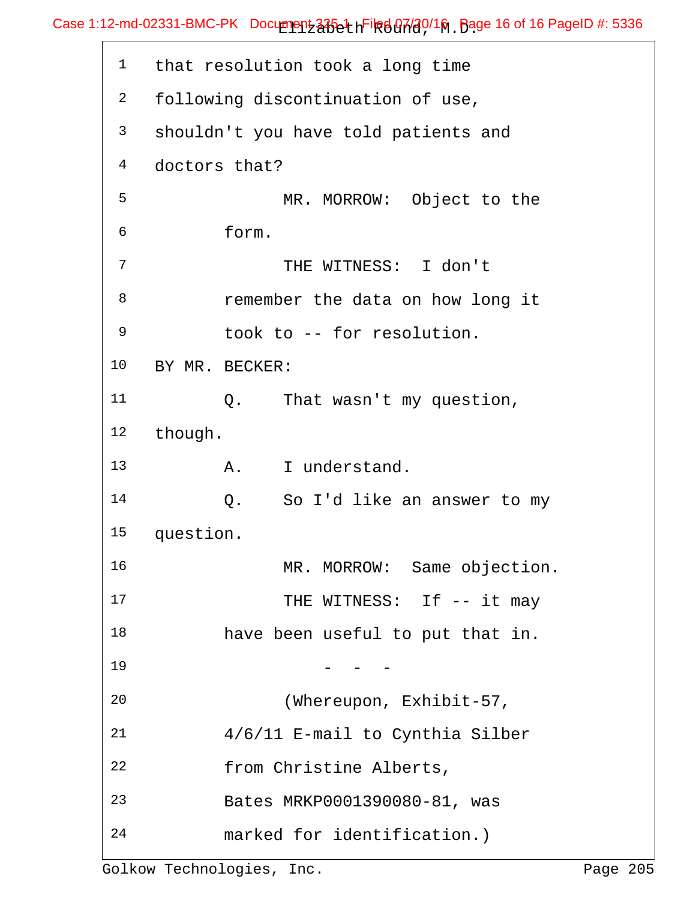1 that resolution took a long time

2 following discontinuation of use,

3 shouldn't you have told patients and

4 doctors that?

5 MR. MORROW: Object to the

6 form.

7 THE WITNESS: I don't

8 remember the data on how long it

9 took to -- for resolution.

10 BY MR. BECKER:

11 Q. That wasn't my question,

12 though.

13 A. I understand.

14 Q. So I'd like an answer to my

15 question.

16 MR. MORROW: Same objection.

17 THE WITNESS: If -- it may

18 have been useful to put that in.

19 - - -

20 (Whereupon, Exhibit-57,

21 4/6/11 E-mail to Cynthia Silber

22 from Christine Alberts,

23 Bates MRKP0001390080-81, was

24 marked for identification.)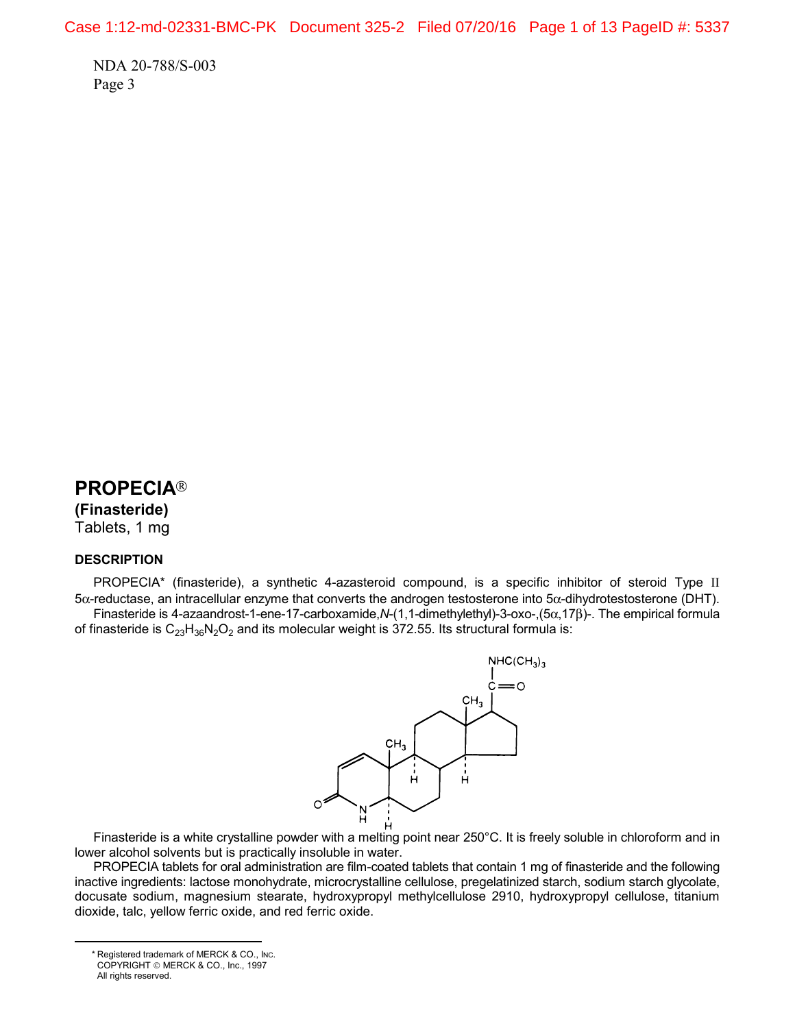NDA 20-788/S-003

# PROPECIA®

**(Finasteride)**

Tablets, 1 mg

## DESCRIPTION

PROPECIA* (finasteride), a synthetic 4-azasteroid compound, is a specific inhibitor of steroid Type II 5α-reductase, an intracellular enzyme that converts the androgen testosterone into 5α-dihydrotestosterone (DHT).

Finasteride is 4-azaandrost-1-ene-17-carboxamide,*N*-(1,1-dimethylethyl)-3-oxo-,(5α,17β)-. The empirical formula of finasteride is $C_{23}H_{36}N_2O_2$ and its molecular weight is 372.55. Its structural formula is:

Finasteride is a white crystalline powder with a melting point near 250°C. It is freely soluble in chloroform and in lower alcohol solvents but is practically insoluble in water.

PROPECIA tablets for oral administration are film-coated tablets that contain 1 mg of finasteride and the following inactive ingredients: lactose monohydrate, microcrystalline cellulose, pregelatinized starch, sodium starch glycolate, docusate sodium, magnesium stearate, hydroxypropyl methylcellulose 2910, hydroxypropyl cellulose, titanium dioxide, talc, yellow ferric oxide, and red ferric oxide.

---

\* Registered trademark of MERCK & CO., INC.
COPYRIGHT © MERCK & CO., Inc., 1997
All rights reserved.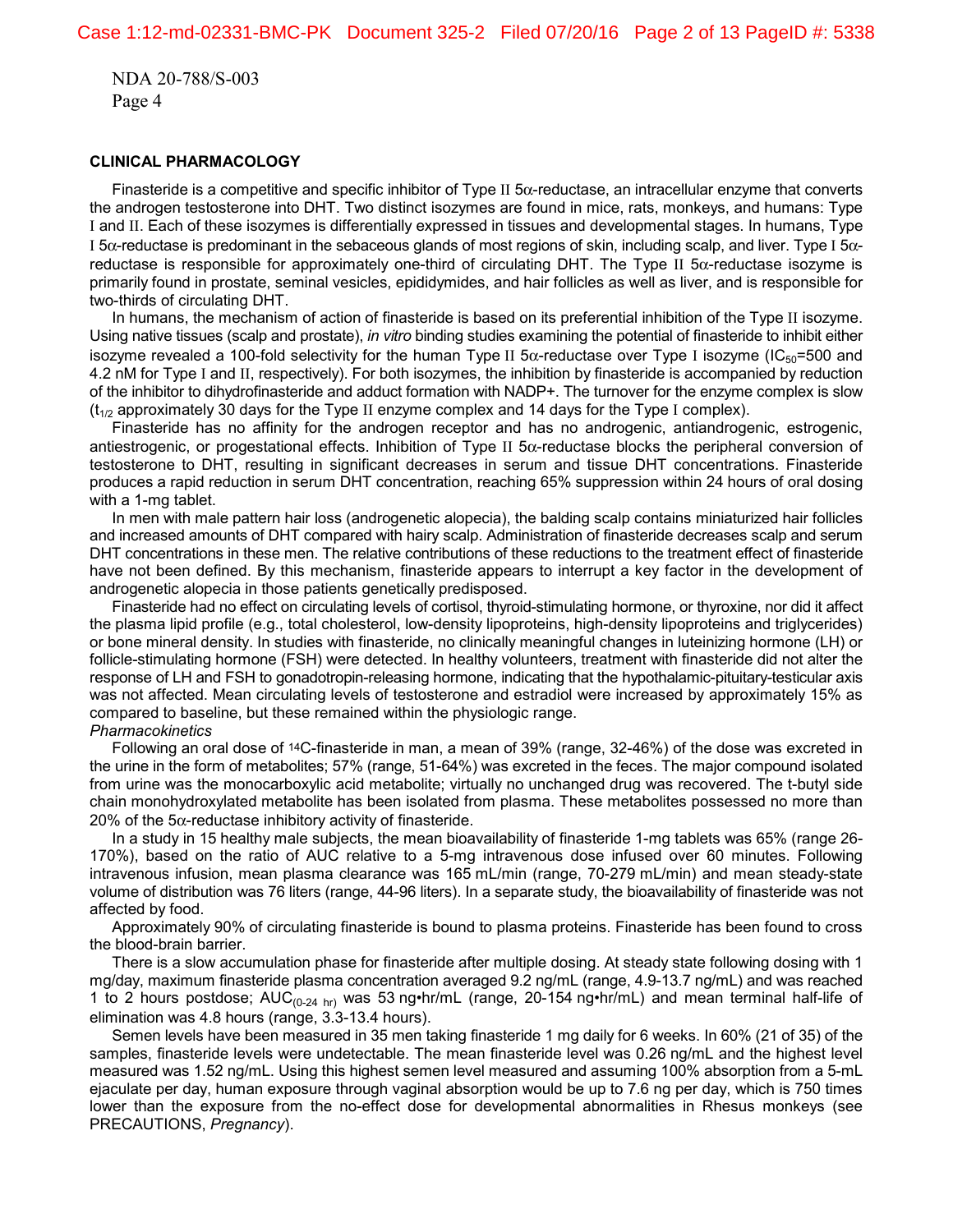## CLINICAL PHARMACOLOGY

Finasteride is a competitive and specific inhibitor of Type II 5α-reductase, an intracellular enzyme that converts the androgen testosterone into DHT. Two distinct isozymes are found in mice, rats, monkeys, and humans: Type I and II. Each of these isozymes is differentially expressed in tissues and developmental stages. In humans, Type I 5α-reductase is predominant in the sebaceous glands of most regions of skin, including scalp, and liver. Type I 5α-reductase is responsible for approximately one-third of circulating DHT. The Type II 5α-reductase isozyme is primarily found in prostate, seminal vesicles, epididymides, and hair follicles as well as liver, and is responsible for two-thirds of circulating DHT.

In humans, the mechanism of action of finasteride is based on its preferential inhibition of the Type II isozyme. Using native tissues (scalp and prostate), *in vitro* binding studies examining the potential of finasteride to inhibit either isozyme revealed a 100-fold selectivity for the human Type II 5α-reductase over Type I isozyme ($IC_{50}$=500 and 4.2 nM for Type I and II, respectively). For both isozymes, the inhibition by finasteride is accompanied by reduction of the inhibitor to dihydrofinasteride and adduct formation with NADP+. The turnover for the enzyme complex is slow ($t_{1/2}$ approximately 30 days for the Type II enzyme complex and 14 days for the Type I complex).

Finasteride has no affinity for the androgen receptor and has no androgenic, antiandrogenic, estrogenic, antiestrogenic, or progestational effects. Inhibition of Type II 5α-reductase blocks the peripheral conversion of testosterone to DHT, resulting in significant decreases in serum and tissue DHT concentrations. Finasteride produces a rapid reduction in serum DHT concentration, reaching 65% suppression within 24 hours of oral dosing with a 1-mg tablet.

In men with male pattern hair loss (androgenetic alopecia), the balding scalp contains miniaturized hair follicles and increased amounts of DHT compared with hairy scalp. Administration of finasteride decreases scalp and serum DHT concentrations in these men. The relative contributions of these reductions to the treatment effect of finasteride have not been defined. By this mechanism, finasteride appears to interrupt a key factor in the development of androgenetic alopecia in those patients genetically predisposed.

Finasteride had no effect on circulating levels of cortisol, thyroid-stimulating hormone, or thyroxine, nor did it affect the plasma lipid profile (e.g., total cholesterol, low-density lipoproteins, high-density lipoproteins and triglycerides) or bone mineral density. In studies with finasteride, no clinically meaningful changes in luteinizing hormone (LH) or follicle-stimulating hormone (FSH) were detected. In healthy volunteers, treatment with finasteride did not alter the response of LH and FSH to gonadotropin-releasing hormone, indicating that the hypothalamic-pituitary-testicular axis was not affected. Mean circulating levels of testosterone and estradiol were increased by approximately 15% as compared to baseline, but these remained within the physiologic range.

*Pharmacokinetics*

Following an oral dose of $^{14}$C-finasteride in man, a mean of 39% (range, 32-46%) of the dose was excreted in the urine in the form of metabolites; 57% (range, 51-64%) was excreted in the feces. The major compound isolated from urine was the monocarboxylic acid metabolite; virtually no unchanged drug was recovered. The t-butyl side chain monohydroxylated metabolite has been isolated from plasma. These metabolites possessed no more than 20% of the 5α-reductase inhibitory activity of finasteride.

In a study in 15 healthy male subjects, the mean bioavailability of finasteride 1-mg tablets was 65% (range 26-170%), based on the ratio of AUC relative to a 5-mg intravenous dose infused over 60 minutes. Following intravenous infusion, mean plasma clearance was 165 mL/min (range, 70-279 mL/min) and mean steady-state volume of distribution was 76 liters (range, 44-96 liters). In a separate study, the bioavailability of finasteride was not affected by food.

Approximately 90% of circulating finasteride is bound to plasma proteins. Finasteride has been found to cross the blood-brain barrier.

There is a slow accumulation phase for finasteride after multiple dosing. At steady state following dosing with 1 mg/day, maximum finasteride plasma concentration averaged 9.2 ng/mL (range, 4.9-13.7 ng/mL) and was reached 1 to 2 hours postdose; $AUC_{(0-24\ hr)}$ was 53 ng•hr/mL (range, 20-154 ng•hr/mL) and mean terminal half-life of elimination was 4.8 hours (range, 3.3-13.4 hours).

Semen levels have been measured in 35 men taking finasteride 1 mg daily for 6 weeks. In 60% (21 of 35) of the samples, finasteride levels were undetectable. The mean finasteride level was 0.26 ng/mL and the highest level measured was 1.52 ng/mL. Using this highest semen level measured and assuming 100% absorption from a 5-mL ejaculate per day, human exposure through vaginal absorption would be up to 7.6 ng per day, which is 750 times lower than the exposure from the no-effect dose for developmental abnormalities in Rhesus monkeys (see PRECAUTIONS, *Pregnancy*).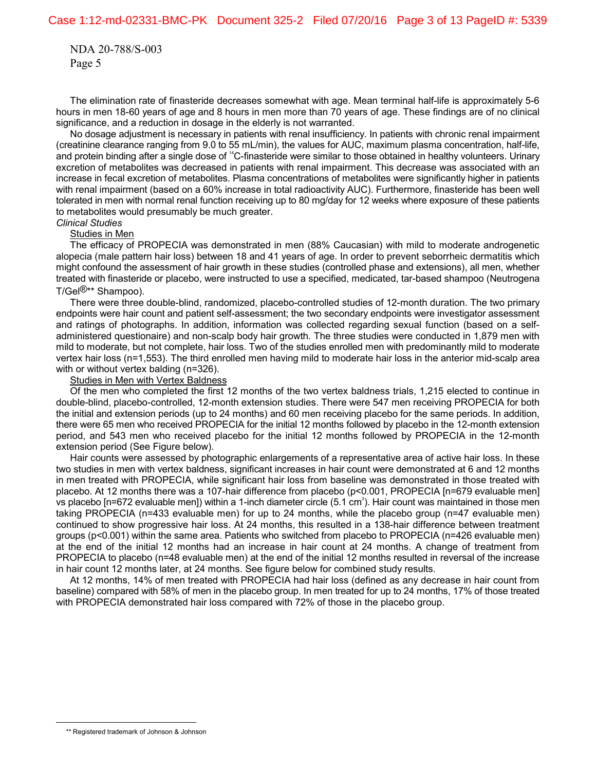The elimination rate of finasteride decreases somewhat with age. Mean terminal half-life is approximately 5-6 hours in men 18-60 years of age and 8 hours in men more than 70 years of age. These findings are of no clinical significance, and a reduction in dosage in the elderly is not warranted.

No dosage adjustment is necessary in patients with renal insufficiency. In patients with chronic renal impairment (creatinine clearance ranging from 9.0 to 55 mL/min), the values for AUC, maximum plasma concentration, half-life, and protein binding after a single dose of $^{14}$C-finasteride were similar to those obtained in healthy volunteers. Urinary excretion of metabolites was decreased in patients with renal impairment. This decrease was associated with an increase in fecal excretion of metabolites. Plasma concentrations of metabolites were significantly higher in patients with renal impairment (based on a 60% increase in total radioactivity AUC). Furthermore, finasteride has been well tolerated in men with normal renal function receiving up to 80 mg/day for 12 weeks where exposure of these patients to metabolites would presumably be much greater.

*Clinical Studies*

Studies in Men

The efficacy of PROPECIA was demonstrated in men (88% Caucasian) with mild to moderate androgenetic alopecia (male pattern hair loss) between 18 and 41 years of age. In order to prevent seborrheic dermatitis which might confound the assessment of hair growth in these studies (controlled phase and extensions), all men, whether treated with finasteride or placebo, were instructed to use a specified, medicated, tar-based shampoo (Neutrogena T/Gel®** Shampoo).

There were three double-blind, randomized, placebo-controlled studies of 12-month duration. The two primary endpoints were hair count and patient self-assessment; the two secondary endpoints were investigator assessment and ratings of photographs. In addition, information was collected regarding sexual function (based on a self-administered questionaire) and non-scalp body hair growth. The three studies were conducted in 1,879 men with mild to moderate, but not complete, hair loss. Two of the studies enrolled men with predominantly mild to moderate vertex hair loss (n=1,553). The third enrolled men having mild to moderate hair loss in the anterior mid-scalp area with or without vertex balding (n=326).

Studies in Men with Vertex Baldness

Of the men who completed the first 12 months of the two vertex baldness trials, 1,215 elected to continue in double-blind, placebo-controlled, 12-month extension studies. There were 547 men receiving PROPECIA for both the initial and extension periods (up to 24 months) and 60 men receiving placebo for the same periods. In addition, there were 65 men who received PROPECIA for the initial 12 months followed by placebo in the 12-month extension period, and 543 men who received placebo for the initial 12 months followed by PROPECIA in the 12-month extension period (See Figure below).

Hair counts were assessed by photographic enlargements of a representative area of active hair loss. In these two studies in men with vertex baldness, significant increases in hair count were demonstrated at 6 and 12 months in men treated with PROPECIA, while significant hair loss from baseline was demonstrated in those treated with placebo. At 12 months there was a 107-hair difference from placebo ($p<0.001$, PROPECIA [n=679 evaluable men] vs placebo [n=672 evaluable men]) within a 1-inch diameter circle (5.1 $cm^2$). Hair count was maintained in those men taking PROPECIA (n=433 evaluable men) for up to 24 months, while the placebo group (n=47 evaluable men) continued to show progressive hair loss. At 24 months, this resulted in a 138-hair difference between treatment groups ($p<0.001$) within the same area. Patients who switched from placebo to PROPECIA (n=426 evaluable men) at the end of the initial 12 months had an increase in hair count at 24 months. A change of treatment from PROPECIA to placebo (n=48 evaluable men) at the end of the initial 12 months resulted in reversal of the increase in hair count 12 months later, at 24 months. See figure below for combined study results.

At 12 months, 14% of men treated with PROPECIA had hair loss (defined as any decrease in hair count from baseline) compared with 58% of men in the placebo group. In men treated for up to 24 months, 17% of those treated with PROPECIA demonstrated hair loss compared with 72% of those in the placebo group.

** Registered trademark of Johnson & Johnson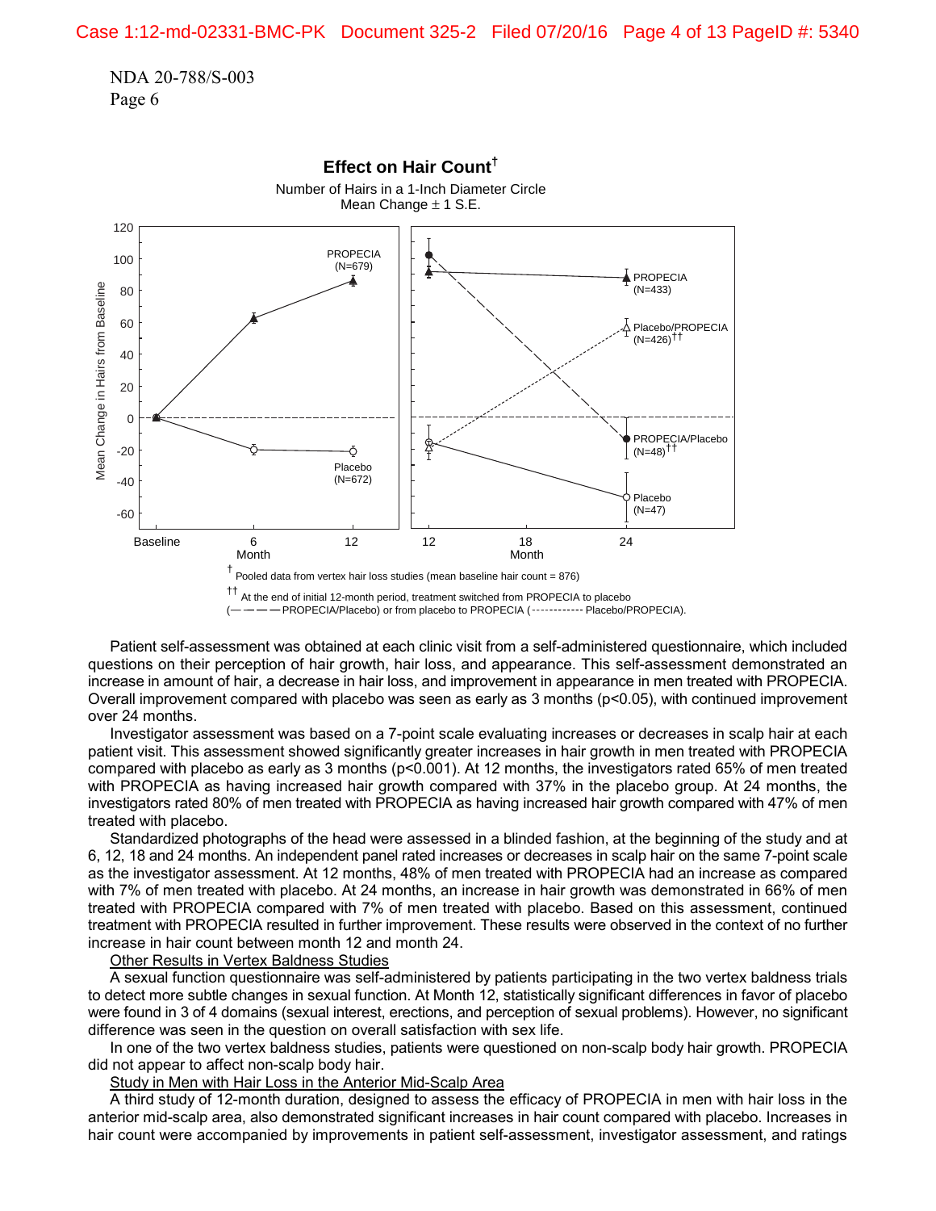NDA 20-788/S-003

**Effect on Hair Count**[†]

Number of Hairs in a 1-Inch Diameter Circle
Mean Change ± 1 S.E.

[†] Pooled data from vertex hair loss studies (mean baseline hair count = 876)

[††] At the end of initial 12-month period, treatment switched from PROPECIA to placebo (———PROPECIA/Placebo) or from placebo to PROPECIA (------------ Placebo/PROPECIA).

Patient self-assessment was obtained at each clinic visit from a self-administered questionnaire, which included questions on their perception of hair growth, hair loss, and appearance. This self-assessment demonstrated an increase in amount of hair, a decrease in hair loss, and improvement in appearance in men treated with PROPECIA. Overall improvement compared with placebo was seen as early as 3 months ($p<0.05$), with continued improvement over 24 months.

Investigator assessment was based on a 7-point scale evaluating increases or decreases in scalp hair at each patient visit. This assessment showed significantly greater increases in hair growth in men treated with PROPECIA compared with placebo as early as 3 months ($p<0.001$). At 12 months, the investigators rated 65% of men treated with PROPECIA as having increased hair growth compared with 37% in the placebo group. At 24 months, the investigators rated 80% of men treated with PROPECIA as having increased hair growth compared with 47% of men treated with placebo.

Standardized photographs of the head were assessed in a blinded fashion, at the beginning of the study and at 6, 12, 18 and 24 months. An independent panel rated increases or decreases in scalp hair on the same 7-point scale as the investigator assessment. At 12 months, 48% of men treated with PROPECIA had an increase as compared with 7% of men treated with placebo. At 24 months, an increase in hair growth was demonstrated in 66% of men treated with PROPECIA compared with 7% of men treated with placebo. Based on this assessment, continued treatment with PROPECIA resulted in further improvement. These results were observed in the context of no further increase in hair count between month 12 and month 24.

Other Results in Vertex Baldness Studies

A sexual function questionnaire was self-administered by patients participating in the two vertex baldness trials to detect more subtle changes in sexual function. At Month 12, statistically significant differences in favor of placebo were found in 3 of 4 domains (sexual interest, erections, and perception of sexual problems). However, no significant difference was seen in the question on overall satisfaction with sex life.

In one of the two vertex baldness studies, patients were questioned on non-scalp body hair growth. PROPECIA did not appear to affect non-scalp body hair.

Study in Men with Hair Loss in the Anterior Mid-Scalp Area

A third study of 12-month duration, designed to assess the efficacy of PROPECIA in men with hair loss in the anterior mid-scalp area, also demonstrated significant increases in hair count compared with placebo. Increases in hair count were accompanied by improvements in patient self-assessment, investigator assessment, and ratings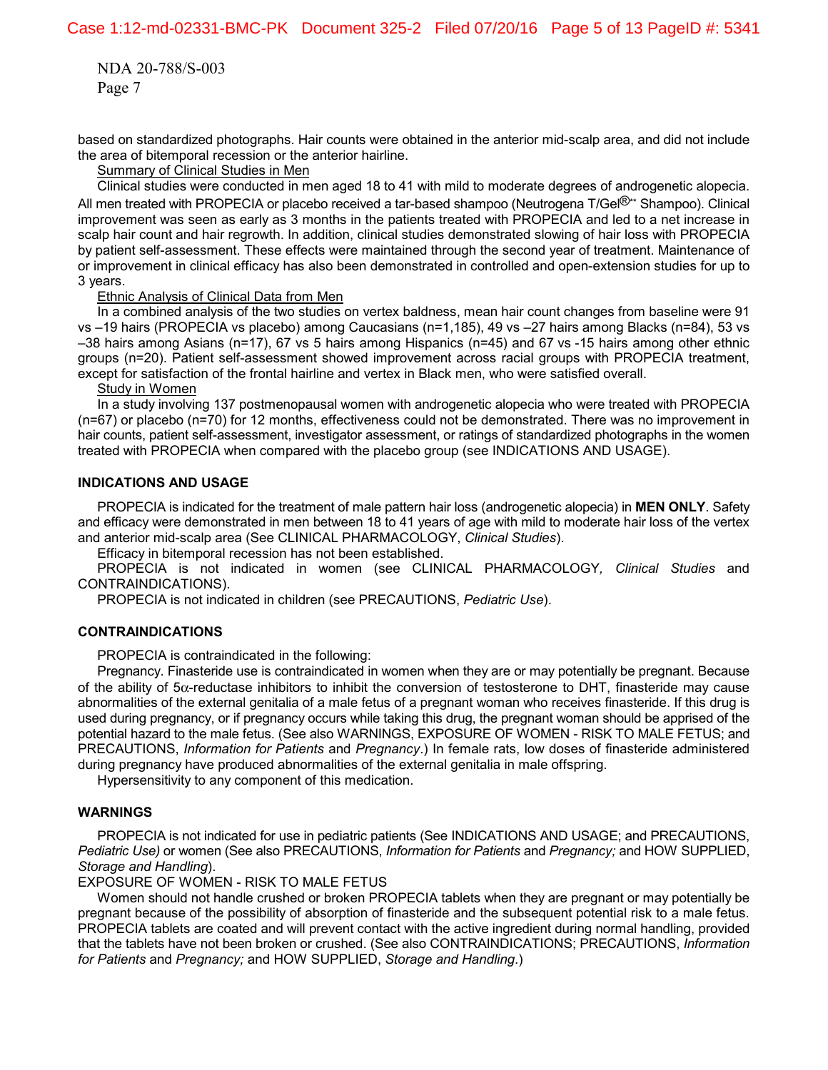based on standardized photographs. Hair counts were obtained in the anterior mid-scalp area, and did not include the area of bitemporal recession or the anterior hairline.

Summary of Clinical Studies in Men

Clinical studies were conducted in men aged 18 to 41 with mild to moderate degrees of androgenetic alopecia. All men treated with PROPECIA or placebo received a tar-based shampoo (Neutrogena T/Gel®** Shampoo). Clinical improvement was seen as early as 3 months in the patients treated with PROPECIA and led to a net increase in scalp hair count and hair regrowth. In addition, clinical studies demonstrated slowing of hair loss with PROPECIA by patient self-assessment. These effects were maintained through the second year of treatment. Maintenance of or improvement in clinical efficacy has also been demonstrated in controlled and open-extension studies for up to 3 years.

Ethnic Analysis of Clinical Data from Men

In a combined analysis of the two studies on vertex baldness, mean hair count changes from baseline were 91 vs –19 hairs (PROPECIA vs placebo) among Caucasians (n=1,185), 49 vs –27 hairs among Blacks (n=84), 53 vs –38 hairs among Asians (n=17), 67 vs 5 hairs among Hispanics (n=45) and 67 vs -15 hairs among other ethnic groups (n=20). Patient self-assessment showed improvement across racial groups with PROPECIA treatment, except for satisfaction of the frontal hairline and vertex in Black men, who were satisfied overall.

Study in Women

In a study involving 137 postmenopausal women with androgenetic alopecia who were treated with PROPECIA (n=67) or placebo (n=70) for 12 months, effectiveness could not be demonstrated. There was no improvement in hair counts, patient self-assessment, investigator assessment, or ratings of standardized photographs in the women treated with PROPECIA when compared with the placebo group (see INDICATIONS AND USAGE).

## INDICATIONS AND USAGE

PROPECIA is indicated for the treatment of male pattern hair loss (androgenetic alopecia) in **MEN ONLY**. Safety and efficacy were demonstrated in men between 18 to 41 years of age with mild to moderate hair loss of the vertex and anterior mid-scalp area (See CLINICAL PHARMACOLOGY, *Clinical Studies*).

Efficacy in bitemporal recession has not been established.

PROPECIA is not indicated in women (see CLINICAL PHARMACOLOGY*, Clinical Studies* and CONTRAINDICATIONS).

PROPECIA is not indicated in children (see PRECAUTIONS, *Pediatric Use*).

## CONTRAINDICATIONS

PROPECIA is contraindicated in the following:

Pregnancy. Finasteride use is contraindicated in women when they are or may potentially be pregnant. Because of the ability of 5α-reductase inhibitors to inhibit the conversion of testosterone to DHT, finasteride may cause abnormalities of the external genitalia of a male fetus of a pregnant woman who receives finasteride. If this drug is used during pregnancy, or if pregnancy occurs while taking this drug, the pregnant woman should be apprised of the potential hazard to the male fetus. (See also WARNINGS, EXPOSURE OF WOMEN - RISK TO MALE FETUS; and PRECAUTIONS, *Information for Patients* and *Pregnancy*.) In female rats, low doses of finasteride administered during pregnancy have produced abnormalities of the external genitalia in male offspring.

Hypersensitivity to any component of this medication.

## WARNINGS

PROPECIA is not indicated for use in pediatric patients (See INDICATIONS AND USAGE; and PRECAUTIONS, *Pediatric Use)* or women (See also PRECAUTIONS, *Information for Patients* and *Pregnancy;* and HOW SUPPLIED, *Storage and Handling*).

EXPOSURE OF WOMEN - RISK TO MALE FETUS

Women should not handle crushed or broken PROPECIA tablets when they are pregnant or may potentially be pregnant because of the possibility of absorption of finasteride and the subsequent potential risk to a male fetus. PROPECIA tablets are coated and will prevent contact with the active ingredient during normal handling, provided that the tablets have not been broken or crushed. (See also CONTRAINDICATIONS; PRECAUTIONS, *Information for Patients* and *Pregnancy;* and HOW SUPPLIED, *Storage and Handling*.)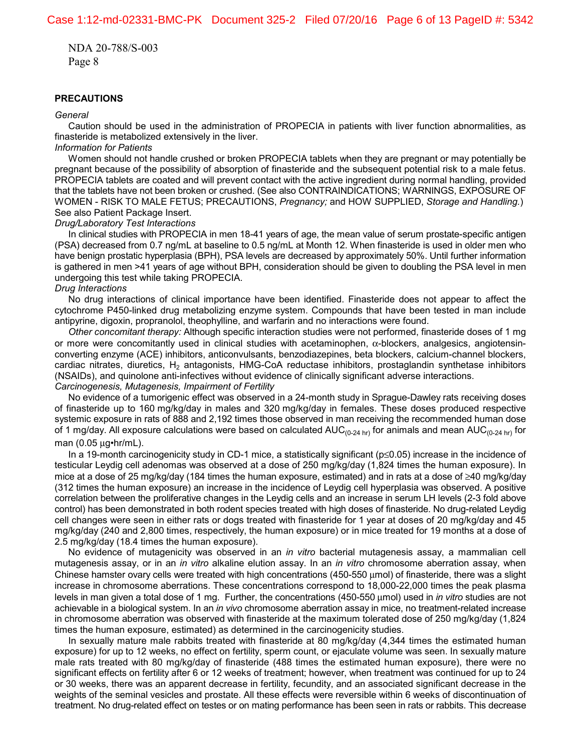NDA 20-788/S-003

## PRECAUTIONS

*General*

Caution should be used in the administration of PROPECIA in patients with liver function abnormalities, as finasteride is metabolized extensively in the liver.

*Information for Patients*

Women should not handle crushed or broken PROPECIA tablets when they are pregnant or may potentially be pregnant because of the possibility of absorption of finasteride and the subsequent potential risk to a male fetus. PROPECIA tablets are coated and will prevent contact with the active ingredient during normal handling, provided that the tablets have not been broken or crushed. (See also CONTRAINDICATIONS; WARNINGS, EXPOSURE OF WOMEN - RISK TO MALE FETUS; PRECAUTIONS, *Pregnancy;* and HOW SUPPLIED, *Storage and Handling.*) See also Patient Package Insert.

*Drug/Laboratory Test Interactions*

In clinical studies with PROPECIA in men 18-41 years of age, the mean value of serum prostate-specific antigen (PSA) decreased from 0.7 ng/mL at baseline to 0.5 ng/mL at Month 12. When finasteride is used in older men who have benign prostatic hyperplasia (BPH), PSA levels are decreased by approximately 50%. Until further information is gathered in men >41 years of age without BPH, consideration should be given to doubling the PSA level in men undergoing this test while taking PROPECIA.

*Drug Interactions*

No drug interactions of clinical importance have been identified. Finasteride does not appear to affect the cytochrome P450-linked drug metabolizing enzyme system. Compounds that have been tested in man include antipyrine, digoxin, propranolol, theophylline, and warfarin and no interactions were found.

*Other concomitant therapy:* Although specific interaction studies were not performed, finasteride doses of 1 mg or more were concomitantly used in clinical studies with acetaminophen, $\alpha$-blockers, analgesics, angiotensin-converting enzyme (ACE) inhibitors, anticonvulsants, benzodiazepines, beta blockers, calcium-channel blockers, cardiac nitrates, diuretics, $H_2$ antagonists, HMG-CoA reductase inhibitors, prostaglandin synthetase inhibitors (NSAIDs), and quinolone anti-infectives without evidence of clinically significant adverse interactions.

*Carcinogenesis, Mutagenesis, Impairment of Fertility*

No evidence of a tumorigenic effect was observed in a 24-month study in Sprague-Dawley rats receiving doses of finasteride up to 160 mg/kg/day in males and 320 mg/kg/day in females. These doses produced respective systemic exposure in rats of 888 and 2,192 times those observed in man receiving the recommended human dose of 1 mg/day. All exposure calculations were based on calculated $AUC_{(0\text{-}24\ hr)}$ for animals and mean $AUC_{(0\text{-}24\ hr)}$ for man (0.05 µg•hr/mL).

In a 19-month carcinogenicity study in CD-1 mice, a statistically significant ($p \leq 0.05$) increase in the incidence of testicular Leydig cell adenomas was observed at a dose of 250 mg/kg/day (1,824 times the human exposure). In mice at a dose of 25 mg/kg/day (184 times the human exposure, estimated) and in rats at a dose of ≥40 mg/kg/day (312 times the human exposure) an increase in the incidence of Leydig cell hyperplasia was observed. A positive correlation between the proliferative changes in the Leydig cells and an increase in serum LH levels (2-3 fold above control) has been demonstrated in both rodent species treated with high doses of finasteride. No drug-related Leydig cell changes were seen in either rats or dogs treated with finasteride for 1 year at doses of 20 mg/kg/day and 45 mg/kg/day (240 and 2,800 times, respectively, the human exposure) or in mice treated for 19 months at a dose of 2.5 mg/kg/day (18.4 times the human exposure).

No evidence of mutagenicity was observed in an *in vitro* bacterial mutagenesis assay, a mammalian cell mutagenesis assay, or in an *in vitro* alkaline elution assay. In an *in vitro* chromosome aberration assay, when Chinese hamster ovary cells were treated with high concentrations (450-550 µmol) of finasteride, there was a slight increase in chromosome aberrations. These concentrations correspond to 18,000-22,000 times the peak plasma levels in man given a total dose of 1 mg. Further, the concentrations (450-550 µmol) used in *in vitro* studies are not achievable in a biological system. In an *in vivo* chromosome aberration assay in mice, no treatment-related increase in chromosome aberration was observed with finasteride at the maximum tolerated dose of 250 mg/kg/day (1,824 times the human exposure, estimated) as determined in the carcinogenicity studies.

In sexually mature male rabbits treated with finasteride at 80 mg/kg/day (4,344 times the estimated human exposure) for up to 12 weeks, no effect on fertility, sperm count, or ejaculate volume was seen. In sexually mature male rats treated with 80 mg/kg/day of finasteride (488 times the estimated human exposure), there were no significant effects on fertility after 6 or 12 weeks of treatment; however, when treatment was continued for up to 24 or 30 weeks, there was an apparent decrease in fertility, fecundity, and an associated significant decrease in the weights of the seminal vesicles and prostate. All these effects were reversible within 6 weeks of discontinuation of treatment. No drug-related effect on testes or on mating performance has been seen in rats or rabbits. This decrease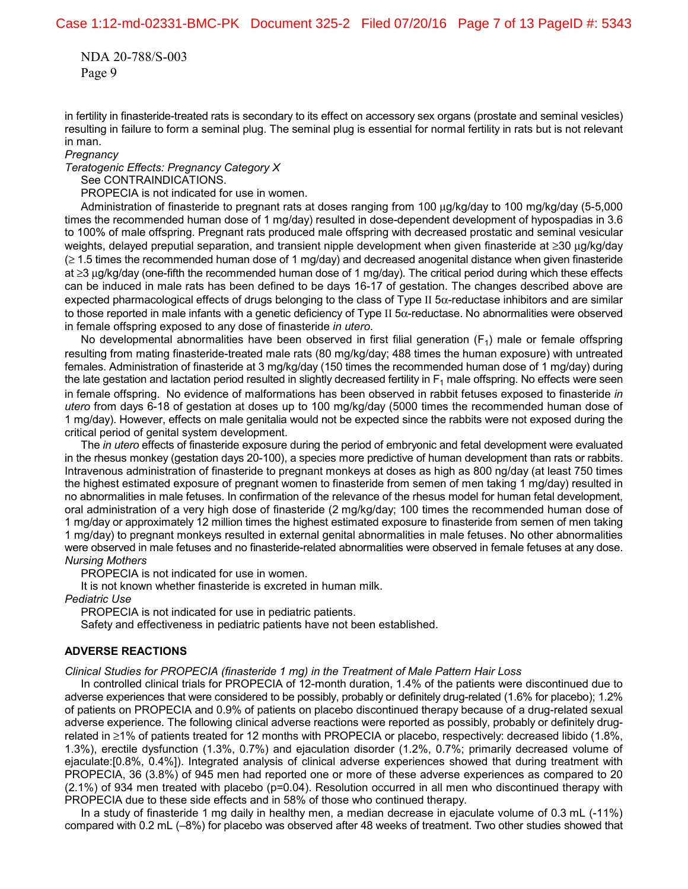in fertility in finasteride-treated rats is secondary to its effect on accessory sex organs (prostate and seminal vesicles) resulting in failure to form a seminal plug. The seminal plug is essential for normal fertility in rats but is not relevant in man.

*Pregnancy*

*Teratogenic Effects: Pregnancy Category X*

See CONTRAINDICATIONS.

PROPECIA is not indicated for use in women.

Administration of finasteride to pregnant rats at doses ranging from 100 µg/kg/day to 100 mg/kg/day (5-5,000 times the recommended human dose of 1 mg/day) resulted in dose-dependent development of hypospadias in 3.6 to 100% of male offspring. Pregnant rats produced male offspring with decreased prostatic and seminal vesicular weights, delayed preputial separation, and transient nipple development when given finasteride at ≥30 µg/kg/day (≥ 1.5 times the recommended human dose of 1 mg/day) and decreased anogenital distance when given finasteride at ≥3 µg/kg/day (one-fifth the recommended human dose of 1 mg/day). The critical period during which these effects can be induced in male rats has been defined to be days 16-17 of gestation. The changes described above are expected pharmacological effects of drugs belonging to the class of Type II 5α-reductase inhibitors and are similar to those reported in male infants with a genetic deficiency of Type II 5α-reductase. No abnormalities were observed in female offspring exposed to any dose of finasteride *in utero*.

No developmental abnormalities have been observed in first filial generation ($F_1$) male or female offspring resulting from mating finasteride-treated male rats (80 mg/kg/day; 488 times the human exposure) with untreated females. Administration of finasteride at 3 mg/kg/day (150 times the recommended human dose of 1 mg/day) during the late gestation and lactation period resulted in slightly decreased fertility in $F_1$ male offspring. No effects were seen in female offspring. No evidence of malformations has been observed in rabbit fetuses exposed to finasteride *in utero* from days 6-18 of gestation at doses up to 100 mg/kg/day (5000 times the recommended human dose of 1 mg/day). However, effects on male genitalia would not be expected since the rabbits were not exposed during the critical period of genital system development.

The *in utero* effects of finasteride exposure during the period of embryonic and fetal development were evaluated in the rhesus monkey (gestation days 20-100), a species more predictive of human development than rats or rabbits. Intravenous administration of finasteride to pregnant monkeys at doses as high as 800 ng/day (at least 750 times the highest estimated exposure of pregnant women to finasteride from semen of men taking 1 mg/day) resulted in no abnormalities in male fetuses. In confirmation of the relevance of the rhesus model for human fetal development, oral administration of a very high dose of finasteride (2 mg/kg/day; 100 times the recommended human dose of 1 mg/day or approximately 12 million times the highest estimated exposure to finasteride from semen of men taking 1 mg/day) to pregnant monkeys resulted in external genital abnormalities in male fetuses. No other abnormalities were observed in male fetuses and no finasteride-related abnormalities were observed in female fetuses at any dose.

*Nursing Mothers*

PROPECIA is not indicated for use in women.

It is not known whether finasteride is excreted in human milk.

*Pediatric Use*

PROPECIA is not indicated for use in pediatric patients.

Safety and effectiveness in pediatric patients have not been established.

## ADVERSE REACTIONS

*Clinical Studies for PROPECIA (finasteride 1 mg) in the Treatment of Male Pattern Hair Loss*

In controlled clinical trials for PROPECIA of 12-month duration, 1.4% of the patients were discontinued due to adverse experiences that were considered to be possibly, probably or definitely drug-related (1.6% for placebo); 1.2% of patients on PROPECIA and 0.9% of patients on placebo discontinued therapy because of a drug-related sexual adverse experience. The following clinical adverse reactions were reported as possibly, probably or definitely drug-related in ≥1% of patients treated for 12 months with PROPECIA or placebo, respectively: decreased libido (1.8%, 1.3%), erectile dysfunction (1.3%, 0.7%) and ejaculation disorder (1.2%, 0.7%; primarily decreased volume of ejaculate:[0.8%, 0.4%]). Integrated analysis of clinical adverse experiences showed that during treatment with PROPECIA, 36 (3.8%) of 945 men had reported one or more of these adverse experiences as compared to 20 (2.1%) of 934 men treated with placebo ($p=0.04$). Resolution occurred in all men who discontinued therapy with PROPECIA due to these side effects and in 58% of those who continued therapy.

In a study of finasteride 1 mg daily in healthy men, a median decrease in ejaculate volume of 0.3 mL (-11%) compared with 0.2 mL (–8%) for placebo was observed after 48 weeks of treatment. Two other studies showed that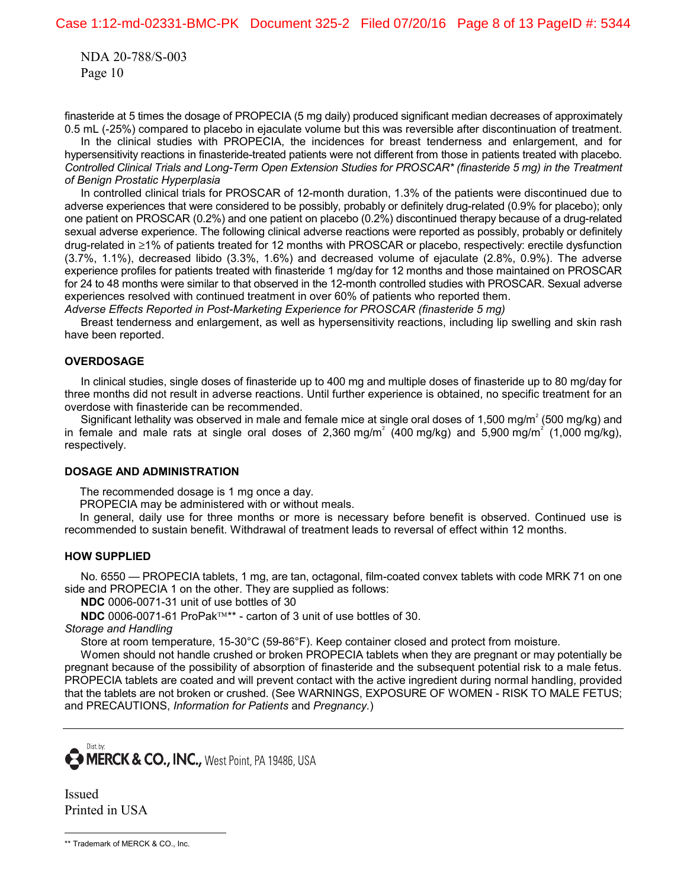NDA 20-788/S-003

finasteride at 5 times the dosage of PROPECIA (5 mg daily) produced significant median decreases of approximately 0.5 mL (-25%) compared to placebo in ejaculate volume but this was reversible after discontinuation of treatment.

In the clinical studies with PROPECIA, the incidences for breast tenderness and enlargement, and for hypersensitivity reactions in finasteride-treated patients were not different from those in patients treated with placebo.

*Controlled Clinical Trials and Long-Term Open Extension Studies for PROSCAR\* (finasteride 5 mg) in the Treatment of Benign Prostatic Hyperplasia*

In controlled clinical trials for PROSCAR of 12-month duration, 1.3% of the patients were discontinued due to adverse experiences that were considered to be possibly, probably or definitely drug-related (0.9% for placebo); only one patient on PROSCAR (0.2%) and one patient on placebo (0.2%) discontinued therapy because of a drug-related sexual adverse experience. The following clinical adverse reactions were reported as possibly, probably or definitely drug-related in ≥1% of patients treated for 12 months with PROSCAR or placebo, respectively: erectile dysfunction (3.7%, 1.1%), decreased libido (3.3%, 1.6%) and decreased volume of ejaculate (2.8%, 0.9%). The adverse experience profiles for patients treated with finasteride 1 mg/day for 12 months and those maintained on PROSCAR for 24 to 48 months were similar to that observed in the 12-month controlled studies with PROSCAR. Sexual adverse experiences resolved with continued treatment in over 60% of patients who reported them.

*Adverse Effects Reported in Post-Marketing Experience for PROSCAR (finasteride 5 mg)*

Breast tenderness and enlargement, as well as hypersensitivity reactions, including lip swelling and skin rash have been reported.

## OVERDOSAGE

In clinical studies, single doses of finasteride up to 400 mg and multiple doses of finasteride up to 80 mg/day for three months did not result in adverse reactions. Until further experience is obtained, no specific treatment for an overdose with finasteride can be recommended.

Significant lethality was observed in male and female mice at single oral doses of 1,500 mg/m$^2$ (500 mg/kg) and in female and male rats at single oral doses of 2,360 mg/m$^2$ (400 mg/kg) and 5,900 mg/m$^2$ (1,000 mg/kg), respectively.

## DOSAGE AND ADMINISTRATION

The recommended dosage is 1 mg once a day.

PROPECIA may be administered with or without meals.

In general, daily use for three months or more is necessary before benefit is observed. Continued use is recommended to sustain benefit. Withdrawal of treatment leads to reversal of effect within 12 months.

## HOW SUPPLIED

No. 6550 — PROPECIA tablets, 1 mg, are tan, octagonal, film-coated convex tablets with code MRK 71 on one side and PROPECIA 1 on the other. They are supplied as follows:

**NDC** 0006-0071-31 unit of use bottles of 30

**NDC** 0006-0071-61 ProPak™\*\* - carton of 3 unit of use bottles of 30.

*Storage and Handling*

Store at room temperature, 15-30°C (59-86°F). Keep container closed and protect from moisture.

Women should not handle crushed or broken PROPECIA tablets when they are pregnant or may potentially be pregnant because of the possibility of absorption of finasteride and the subsequent potential risk to a male fetus. PROPECIA tablets are coated and will prevent contact with the active ingredient during normal handling, provided that the tablets are not broken or crushed. (See WARNINGS, EXPOSURE OF WOMEN - RISK TO MALE FETUS; and PRECAUTIONS, *Information for Patients* and *Pregnancy.*)

---

Dist. by:
**MERCK & CO., INC.,** West Point, PA 19486, USA

Issued
Printed in USA

---

\*\* Trademark of MERCK & CO., Inc.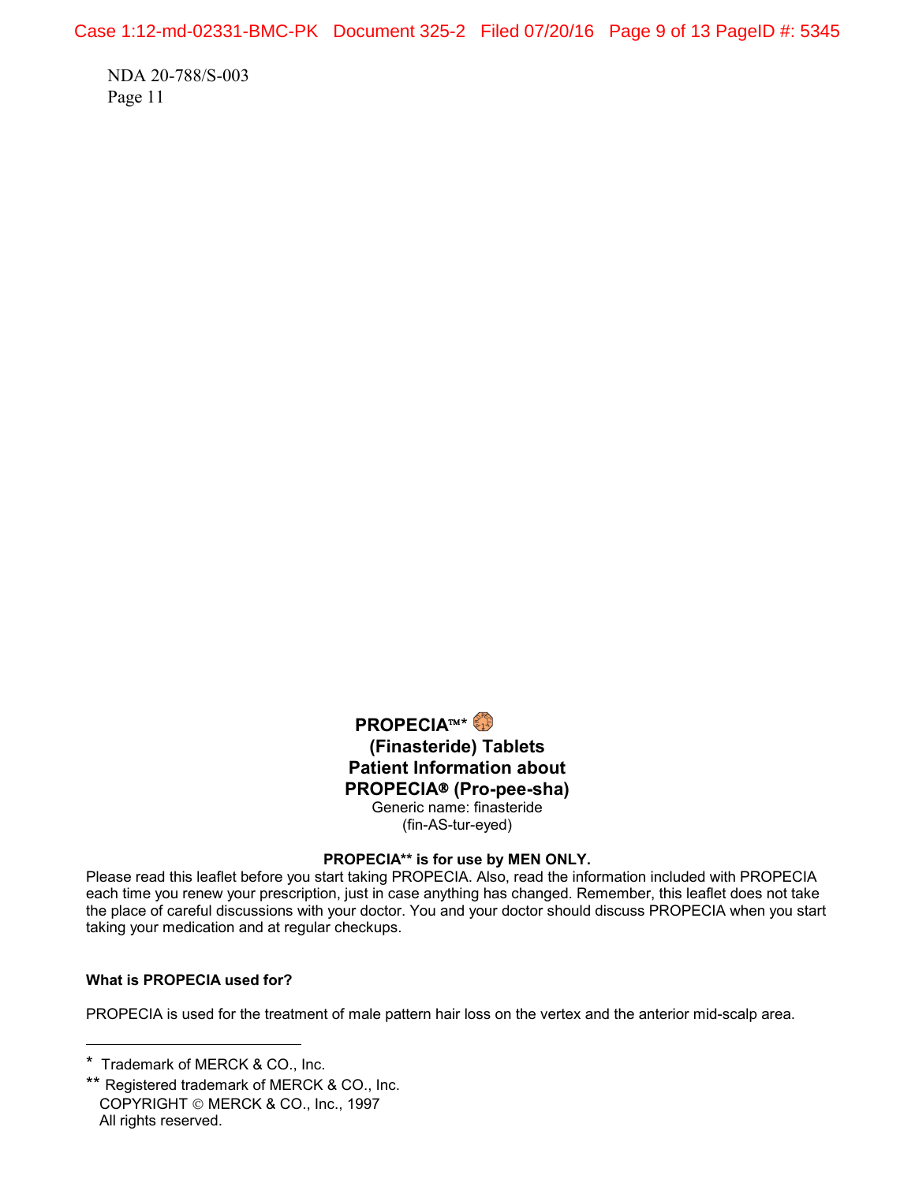NDA 20-788/S-003
Page 11

**PROPECIA™***

**(Finasteride) Tablets**
**Patient Information about**
**PROPECIA® (Pro-pee-sha)**

Generic name: finasteride
(fin-AS-tur-eyed)

**PROPECIA** is for use by MEN ONLY.**

Please read this leaflet before you start taking PROPECIA. Also, read the information included with PROPECIA each time you renew your prescription, just in case anything has changed. Remember, this leaflet does not take the place of careful discussions with your doctor. You and your doctor should discuss PROPECIA when you start taking your medication and at regular checkups.

**What is PROPECIA used for?**

PROPECIA is used for the treatment of male pattern hair loss on the vertex and the anterior mid-scalp area.

---

* Trademark of MERCK & CO., Inc.

** Registered trademark of MERCK & CO., Inc.
COPYRIGHT © MERCK & CO., Inc., 1997
All rights reserved.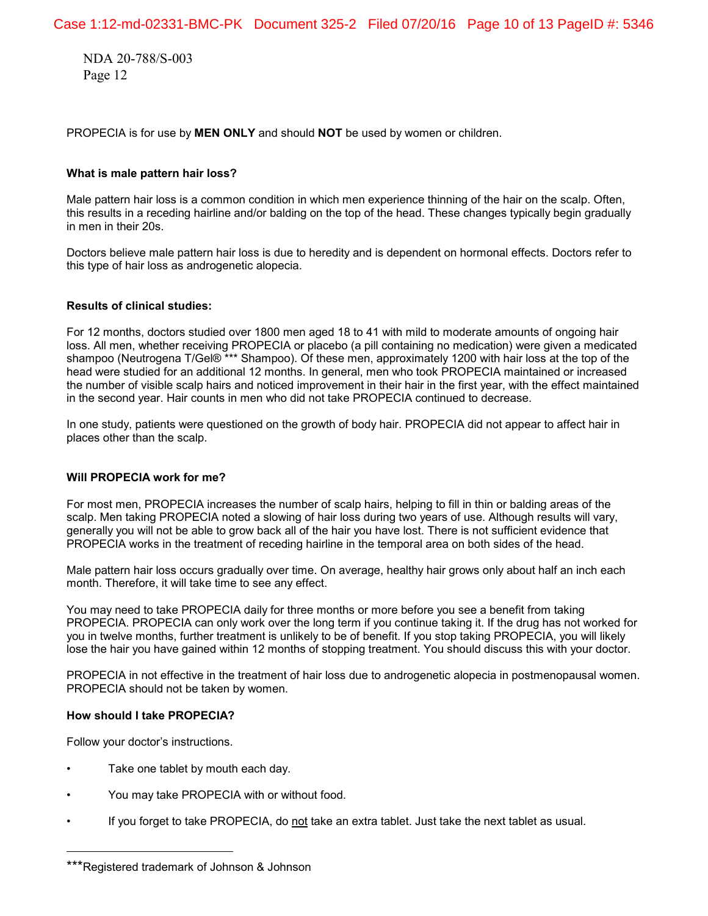PROPECIA is for use by **MEN ONLY** and should **NOT** be used by women or children.

**What is male pattern hair loss?**

Male pattern hair loss is a common condition in which men experience thinning of the hair on the scalp. Often, this results in a receding hairline and/or balding on the top of the head. These changes typically begin gradually in men in their 20s.

Doctors believe male pattern hair loss is due to heredity and is dependent on hormonal effects. Doctors refer to this type of hair loss as androgenetic alopecia.

**Results of clinical studies:**

For 12 months, doctors studied over 1800 men aged 18 to 41 with mild to moderate amounts of ongoing hair loss. All men, whether receiving PROPECIA or placebo (a pill containing no medication) were given a medicated shampoo (Neutrogena T/Gel® *** Shampoo). Of these men, approximately 1200 with hair loss at the top of the head were studied for an additional 12 months. In general, men who took PROPECIA maintained or increased the number of visible scalp hairs and noticed improvement in their hair in the first year, with the effect maintained in the second year. Hair counts in men who did not take PROPECIA continued to decrease.

In one study, patients were questioned on the growth of body hair. PROPECIA did not appear to affect hair in places other than the scalp.

**Will PROPECIA work for me?**

For most men, PROPECIA increases the number of scalp hairs, helping to fill in thin or balding areas of the scalp. Men taking PROPECIA noted a slowing of hair loss during two years of use. Although results will vary, generally you will not be able to grow back all of the hair you have lost. There is not sufficient evidence that PROPECIA works in the treatment of receding hairline in the temporal area on both sides of the head.

Male pattern hair loss occurs gradually over time. On average, healthy hair grows only about half an inch each month. Therefore, it will take time to see any effect.

You may need to take PROPECIA daily for three months or more before you see a benefit from taking PROPECIA. PROPECIA can only work over the long term if you continue taking it. If the drug has not worked for you in twelve months, further treatment is unlikely to be of benefit. If you stop taking PROPECIA, you will likely lose the hair you have gained within 12 months of stopping treatment. You should discuss this with your doctor.

PROPECIA in not effective in the treatment of hair loss due to androgenetic alopecia in postmenopausal women. PROPECIA should not be taken by women.

**How should I take PROPECIA?**

Follow your doctor's instructions.

- Take one tablet by mouth each day.
- You may take PROPECIA with or without food.
- If you forget to take PROPECIA, do not take an extra tablet. Just take the next tablet as usual.

***Registered trademark of Johnson & Johnson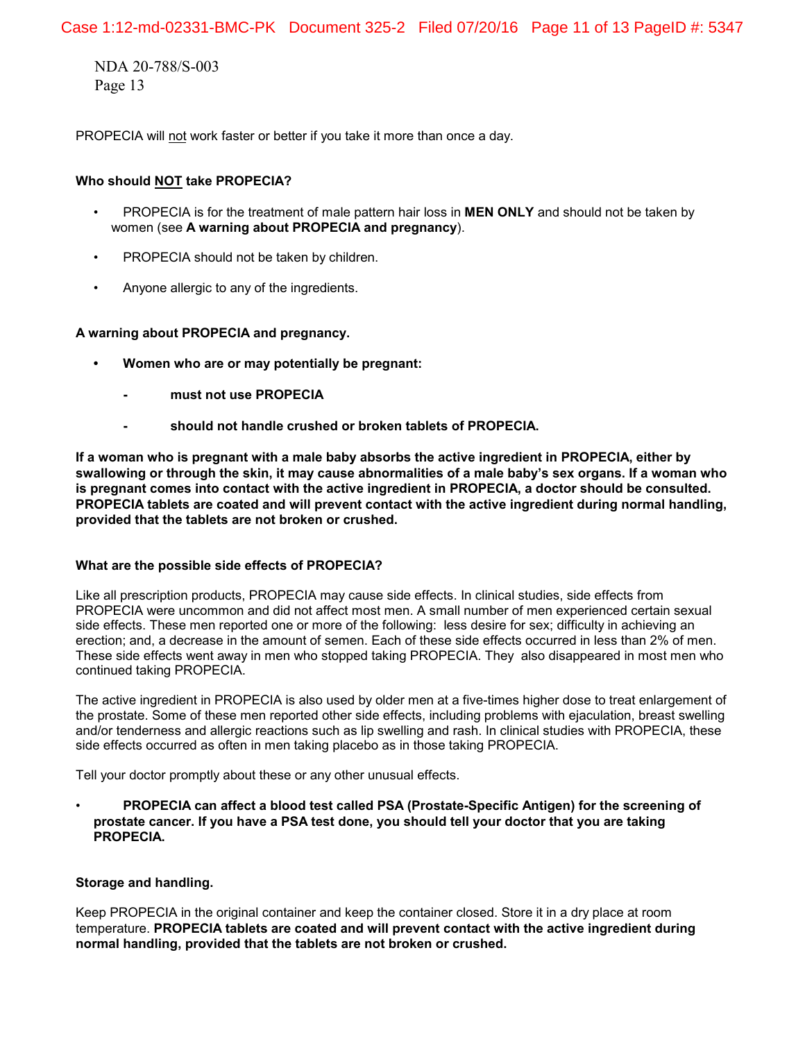PROPECIA will not work faster or better if you take it more than once a day.

**Who should NOT take PROPECIA?**

- PROPECIA is for the treatment of male pattern hair loss in **MEN ONLY** and should not be taken by women (see **A warning about PROPECIA and pregnancy**).
- PROPECIA should not be taken by children.
- Anyone allergic to any of the ingredients.

**A warning about PROPECIA and pregnancy.**

- **Women who are or may potentially be pregnant:**
  - **must not use PROPECIA**
  - **should not handle crushed or broken tablets of PROPECIA.**

**If a woman who is pregnant with a male baby absorbs the active ingredient in PROPECIA, either by swallowing or through the skin, it may cause abnormalities of a male baby's sex organs. If a woman who is pregnant comes into contact with the active ingredient in PROPECIA, a doctor should be consulted. PROPECIA tablets are coated and will prevent contact with the active ingredient during normal handling, provided that the tablets are not broken or crushed.**

**What are the possible side effects of PROPECIA?**

Like all prescription products, PROPECIA may cause side effects. In clinical studies, side effects from PROPECIA were uncommon and did not affect most men. A small number of men experienced certain sexual side effects. These men reported one or more of the following: less desire for sex; difficulty in achieving an erection; and, a decrease in the amount of semen. Each of these side effects occurred in less than 2% of men. These side effects went away in men who stopped taking PROPECIA. They also disappeared in most men who continued taking PROPECIA.

The active ingredient in PROPECIA is also used by older men at a five-times higher dose to treat enlargement of the prostate. Some of these men reported other side effects, including problems with ejaculation, breast swelling and/or tenderness and allergic reactions such as lip swelling and rash. In clinical studies with PROPECIA, these side effects occurred as often in men taking placebo as in those taking PROPECIA.

Tell your doctor promptly about these or any other unusual effects.

- **PROPECIA can affect a blood test called PSA (Prostate-Specific Antigen) for the screening of prostate cancer. If you have a PSA test done, you should tell your doctor that you are taking PROPECIA.**

**Storage and handling.**

Keep PROPECIA in the original container and keep the container closed. Store it in a dry place at room temperature. **PROPECIA tablets are coated and will prevent contact with the active ingredient during normal handling, provided that the tablets are not broken or crushed.**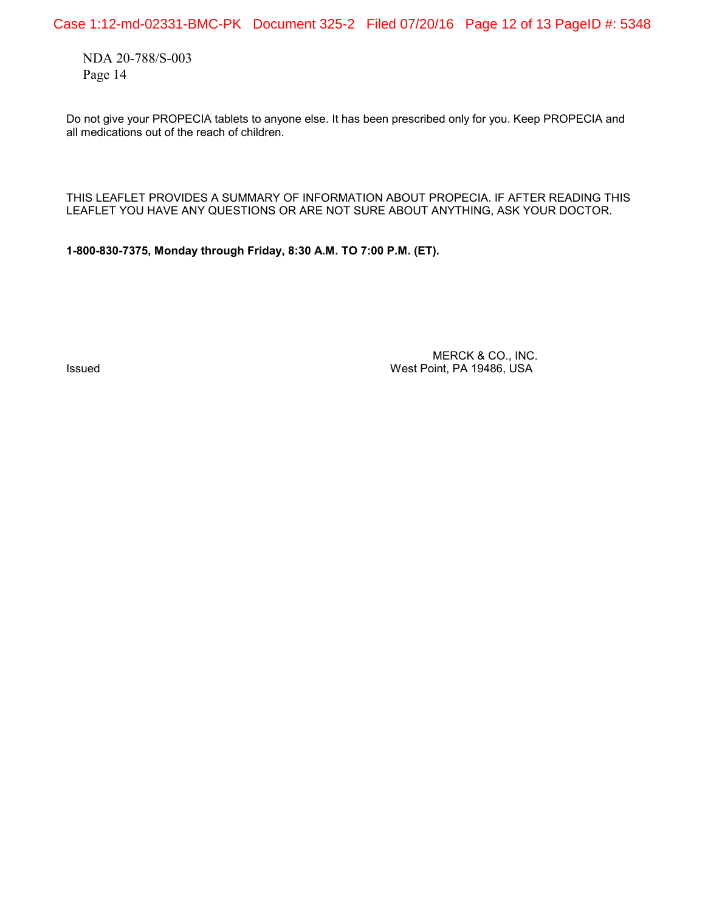Do not give your PROPECIA tablets to anyone else. It has been prescribed only for you. Keep PROPECIA and all medications out of the reach of children.

THIS LEAFLET PROVIDES A SUMMARY OF INFORMATION ABOUT PROPECIA. IF AFTER READING THIS LEAFLET YOU HAVE ANY QUESTIONS OR ARE NOT SURE ABOUT ANYTHING, ASK YOUR DOCTOR.

**1-800-830-7375, Monday through Friday, 8:30 A.M. TO 7:00 P.M. (ET).**

Issued

MERCK & CO., INC.
West Point, PA 19486, USA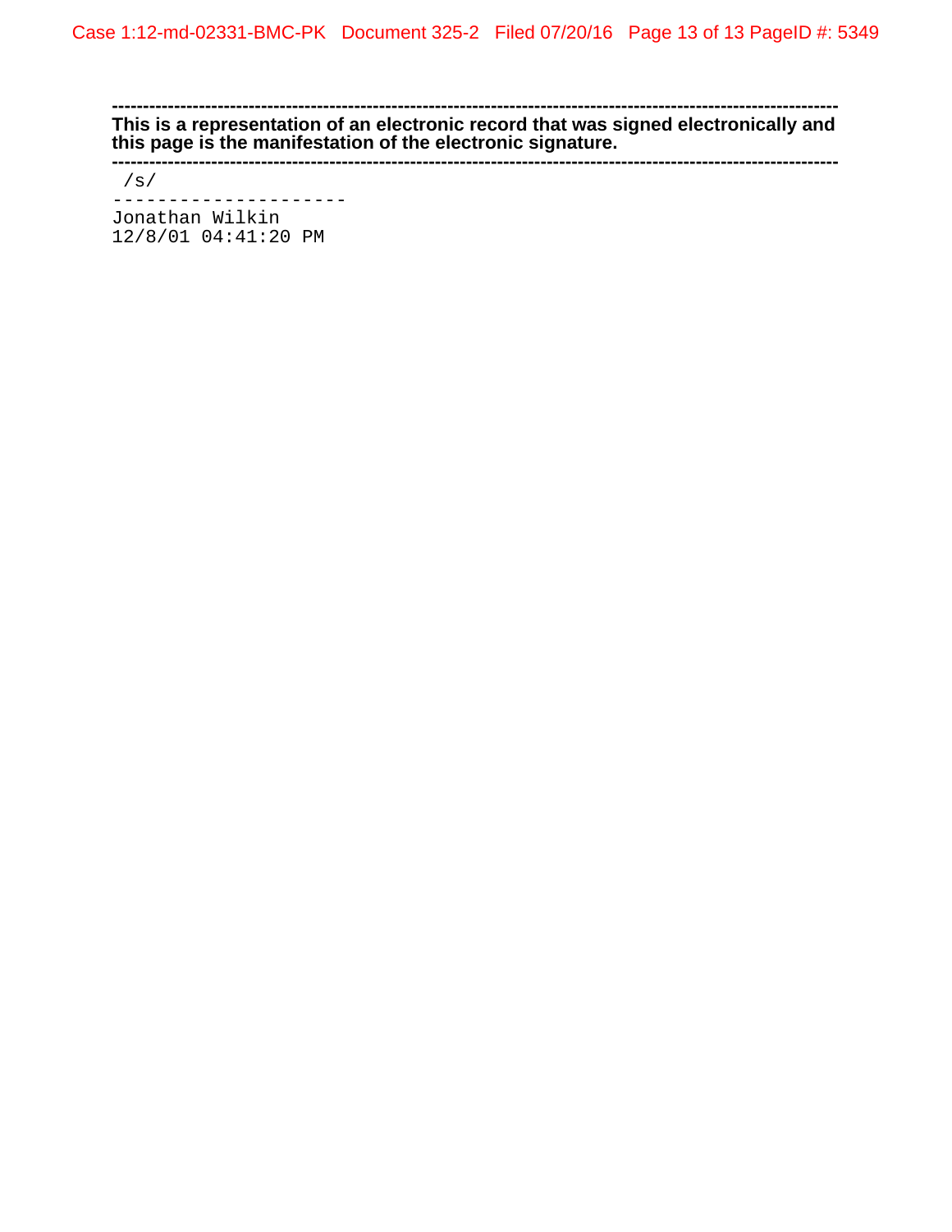---

**This is a representation of an electronic record that was signed electronically and this page is the manifestation of the electronic signature.**

---

```
 /s/
---------------------
Jonathan Wilkin
12/8/01 04:41:20 PM
```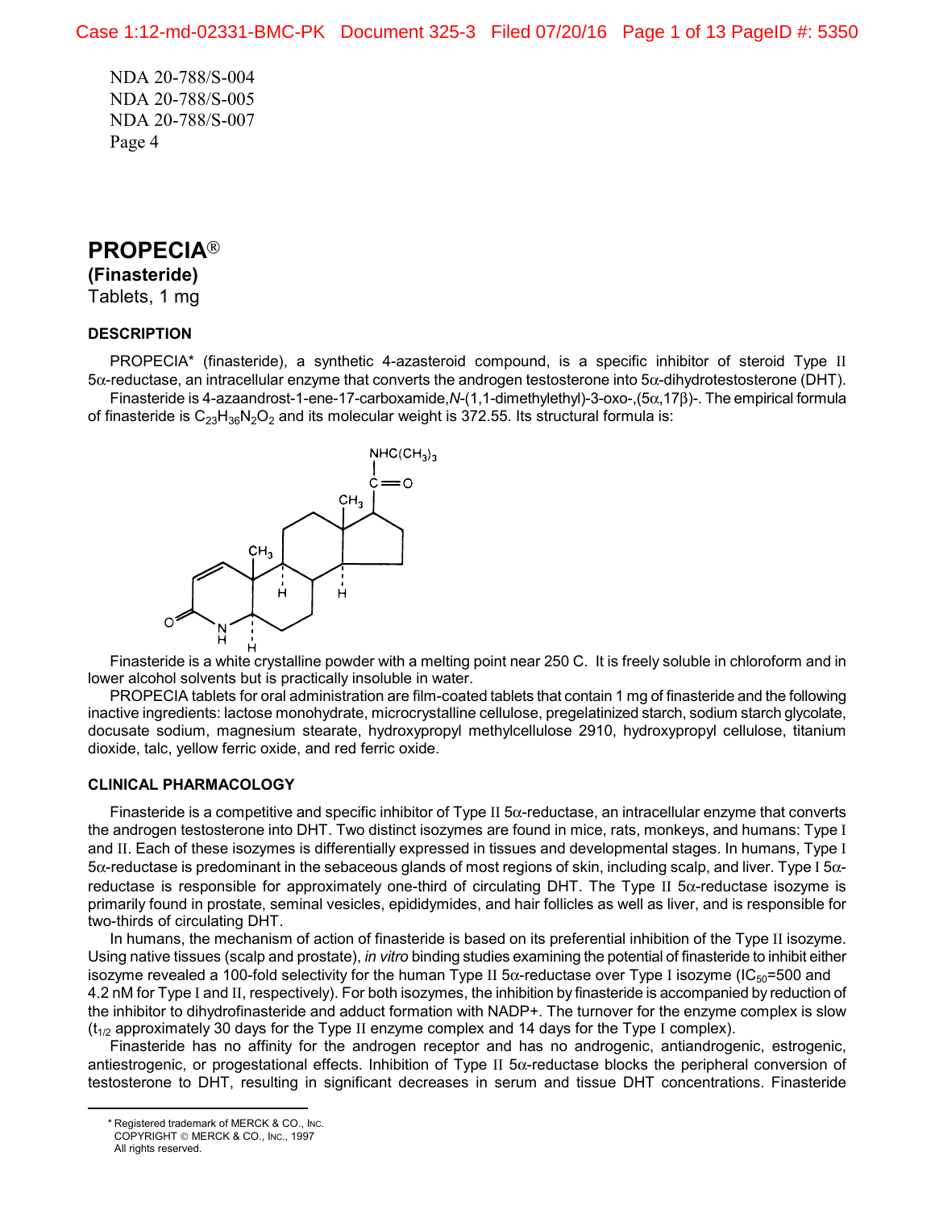NDA 20-788/S-004
NDA 20-788/S-005
NDA 20-788/S-007
Page 4

# PROPECIA®

**(Finasteride)**

Tablets, 1 mg

### DESCRIPTION

PROPECIA* (finasteride), a synthetic 4-azasteroid compound, is a specific inhibitor of steroid Type II 5α-reductase, an intracellular enzyme that converts the androgen testosterone into 5α-dihydrotestosterone (DHT).

Finasteride is 4-azaandrost-1-ene-17-carboxamide,*N*-(1,1-dimethylethyl)-3-oxo-,(5α,17β)-. The empirical formula of finasteride is $C_{23}H_{36}N_2O_2$ and its molecular weight is 372.55. Its structural formula is:

Finasteride is a white crystalline powder with a melting point near 250 C. It is freely soluble in chloroform and in lower alcohol solvents but is practically insoluble in water.

PROPECIA tablets for oral administration are film-coated tablets that contain 1 mg of finasteride and the following inactive ingredients: lactose monohydrate, microcrystalline cellulose, pregelatinized starch, sodium starch glycolate, docusate sodium, magnesium stearate, hydroxypropyl methylcellulose 2910, hydroxypropyl cellulose, titanium dioxide, talc, yellow ferric oxide, and red ferric oxide.

### CLINICAL PHARMACOLOGY

Finasteride is a competitive and specific inhibitor of Type II 5α-reductase, an intracellular enzyme that converts the androgen testosterone into DHT. Two distinct isozymes are found in mice, rats, monkeys, and humans: Type I and II. Each of these isozymes is differentially expressed in tissues and developmental stages. In humans, Type I 5α-reductase is predominant in the sebaceous glands of most regions of skin, including scalp, and liver. Type I 5α-reductase is responsible for approximately one-third of circulating DHT. The Type II 5α-reductase isozyme is primarily found in prostate, seminal vesicles, epididymides, and hair follicles as well as liver, and is responsible for two-thirds of circulating DHT.

In humans, the mechanism of action of finasteride is based on its preferential inhibition of the Type II isozyme. Using native tissues (scalp and prostate), *in vitro* binding studies examining the potential of finasteride to inhibit either isozyme revealed a 100-fold selectivity for the human Type II 5α-reductase over Type I isozyme ($IC_{50}$=500 and 4.2 nM for Type I and II, respectively). For both isozymes, the inhibition by finasteride is accompanied by reduction of the inhibitor to dihydrofinasteride and adduct formation with NADP+. The turnover for the enzyme complex is slow ($t_{1/2}$ approximately 30 days for the Type II enzyme complex and 14 days for the Type I complex).

Finasteride has no affinity for the androgen receptor and has no androgenic, antiandrogenic, estrogenic, antiestrogenic, or progestational effects. Inhibition of Type II 5α-reductase blocks the peripheral conversion of testosterone to DHT, resulting in significant decreases in serum and tissue DHT concentrations. Finasteride

---

* Registered trademark of MERCK & CO., INC.
COPYRIGHT © MERCK & CO., INC., 1997
All rights reserved.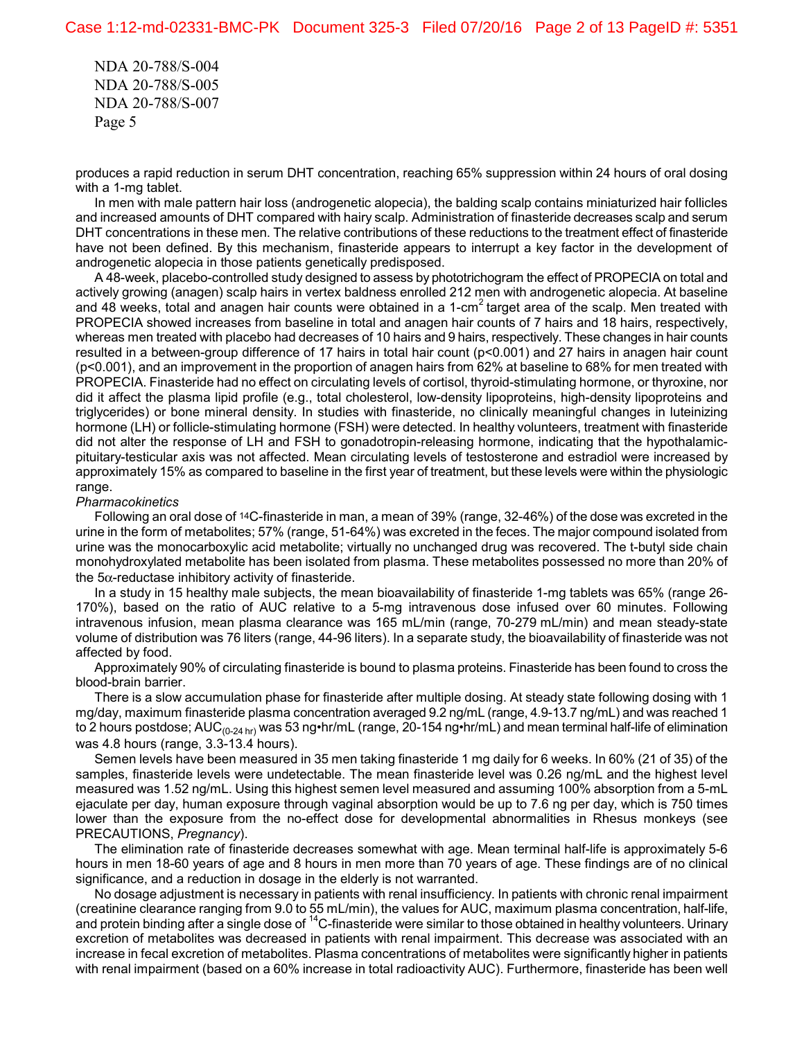produces a rapid reduction in serum DHT concentration, reaching 65% suppression within 24 hours of oral dosing with a 1-mg tablet.

In men with male pattern hair loss (androgenetic alopecia), the balding scalp contains miniaturized hair follicles and increased amounts of DHT compared with hairy scalp. Administration of finasteride decreases scalp and serum DHT concentrations in these men. The relative contributions of these reductions to the treatment effect of finasteride have not been defined. By this mechanism, finasteride appears to interrupt a key factor in the development of androgenetic alopecia in those patients genetically predisposed.

A 48-week, placebo-controlled study designed to assess by phototrichogram the effect of PROPECIA on total and actively growing (anagen) scalp hairs in vertex baldness enrolled 212 men with androgenetic alopecia. At baseline and 48 weeks, total and anagen hair counts were obtained in a 1-cm$^2$ target area of the scalp. Men treated with PROPECIA showed increases from baseline in total and anagen hair counts of 7 hairs and 18 hairs, respectively, whereas men treated with placebo had decreases of 10 hairs and 9 hairs, respectively. These changes in hair counts resulted in a between-group difference of 17 hairs in total hair count ($p<0.001$) and 27 hairs in anagen hair count ($p<0.001$), and an improvement in the proportion of anagen hairs from 62% at baseline to 68% for men treated with PROPECIA. Finasteride had no effect on circulating levels of cortisol, thyroid-stimulating hormone, or thyroxine, nor did it affect the plasma lipid profile (e.g., total cholesterol, low-density lipoproteins, high-density lipoproteins and triglycerides) or bone mineral density. In studies with finasteride, no clinically meaningful changes in luteinizing hormone (LH) or follicle-stimulating hormone (FSH) were detected. In healthy volunteers, treatment with finasteride did not alter the response of LH and FSH to gonadotropin-releasing hormone, indicating that the hypothalamic-pituitary-testicular axis was not affected. Mean circulating levels of testosterone and estradiol were increased by approximately 15% as compared to baseline in the first year of treatment, but these levels were within the physiologic range.

*Pharmacokinetics*

Following an oral dose of $^{14}$C-finasteride in man, a mean of 39% (range, 32-46%) of the dose was excreted in the urine in the form of metabolites; 57% (range, 51-64%) was excreted in the feces. The major compound isolated from urine was the monocarboxylic acid metabolite; virtually no unchanged drug was recovered. The t-butyl side chain monohydroxylated metabolite has been isolated from plasma. These metabolites possessed no more than 20% of the $5\alpha$-reductase inhibitory activity of finasteride.

In a study in 15 healthy male subjects, the mean bioavailability of finasteride 1-mg tablets was 65% (range 26-170%), based on the ratio of AUC relative to a 5-mg intravenous dose infused over 60 minutes. Following intravenous infusion, mean plasma clearance was 165 mL/min (range, 70-279 mL/min) and mean steady-state volume of distribution was 76 liters (range, 44-96 liters). In a separate study, the bioavailability of finasteride was not affected by food.

Approximately 90% of circulating finasteride is bound to plasma proteins. Finasteride has been found to cross the blood-brain barrier.

There is a slow accumulation phase for finasteride after multiple dosing. At steady state following dosing with 1 mg/day, maximum finasteride plasma concentration averaged 9.2 ng/mL (range, 4.9-13.7 ng/mL) and was reached 1 to 2 hours postdose; $AUC_{(0\text{-}24\ hr)}$ was 53 ng•hr/mL (range, 20-154 ng•hr/mL) and mean terminal half-life of elimination was 4.8 hours (range, 3.3-13.4 hours).

Semen levels have been measured in 35 men taking finasteride 1 mg daily for 6 weeks. In 60% (21 of 35) of the samples, finasteride levels were undetectable. The mean finasteride level was 0.26 ng/mL and the highest level measured was 1.52 ng/mL. Using this highest semen level measured and assuming 100% absorption from a 5-mL ejaculate per day, human exposure through vaginal absorption would be up to 7.6 ng per day, which is 750 times lower than the exposure from the no-effect dose for developmental abnormalities in Rhesus monkeys (see PRECAUTIONS, *Pregnancy*).

The elimination rate of finasteride decreases somewhat with age. Mean terminal half-life is approximately 5-6 hours in men 18-60 years of age and 8 hours in men more than 70 years of age. These findings are of no clinical significance, and a reduction in dosage in the elderly is not warranted.

No dosage adjustment is necessary in patients with renal insufficiency. In patients with chronic renal impairment (creatinine clearance ranging from 9.0 to 55 mL/min), the values for AUC, maximum plasma concentration, half-life, and protein binding after a single dose of $^{14}$C-finasteride were similar to those obtained in healthy volunteers. Urinary excretion of metabolites was decreased in patients with renal impairment. This decrease was associated with an increase in fecal excretion of metabolites. Plasma concentrations of metabolites were significantly higher in patients with renal impairment (based on a 60% increase in total radioactivity AUC). Furthermore, finasteride has been well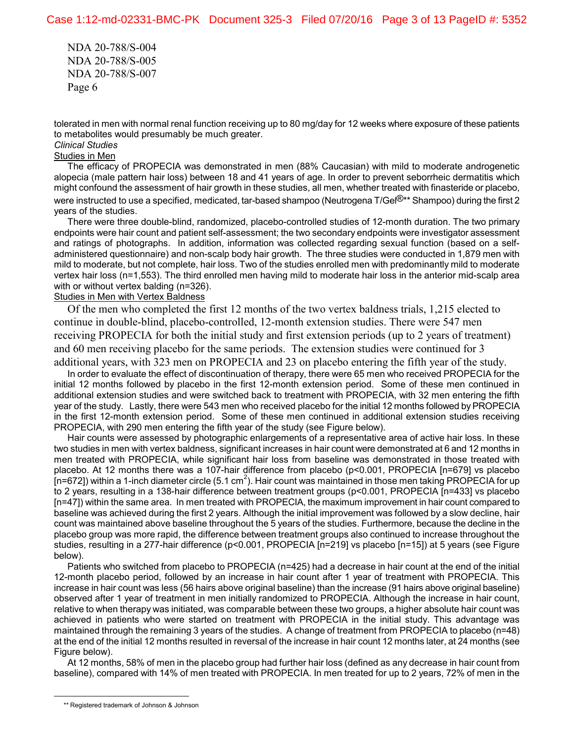NDA 20-788/S-004
NDA 20-788/S-005
NDA 20-788/S-007

tolerated in men with normal renal function receiving up to 80 mg/day for 12 weeks where exposure of these patients to metabolites would presumably be much greater.

*Clinical Studies*

Studies in Men

The efficacy of PROPECIA was demonstrated in men (88% Caucasian) with mild to moderate androgenetic alopecia (male pattern hair loss) between 18 and 41 years of age. In order to prevent seborrheic dermatitis which might confound the assessment of hair growth in these studies, all men, whether treated with finasteride or placebo, were instructed to use a specified, medicated, tar-based shampoo (Neutrogena T/Gel®** Shampoo) during the first 2 years of the studies.

There were three double-blind, randomized, placebo-controlled studies of 12-month duration. The two primary endpoints were hair count and patient self-assessment; the two secondary endpoints were investigator assessment and ratings of photographs. In addition, information was collected regarding sexual function (based on a self-administered questionnaire) and non-scalp body hair growth. The three studies were conducted in 1,879 men with mild to moderate, but not complete, hair loss. Two of the studies enrolled men with predominantly mild to moderate vertex hair loss (n=1,553). The third enrolled men having mild to moderate hair loss in the anterior mid-scalp area with or without vertex balding (n=326).

Studies in Men with Vertex Baldness

Of the men who completed the first 12 months of the two vertex baldness trials, 1,215 elected to continue in double-blind, placebo-controlled, 12-month extension studies. There were 547 men receiving PROPECIA for both the initial study and first extension periods (up to 2 years of treatment) and 60 men receiving placebo for the same periods. The extension studies were continued for 3 additional years, with 323 men on PROPECIA and 23 on placebo entering the fifth year of the study.

In order to evaluate the effect of discontinuation of therapy, there were 65 men who received PROPECIA for the initial 12 months followed by placebo in the first 12-month extension period. Some of these men continued in additional extension studies and were switched back to treatment with PROPECIA, with 32 men entering the fifth year of the study. Lastly, there were 543 men who received placebo for the initial 12 months followed by PROPECIA in the first 12-month extension period. Some of these men continued in additional extension studies receiving PROPECIA, with 290 men entering the fifth year of the study (see Figure below).

Hair counts were assessed by photographic enlargements of a representative area of active hair loss. In these two studies in men with vertex baldness, significant increases in hair count were demonstrated at 6 and 12 months in men treated with PROPECIA, while significant hair loss from baseline was demonstrated in those treated with placebo. At 12 months there was a 107-hair difference from placebo ($p<0.001$, PROPECIA [n=679] vs placebo [n=672]) within a 1-inch diameter circle (5.1 $cm^2$). Hair count was maintained in those men taking PROPECIA for up to 2 years, resulting in a 138-hair difference between treatment groups ($p<0.001$, PROPECIA [n=433] vs placebo [n=47]) within the same area. In men treated with PROPECIA, the maximum improvement in hair count compared to baseline was achieved during the first 2 years. Although the initial improvement was followed by a slow decline, hair count was maintained above baseline throughout the 5 years of the studies. Furthermore, because the decline in the placebo group was more rapid, the difference between treatment groups also continued to increase throughout the studies, resulting in a 277-hair difference ($p<0.001$, PROPECIA [n=219] vs placebo [n=15]) at 5 years (see Figure below).

Patients who switched from placebo to PROPECIA (n=425) had a decrease in hair count at the end of the initial 12-month placebo period, followed by an increase in hair count after 1 year of treatment with PROPECIA. This increase in hair count was less (56 hairs above original baseline) than the increase (91 hairs above original baseline) observed after 1 year of treatment in men initially randomized to PROPECIA. Although the increase in hair count, relative to when therapy was initiated, was comparable between these two groups, a higher absolute hair count was achieved in patients who were started on treatment with PROPECIA in the initial study. This advantage was maintained through the remaining 3 years of the studies. A change of treatment from PROPECIA to placebo (n=48) at the end of the initial 12 months resulted in reversal of the increase in hair count 12 months later, at 24 months (see Figure below).

At 12 months, 58% of men in the placebo group had further hair loss (defined as any decrease in hair count from baseline), compared with 14% of men treated with PROPECIA. In men treated for up to 2 years, 72% of men in the

** Registered trademark of Johnson & Johnson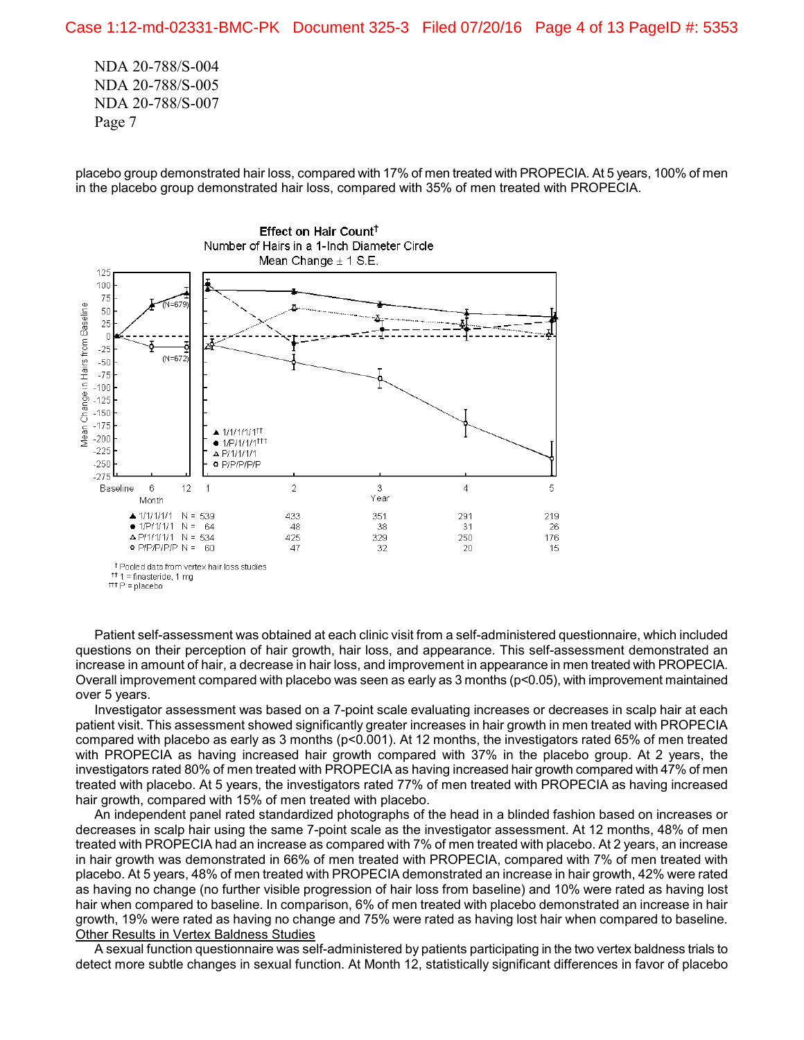NDA 20-788/S-004
NDA 20-788/S-005
NDA 20-788/S-007
Page 7

placebo group demonstrated hair loss, compared with 17% of men treated with PROPECIA. At 5 years, 100% of men in the placebo group demonstrated hair loss, compared with 35% of men treated with PROPECIA.

**Effect on Hair Count†**
Number of Hairs in a 1-Inch Diameter Circle
Mean Change ± 1 S.E.

| | Month | | Year | | | | |
|---|---|---|---|---|---|---|---|
| | 6 | 12 | 1 | 2 | 3 | 4 | 5 |
| ▲ 1/1/1/1/1 N = | 539 | | | 433 | 351 | 291 | 219 |
| ● 1/P/1/1/1 N = | 64 | | | 48 | 38 | 31 | 26 |
| △ P/1/1/1/1 N = | 534 | | | 425 | 329 | 250 | 176 |
| ○ P/P/P/P/P N = | 60 | | | 47 | 32 | 20 | 15 |

† Pooled data from vertex hair loss studies
†† 1 = finasteride, 1 mg
††† P = placebo

Patient self-assessment was obtained at each clinic visit from a self-administered questionnaire, which included questions on their perception of hair growth, hair loss, and appearance. This self-assessment demonstrated an increase in amount of hair, a decrease in hair loss, and improvement in appearance in men treated with PROPECIA. Overall improvement compared with placebo was seen as early as 3 months ($p<0.05$), with improvement maintained over 5 years.

Investigator assessment was based on a 7-point scale evaluating increases or decreases in scalp hair at each patient visit. This assessment showed significantly greater increases in hair growth in men treated with PROPECIA compared with placebo as early as 3 months ($p<0.001$). At 12 months, the investigators rated 65% of men treated with PROPECIA as having increased hair growth compared with 37% in the placebo group. At 2 years, the investigators rated 80% of men treated with PROPECIA as having increased hair growth compared with 47% of men treated with placebo. At 5 years, the investigators rated 77% of men treated with PROPECIA as having increased hair growth, compared with 15% of men treated with placebo.

An independent panel rated standardized photographs of the head in a blinded fashion based on increases or decreases in scalp hair using the same 7-point scale as the investigator assessment. At 12 months, 48% of men treated with PROPECIA had an increase as compared with 7% of men treated with placebo. At 2 years, an increase in hair growth was demonstrated in 66% of men treated with PROPECIA, compared with 7% of men treated with placebo. At 5 years, 48% of men treated with PROPECIA demonstrated an increase in hair growth, 42% were rated as having no change (no further visible progression of hair loss from baseline) and 10% were rated as having lost hair when compared to baseline. In comparison, 6% of men treated with placebo demonstrated an increase in hair growth, 19% were rated as having no change and 75% were rated as having lost hair when compared to baseline.

<u>Other Results in Vertex Baldness Studies</u>

A sexual function questionnaire was self-administered by patients participating in the two vertex baldness trials to detect more subtle changes in sexual function. At Month 12, statistically significant differences in favor of placebo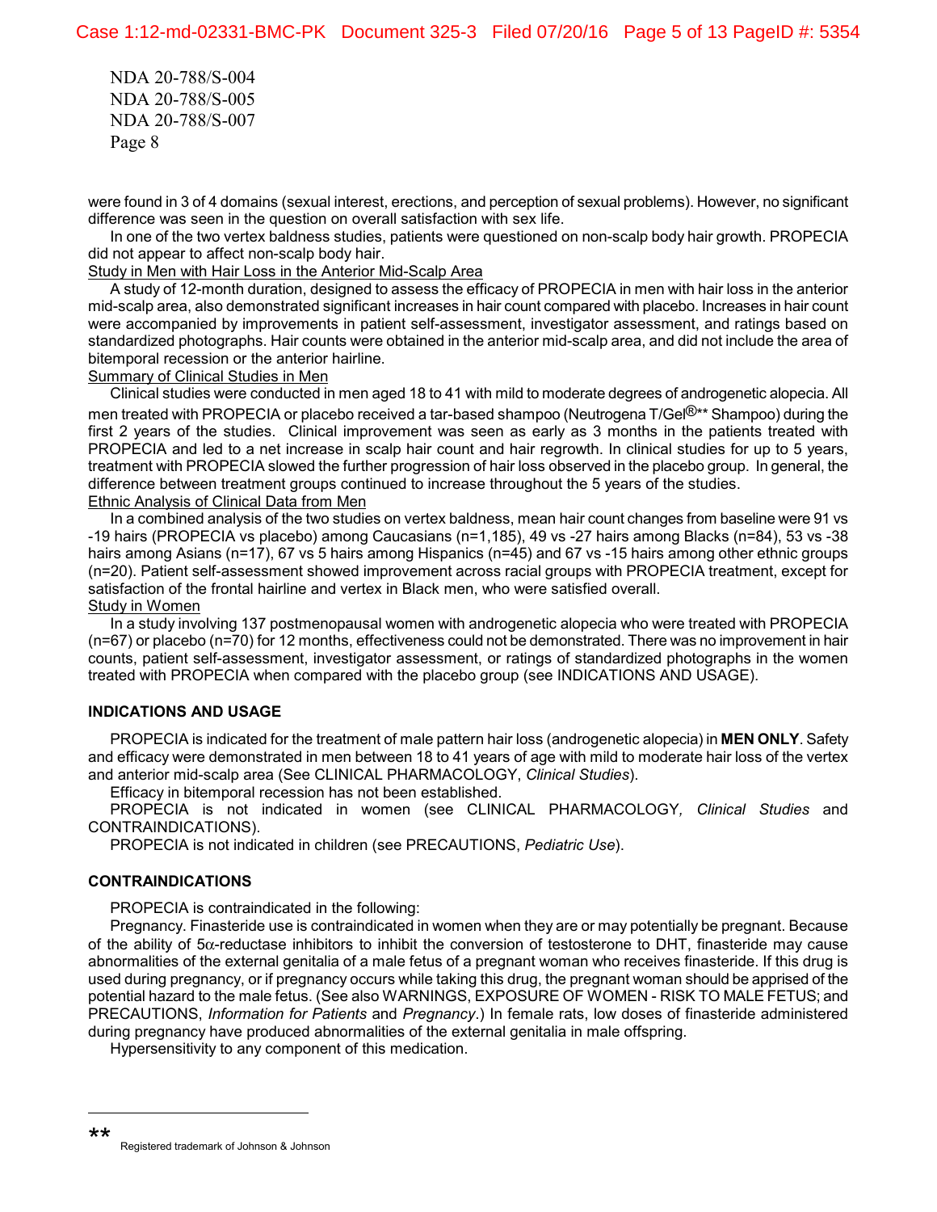NDA 20-788/S-004
NDA 20-788/S-005
NDA 20-788/S-007
Page 8

were found in 3 of 4 domains (sexual interest, erections, and perception of sexual problems). However, no significant difference was seen in the question on overall satisfaction with sex life.

In one of the two vertex baldness studies, patients were questioned on non-scalp body hair growth. PROPECIA did not appear to affect non-scalp body hair.

Study in Men with Hair Loss in the Anterior Mid-Scalp Area

A study of 12-month duration, designed to assess the efficacy of PROPECIA in men with hair loss in the anterior mid-scalp area, also demonstrated significant increases in hair count compared with placebo. Increases in hair count were accompanied by improvements in patient self-assessment, investigator assessment, and ratings based on standardized photographs. Hair counts were obtained in the anterior mid-scalp area, and did not include the area of bitemporal recession or the anterior hairline.

Summary of Clinical Studies in Men

Clinical studies were conducted in men aged 18 to 41 with mild to moderate degrees of androgenetic alopecia. All men treated with PROPECIA or placebo received a tar-based shampoo (Neutrogena T/Gel®** Shampoo) during the first 2 years of the studies. Clinical improvement was seen as early as 3 months in the patients treated with PROPECIA and led to a net increase in scalp hair count and hair regrowth. In clinical studies for up to 5 years, treatment with PROPECIA slowed the further progression of hair loss observed in the placebo group. In general, the difference between treatment groups continued to increase throughout the 5 years of the studies.

Ethnic Analysis of Clinical Data from Men

In a combined analysis of the two studies on vertex baldness, mean hair count changes from baseline were 91 vs -19 hairs (PROPECIA vs placebo) among Caucasians (n=1,185), 49 vs -27 hairs among Blacks (n=84), 53 vs -38 hairs among Asians (n=17), 67 vs 5 hairs among Hispanics (n=45) and 67 vs -15 hairs among other ethnic groups (n=20). Patient self-assessment showed improvement across racial groups with PROPECIA treatment, except for satisfaction of the frontal hairline and vertex in Black men, who were satisfied overall.

Study in Women

In a study involving 137 postmenopausal women with androgenetic alopecia who were treated with PROPECIA (n=67) or placebo (n=70) for 12 months, effectiveness could not be demonstrated. There was no improvement in hair counts, patient self-assessment, investigator assessment, or ratings of standardized photographs in the women treated with PROPECIA when compared with the placebo group (see INDICATIONS AND USAGE).

## INDICATIONS AND USAGE

PROPECIA is indicated for the treatment of male pattern hair loss (androgenetic alopecia) in **MEN ONLY**. Safety and efficacy were demonstrated in men between 18 to 41 years of age with mild to moderate hair loss of the vertex and anterior mid-scalp area (See CLINICAL PHARMACOLOGY, *Clinical Studies*).

Efficacy in bitemporal recession has not been established.

PROPECIA is not indicated in women (see CLINICAL PHARMACOLOGY, *Clinical Studies* and CONTRAINDICATIONS).

PROPECIA is not indicated in children (see PRECAUTIONS, *Pediatric Use*).

## CONTRAINDICATIONS

PROPECIA is contraindicated in the following:

Pregnancy. Finasteride use is contraindicated in women when they are or may potentially be pregnant. Because of the ability of 5α-reductase inhibitors to inhibit the conversion of testosterone to DHT, finasteride may cause abnormalities of the external genitalia of a male fetus of a pregnant woman who receives finasteride. If this drug is used during pregnancy, or if pregnancy occurs while taking this drug, the pregnant woman should be apprised of the potential hazard to the male fetus. (See also WARNINGS, EXPOSURE OF WOMEN - RISK TO MALE FETUS; and PRECAUTIONS, *Information for Patients* and *Pregnancy*.) In female rats, low doses of finasteride administered during pregnancy have produced abnormalities of the external genitalia in male offspring.

Hypersensitivity to any component of this medication.

---

** Registered trademark of Johnson & Johnson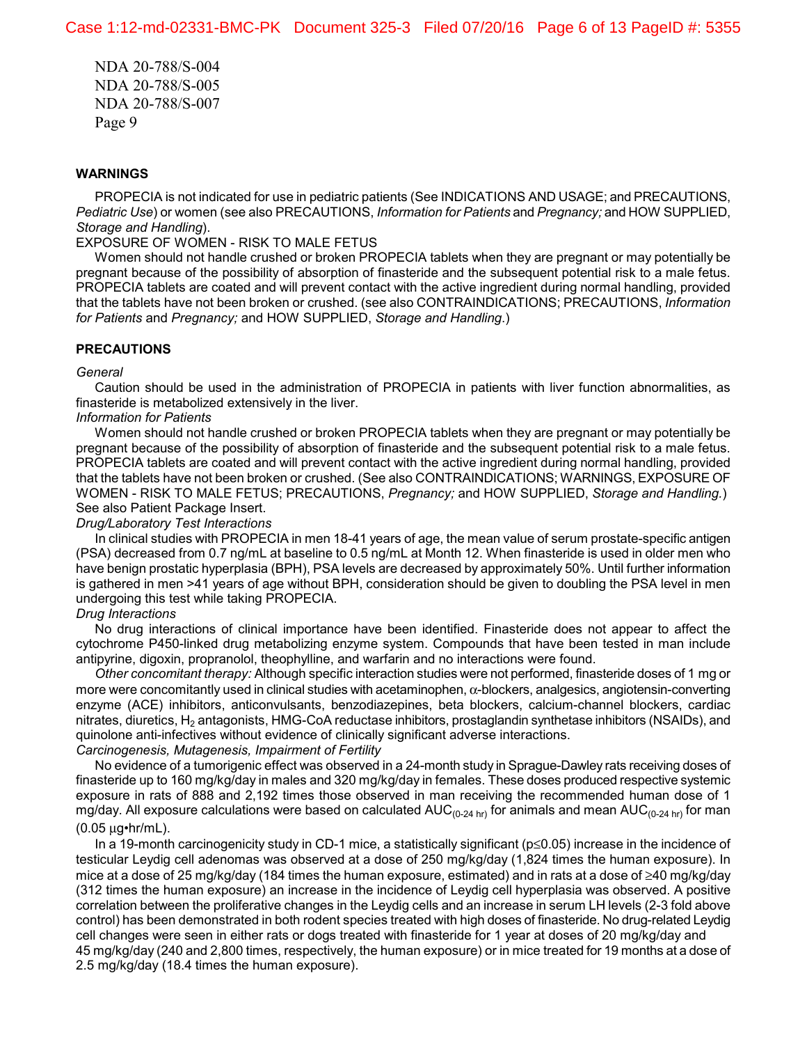NDA 20-788/S-004
NDA 20-788/S-005
NDA 20-788/S-007
Page 9

**WARNINGS**

PROPECIA is not indicated for use in pediatric patients (See INDICATIONS AND USAGE; and PRECAUTIONS, *Pediatric Use*) or women (see also PRECAUTIONS, *Information for Patients* and *Pregnancy;* and HOW SUPPLIED, *Storage and Handling*).

EXPOSURE OF WOMEN - RISK TO MALE FETUS

Women should not handle crushed or broken PROPECIA tablets when they are pregnant or may potentially be pregnant because of the possibility of absorption of finasteride and the subsequent potential risk to a male fetus. PROPECIA tablets are coated and will prevent contact with the active ingredient during normal handling, provided that the tablets have not been broken or crushed. (see also CONTRAINDICATIONS; PRECAUTIONS, *Information for Patients* and *Pregnancy;* and HOW SUPPLIED, *Storage and Handling*.)

**PRECAUTIONS**

*General*

Caution should be used in the administration of PROPECIA in patients with liver function abnormalities, as finasteride is metabolized extensively in the liver.

*Information for Patients*

Women should not handle crushed or broken PROPECIA tablets when they are pregnant or may potentially be pregnant because of the possibility of absorption of finasteride and the subsequent potential risk to a male fetus. PROPECIA tablets are coated and will prevent contact with the active ingredient during normal handling, provided that the tablets have not been broken or crushed. (See also CONTRAINDICATIONS; WARNINGS, EXPOSURE OF WOMEN - RISK TO MALE FETUS; PRECAUTIONS, *Pregnancy;* and HOW SUPPLIED, *Storage and Handling.*) See also Patient Package Insert.

*Drug/Laboratory Test Interactions*

In clinical studies with PROPECIA in men 18-41 years of age, the mean value of serum prostate-specific antigen (PSA) decreased from 0.7 ng/mL at baseline to 0.5 ng/mL at Month 12. When finasteride is used in older men who have benign prostatic hyperplasia (BPH), PSA levels are decreased by approximately 50%. Until further information is gathered in men >41 years of age without BPH, consideration should be given to doubling the PSA level in men undergoing this test while taking PROPECIA.

*Drug Interactions*

No drug interactions of clinical importance have been identified. Finasteride does not appear to affect the cytochrome P450-linked drug metabolizing enzyme system. Compounds that have been tested in man include antipyrine, digoxin, propranolol, theophylline, and warfarin and no interactions were found.

*Other concomitant therapy:* Although specific interaction studies were not performed, finasteride doses of 1 mg or more were concomitantly used in clinical studies with acetaminophen, $\alpha$-blockers, analgesics, angiotensin-converting enzyme (ACE) inhibitors, anticonvulsants, benzodiazepines, beta blockers, calcium-channel blockers, cardiac nitrates, diuretics, $H_2$ antagonists, HMG-CoA reductase inhibitors, prostaglandin synthetase inhibitors (NSAIDs), and quinolone anti-infectives without evidence of clinically significant adverse interactions.

*Carcinogenesis, Mutagenesis, Impairment of Fertility*

No evidence of a tumorigenic effect was observed in a 24-month study in Sprague-Dawley rats receiving doses of finasteride up to 160 mg/kg/day in males and 320 mg/kg/day in females. These doses produced respective systemic exposure in rats of 888 and 2,192 times those observed in man receiving the recommended human dose of 1 mg/day. All exposure calculations were based on calculated $AUC_{(0\text{-}24\ hr)}$ for animals and mean $AUC_{(0\text{-}24\ hr)}$ for man (0.05 $\mu$g•hr/mL).

In a 19-month carcinogenicity study in CD-1 mice, a statistically significant ($p \leq 0.05$) increase in the incidence of testicular Leydig cell adenomas was observed at a dose of 250 mg/kg/day (1,824 times the human exposure). In mice at a dose of 25 mg/kg/day (184 times the human exposure, estimated) and in rats at a dose of ≥40 mg/kg/day (312 times the human exposure) an increase in the incidence of Leydig cell hyperplasia was observed. A positive correlation between the proliferative changes in the Leydig cells and an increase in serum LH levels (2-3 fold above control) has been demonstrated in both rodent species treated with high doses of finasteride. No drug-related Leydig cell changes were seen in either rats or dogs treated with finasteride for 1 year at doses of 20 mg/kg/day and 45 mg/kg/day (240 and 2,800 times, respectively, the human exposure) or in mice treated for 19 months at a dose of 2.5 mg/kg/day (18.4 times the human exposure).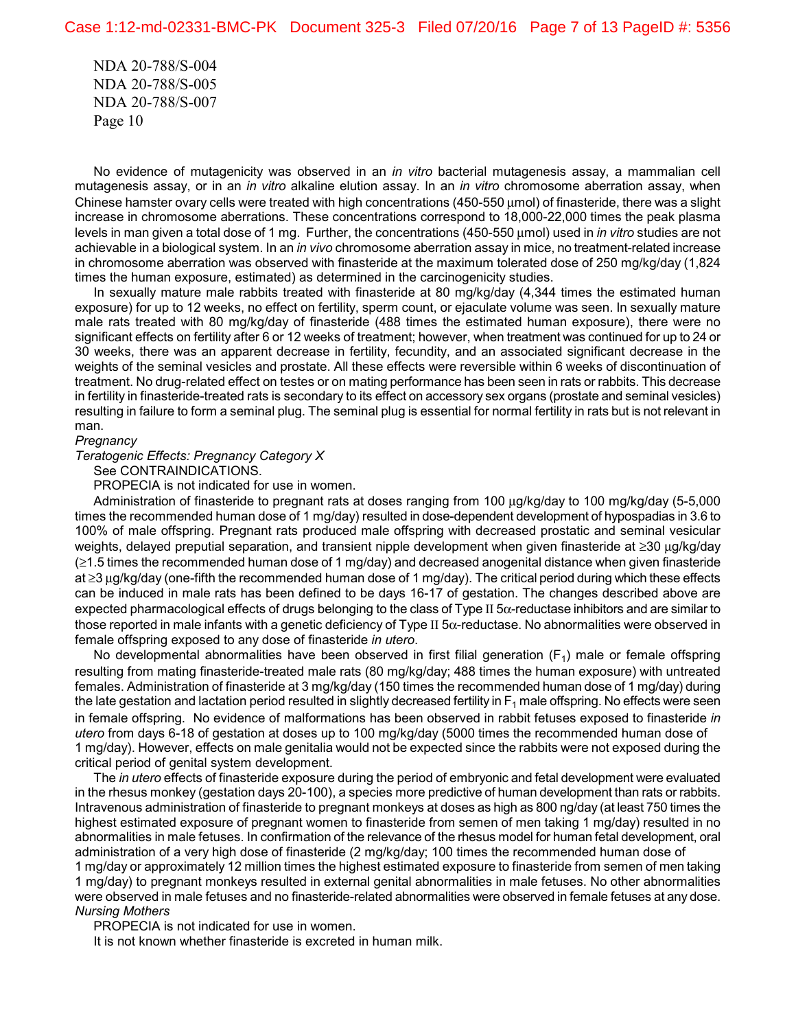NDA 20-788/S-004
NDA 20-788/S-005
NDA 20-788/S-007
Page 10

No evidence of mutagenicity was observed in an *in vitro* bacterial mutagenesis assay, a mammalian cell mutagenesis assay, or in an *in vitro* alkaline elution assay. In an *in vitro* chromosome aberration assay, when Chinese hamster ovary cells were treated with high concentrations (450-550 μmol) of finasteride, there was a slight increase in chromosome aberrations. These concentrations correspond to 18,000-22,000 times the peak plasma levels in man given a total dose of 1 mg. Further, the concentrations (450-550 μmol) used in *in vitro* studies are not achievable in a biological system. In an *in vivo* chromosome aberration assay in mice, no treatment-related increase in chromosome aberration was observed with finasteride at the maximum tolerated dose of 250 mg/kg/day (1,824 times the human exposure, estimated) as determined in the carcinogenicity studies.

In sexually mature male rabbits treated with finasteride at 80 mg/kg/day (4,344 times the estimated human exposure) for up to 12 weeks, no effect on fertility, sperm count, or ejaculate volume was seen. In sexually mature male rats treated with 80 mg/kg/day of finasteride (488 times the estimated human exposure), there were no significant effects on fertility after 6 or 12 weeks of treatment; however, when treatment was continued for up to 24 or 30 weeks, there was an apparent decrease in fertility, fecundity, and an associated significant decrease in the weights of the seminal vesicles and prostate. All these effects were reversible within 6 weeks of discontinuation of treatment. No drug-related effect on testes or on mating performance has been seen in rats or rabbits. This decrease in fertility in finasteride-treated rats is secondary to its effect on accessory sex organs (prostate and seminal vesicles) resulting in failure to form a seminal plug. The seminal plug is essential for normal fertility in rats but is not relevant in man.

*Pregnancy*

*Teratogenic Effects: Pregnancy Category X*

See CONTRAINDICATIONS.

PROPECIA is not indicated for use in women.

Administration of finasteride to pregnant rats at doses ranging from 100 μg/kg/day to 100 mg/kg/day (5-5,000 times the recommended human dose of 1 mg/day) resulted in dose-dependent development of hypospadias in 3.6 to 100% of male offspring. Pregnant rats produced male offspring with decreased prostatic and seminal vesicular weights, delayed preputial separation, and transient nipple development when given finasteride at ≥30 μg/kg/day (≥1.5 times the recommended human dose of 1 mg/day) and decreased anogenital distance when given finasteride at ≥3 μg/kg/day (one-fifth the recommended human dose of 1 mg/day). The critical period during which these effects can be induced in male rats has been defined to be days 16-17 of gestation. The changes described above are expected pharmacological effects of drugs belonging to the class of Type II 5α-reductase inhibitors and are similar to those reported in male infants with a genetic deficiency of Type II 5α-reductase. No abnormalities were observed in female offspring exposed to any dose of finasteride *in utero*.

No developmental abnormalities have been observed in first filial generation ($F_1$) male or female offspring resulting from mating finasteride-treated male rats (80 mg/kg/day; 488 times the human exposure) with untreated females. Administration of finasteride at 3 mg/kg/day (150 times the recommended human dose of 1 mg/day) during the late gestation and lactation period resulted in slightly decreased fertility in $F_1$ male offspring. No effects were seen in female offspring. No evidence of malformations has been observed in rabbit fetuses exposed to finasteride *in utero* from days 6-18 of gestation at doses up to 100 mg/kg/day (5000 times the recommended human dose of 1 mg/day). However, effects on male genitalia would not be expected since the rabbits were not exposed during the critical period of genital system development.

The *in utero* effects of finasteride exposure during the period of embryonic and fetal development were evaluated in the rhesus monkey (gestation days 20-100), a species more predictive of human development than rats or rabbits. Intravenous administration of finasteride to pregnant monkeys at doses as high as 800 ng/day (at least 750 times the highest estimated exposure of pregnant women to finasteride from semen of men taking 1 mg/day) resulted in no abnormalities in male fetuses. In confirmation of the relevance of the rhesus model for human fetal development, oral administration of a very high dose of finasteride (2 mg/kg/day; 100 times the recommended human dose of 1 mg/day or approximately 12 million times the highest estimated exposure to finasteride from semen of men taking 1 mg/day) to pregnant monkeys resulted in external genital abnormalities in male fetuses. No other abnormalities were observed in male fetuses and no finasteride-related abnormalities were observed in female fetuses at any dose.

*Nursing Mothers*

PROPECIA is not indicated for use in women.

It is not known whether finasteride is excreted in human milk.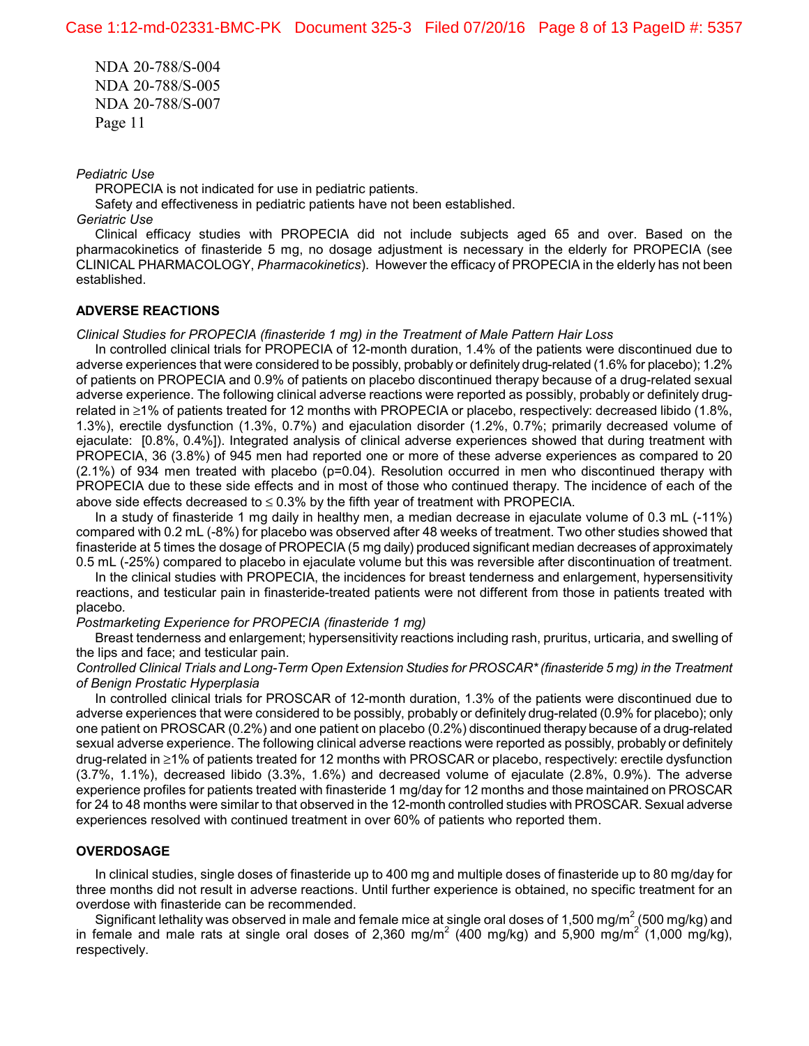NDA 20-788/S-004
NDA 20-788/S-005
NDA 20-788/S-007

*Pediatric Use*

PROPECIA is not indicated for use in pediatric patients.

Safety and effectiveness in pediatric patients have not been established.

*Geriatric Use*

Clinical efficacy studies with PROPECIA did not include subjects aged 65 and over. Based on the pharmacokinetics of finasteride 5 mg, no dosage adjustment is necessary in the elderly for PROPECIA (see CLINICAL PHARMACOLOGY, *Pharmacokinetics*). However the efficacy of PROPECIA in the elderly has not been established.

## ADVERSE REACTIONS

*Clinical Studies for PROPECIA (finasteride 1 mg) in the Treatment of Male Pattern Hair Loss*

In controlled clinical trials for PROPECIA of 12-month duration, 1.4% of the patients were discontinued due to adverse experiences that were considered to be possibly, probably or definitely drug-related (1.6% for placebo); 1.2% of patients on PROPECIA and 0.9% of patients on placebo discontinued therapy because of a drug-related sexual adverse experience. The following clinical adverse reactions were reported as possibly, probably or definitely drug-related in ≥1% of patients treated for 12 months with PROPECIA or placebo, respectively: decreased libido (1.8%, 1.3%), erectile dysfunction (1.3%, 0.7%) and ejaculation disorder (1.2%, 0.7%; primarily decreased volume of ejaculate: [0.8%, 0.4%]). Integrated analysis of clinical adverse experiences showed that during treatment with PROPECIA, 36 (3.8%) of 945 men had reported one or more of these adverse experiences as compared to 20 (2.1%) of 934 men treated with placebo ($p=0.04$). Resolution occurred in men who discontinued therapy with PROPECIA due to these side effects and in most of those who continued therapy. The incidence of each of the above side effects decreased to ≤ 0.3% by the fifth year of treatment with PROPECIA.

In a study of finasteride 1 mg daily in healthy men, a median decrease in ejaculate volume of 0.3 mL (-11%) compared with 0.2 mL (-8%) for placebo was observed after 48 weeks of treatment. Two other studies showed that finasteride at 5 times the dosage of PROPECIA (5 mg daily) produced significant median decreases of approximately 0.5 mL (-25%) compared to placebo in ejaculate volume but this was reversible after discontinuation of treatment.

In the clinical studies with PROPECIA, the incidences for breast tenderness and enlargement, hypersensitivity reactions, and testicular pain in finasteride-treated patients were not different from those in patients treated with placebo.

*Postmarketing Experience for PROPECIA (finasteride 1 mg)*

Breast tenderness and enlargement; hypersensitivity reactions including rash, pruritus, urticaria, and swelling of the lips and face; and testicular pain.

*Controlled Clinical Trials and Long-Term Open Extension Studies for PROSCAR\* (finasteride 5 mg) in the Treatment of Benign Prostatic Hyperplasia*

In controlled clinical trials for PROSCAR of 12-month duration, 1.3% of the patients were discontinued due to adverse experiences that were considered to be possibly, probably or definitely drug-related (0.9% for placebo); only one patient on PROSCAR (0.2%) and one patient on placebo (0.2%) discontinued therapy because of a drug-related sexual adverse experience. The following clinical adverse reactions were reported as possibly, probably or definitely drug-related in ≥1% of patients treated for 12 months with PROSCAR or placebo, respectively: erectile dysfunction (3.7%, 1.1%), decreased libido (3.3%, 1.6%) and decreased volume of ejaculate (2.8%, 0.9%). The adverse experience profiles for patients treated with finasteride 1 mg/day for 12 months and those maintained on PROSCAR for 24 to 48 months were similar to that observed in the 12-month controlled studies with PROSCAR. Sexual adverse experiences resolved with continued treatment in over 60% of patients who reported them.

## OVERDOSAGE

In clinical studies, single doses of finasteride up to 400 mg and multiple doses of finasteride up to 80 mg/day for three months did not result in adverse reactions. Until further experience is obtained, no specific treatment for an overdose with finasteride can be recommended.

Significant lethality was observed in male and female mice at single oral doses of 1,500 $mg/m^2$ (500 mg/kg) and in female and male rats at single oral doses of 2,360 $mg/m^2$ (400 mg/kg) and 5,900 $mg/m^2$ (1,000 mg/kg), respectively.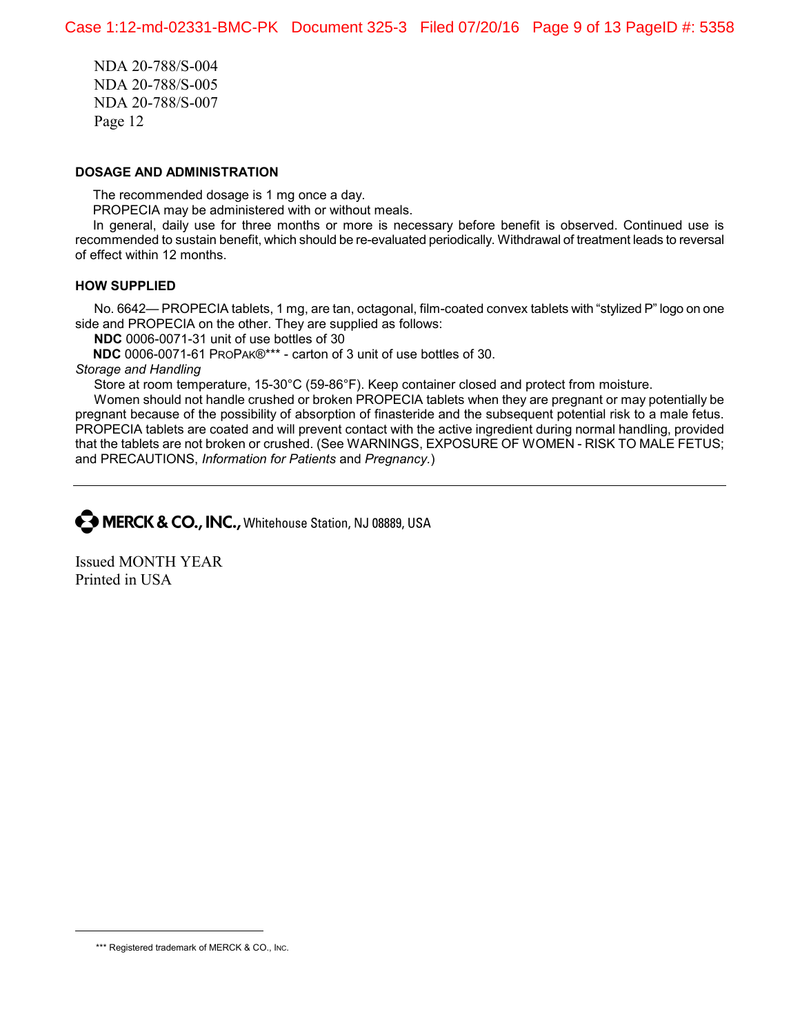NDA 20-788/S-004
NDA 20-788/S-005
NDA 20-788/S-007

## DOSAGE AND ADMINISTRATION

The recommended dosage is 1 mg once a day.

PROPECIA may be administered with or without meals.

In general, daily use for three months or more is necessary before benefit is observed. Continued use is recommended to sustain benefit, which should be re-evaluated periodically. Withdrawal of treatment leads to reversal of effect within 12 months.

## HOW SUPPLIED

No. 6642— PROPECIA tablets, 1 mg, are tan, octagonal, film-coated convex tablets with "stylized P" logo on one side and PROPECIA on the other. They are supplied as follows:

**NDC** 0006-0071-31 unit of use bottles of 30

**NDC** 0006-0071-61 PROPAK®*** - carton of 3 unit of use bottles of 30.

*Storage and Handling*

Store at room temperature, 15-30°C (59-86°F). Keep container closed and protect from moisture.

Women should not handle crushed or broken PROPECIA tablets when they are pregnant or may potentially be pregnant because of the possibility of absorption of finasteride and the subsequent potential risk to a male fetus. PROPECIA tablets are coated and will prevent contact with the active ingredient during normal handling, provided that the tablets are not broken or crushed. (See WARNINGS, EXPOSURE OF WOMEN - RISK TO MALE FETUS; and PRECAUTIONS, *Information for Patients* and *Pregnancy*.)

---

**MERCK & CO., INC.,** Whitehouse Station, NJ 08889, USA

Issued MONTH YEAR
Printed in USA

*** Registered trademark of MERCK & CO., INC.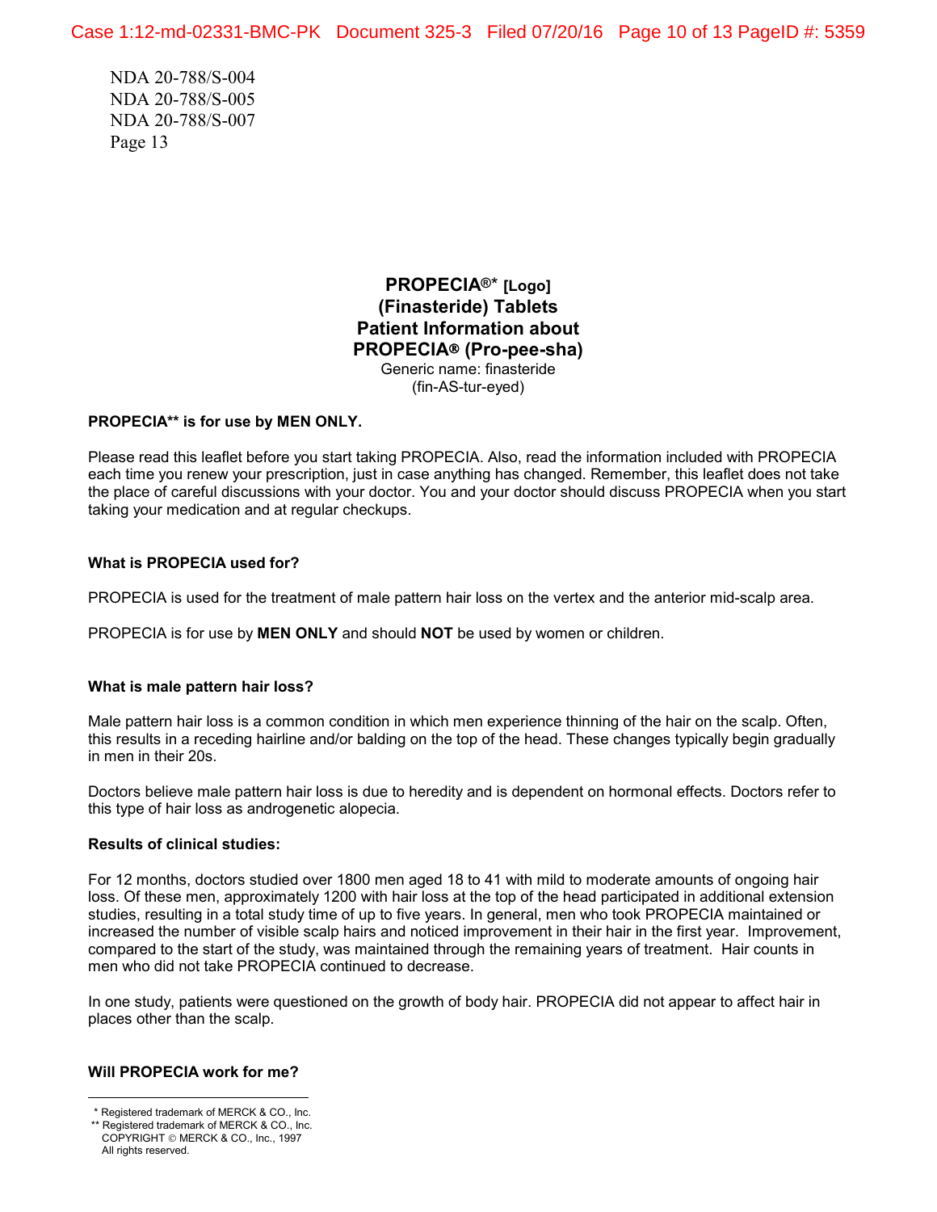NDA 20-788/S-004
NDA 20-788/S-005
NDA 20-788/S-007
Page 13

**PROPECIA®* [Logo]**
**(Finasteride) Tablets**
**Patient Information about**
**PROPECIA® (Pro-pee-sha)**
Generic name: finasteride
(fin-AS-tur-eyed)

**PROPECIA** is for use by MEN ONLY.**

Please read this leaflet before you start taking PROPECIA. Also, read the information included with PROPECIA each time you renew your prescription, just in case anything has changed. Remember, this leaflet does not take the place of careful discussions with your doctor. You and your doctor should discuss PROPECIA when you start taking your medication and at regular checkups.

**What is PROPECIA used for?**

PROPECIA is used for the treatment of male pattern hair loss on the vertex and the anterior mid-scalp area.

PROPECIA is for use by **MEN ONLY** and should **NOT** be used by women or children.

**What is male pattern hair loss?**

Male pattern hair loss is a common condition in which men experience thinning of the hair on the scalp. Often, this results in a receding hairline and/or balding on the top of the head. These changes typically begin gradually in men in their 20s.

Doctors believe male pattern hair loss is due to heredity and is dependent on hormonal effects. Doctors refer to this type of hair loss as androgenetic alopecia.

**Results of clinical studies:**

For 12 months, doctors studied over 1800 men aged 18 to 41 with mild to moderate amounts of ongoing hair loss. Of these men, approximately 1200 with hair loss at the top of the head participated in additional extension studies, resulting in a total study time of up to five years. In general, men who took PROPECIA maintained or increased the number of visible scalp hairs and noticed improvement in their hair in the first year. Improvement, compared to the start of the study, was maintained through the remaining years of treatment. Hair counts in men who did not take PROPECIA continued to decrease.

In one study, patients were questioned on the growth of body hair. PROPECIA did not appear to affect hair in places other than the scalp.

**Will PROPECIA work for me?**

* Registered trademark of MERCK & CO., Inc.
** Registered trademark of MERCK & CO., Inc.
COPYRIGHT © MERCK & CO., Inc., 1997
All rights reserved.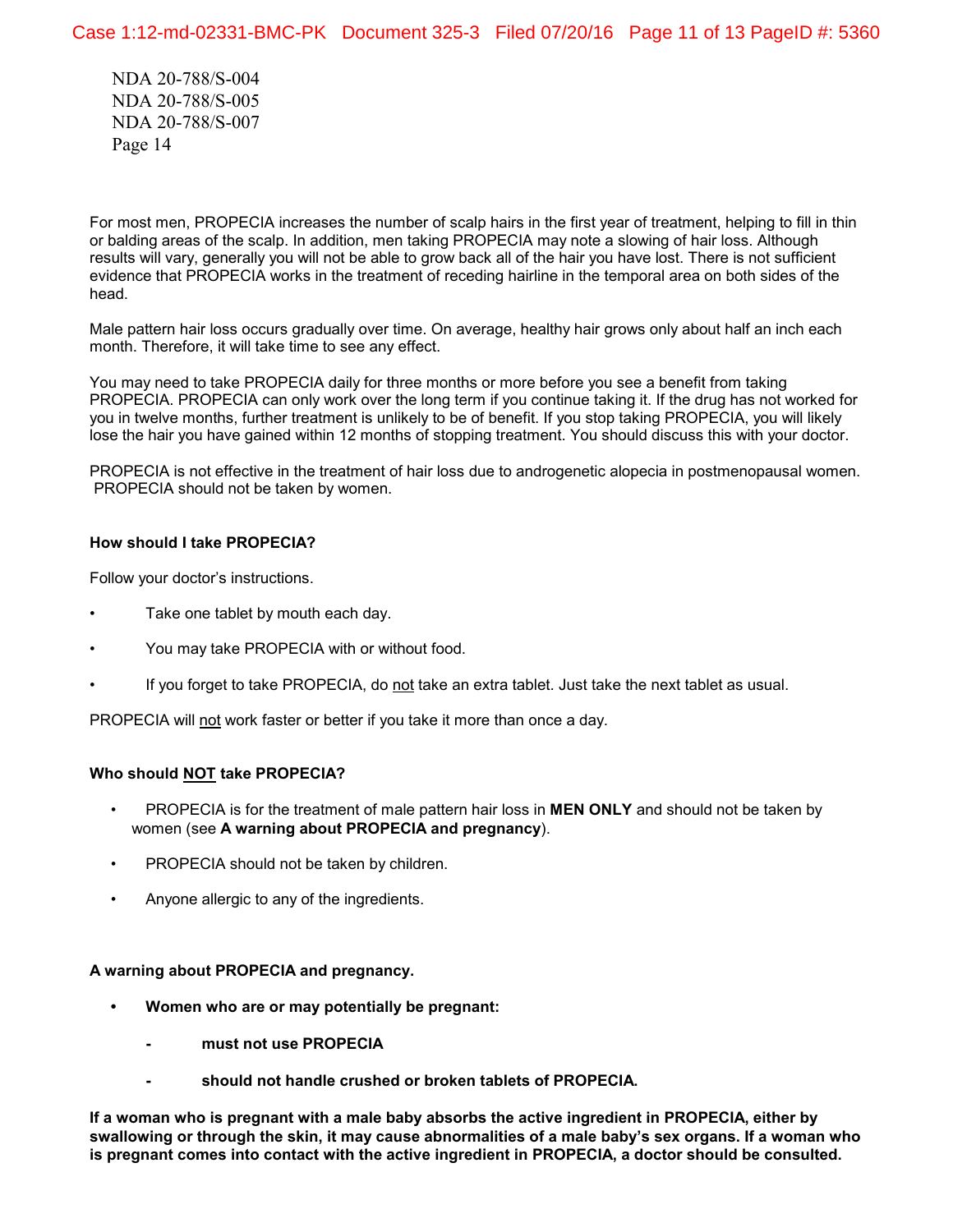NDA 20-788/S-004
NDA 20-788/S-005
NDA 20-788/S-007

For most men, PROPECIA increases the number of scalp hairs in the first year of treatment, helping to fill in thin or balding areas of the scalp. In addition, men taking PROPECIA may note a slowing of hair loss. Although results will vary, generally you will not be able to grow back all of the hair you have lost. There is not sufficient evidence that PROPECIA works in the treatment of receding hairline in the temporal area on both sides of the head.

Male pattern hair loss occurs gradually over time. On average, healthy hair grows only about half an inch each month. Therefore, it will take time to see any effect.

You may need to take PROPECIA daily for three months or more before you see a benefit from taking PROPECIA. PROPECIA can only work over the long term if you continue taking it. If the drug has not worked for you in twelve months, further treatment is unlikely to be of benefit. If you stop taking PROPECIA, you will likely lose the hair you have gained within 12 months of stopping treatment. You should discuss this with your doctor.

PROPECIA is not effective in the treatment of hair loss due to androgenetic alopecia in postmenopausal women. PROPECIA should not be taken by women.

**How should I take PROPECIA?**

Follow your doctor's instructions.

- Take one tablet by mouth each day.
- You may take PROPECIA with or without food.
- If you forget to take PROPECIA, do not take an extra tablet. Just take the next tablet as usual.

PROPECIA will not work faster or better if you take it more than once a day.

**Who should NOT take PROPECIA?**

- PROPECIA is for the treatment of male pattern hair loss in **MEN ONLY** and should not be taken by women (see **A warning about PROPECIA and pregnancy**).
- PROPECIA should not be taken by children.
- Anyone allergic to any of the ingredients.

**A warning about PROPECIA and pregnancy.**

- **Women who are or may potentially be pregnant:**
  - **must not use PROPECIA**
  - **should not handle crushed or broken tablets of PROPECIA.**

**If a woman who is pregnant with a male baby absorbs the active ingredient in PROPECIA, either by swallowing or through the skin, it may cause abnormalities of a male baby's sex organs. If a woman who is pregnant comes into contact with the active ingredient in PROPECIA, a doctor should be consulted.**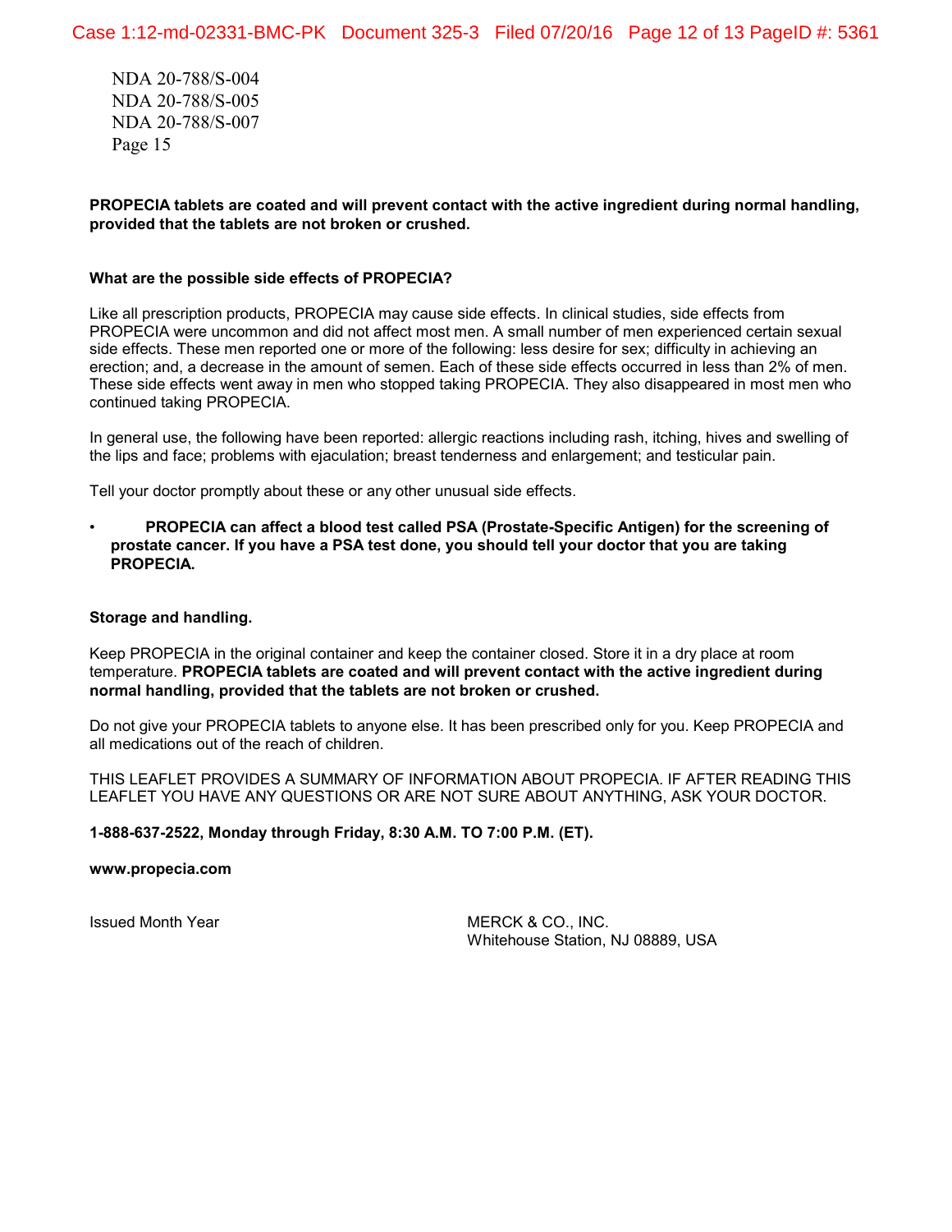NDA 20-788/S-004
NDA 20-788/S-005
NDA 20-788/S-007
Page 15

**PROPECIA tablets are coated and will prevent contact with the active ingredient during normal handling, provided that the tablets are not broken or crushed.**

**What are the possible side effects of PROPECIA?**

Like all prescription products, PROPECIA may cause side effects. In clinical studies, side effects from PROPECIA were uncommon and did not affect most men. A small number of men experienced certain sexual side effects. These men reported one or more of the following: less desire for sex; difficulty in achieving an erection; and, a decrease in the amount of semen. Each of these side effects occurred in less than 2% of men. These side effects went away in men who stopped taking PROPECIA. They also disappeared in most men who continued taking PROPECIA.

In general use, the following have been reported: allergic reactions including rash, itching, hives and swelling of the lips and face; problems with ejaculation; breast tenderness and enlargement; and testicular pain.

Tell your doctor promptly about these or any other unusual side effects.

- **PROPECIA can affect a blood test called PSA (Prostate-Specific Antigen) for the screening of prostate cancer. If you have a PSA test done, you should tell your doctor that you are taking PROPECIA.**

**Storage and handling.**

Keep PROPECIA in the original container and keep the container closed. Store it in a dry place at room temperature. **PROPECIA tablets are coated and will prevent contact with the active ingredient during normal handling, provided that the tablets are not broken or crushed.**

Do not give your PROPECIA tablets to anyone else. It has been prescribed only for you. Keep PROPECIA and all medications out of the reach of children.

THIS LEAFLET PROVIDES A SUMMARY OF INFORMATION ABOUT PROPECIA. IF AFTER READING THIS LEAFLET YOU HAVE ANY QUESTIONS OR ARE NOT SURE ABOUT ANYTHING, ASK YOUR DOCTOR.

**1-888-637-2522, Monday through Friday, 8:30 A.M. TO 7:00 P.M. (ET).**

**www.propecia.com**

Issued Month Year

MERCK & CO., INC.
Whitehouse Station, NJ 08889, USA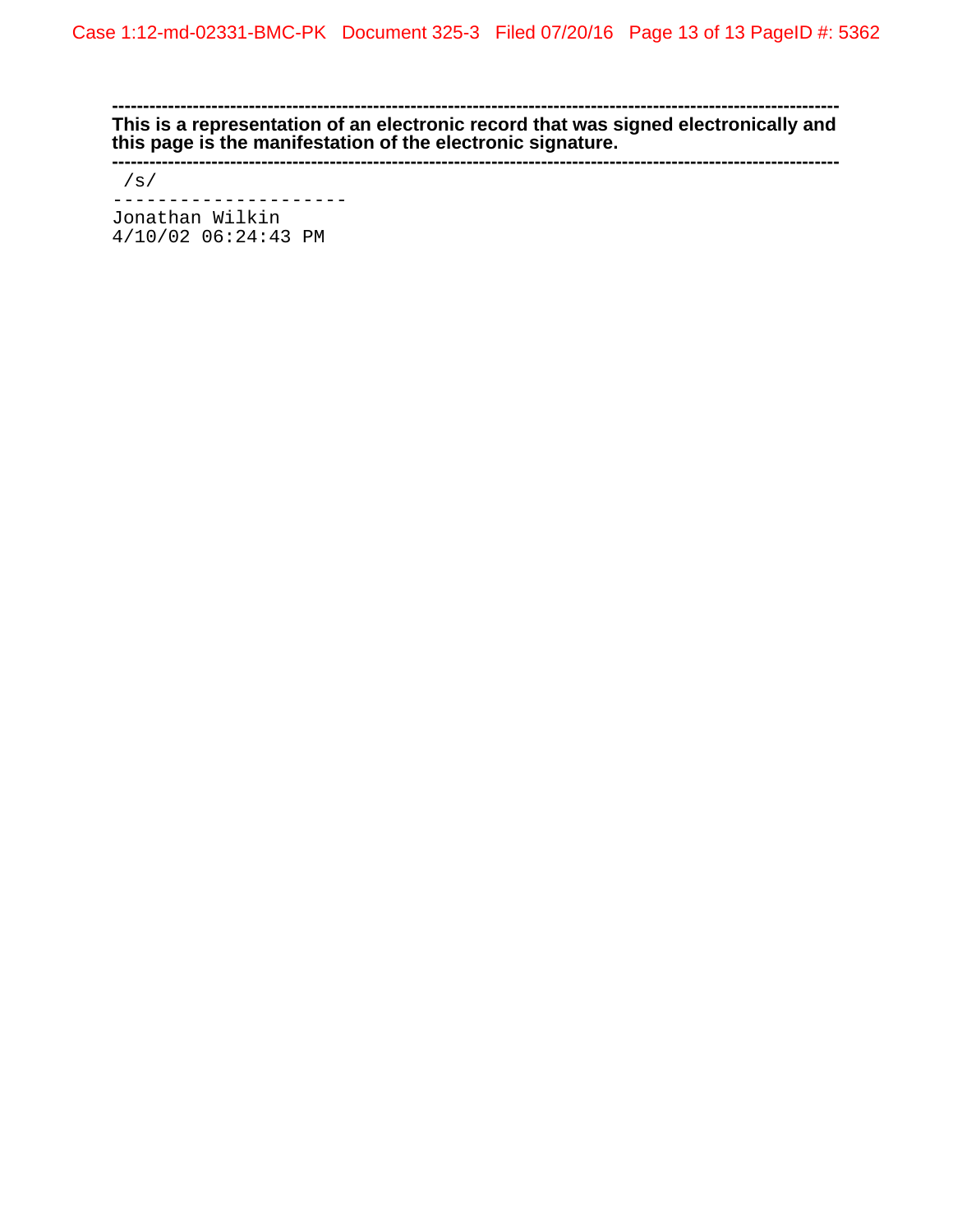---

**This is a representation of an electronic record that was signed electronically and this page is the manifestation of the electronic signature.**

---

/s/

---------------------

Jonathan Wilkin
4/10/02 06:24:43 PM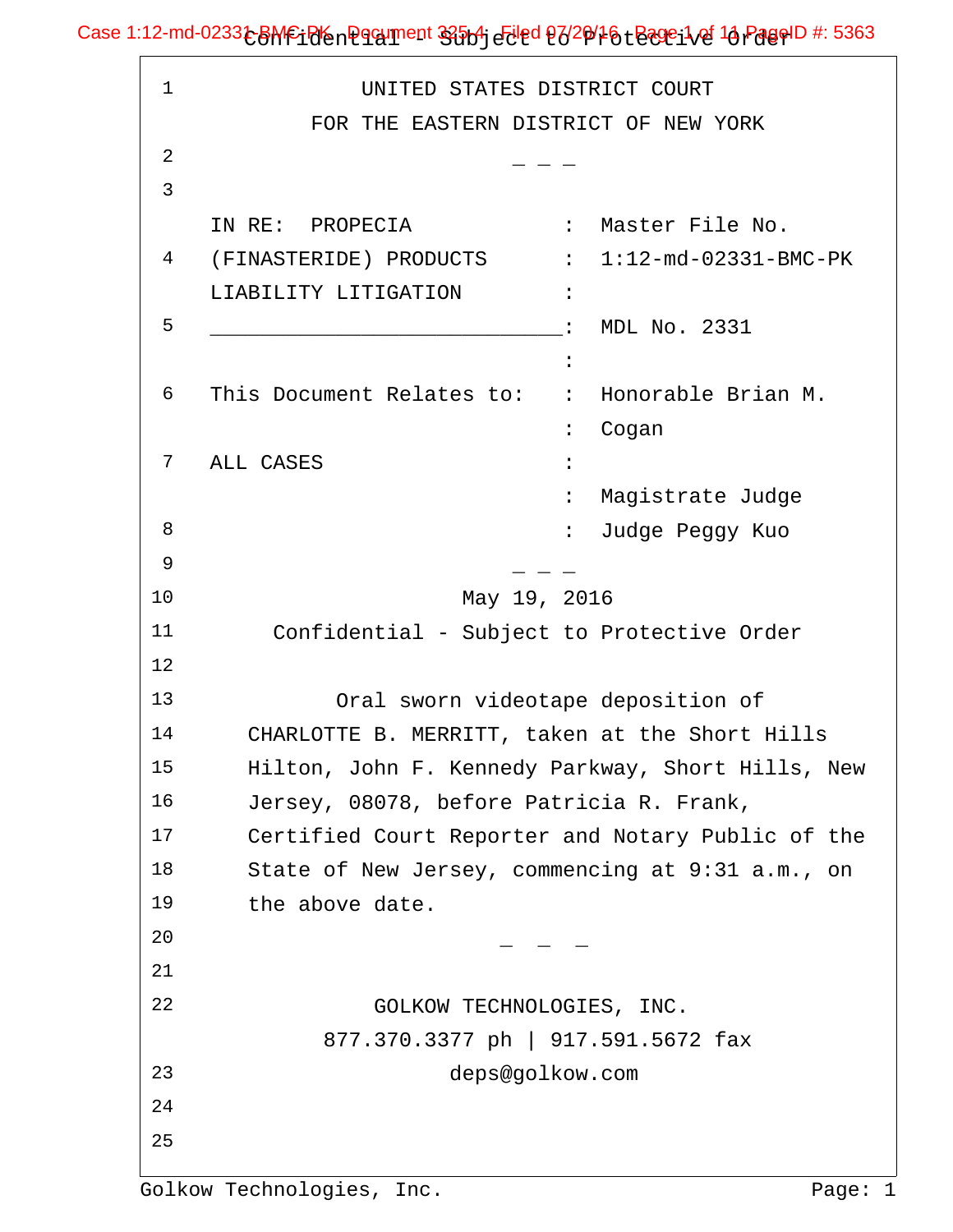UNITED STATES DISTRICT COURT
FOR THE EASTERN DISTRICT OF NEW YORK

\_ \_ \_

| | | |
|---|---|---|
| IN RE: PROPECIA | : | Master File No. |
| (FINASTERIDE) PRODUCTS | : | 1:12-md-02331-BMC-PK |
| LIABILITY LITIGATION | : | |
| \_\_\_\_\_\_\_\_\_\_\_\_\_\_\_\_\_\_\_\_\_\_\_\_\_\_\_\_ | : | MDL No. 2331 |
| | : | |
| This Document Relates to: | : | Honorable Brian M. Cogan |
| ALL CASES | : | |
| | : | Magistrate Judge |
| | : | Judge Peggy Kuo |

\_ \_ \_

May 19, 2016

Confidential - Subject to Protective Order

Oral sworn videotape deposition of CHARLOTTE B. MERRITT, taken at the Short Hills Hilton, John F. Kennedy Parkway, Short Hills, New Jersey, 08078, before Patricia R. Frank, Certified Court Reporter and Notary Public of the State of New Jersey, commencing at 9:31 a.m., on the above date.

\_ \_ \_

GOLKOW TECHNOLOGIES, INC.
877.370.3377 ph | 917.591.5672 fax
deps@golkow.com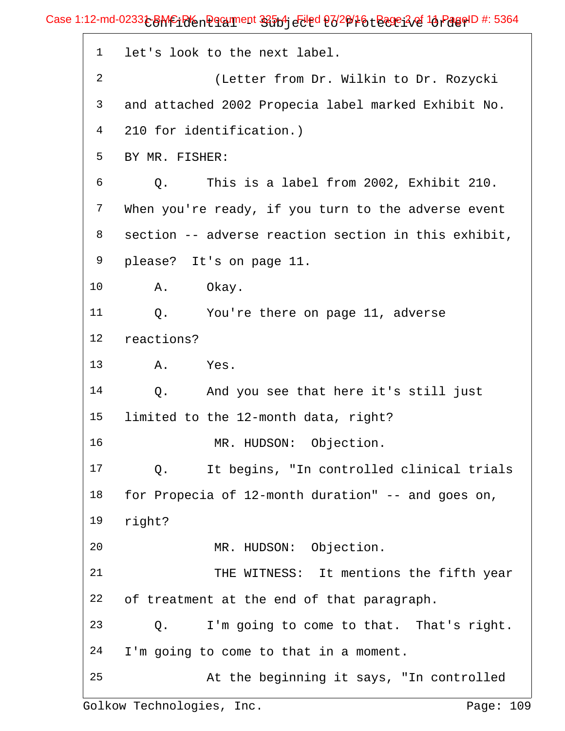1 let's look to the next label.

2 (Letter from Dr. Wilkin to Dr. Rozycki

3 and attached 2002 Propecia label marked Exhibit No.

4 210 for identification.)

5 BY MR. FISHER:

6 Q. This is a label from 2002, Exhibit 210.

7 When you're ready, if you turn to the adverse event

8 section -- adverse reaction section in this exhibit,

9 please? It's on page 11.

10 A. Okay.

11 Q. You're there on page 11, adverse

12 reactions?

13 A. Yes.

14 Q. And you see that here it's still just

15 limited to the 12-month data, right?

16 MR. HUDSON: Objection.

17 Q. It begins, "In controlled clinical trials

18 for Propecia of 12-month duration" -- and goes on,

19 right?

20 MR. HUDSON: Objection.

21 THE WITNESS: It mentions the fifth year

22 of treatment at the end of that paragraph.

23 Q. I'm going to come to that. That's right.

24 I'm going to come to that in a moment.

25 At the beginning it says, "In controlled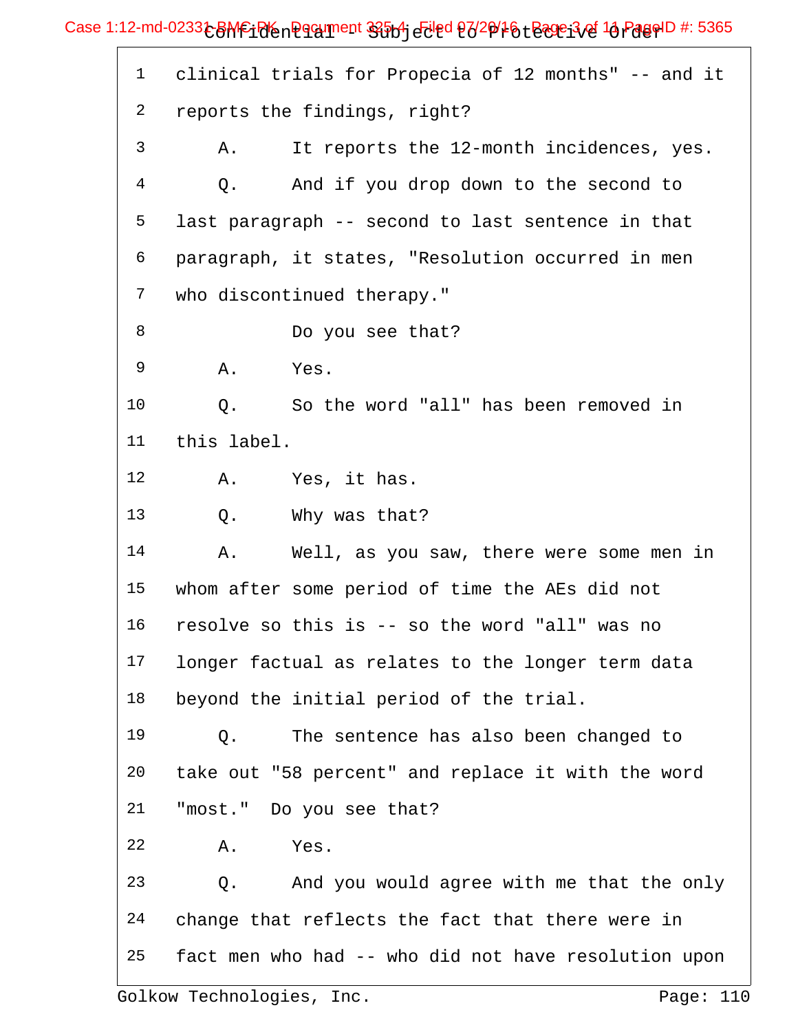1 clinical trials for Propecia of 12 months" -- and it
2 reports the findings, right?
3 A. It reports the 12-month incidences, yes.
4 Q. And if you drop down to the second to
5 last paragraph -- second to last sentence in that
6 paragraph, it states, "Resolution occurred in men
7 who discontinued therapy."
8 Do you see that?
9 A. Yes.
10 Q. So the word "all" has been removed in
11 this label.
12 A. Yes, it has.
13 Q. Why was that?
14 A. Well, as you saw, there were some men in
15 whom after some period of time the AEs did not
16 resolve so this is -- so the word "all" was no
17 longer factual as relates to the longer term data
18 beyond the initial period of the trial.
19 Q. The sentence has also been changed to
20 take out "58 percent" and replace it with the word
21 "most." Do you see that?
22 A. Yes.
23 Q. And you would agree with me that the only
24 change that reflects the fact that there were in
25 fact men who had -- who did not have resolution upon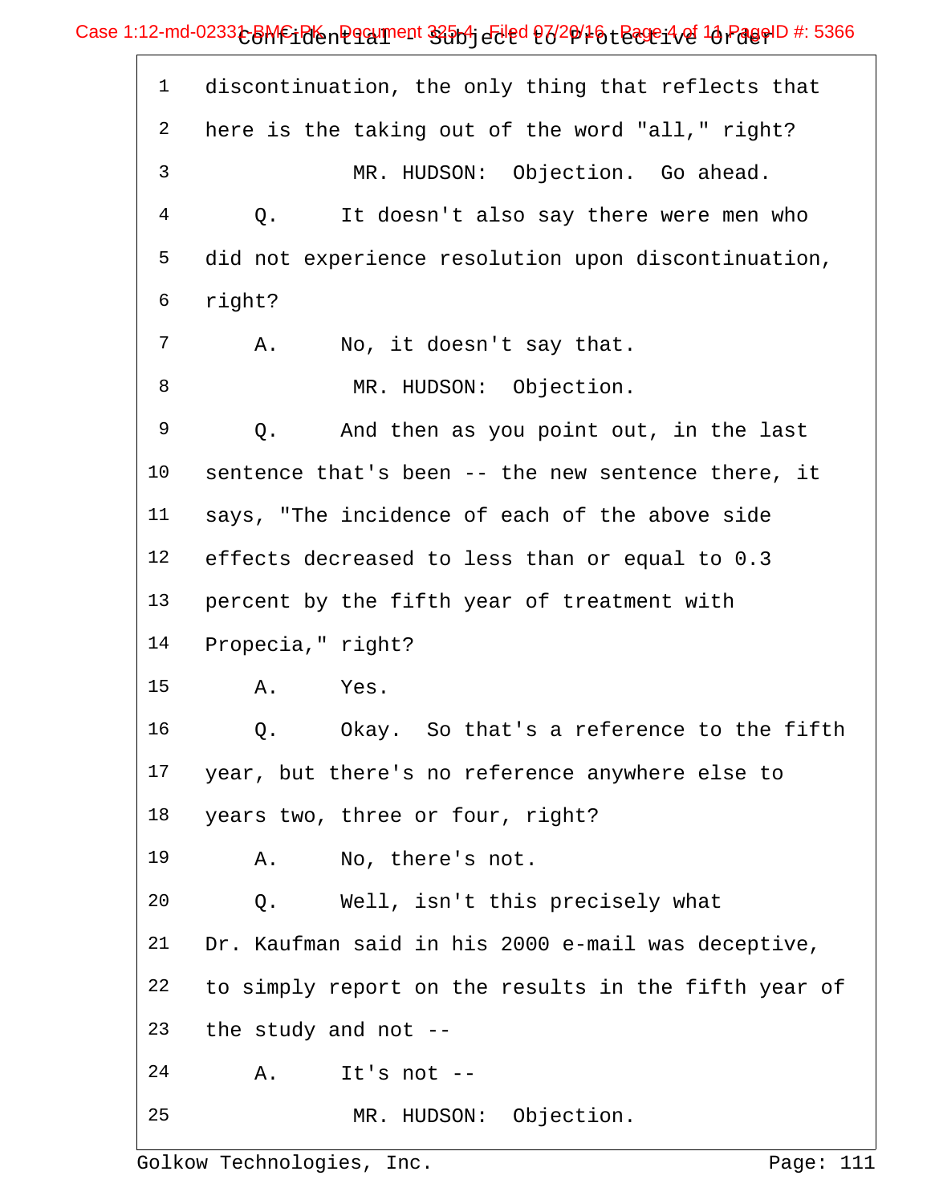1 discontinuation, the only thing that reflects that

2 here is the taking out of the word "all," right?

3 MR. HUDSON: Objection. Go ahead.

4 Q. It doesn't also say there were men who

5 did not experience resolution upon discontinuation,

6 right?

7 A. No, it doesn't say that.

8 MR. HUDSON: Objection.

9 Q. And then as you point out, in the last

10 sentence that's been -- the new sentence there, it

11 says, "The incidence of each of the above side

12 effects decreased to less than or equal to 0.3

13 percent by the fifth year of treatment with

14 Propecia," right?

15 A. Yes.

16 Q. Okay. So that's a reference to the fifth

17 year, but there's no reference anywhere else to

18 years two, three or four, right?

19 A. No, there's not.

20 Q. Well, isn't this precisely what

21 Dr. Kaufman said in his 2000 e-mail was deceptive,

22 to simply report on the results in the fifth year of

23 the study and not --

24 A. It's not --

25 MR. HUDSON: Objection.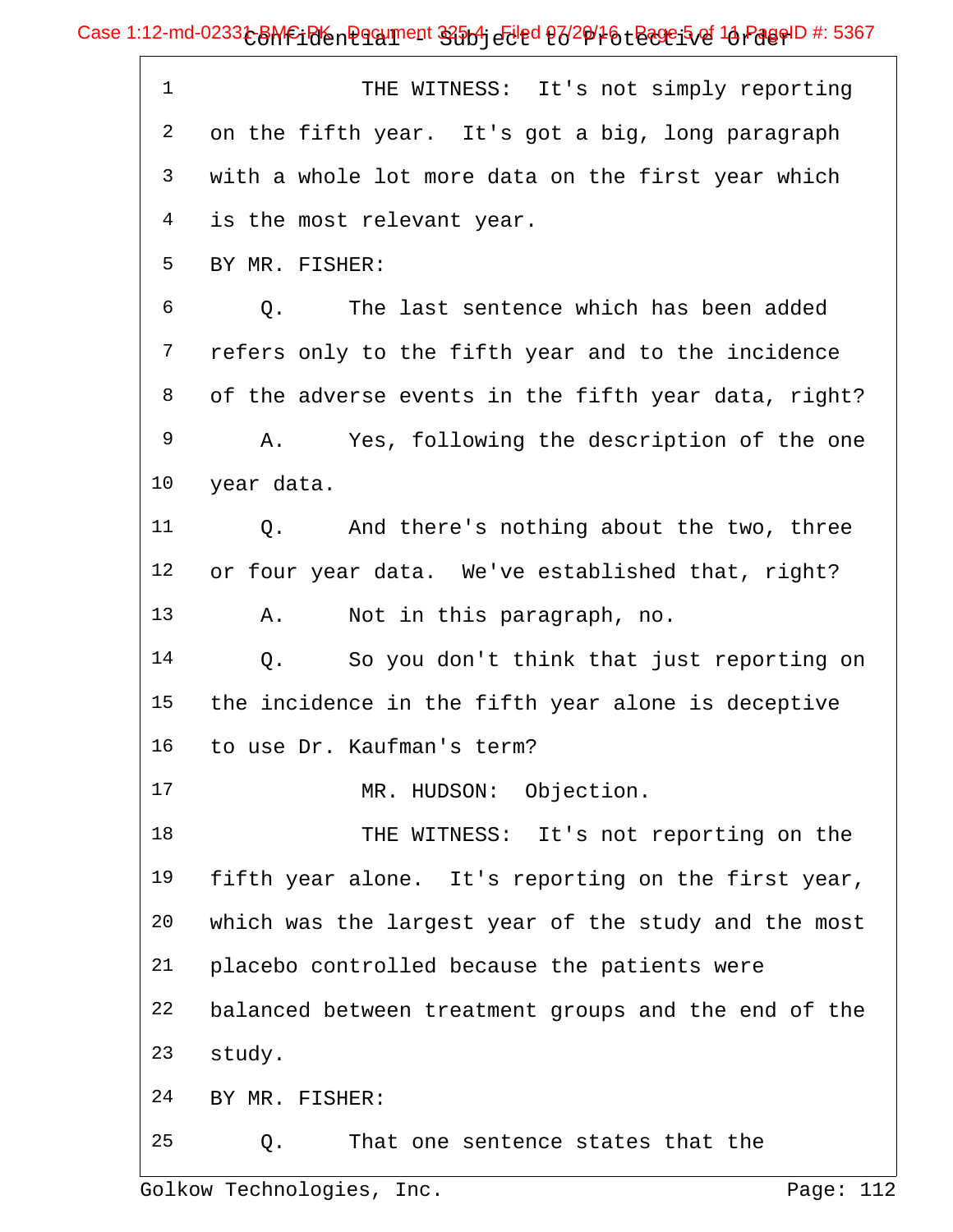1 THE WITNESS: It's not simply reporting
2 on the fifth year. It's got a big, long paragraph
3 with a whole lot more data on the first year which
4 is the most relevant year.
5 BY MR. FISHER:
6 Q. The last sentence which has been added
7 refers only to the fifth year and to the incidence
8 of the adverse events in the fifth year data, right?
9 A. Yes, following the description of the one
10 year data.
11 Q. And there's nothing about the two, three
12 or four year data. We've established that, right?
13 A. Not in this paragraph, no.
14 Q. So you don't think that just reporting on
15 the incidence in the fifth year alone is deceptive
16 to use Dr. Kaufman's term?
17 MR. HUDSON: Objection.
18 THE WITNESS: It's not reporting on the
19 fifth year alone. It's reporting on the first year,
20 which was the largest year of the study and the most
21 placebo controlled because the patients were
22 balanced between treatment groups and the end of the
23 study.
24 BY MR. FISHER:
25 Q. That one sentence states that the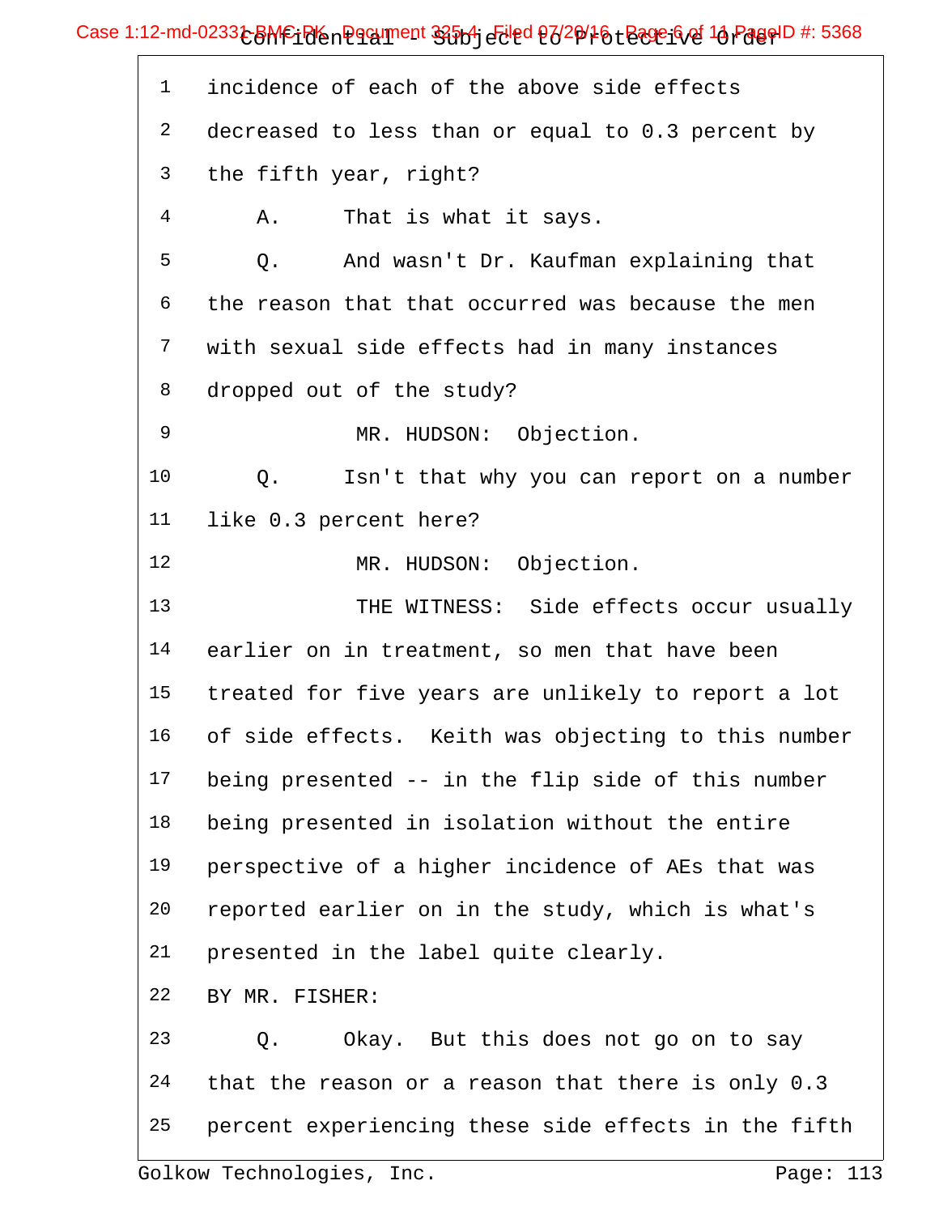1 incidence of each of the above side effects

2 decreased to less than or equal to 0.3 percent by

3 the fifth year, right?

4 A. That is what it says.

5 Q. And wasn't Dr. Kaufman explaining that

6 the reason that that occurred was because the men

7 with sexual side effects had in many instances

8 dropped out of the study?

9 MR. HUDSON: Objection.

10 Q. Isn't that why you can report on a number

11 like 0.3 percent here?

12 MR. HUDSON: Objection.

13 THE WITNESS: Side effects occur usually

14 earlier on in treatment, so men that have been

15 treated for five years are unlikely to report a lot

16 of side effects. Keith was objecting to this number

17 being presented -- in the flip side of this number

18 being presented in isolation without the entire

19 perspective of a higher incidence of AEs that was

20 reported earlier on in the study, which is what's

21 presented in the label quite clearly.

22 BY MR. FISHER:

23 Q. Okay. But this does not go on to say

24 that the reason or a reason that there is only 0.3

25 percent experiencing these side effects in the fifth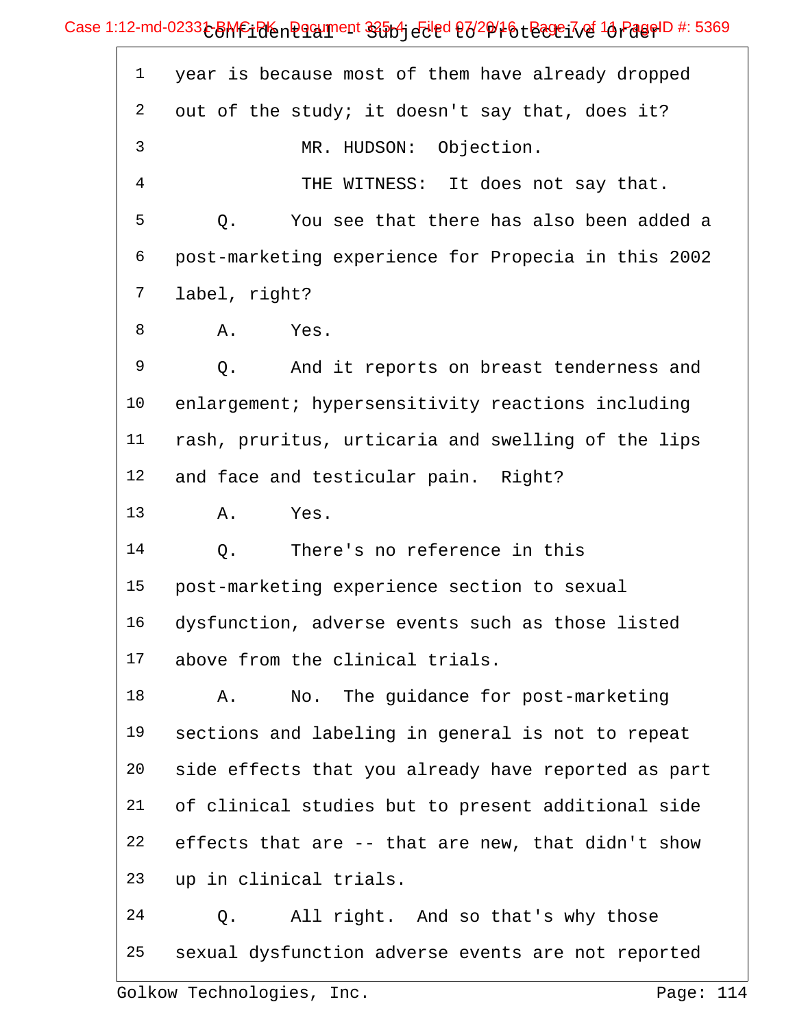1 year is because most of them have already dropped

2 out of the study; it doesn't say that, does it?

3 MR. HUDSON: Objection.

4 THE WITNESS: It does not say that.

5 Q. You see that there has also been added a

6 post-marketing experience for Propecia in this 2002

7 label, right?

8 A. Yes.

9 Q. And it reports on breast tenderness and

10 enlargement; hypersensitivity reactions including

11 rash, pruritus, urticaria and swelling of the lips

12 and face and testicular pain. Right?

13 A. Yes.

14 Q. There's no reference in this

15 post-marketing experience section to sexual

16 dysfunction, adverse events such as those listed

17 above from the clinical trials.

18 A. No. The guidance for post-marketing

19 sections and labeling in general is not to repeat

20 side effects that you already have reported as part

21 of clinical studies but to present additional side

22 effects that are -- that are new, that didn't show

23 up in clinical trials.

24 Q. All right. And so that's why those

25 sexual dysfunction adverse events are not reported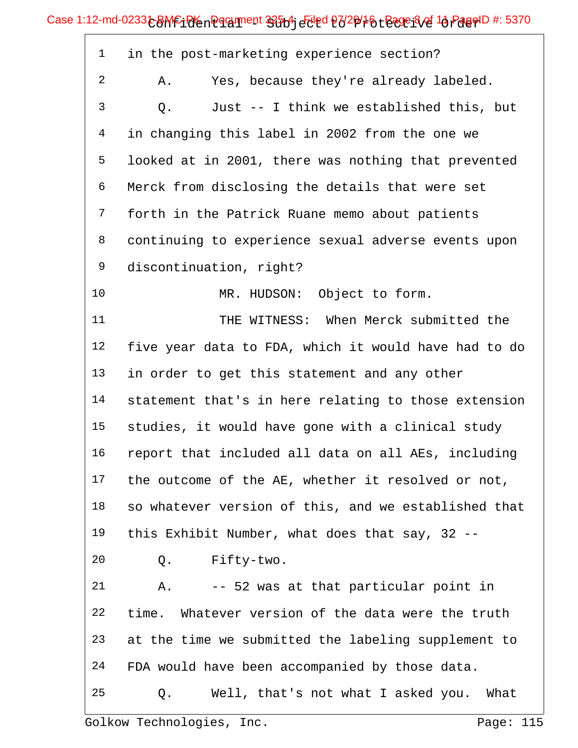1 in the post-marketing experience section?

2 A. Yes, because they're already labeled.

3 Q. Just -- I think we established this, but

4 in changing this label in 2002 from the one we

5 looked at in 2001, there was nothing that prevented

6 Merck from disclosing the details that were set

7 forth in the Patrick Ruane memo about patients

8 continuing to experience sexual adverse events upon

9 discontinuation, right?

10 MR. HUDSON: Object to form.

11 THE WITNESS: When Merck submitted the

12 five year data to FDA, which it would have had to do

13 in order to get this statement and any other

14 statement that's in here relating to those extension

15 studies, it would have gone with a clinical study

16 report that included all data on all AEs, including

17 the outcome of the AE, whether it resolved or not,

18 so whatever version of this, and we established that

19 this Exhibit Number, what does that say, 32 --

20 Q. Fifty-two.

21 A. -- 52 was at that particular point in

22 time. Whatever version of the data were the truth

23 at the time we submitted the labeling supplement to

24 FDA would have been accompanied by those data.

25 Q. Well, that's not what I asked you. What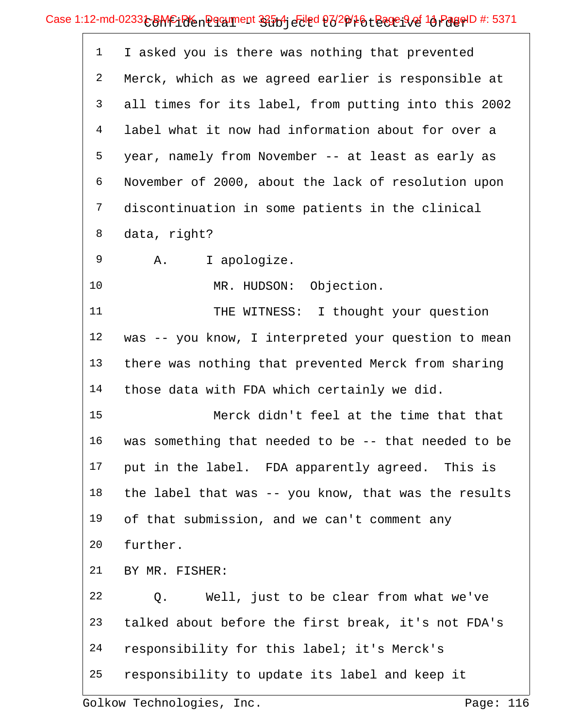1 I asked you is there was nothing that prevented
2 Merck, which as we agreed earlier is responsible at
3 all times for its label, from putting into this 2002
4 label what it now had information about for over a
5 year, namely from November -- at least as early as
6 November of 2000, about the lack of resolution upon
7 discontinuation in some patients in the clinical
8 data, right?
9 A. I apologize.
10 MR. HUDSON: Objection.
11 THE WITNESS: I thought your question
12 was -- you know, I interpreted your question to mean
13 there was nothing that prevented Merck from sharing
14 those data with FDA which certainly we did.
15 Merck didn't feel at the time that that
16 was something that needed to be -- that needed to be
17 put in the label. FDA apparently agreed. This is
18 the label that was -- you know, that was the results
19 of that submission, and we can't comment any
20 further.
21 BY MR. FISHER:
22 Q. Well, just to be clear from what we've
23 talked about before the first break, it's not FDA's
24 responsibility for this label; it's Merck's
25 responsibility to update its label and keep it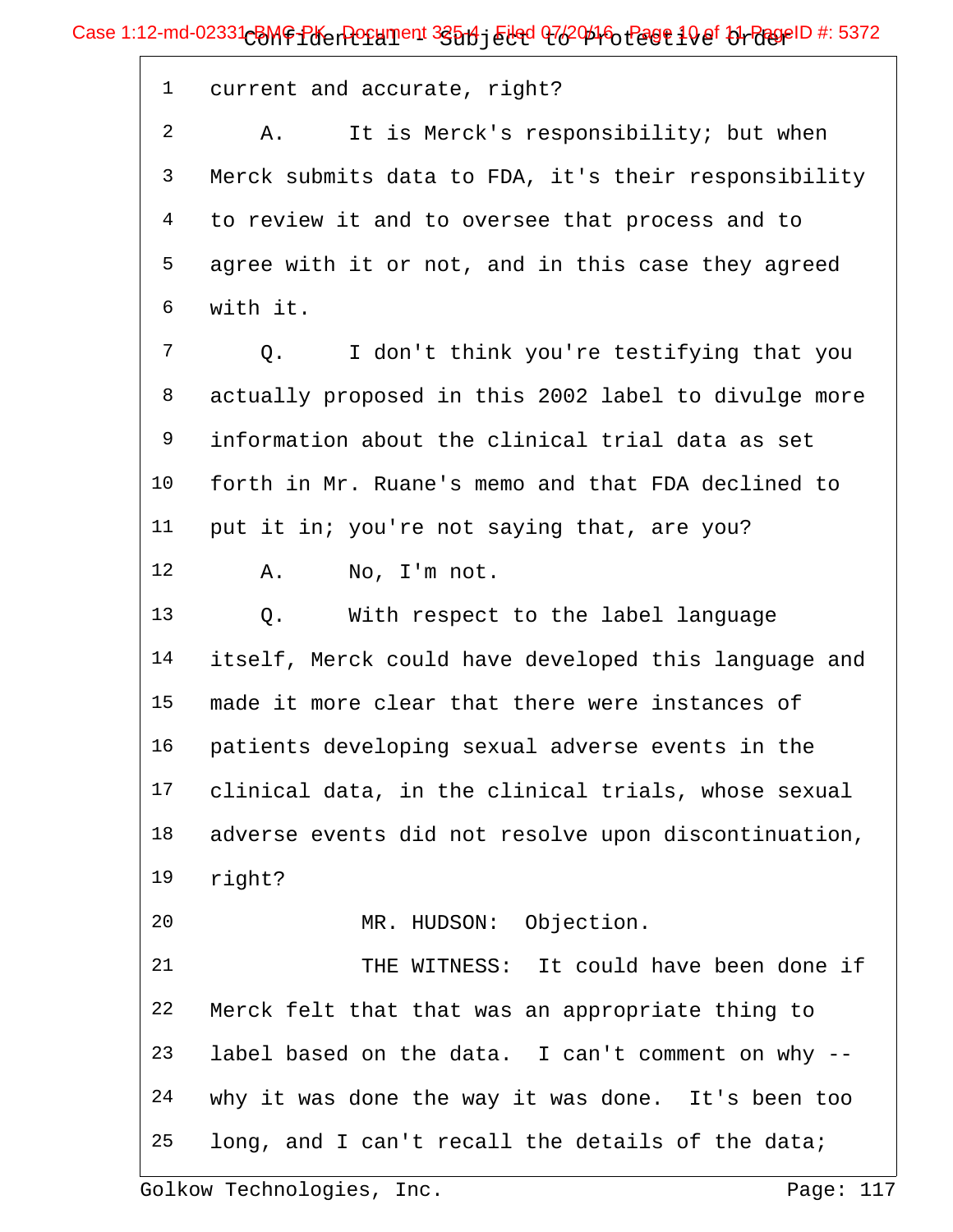1 current and accurate, right?

2 A. It is Merck's responsibility; but when

3 Merck submits data to FDA, it's their responsibility

4 to review it and to oversee that process and to

5 agree with it or not, and in this case they agreed

6 with it.

7 Q. I don't think you're testifying that you

8 actually proposed in this 2002 label to divulge more

9 information about the clinical trial data as set

10 forth in Mr. Ruane's memo and that FDA declined to

11 put it in; you're not saying that, are you?

12 A. No, I'm not.

13 Q. With respect to the label language

14 itself, Merck could have developed this language and

15 made it more clear that there were instances of

16 patients developing sexual adverse events in the

17 clinical data, in the clinical trials, whose sexual

18 adverse events did not resolve upon discontinuation,

19 right?

20 MR. HUDSON: Objection.

21 THE WITNESS: It could have been done if

22 Merck felt that that was an appropriate thing to

23 label based on the data. I can't comment on why --

24 why it was done the way it was done. It's been too

25 long, and I can't recall the details of the data;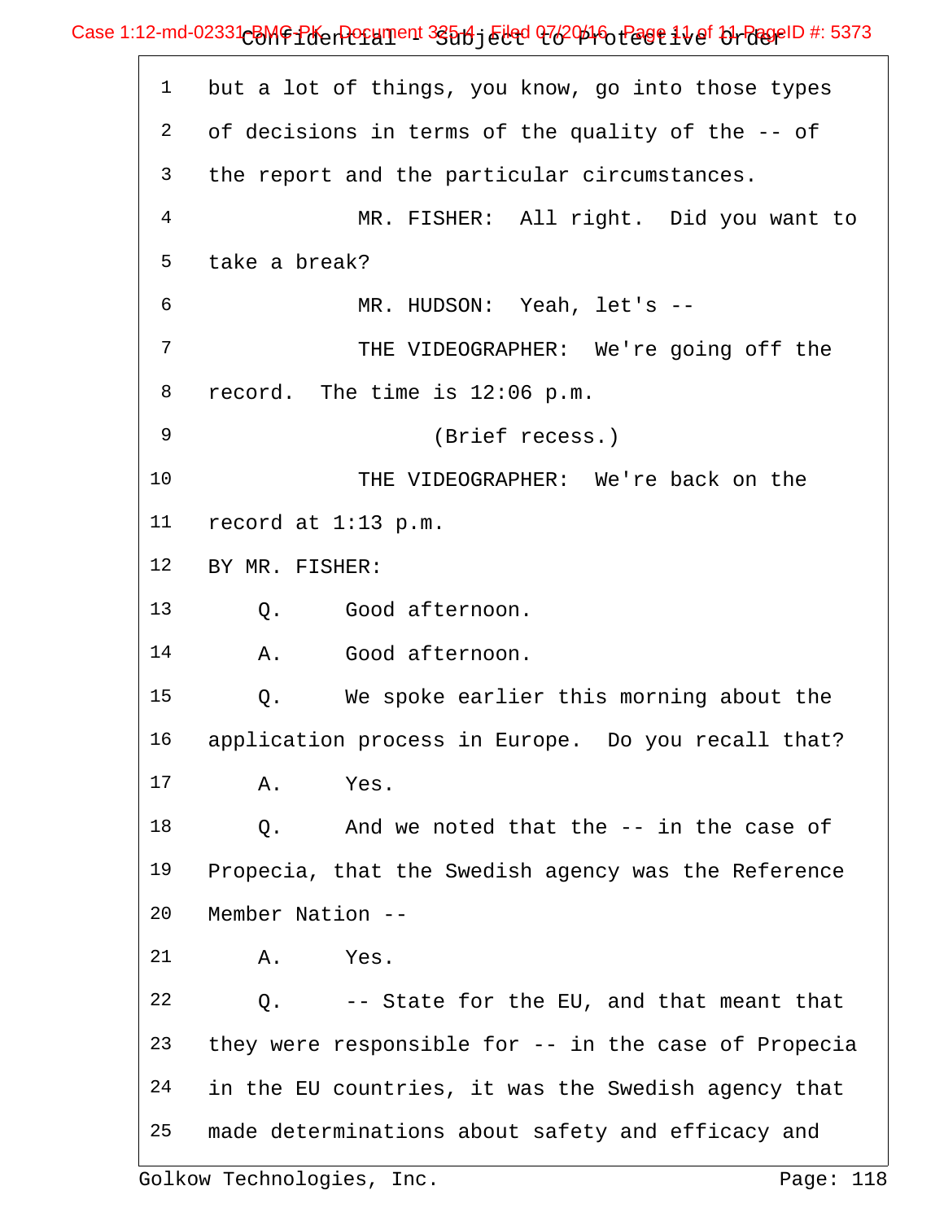1 but a lot of things, you know, go into those types

2 of decisions in terms of the quality of the -- of

3 the report and the particular circumstances.

4 MR. FISHER: All right. Did you want to

5 take a break?

6 MR. HUDSON: Yeah, let's --

7 THE VIDEOGRAPHER: We're going off the

8 record. The time is 12:06 p.m.

9 (Brief recess.)

10 THE VIDEOGRAPHER: We're back on the

11 record at 1:13 p.m.

12 BY MR. FISHER:

13 Q. Good afternoon.

14 A. Good afternoon.

15 Q. We spoke earlier this morning about the

16 application process in Europe. Do you recall that?

17 A. Yes.

18 Q. And we noted that the -- in the case of

19 Propecia, that the Swedish agency was the Reference

20 Member Nation --

21 A. Yes.

22 Q. -- State for the EU, and that meant that

23 they were responsible for -- in the case of Propecia

24 in the EU countries, it was the Swedish agency that

25 made determinations about safety and efficacy and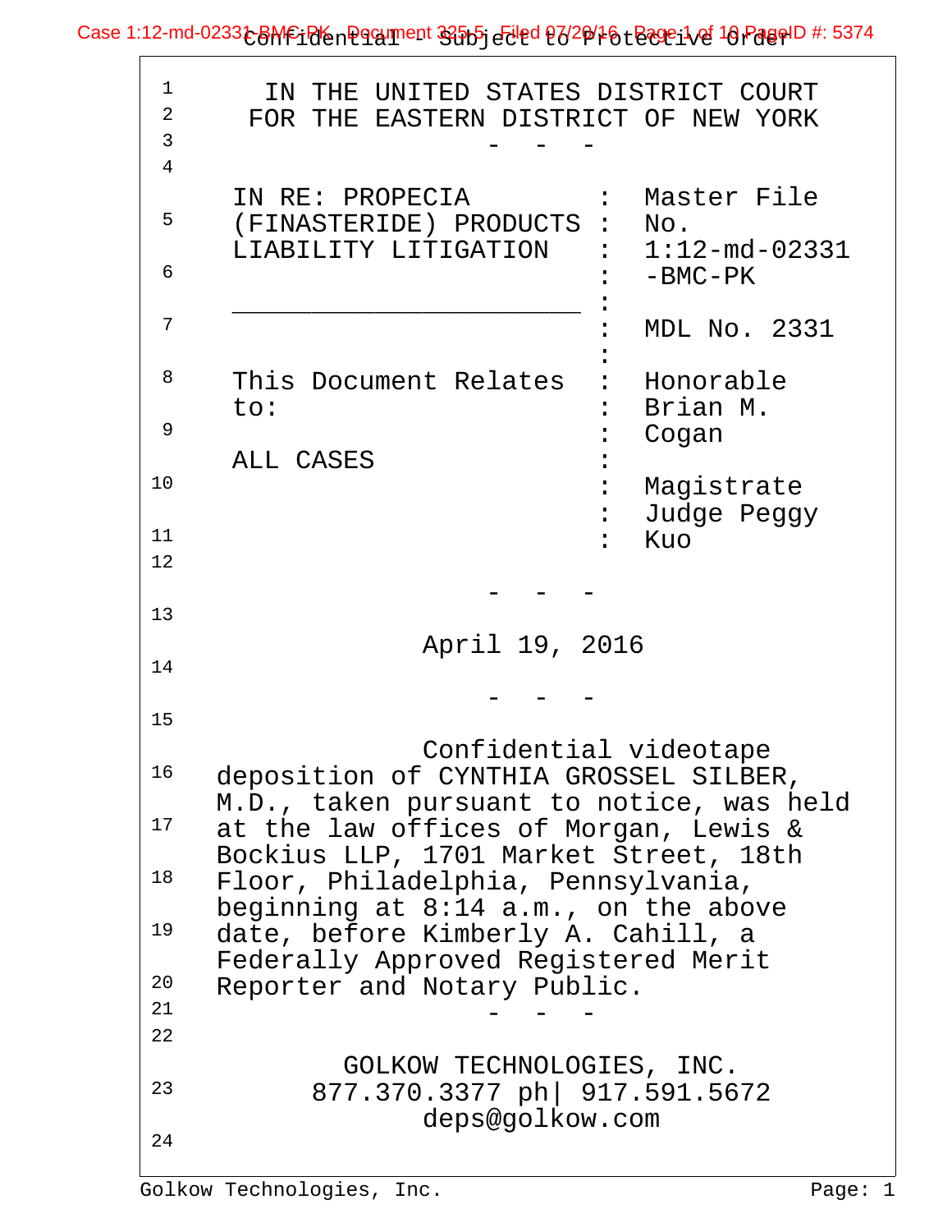IN THE UNITED STATES DISTRICT COURT
FOR THE EASTERN DISTRICT OF NEW YORK

\- - -

| | | |
|---|---|---|
| IN RE: PROPECIA (FINASTERIDE) PRODUCTS LIABILITY LITIGATION | : | Master File No. 1:12-md-02331 -BMC-PK |
| | : | MDL No. 2331 |
| This Document Relates to: | : | Honorable Brian M. Cogan |
| ALL CASES | : | Magistrate Judge Peggy Kuo |

\- - -

April 19, 2016

\- - -

Confidential videotape deposition of CYNTHIA GROSSEL SILBER, M.D., taken pursuant to notice, was held at the law offices of Morgan, Lewis & Bockius LLP, 1701 Market Street, 18th Floor, Philadelphia, Pennsylvania, beginning at 8:14 a.m., on the above date, before Kimberly A. Cahill, a Federally Approved Registered Merit Reporter and Notary Public.

\- - -

GOLKOW TECHNOLOGIES, INC.
877.370.3377 ph| 917.591.5672
deps@golkow.com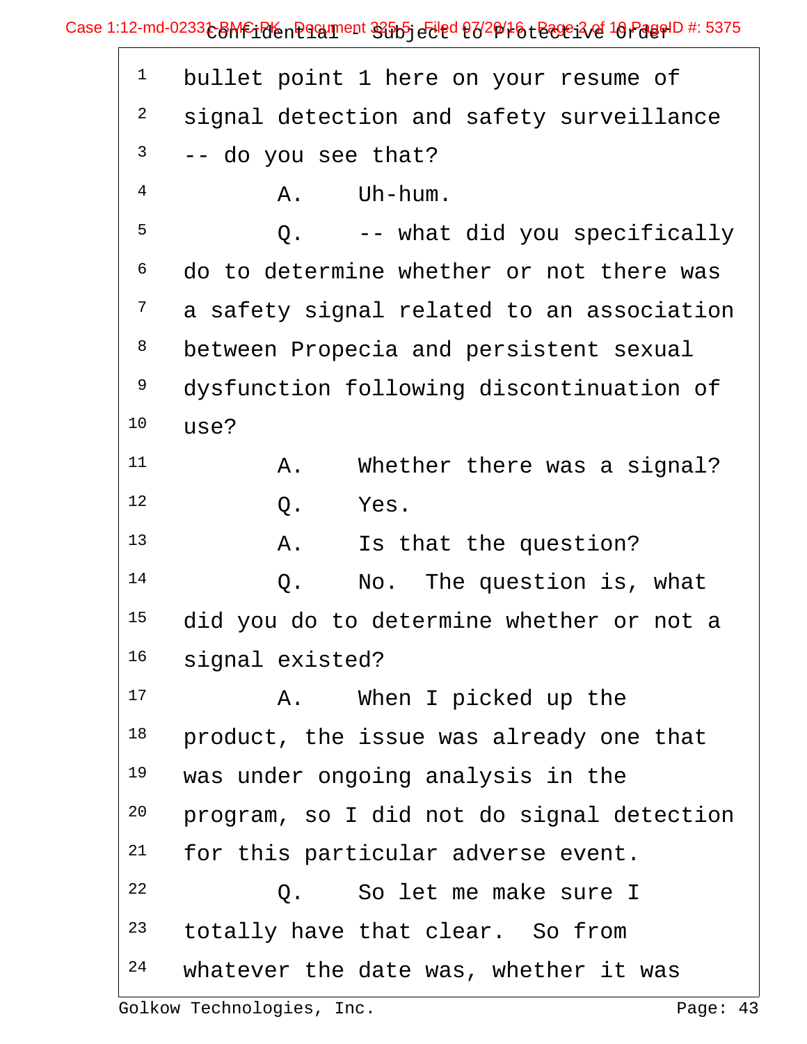1 bullet point 1 here on your resume of
2 signal detection and safety surveillance
3 -- do you see that?
4 A. Uh-hum.
5 Q. -- what did you specifically
6 do to determine whether or not there was
7 a safety signal related to an association
8 between Propecia and persistent sexual
9 dysfunction following discontinuation of
10 use?
11 A. Whether there was a signal?
12 Q. Yes.
13 A. Is that the question?
14 Q. No. The question is, what
15 did you do to determine whether or not a
16 signal existed?
17 A. When I picked up the
18 product, the issue was already one that
19 was under ongoing analysis in the
20 program, so I did not do signal detection
21 for this particular adverse event.
22 Q. So let me make sure I
23 totally have that clear. So from
24 whatever the date was, whether it was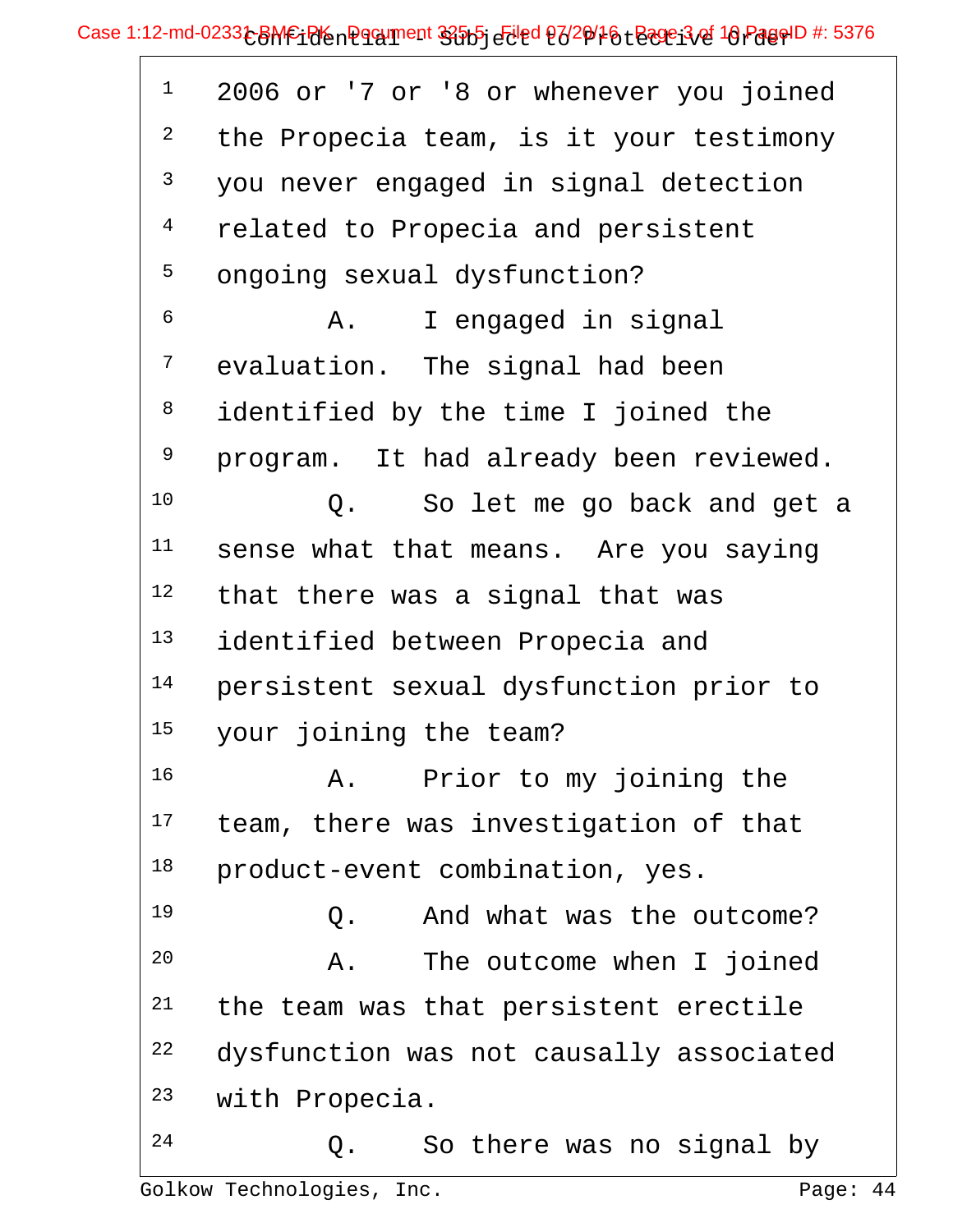1 2006 or '7 or '8 or whenever you joined
2 the Propecia team, is it your testimony
3 you never engaged in signal detection
4 related to Propecia and persistent
5 ongoing sexual dysfunction?
6 A. I engaged in signal
7 evaluation. The signal had been
8 identified by the time I joined the
9 program. It had already been reviewed.
10 Q. So let me go back and get a
11 sense what that means. Are you saying
12 that there was a signal that was
13 identified between Propecia and
14 persistent sexual dysfunction prior to
15 your joining the team?
16 A. Prior to my joining the
17 team, there was investigation of that
18 product-event combination, yes.
19 Q. And what was the outcome?
20 A. The outcome when I joined
21 the team was that persistent erectile
22 dysfunction was not causally associated
23 with Propecia.
24 Q. So there was no signal by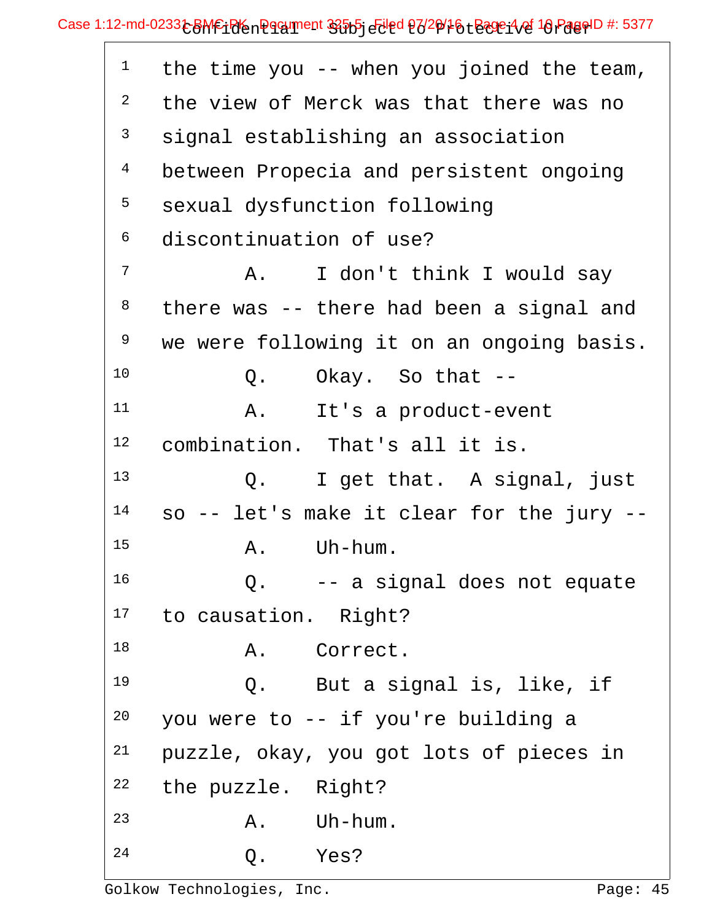1 the time you -- when you joined the team,
2 the view of Merck was that there was no
3 signal establishing an association
4 between Propecia and persistent ongoing
5 sexual dysfunction following
6 discontinuation of use?
7 A. I don't think I would say
8 there was -- there had been a signal and
9 we were following it on an ongoing basis.
10 Q. Okay. So that --
11 A. It's a product-event
12 combination. That's all it is.
13 Q. I get that. A signal, just
14 so -- let's make it clear for the jury --
15 A. Uh-hum.
16 Q. -- a signal does not equate
17 to causation. Right?
18 A. Correct.
19 Q. But a signal is, like, if
20 you were to -- if you're building a
21 puzzle, okay, you got lots of pieces in
22 the puzzle. Right?
23 A. Uh-hum.
24 Q. Yes?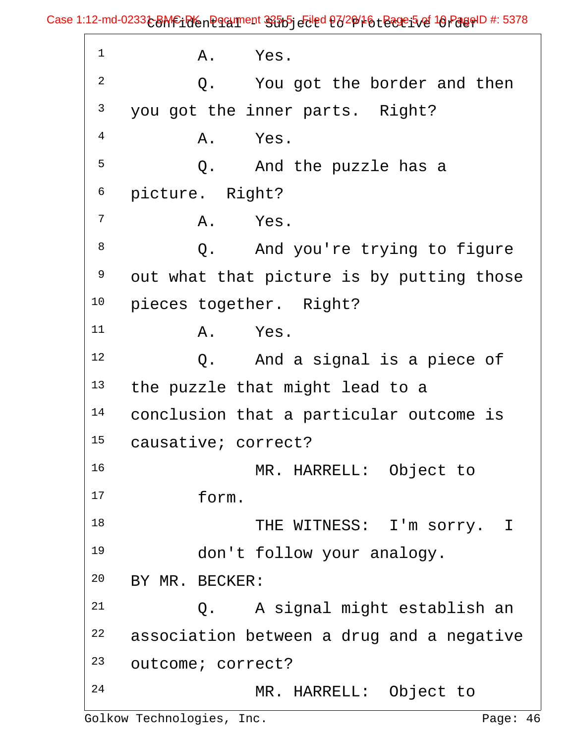1 A. Yes.

2 Q. You got the border and then

3 you got the inner parts. Right?

4 A. Yes.

5 Q. And the puzzle has a

6 picture. Right?

7 A. Yes.

8 Q. And you're trying to figure

9 out what that picture is by putting those

10 pieces together. Right?

11 A. Yes.

12 Q. And a signal is a piece of

13 the puzzle that might lead to a

14 conclusion that a particular outcome is

15 causative; correct?

16 MR. HARRELL: Object to

17 form.

18 THE WITNESS: I'm sorry. I

19 don't follow your analogy.

20 BY MR. BECKER:

21 Q. A signal might establish an

22 association between a drug and a negative

23 outcome; correct?

24 MR. HARRELL: Object to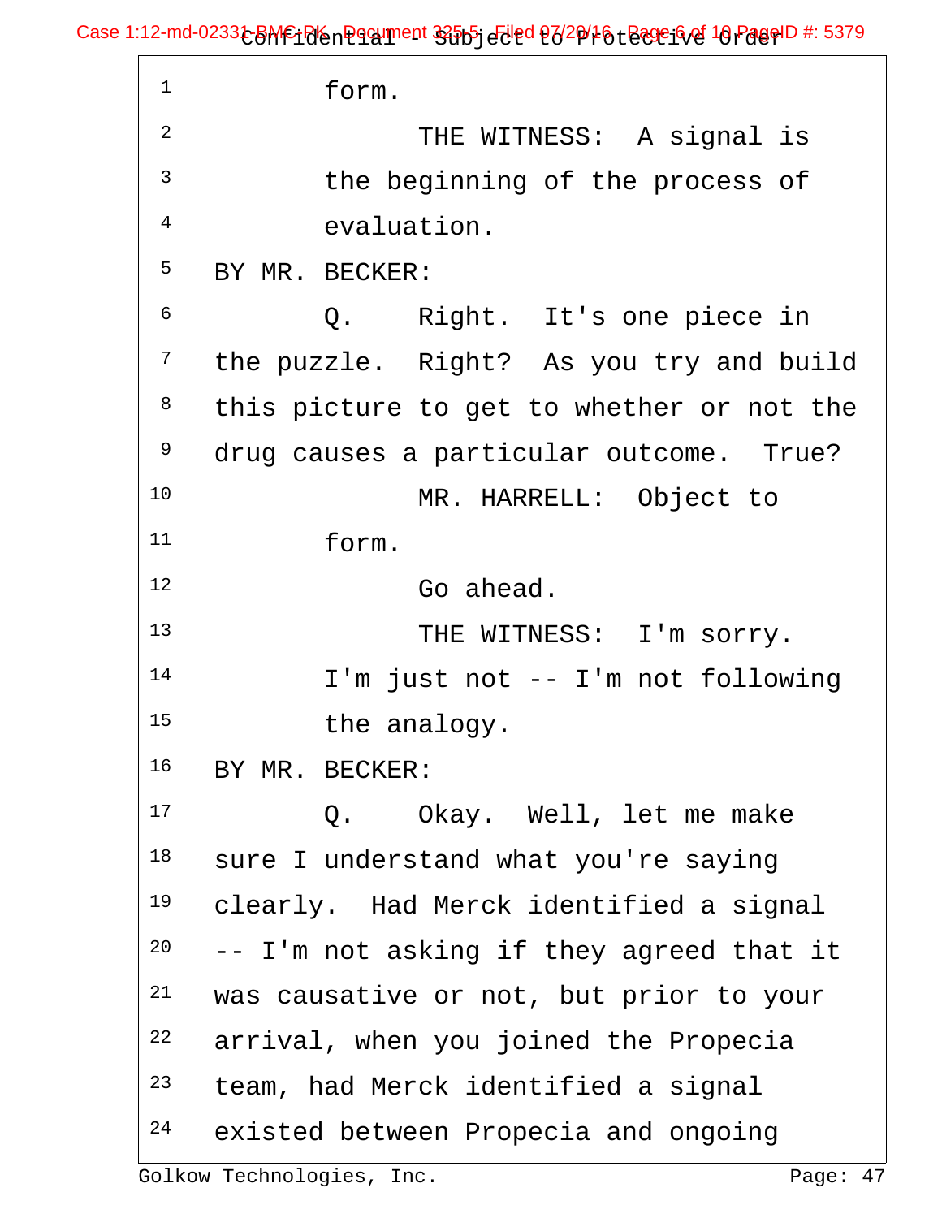1 form.

2 THE WITNESS: A signal is

3 the beginning of the process of

4 evaluation.

5 BY MR. BECKER:

6 Q. Right. It's one piece in

7 the puzzle. Right? As you try and build

8 this picture to get to whether or not the

9 drug causes a particular outcome. True?

10 MR. HARRELL: Object to

11 form.

12 Go ahead.

13 THE WITNESS: I'm sorry.

14 I'm just not -- I'm not following

15 the analogy.

16 BY MR. BECKER:

17 Q. Okay. Well, let me make

18 sure I understand what you're saying

19 clearly. Had Merck identified a signal

20 -- I'm not asking if they agreed that it

21 was causative or not, but prior to your

22 arrival, when you joined the Propecia

23 team, had Merck identified a signal

24 existed between Propecia and ongoing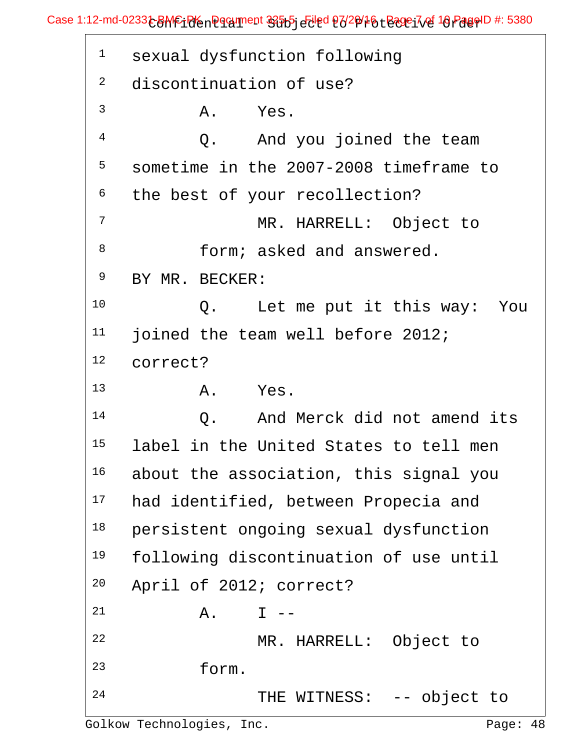1 sexual dysfunction following
2 discontinuation of use?
3 A. Yes.
4 Q. And you joined the team
5 sometime in the 2007-2008 timeframe to
6 the best of your recollection?
7 MR. HARRELL: Object to
8 form; asked and answered.
9 BY MR. BECKER:
10 Q. Let me put it this way: You
11 joined the team well before 2012;
12 correct?
13 A. Yes.
14 Q. And Merck did not amend its
15 label in the United States to tell men
16 about the association, this signal you
17 had identified, between Propecia and
18 persistent ongoing sexual dysfunction
19 following discontinuation of use until
20 April of 2012; correct?
21 A. I --
22 MR. HARRELL: Object to
23 form.
24 THE WITNESS: -- object to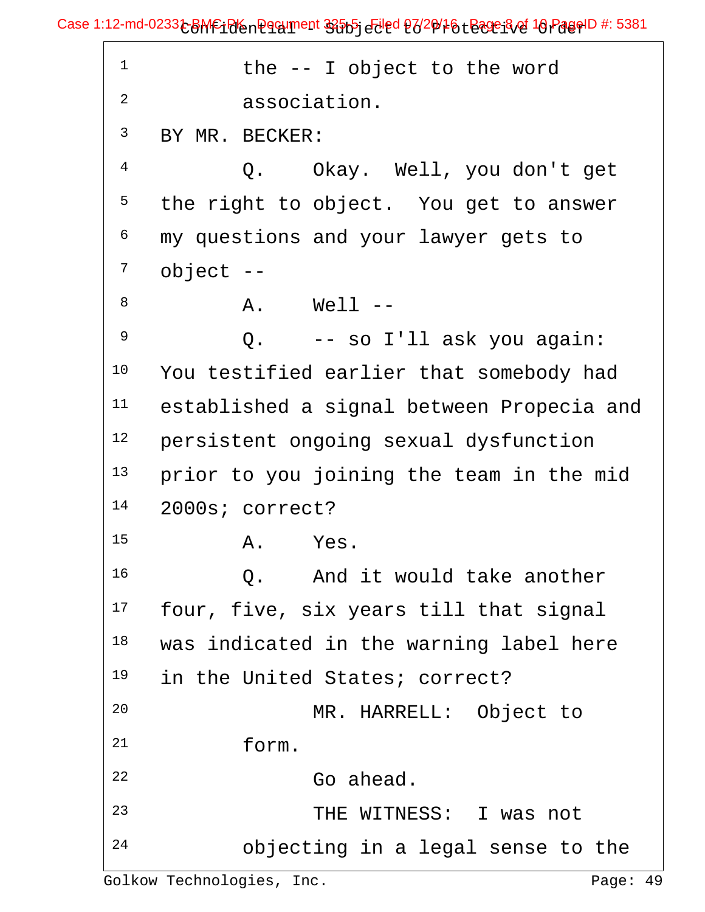1 the -- I object to the word
2 association.
3 BY MR. BECKER:
4 Q. Okay. Well, you don't get
5 the right to object. You get to answer
6 my questions and your lawyer gets to
7 object --
8 A. Well --
9 Q. -- so I'll ask you again:
10 You testified earlier that somebody had
11 established a signal between Propecia and
12 persistent ongoing sexual dysfunction
13 prior to you joining the team in the mid
14 2000s; correct?
15 A. Yes.
16 Q. And it would take another
17 four, five, six years till that signal
18 was indicated in the warning label here
19 in the United States; correct?
20 MR. HARRELL: Object to
21 form.
22 Go ahead.
23 THE WITNESS: I was not
24 objecting in a legal sense to the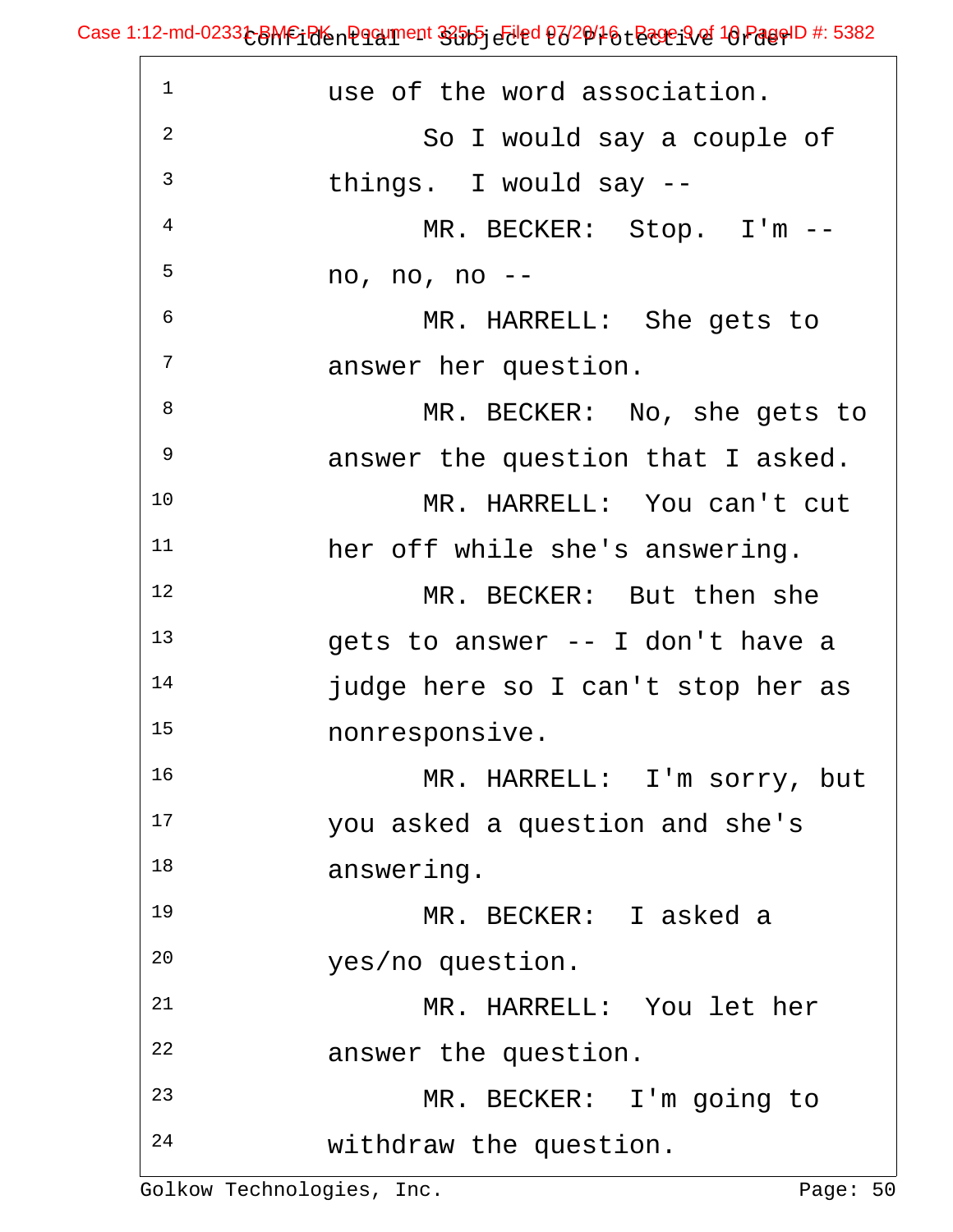1 use of the word association.

2 So I would say a couple of

3 things. I would say --

4 MR. BECKER: Stop. I'm --

5 no, no, no --

6 MR. HARRELL: She gets to

7 answer her question.

8 MR. BECKER: No, she gets to

9 answer the question that I asked.

10 MR. HARRELL: You can't cut

11 her off while she's answering.

12 MR. BECKER: But then she

13 gets to answer -- I don't have a

14 judge here so I can't stop her as

15 nonresponsive.

16 MR. HARRELL: I'm sorry, but

17 you asked a question and she's

18 answering.

19 MR. BECKER: I asked a

20 yes/no question.

21 MR. HARRELL: You let her

22 answer the question.

23 MR. BECKER: I'm going to

24 withdraw the question.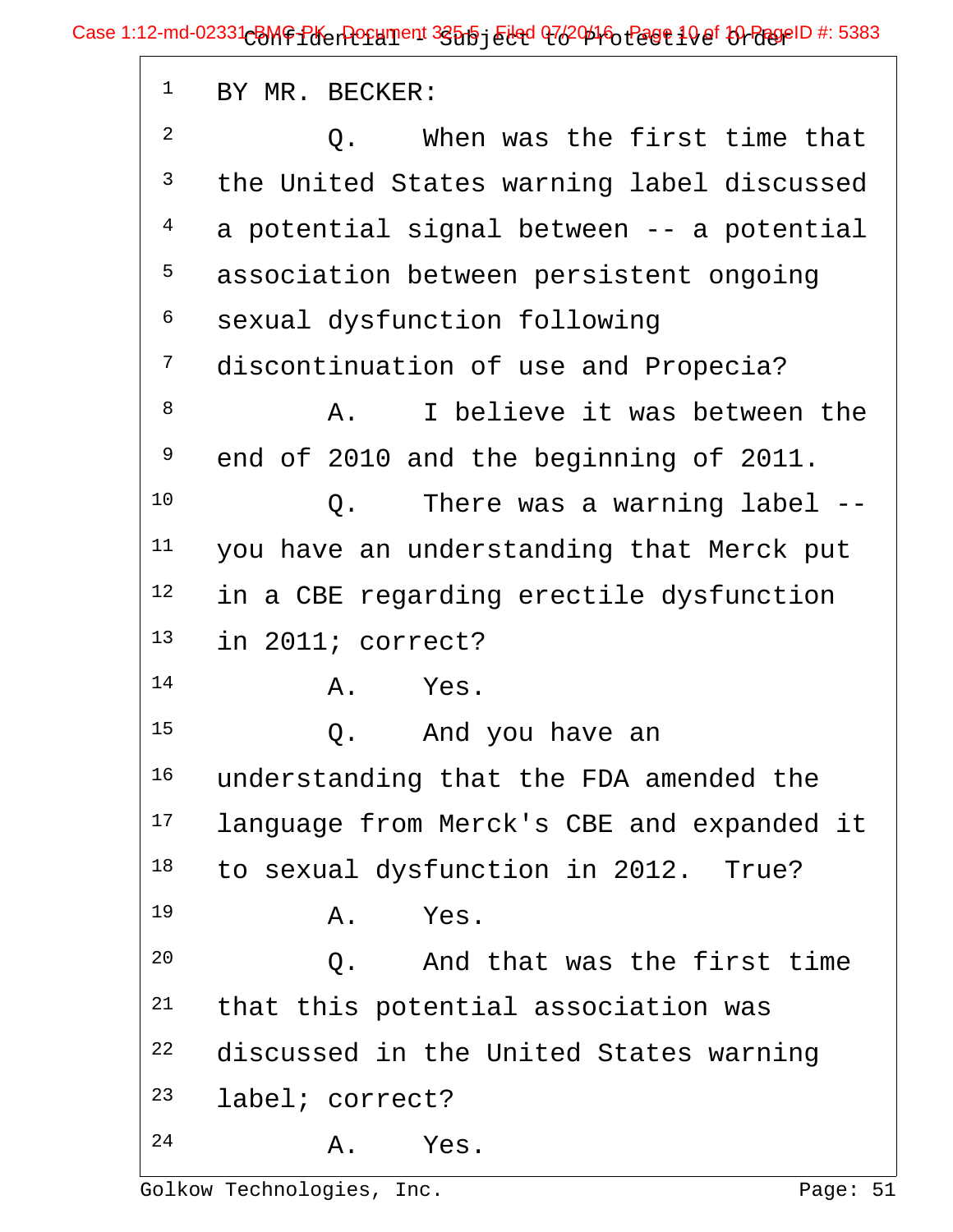BY MR. BECKER:

Q. When was the first time that the United States warning label discussed a potential signal between -- a potential association between persistent ongoing sexual dysfunction following discontinuation of use and Propecia?

A. I believe it was between the end of 2010 and the beginning of 2011.

Q. There was a warning label -- you have an understanding that Merck put in a CBE regarding erectile dysfunction in 2011; correct?

A. Yes.

Q. And you have an understanding that the FDA amended the language from Merck's CBE and expanded it to sexual dysfunction in 2012. True?

A. Yes.

Q. And that was the first time that this potential association was discussed in the United States warning label; correct?

A. Yes.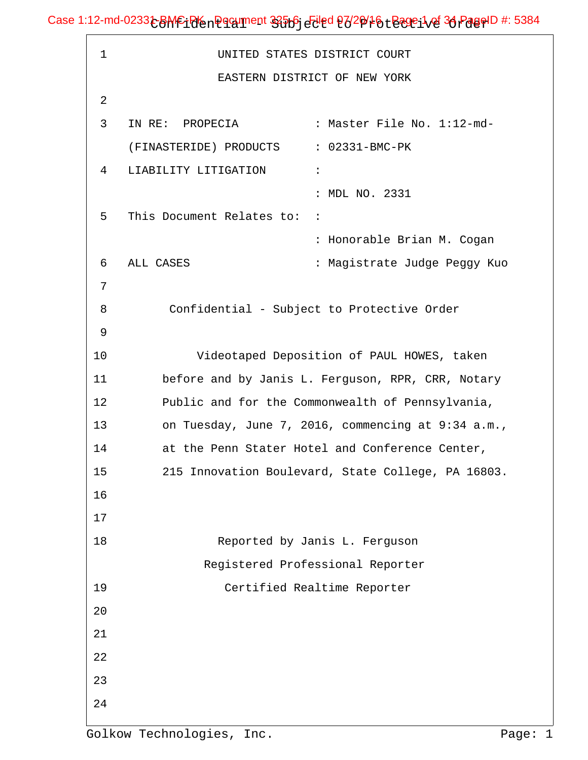UNITED STATES DISTRICT COURT

EASTERN DISTRICT OF NEW YORK

| | |
|---|---|
| IN RE: PROPECIA | : Master File No. 1:12-md- |
| (FINASTERIDE) PRODUCTS | : 02331-BMC-PK |
| LIABILITY LITIGATION | : |
| | : MDL NO. 2331 |
| This Document Relates to: | : |
| | : Honorable Brian M. Cogan |
| ALL CASES | : Magistrate Judge Peggy Kuo |

Confidential - Subject to Protective Order

Videotaped Deposition of PAUL HOWES, taken before and by Janis L. Ferguson, RPR, CRR, Notary Public and for the Commonwealth of Pennsylvania, on Tuesday, June 7, 2016, commencing at 9:34 a.m., at the Penn Stater Hotel and Conference Center, 215 Innovation Boulevard, State College, PA 16803.

Reported by Janis L. Ferguson

Registered Professional Reporter

Certified Realtime Reporter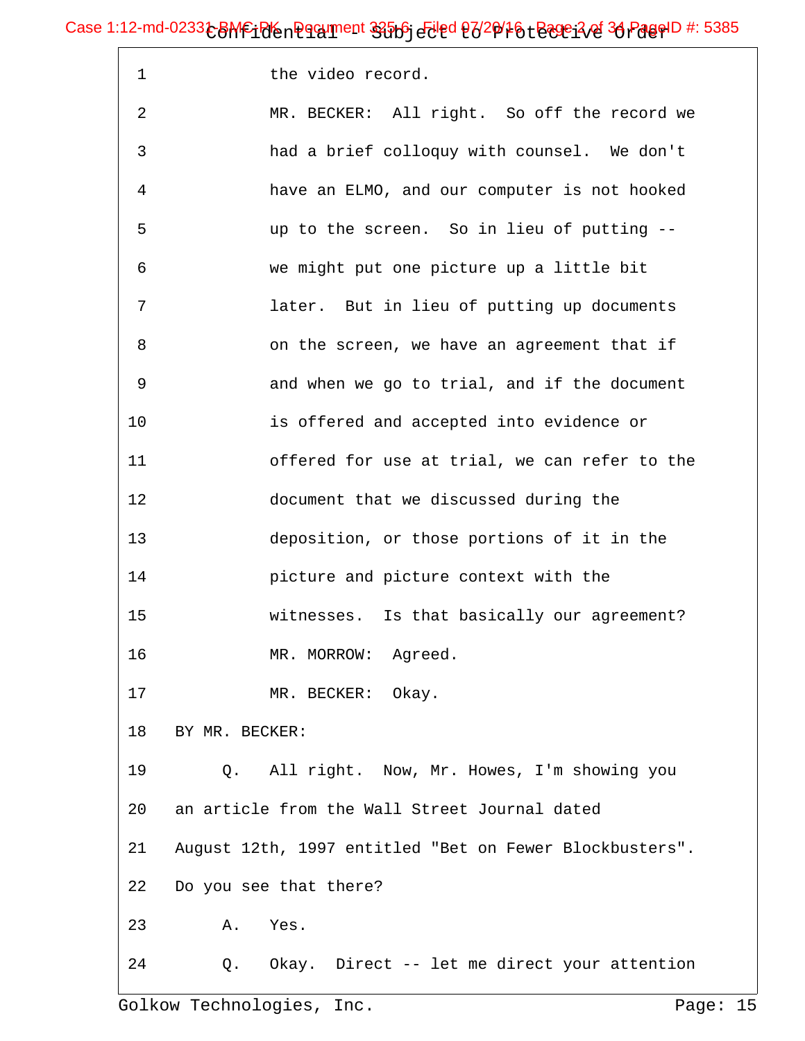1 the video record.

2 MR. BECKER: All right. So off the record we

3 had a brief colloquy with counsel. We don't

4 have an ELMO, and our computer is not hooked

5 up to the screen. So in lieu of putting --

6 we might put one picture up a little bit

7 later. But in lieu of putting up documents

8 on the screen, we have an agreement that if

9 and when we go to trial, and if the document

10 is offered and accepted into evidence or

11 offered for use at trial, we can refer to the

12 document that we discussed during the

13 deposition, or those portions of it in the

14 picture and picture context with the

15 witnesses. Is that basically our agreement?

16 MR. MORROW: Agreed.

17 MR. BECKER: Okay.

18 BY MR. BECKER:

19 Q. All right. Now, Mr. Howes, I'm showing you

20 an article from the Wall Street Journal dated

21 August 12th, 1997 entitled "Bet on Fewer Blockbusters".

22 Do you see that there?

23 A. Yes.

24 Q. Okay. Direct -- let me direct your attention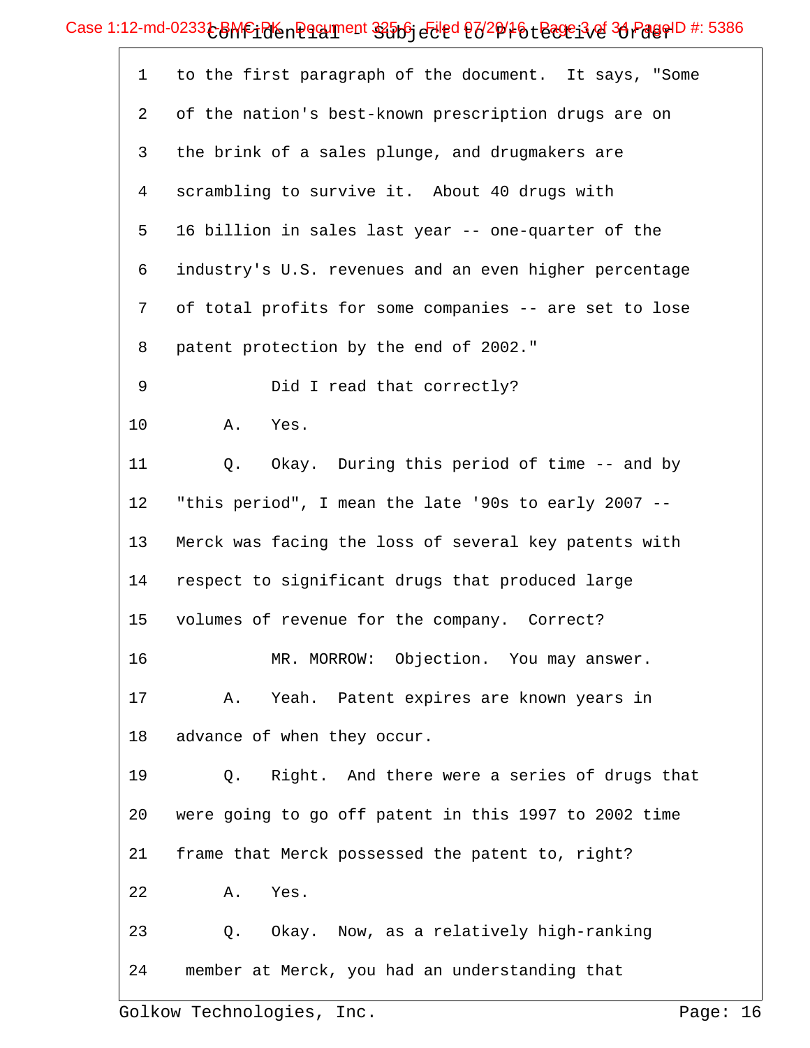1 to the first paragraph of the document. It says, "Some

2 of the nation's best-known prescription drugs are on

3 the brink of a sales plunge, and drugmakers are

4 scrambling to survive it. About 40 drugs with

5 16 billion in sales last year -- one-quarter of the

6 industry's U.S. revenues and an even higher percentage

7 of total profits for some companies -- are set to lose

8 patent protection by the end of 2002."

9 Did I read that correctly?

10 A. Yes.

11 Q. Okay. During this period of time -- and by

12 "this period", I mean the late '90s to early 2007 --

13 Merck was facing the loss of several key patents with

14 respect to significant drugs that produced large

15 volumes of revenue for the company. Correct?

16 MR. MORROW: Objection. You may answer.

17 A. Yeah. Patent expires are known years in

18 advance of when they occur.

19 Q. Right. And there were a series of drugs that

20 were going to go off patent in this 1997 to 2002 time

21 frame that Merck possessed the patent to, right?

22 A. Yes.

23 Q. Okay. Now, as a relatively high-ranking

24 member at Merck, you had an understanding that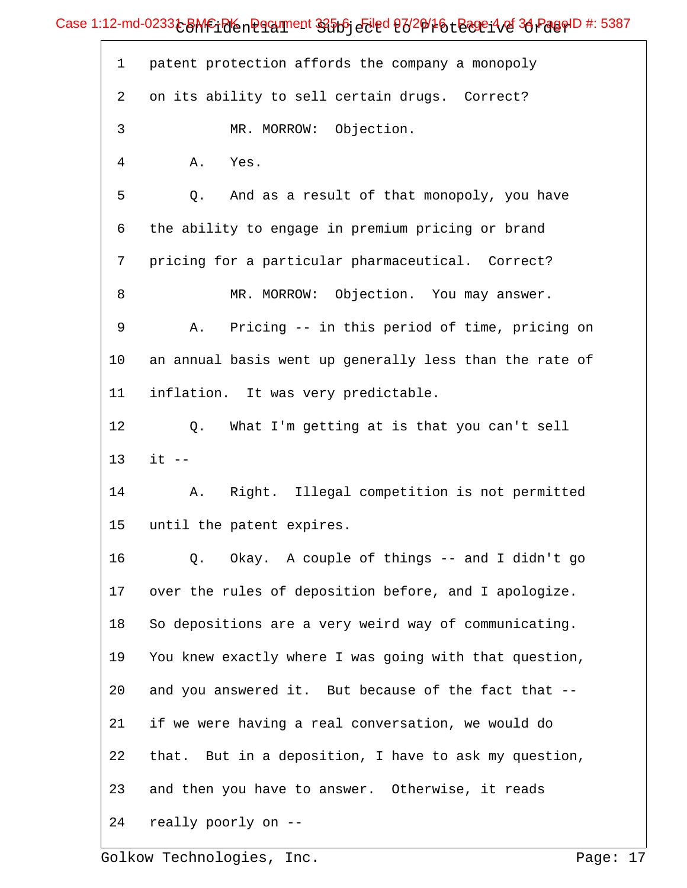1 patent protection affords the company a monopoly

2 on its ability to sell certain drugs. Correct?

3 MR. MORROW: Objection.

4 A. Yes.

5 Q. And as a result of that monopoly, you have

6 the ability to engage in premium pricing or brand

7 pricing for a particular pharmaceutical. Correct?

8 MR. MORROW: Objection. You may answer.

9 A. Pricing -- in this period of time, pricing on

10 an annual basis went up generally less than the rate of

11 inflation. It was very predictable.

12 Q. What I'm getting at is that you can't sell

13 it --

14 A. Right. Illegal competition is not permitted

15 until the patent expires.

16 Q. Okay. A couple of things -- and I didn't go

17 over the rules of deposition before, and I apologize.

18 So depositions are a very weird way of communicating.

19 You knew exactly where I was going with that question,

20 and you answered it. But because of the fact that --

21 if we were having a real conversation, we would do

22 that. But in a deposition, I have to ask my question,

23 and then you have to answer. Otherwise, it reads

24 really poorly on --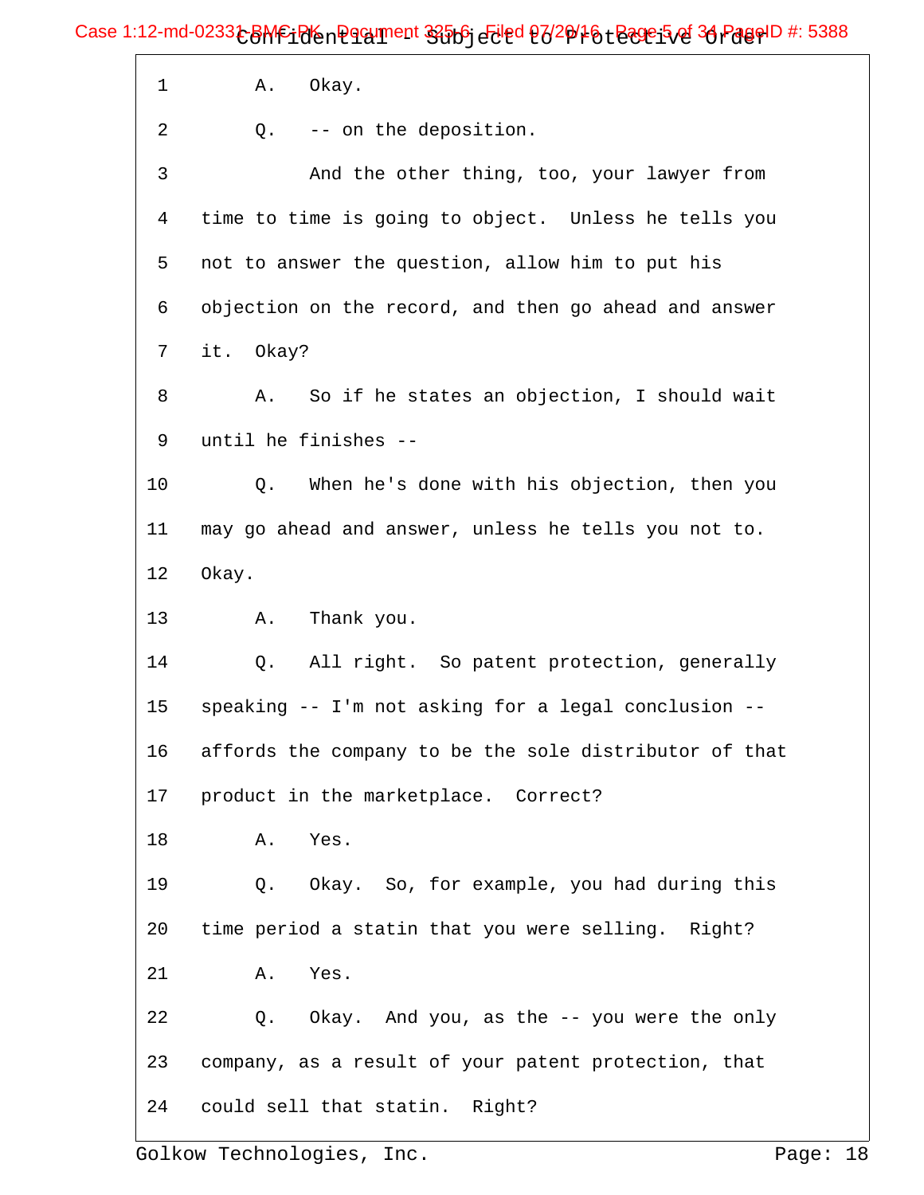1 A. Okay.

2 Q. -- on the deposition.

3 And the other thing, too, your lawyer from

4 time to time is going to object. Unless he tells you

5 not to answer the question, allow him to put his

6 objection on the record, and then go ahead and answer

7 it. Okay?

8 A. So if he states an objection, I should wait

9 until he finishes --

10 Q. When he's done with his objection, then you

11 may go ahead and answer, unless he tells you not to.

12 Okay.

13 A. Thank you.

14 Q. All right. So patent protection, generally

15 speaking -- I'm not asking for a legal conclusion --

16 affords the company to be the sole distributor of that

17 product in the marketplace. Correct?

18 A. Yes.

19 Q. Okay. So, for example, you had during this

20 time period a statin that you were selling. Right?

21 A. Yes.

22 Q. Okay. And you, as the -- you were the only

23 company, as a result of your patent protection, that

24 could sell that statin. Right?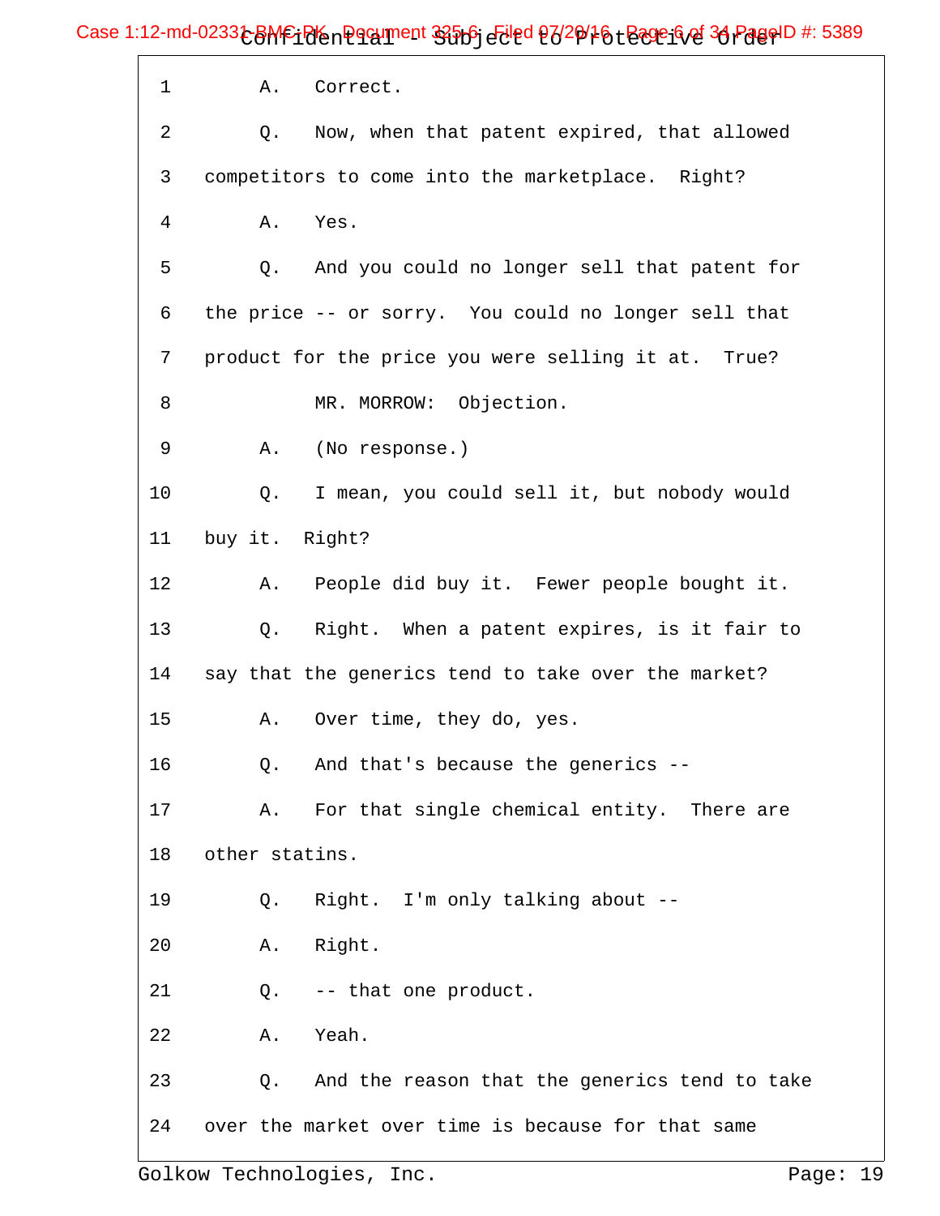1 A. Correct.

2 Q. Now, when that patent expired, that allowed

3 competitors to come into the marketplace. Right?

4 A. Yes.

5 Q. And you could no longer sell that patent for

6 the price -- or sorry. You could no longer sell that

7 product for the price you were selling it at. True?

8 MR. MORROW: Objection.

9 A. (No response.)

10 Q. I mean, you could sell it, but nobody would

11 buy it. Right?

12 A. People did buy it. Fewer people bought it.

13 Q. Right. When a patent expires, is it fair to

14 say that the generics tend to take over the market?

15 A. Over time, they do, yes.

16 Q. And that's because the generics --

17 A. For that single chemical entity. There are

18 other statins.

19 Q. Right. I'm only talking about --

20 A. Right.

21 Q. -- that one product.

22 A. Yeah.

23 Q. And the reason that the generics tend to take

24 over the market over time is because for that same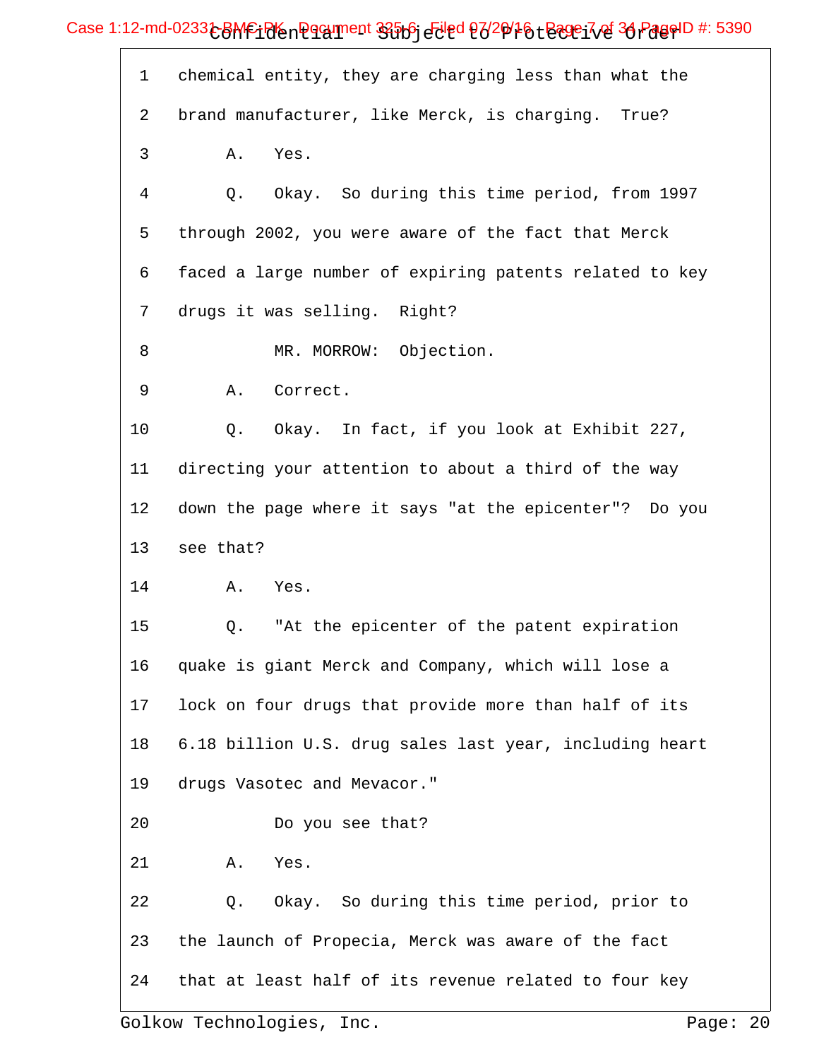1 chemical entity, they are charging less than what the

2 brand manufacturer, like Merck, is charging. True?

3 A. Yes.

4 Q. Okay. So during this time period, from 1997

5 through 2002, you were aware of the fact that Merck

6 faced a large number of expiring patents related to key

7 drugs it was selling. Right?

8 MR. MORROW: Objection.

9 A. Correct.

10 Q. Okay. In fact, if you look at Exhibit 227,

11 directing your attention to about a third of the way

12 down the page where it says "at the epicenter"? Do you

13 see that?

14 A. Yes.

15 Q. "At the epicenter of the patent expiration

16 quake is giant Merck and Company, which will lose a

17 lock on four drugs that provide more than half of its

18 6.18 billion U.S. drug sales last year, including heart

19 drugs Vasotec and Mevacor."

20 Do you see that?

21 A. Yes.

22 Q. Okay. So during this time period, prior to

23 the launch of Propecia, Merck was aware of the fact

24 that at least half of its revenue related to four key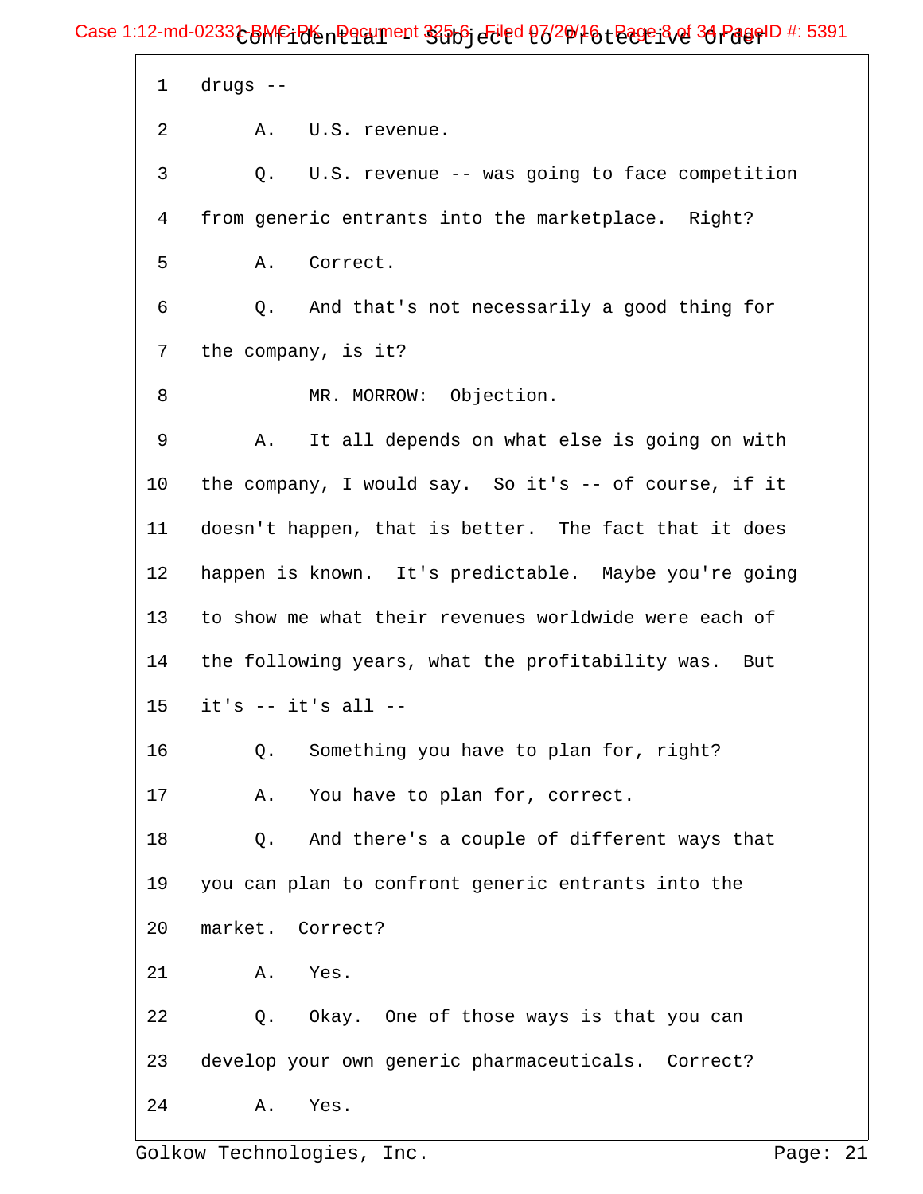1 drugs --

2 A. U.S. revenue.

3 Q. U.S. revenue -- was going to face competition

4 from generic entrants into the marketplace. Right?

5 A. Correct.

6 Q. And that's not necessarily a good thing for

7 the company, is it?

8 MR. MORROW: Objection.

9 A. It all depends on what else is going on with

10 the company, I would say. So it's -- of course, if it

11 doesn't happen, that is better. The fact that it does

12 happen is known. It's predictable. Maybe you're going

13 to show me what their revenues worldwide were each of

14 the following years, what the profitability was. But

15 it's -- it's all --

16 Q. Something you have to plan for, right?

17 A. You have to plan for, correct.

18 Q. And there's a couple of different ways that

19 you can plan to confront generic entrants into the

20 market. Correct?

21 A. Yes.

22 Q. Okay. One of those ways is that you can

23 develop your own generic pharmaceuticals. Correct?

24 A. Yes.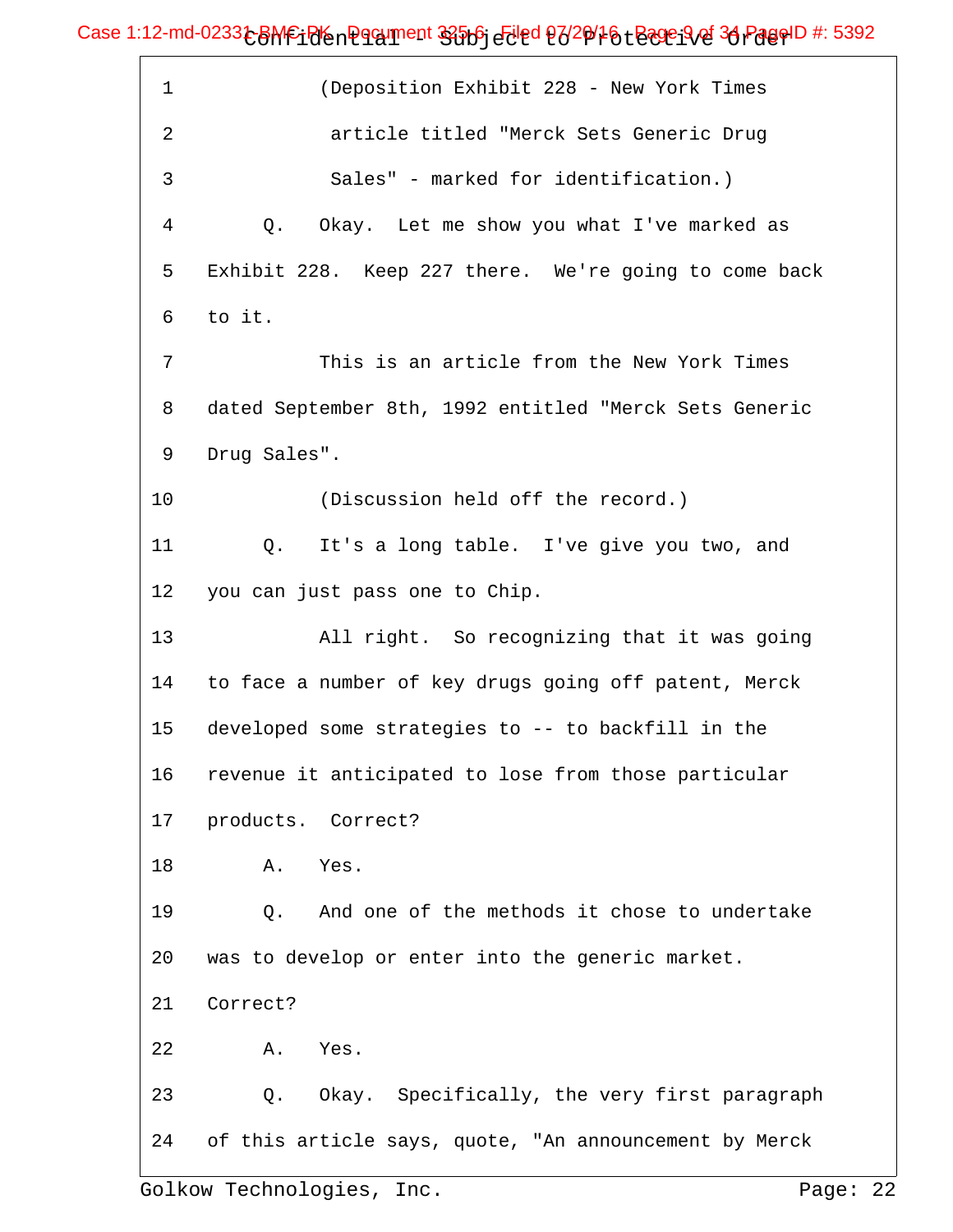1 (Deposition Exhibit 228 - New York Times

2 article titled "Merck Sets Generic Drug

3 Sales" - marked for identification.)

4 Q. Okay. Let me show you what I've marked as

5 Exhibit 228. Keep 227 there. We're going to come back

6 to it.

7 This is an article from the New York Times

8 dated September 8th, 1992 entitled "Merck Sets Generic

9 Drug Sales".

10 (Discussion held off the record.)

11 Q. It's a long table. I've give you two, and

12 you can just pass one to Chip.

13 All right. So recognizing that it was going

14 to face a number of key drugs going off patent, Merck

15 developed some strategies to -- to backfill in the

16 revenue it anticipated to lose from those particular

17 products. Correct?

18 A. Yes.

19 Q. And one of the methods it chose to undertake

20 was to develop or enter into the generic market.

21 Correct?

22 A. Yes.

23 Q. Okay. Specifically, the very first paragraph

24 of this article says, quote, "An announcement by Merck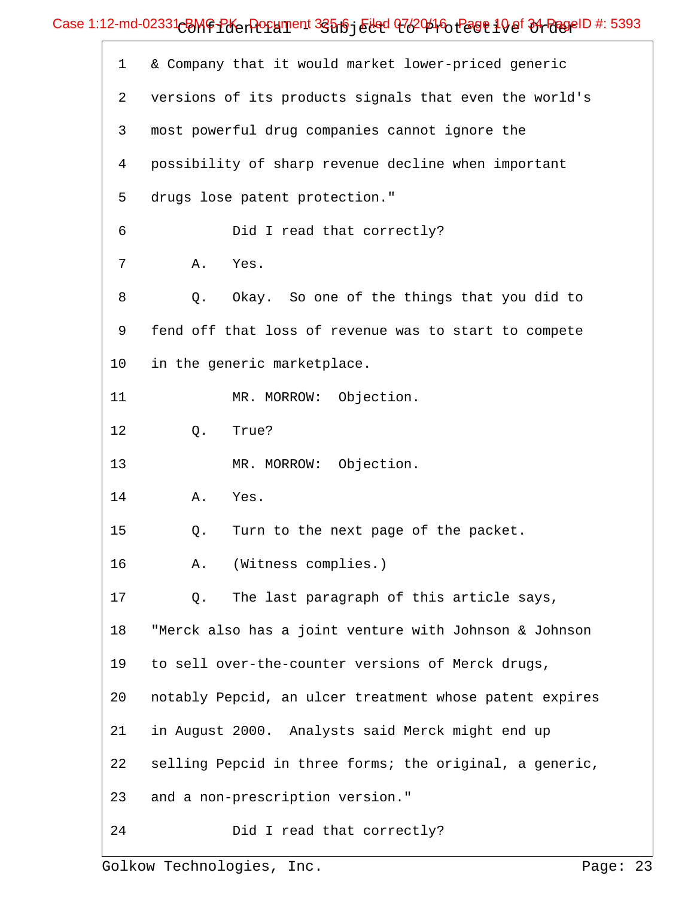1 & Company that it would market lower-priced generic

2 versions of its products signals that even the world's

3 most powerful drug companies cannot ignore the

4 possibility of sharp revenue decline when important

5 drugs lose patent protection."

6 Did I read that correctly?

7 A. Yes.

8 Q. Okay. So one of the things that you did to

9 fend off that loss of revenue was to start to compete

10 in the generic marketplace.

11 MR. MORROW: Objection.

12 Q. True?

13 MR. MORROW: Objection.

14 A. Yes.

15 Q. Turn to the next page of the packet.

16 A. (Witness complies.)

17 Q. The last paragraph of this article says,

18 "Merck also has a joint venture with Johnson & Johnson

19 to sell over-the-counter versions of Merck drugs,

20 notably Pepcid, an ulcer treatment whose patent expires

21 in August 2000. Analysts said Merck might end up

22 selling Pepcid in three forms; the original, a generic,

23 and a non-prescription version."

24 Did I read that correctly?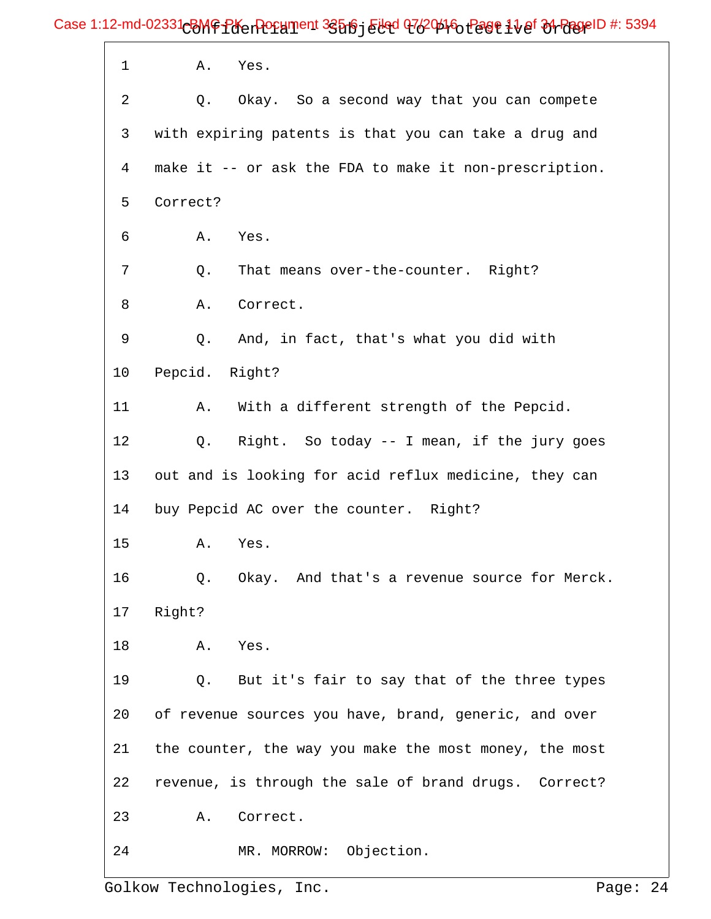1 A. Yes.

2 Q. Okay. So a second way that you can compete

3 with expiring patents is that you can take a drug and

4 make it -- or ask the FDA to make it non-prescription.

5 Correct?

6 A. Yes.

7 Q. That means over-the-counter. Right?

8 A. Correct.

9 Q. And, in fact, that's what you did with

10 Pepcid. Right?

11 A. With a different strength of the Pepcid.

12 Q. Right. So today -- I mean, if the jury goes

13 out and is looking for acid reflux medicine, they can

14 buy Pepcid AC over the counter. Right?

15 A. Yes.

16 Q. Okay. And that's a revenue source for Merck.

17 Right?

18 A. Yes.

19 Q. But it's fair to say that of the three types

20 of revenue sources you have, brand, generic, and over

21 the counter, the way you make the most money, the most

22 revenue, is through the sale of brand drugs. Correct?

23 A. Correct.

24 MR. MORROW: Objection.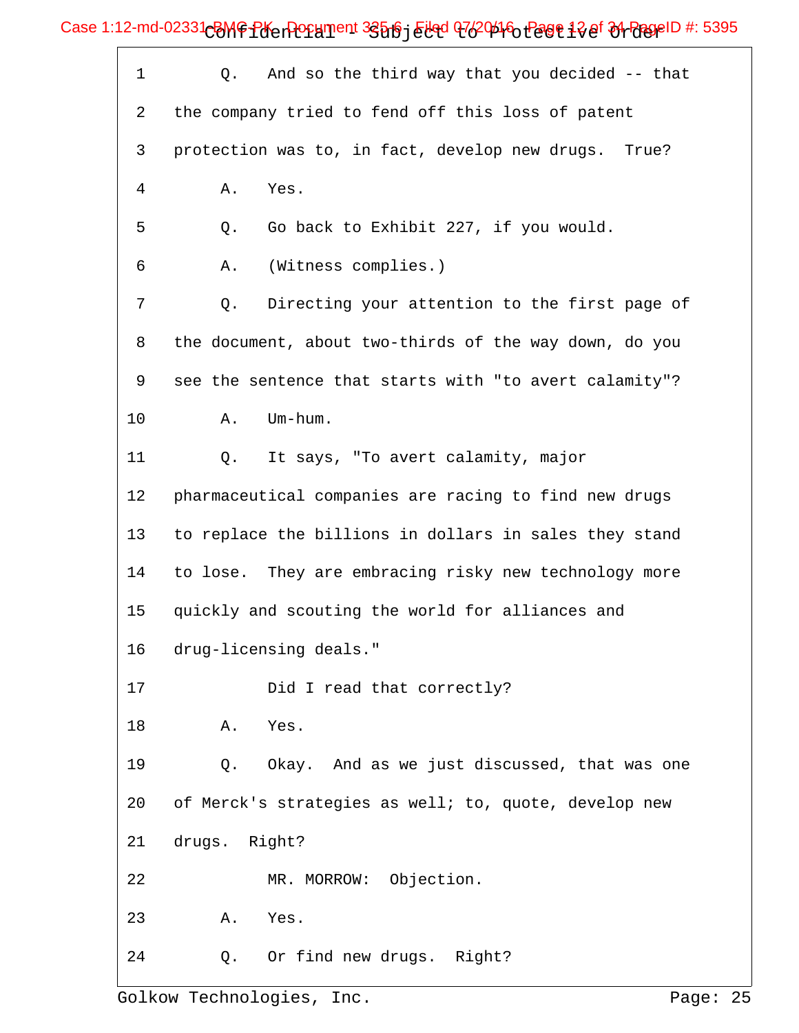1 Q. And so the third way that you decided -- that
2 the company tried to fend off this loss of patent
3 protection was to, in fact, develop new drugs. True?
4 A. Yes.
5 Q. Go back to Exhibit 227, if you would.
6 A. (Witness complies.)
7 Q. Directing your attention to the first page of
8 the document, about two-thirds of the way down, do you
9 see the sentence that starts with "to avert calamity"?
10 A. Um-hum.
11 Q. It says, "To avert calamity, major
12 pharmaceutical companies are racing to find new drugs
13 to replace the billions in dollars in sales they stand
14 to lose. They are embracing risky new technology more
15 quickly and scouting the world for alliances and
16 drug-licensing deals."
17 Did I read that correctly?
18 A. Yes.
19 Q. Okay. And as we just discussed, that was one
20 of Merck's strategies as well; to, quote, develop new
21 drugs. Right?
22 MR. MORROW: Objection.
23 A. Yes.
24 Q. Or find new drugs. Right?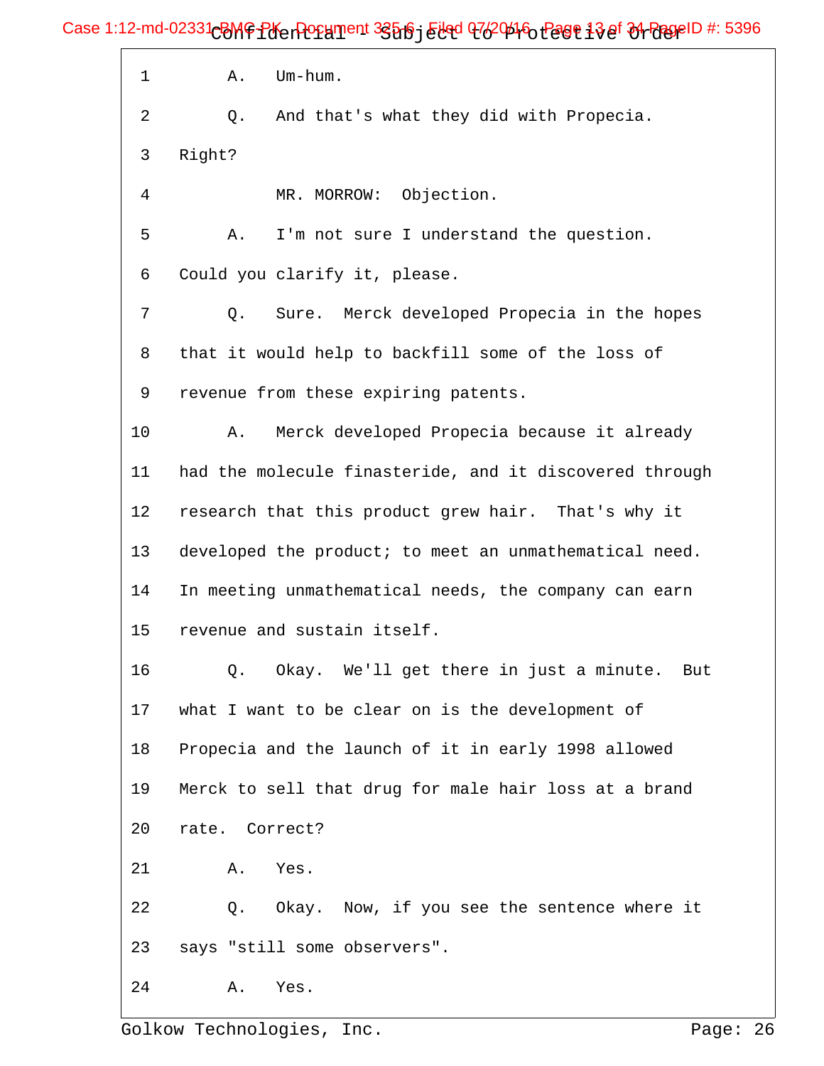1 A. Um-hum.

2 Q. And that's what they did with Propecia.

3 Right?

4 MR. MORROW: Objection.

5 A. I'm not sure I understand the question.

6 Could you clarify it, please.

7 Q. Sure. Merck developed Propecia in the hopes

8 that it would help to backfill some of the loss of

9 revenue from these expiring patents.

10 A. Merck developed Propecia because it already

11 had the molecule finasteride, and it discovered through

12 research that this product grew hair. That's why it

13 developed the product; to meet an unmathematical need.

14 In meeting unmathematical needs, the company can earn

15 revenue and sustain itself.

16 Q. Okay. We'll get there in just a minute. But

17 what I want to be clear on is the development of

18 Propecia and the launch of it in early 1998 allowed

19 Merck to sell that drug for male hair loss at a brand

20 rate. Correct?

21 A. Yes.

22 Q. Okay. Now, if you see the sentence where it

23 says "still some observers".

24 A. Yes.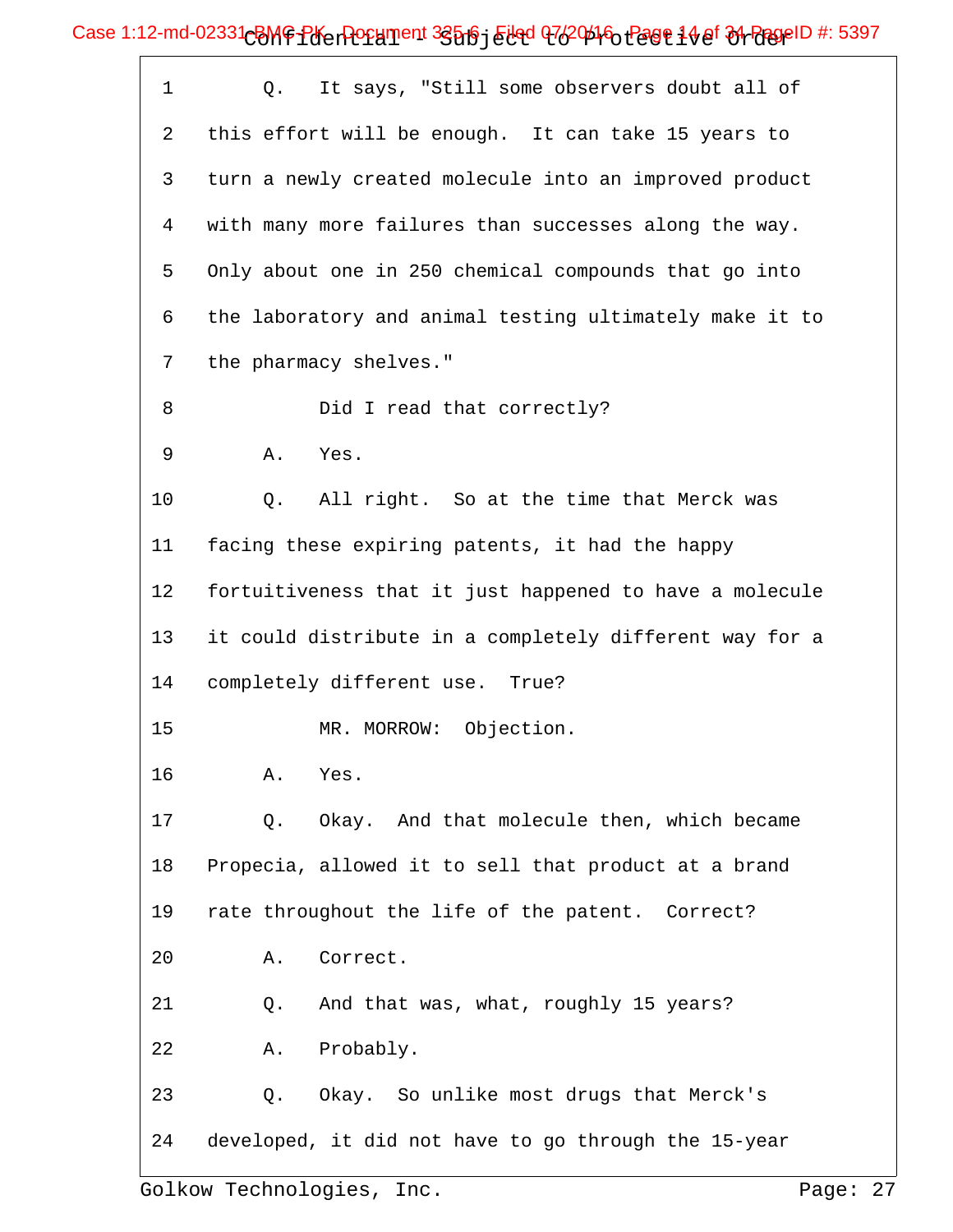1 Q. It says, "Still some observers doubt all of
2 this effort will be enough. It can take 15 years to
3 turn a newly created molecule into an improved product
4 with many more failures than successes along the way.
5 Only about one in 250 chemical compounds that go into
6 the laboratory and animal testing ultimately make it to
7 the pharmacy shelves."
8 Did I read that correctly?
9 A. Yes.
10 Q. All right. So at the time that Merck was
11 facing these expiring patents, it had the happy
12 fortuitiveness that it just happened to have a molecule
13 it could distribute in a completely different way for a
14 completely different use. True?
15 MR. MORROW: Objection.
16 A. Yes.
17 Q. Okay. And that molecule then, which became
18 Propecia, allowed it to sell that product at a brand
19 rate throughout the life of the patent. Correct?
20 A. Correct.
21 Q. And that was, what, roughly 15 years?
22 A. Probably.
23 Q. Okay. So unlike most drugs that Merck's
24 developed, it did not have to go through the 15-year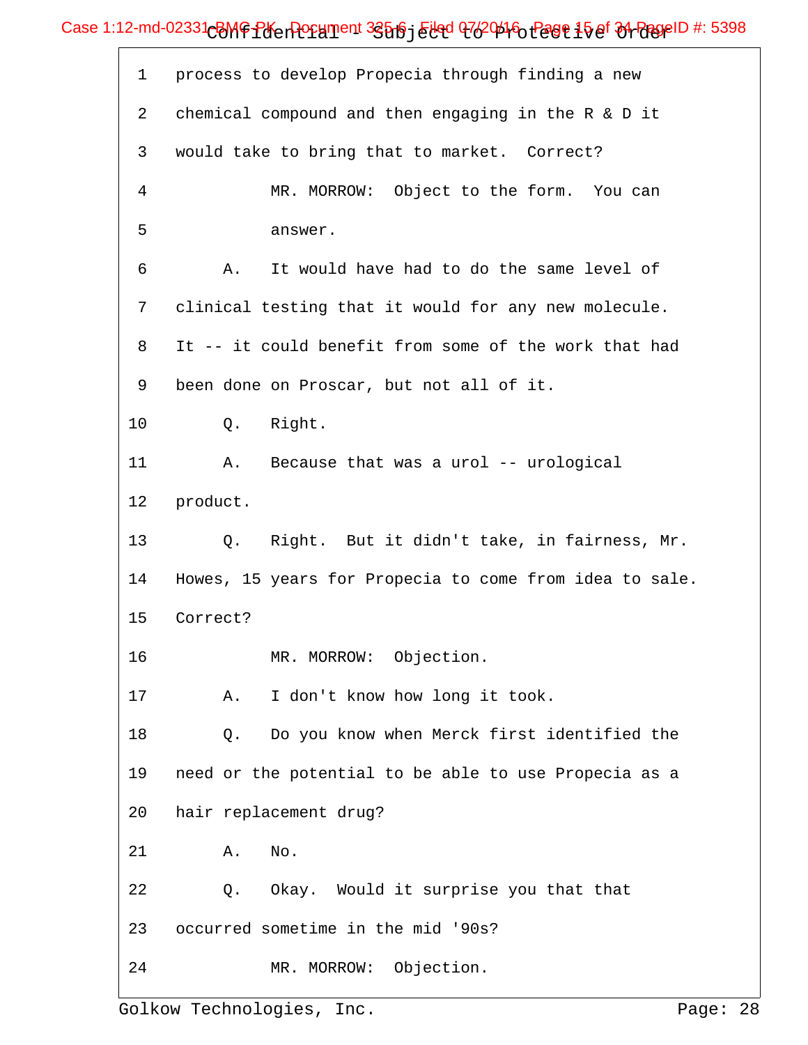1 process to develop Propecia through finding a new

2 chemical compound and then engaging in the R & D it

3 would take to bring that to market. Correct?

4 MR. MORROW: Object to the form. You can

5 answer.

6 A. It would have had to do the same level of

7 clinical testing that it would for any new molecule.

8 It -- it could benefit from some of the work that had

9 been done on Proscar, but not all of it.

10 Q. Right.

11 A. Because that was a urol -- urological

12 product.

13 Q. Right. But it didn't take, in fairness, Mr.

14 Howes, 15 years for Propecia to come from idea to sale.

15 Correct?

16 MR. MORROW: Objection.

17 A. I don't know how long it took.

18 Q. Do you know when Merck first identified the

19 need or the potential to be able to use Propecia as a

20 hair replacement drug?

21 A. No.

22 Q. Okay. Would it surprise you that that

23 occurred sometime in the mid '90s?

24 MR. MORROW: Objection.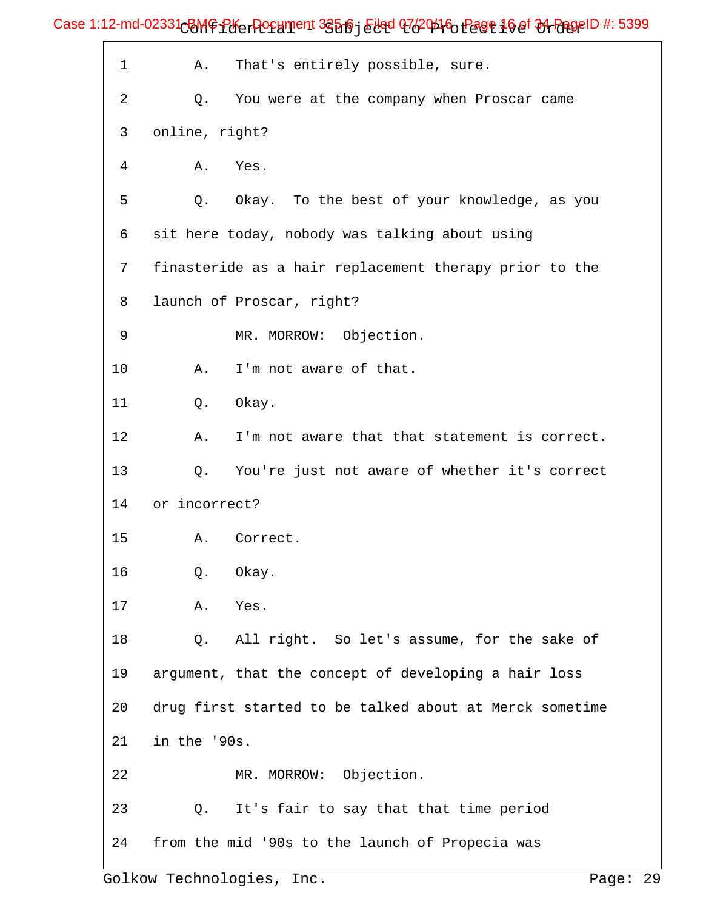1 A. That's entirely possible, sure.

2 Q. You were at the company when Proscar came

3 online, right?

4 A. Yes.

5 Q. Okay. To the best of your knowledge, as you

6 sit here today, nobody was talking about using

7 finasteride as a hair replacement therapy prior to the

8 launch of Proscar, right?

9 MR. MORROW: Objection.

10 A. I'm not aware of that.

11 Q. Okay.

12 A. I'm not aware that that statement is correct.

13 Q. You're just not aware of whether it's correct

14 or incorrect?

15 A. Correct.

16 Q. Okay.

17 A. Yes.

18 Q. All right. So let's assume, for the sake of

19 argument, that the concept of developing a hair loss

20 drug first started to be talked about at Merck sometime

21 in the '90s.

22 MR. MORROW: Objection.

23 Q. It's fair to say that that time period

24 from the mid '90s to the launch of Propecia was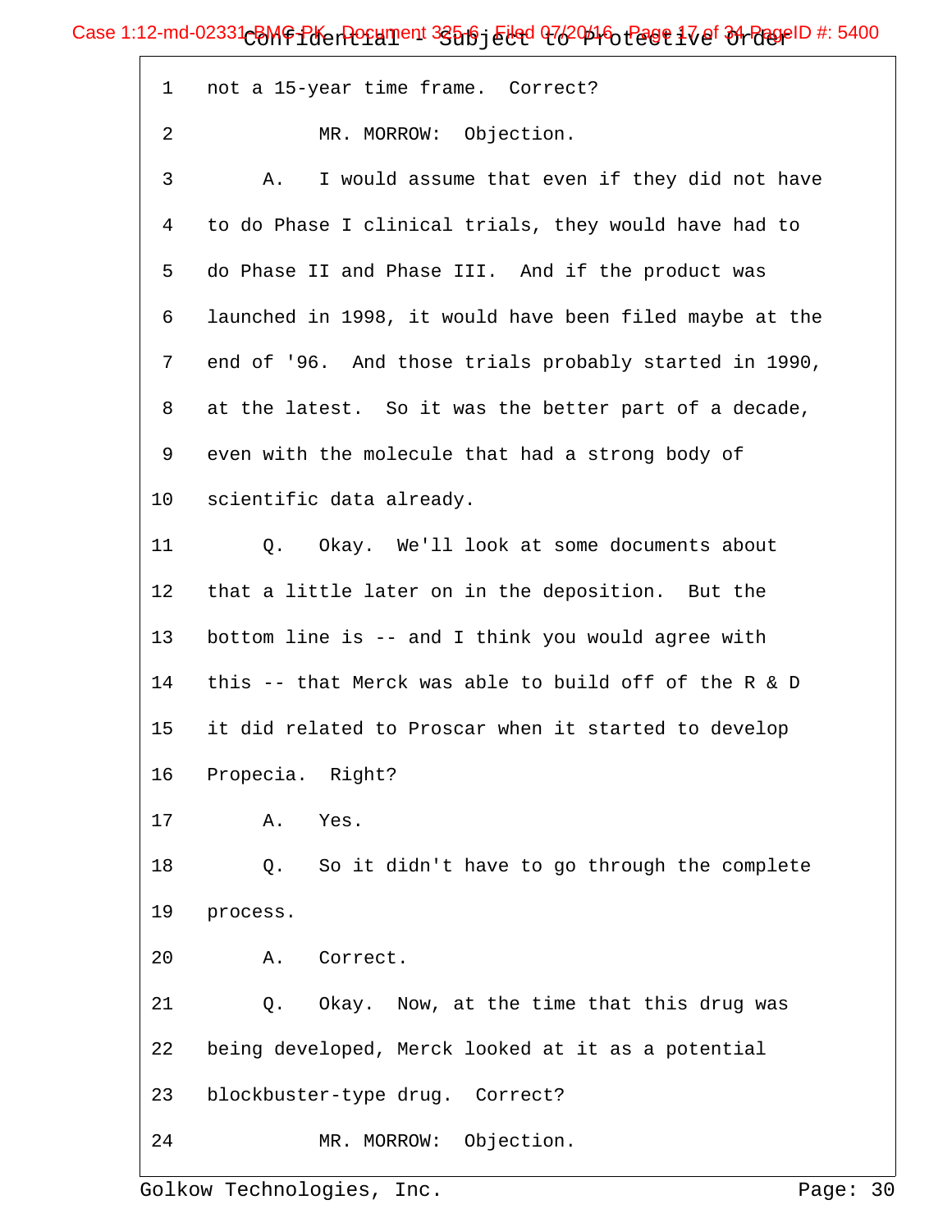1 not a 15-year time frame. Correct?

2 MR. MORROW: Objection.

3 A. I would assume that even if they did not have

4 to do Phase I clinical trials, they would have had to

5 do Phase II and Phase III. And if the product was

6 launched in 1998, it would have been filed maybe at the

7 end of '96. And those trials probably started in 1990,

8 at the latest. So it was the better part of a decade,

9 even with the molecule that had a strong body of

10 scientific data already.

11 Q. Okay. We'll look at some documents about

12 that a little later on in the deposition. But the

13 bottom line is -- and I think you would agree with

14 this -- that Merck was able to build off of the R & D

15 it did related to Proscar when it started to develop

16 Propecia. Right?

17 A. Yes.

18 Q. So it didn't have to go through the complete

19 process.

20 A. Correct.

21 Q. Okay. Now, at the time that this drug was

22 being developed, Merck looked at it as a potential

23 blockbuster-type drug. Correct?

24 MR. MORROW: Objection.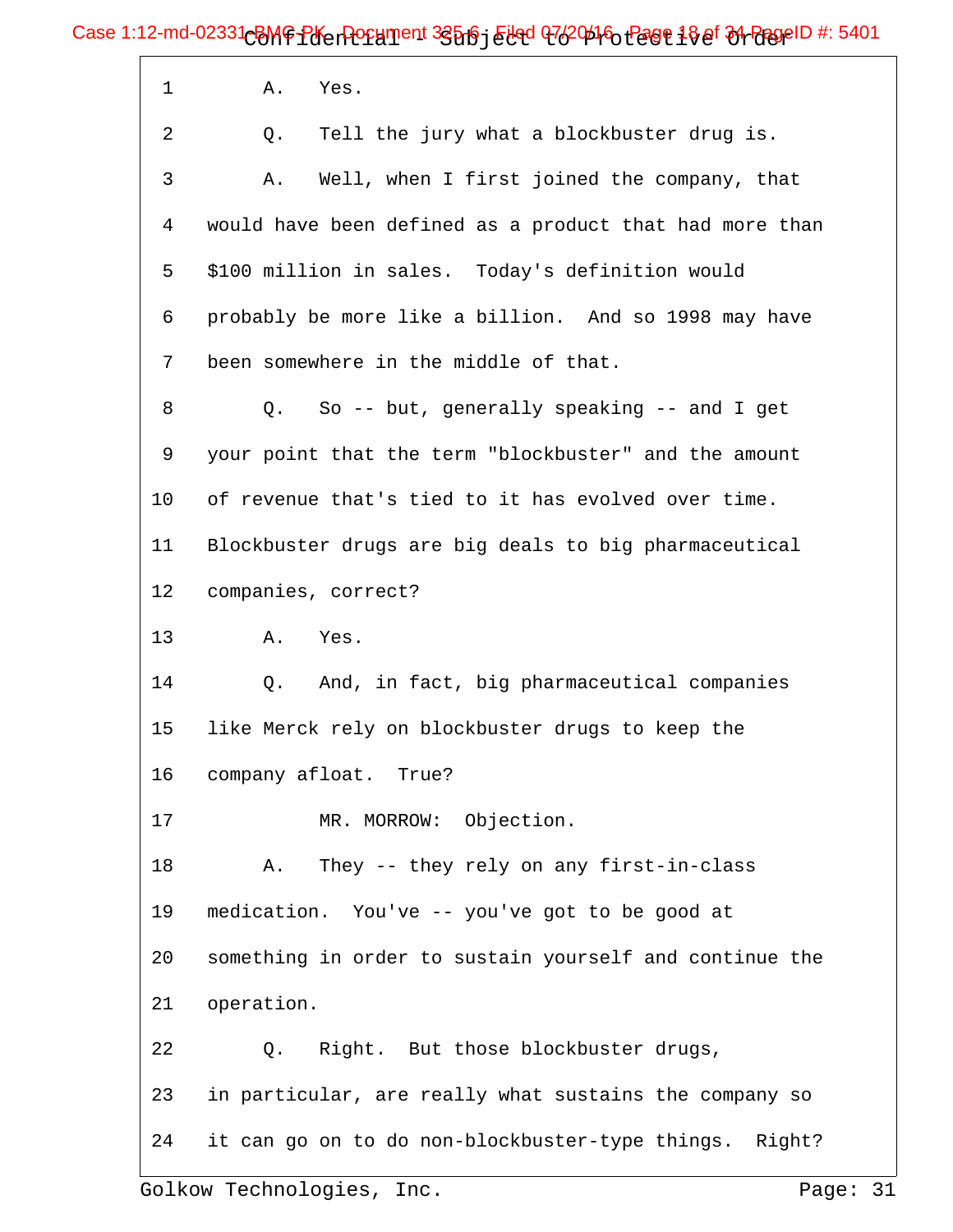1 A. Yes.

2 Q. Tell the jury what a blockbuster drug is.

3 A. Well, when I first joined the company, that

4 would have been defined as a product that had more than

5 $100 million in sales. Today's definition would

6 probably be more like a billion. And so 1998 may have

7 been somewhere in the middle of that.

8 Q. So -- but, generally speaking -- and I get

9 your point that the term "blockbuster" and the amount

10 of revenue that's tied to it has evolved over time.

11 Blockbuster drugs are big deals to big pharmaceutical

12 companies, correct?

13 A. Yes.

14 Q. And, in fact, big pharmaceutical companies

15 like Merck rely on blockbuster drugs to keep the

16 company afloat. True?

17 MR. MORROW: Objection.

18 A. They -- they rely on any first-in-class

19 medication. You've -- you've got to be good at

20 something in order to sustain yourself and continue the

21 operation.

22 Q. Right. But those blockbuster drugs,

23 in particular, are really what sustains the company so

24 it can go on to do non-blockbuster-type things. Right?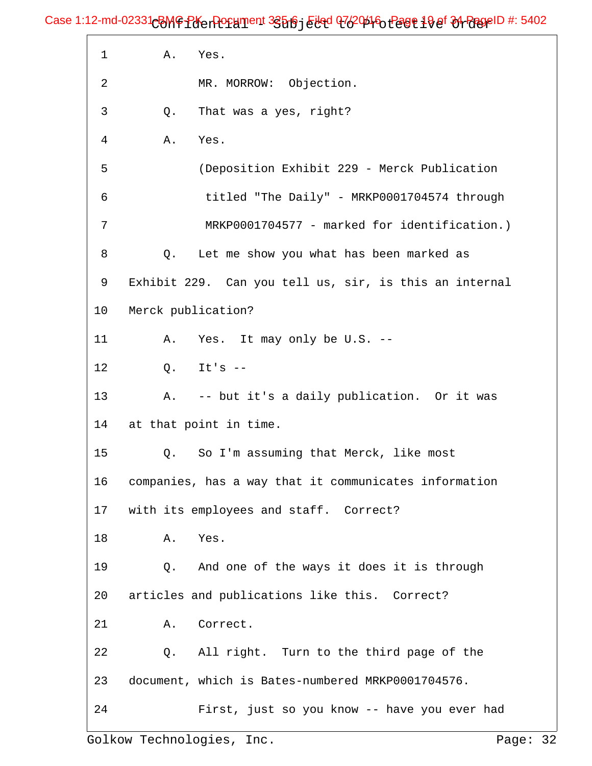1 A. Yes.

2 MR. MORROW: Objection.

3 Q. That was a yes, right?

4 A. Yes.

5 (Deposition Exhibit 229 - Merck Publication

6 titled "The Daily" - MRKP0001704574 through

7 MRKP0001704577 - marked for identification.)

8 Q. Let me show you what has been marked as

9 Exhibit 229. Can you tell us, sir, is this an internal

10 Merck publication?

11 A. Yes. It may only be U.S. --

12 Q. It's --

13 A. -- but it's a daily publication. Or it was

14 at that point in time.

15 Q. So I'm assuming that Merck, like most

16 companies, has a way that it communicates information

17 with its employees and staff. Correct?

18 A. Yes.

19 Q. And one of the ways it does it is through

20 articles and publications like this. Correct?

21 A. Correct.

22 Q. All right. Turn to the third page of the

23 document, which is Bates-numbered MRKP0001704576.

24 First, just so you know -- have you ever had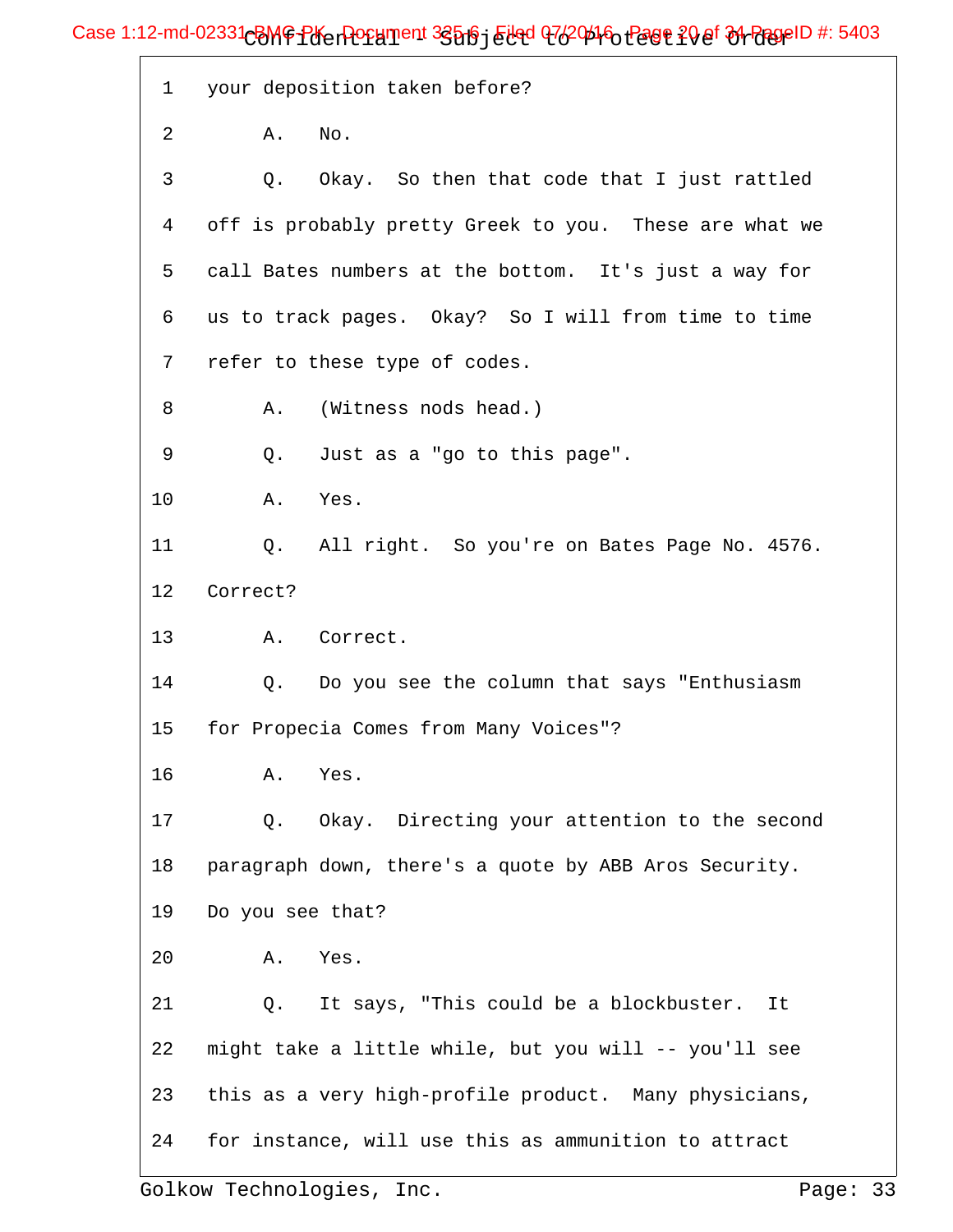1 your deposition taken before?

2 A. No.

3 Q. Okay. So then that code that I just rattled

4 off is probably pretty Greek to you. These are what we

5 call Bates numbers at the bottom. It's just a way for

6 us to track pages. Okay? So I will from time to time

7 refer to these type of codes.

8 A. (Witness nods head.)

9 Q. Just as a "go to this page".

10 A. Yes.

11 Q. All right. So you're on Bates Page No. 4576.

12 Correct?

13 A. Correct.

14 Q. Do you see the column that says "Enthusiasm

15 for Propecia Comes from Many Voices"?

16 A. Yes.

17 Q. Okay. Directing your attention to the second

18 paragraph down, there's a quote by ABB Aros Security.

19 Do you see that?

20 A. Yes.

21 Q. It says, "This could be a blockbuster. It

22 might take a little while, but you will -- you'll see

23 this as a very high-profile product. Many physicians,

24 for instance, will use this as ammunition to attract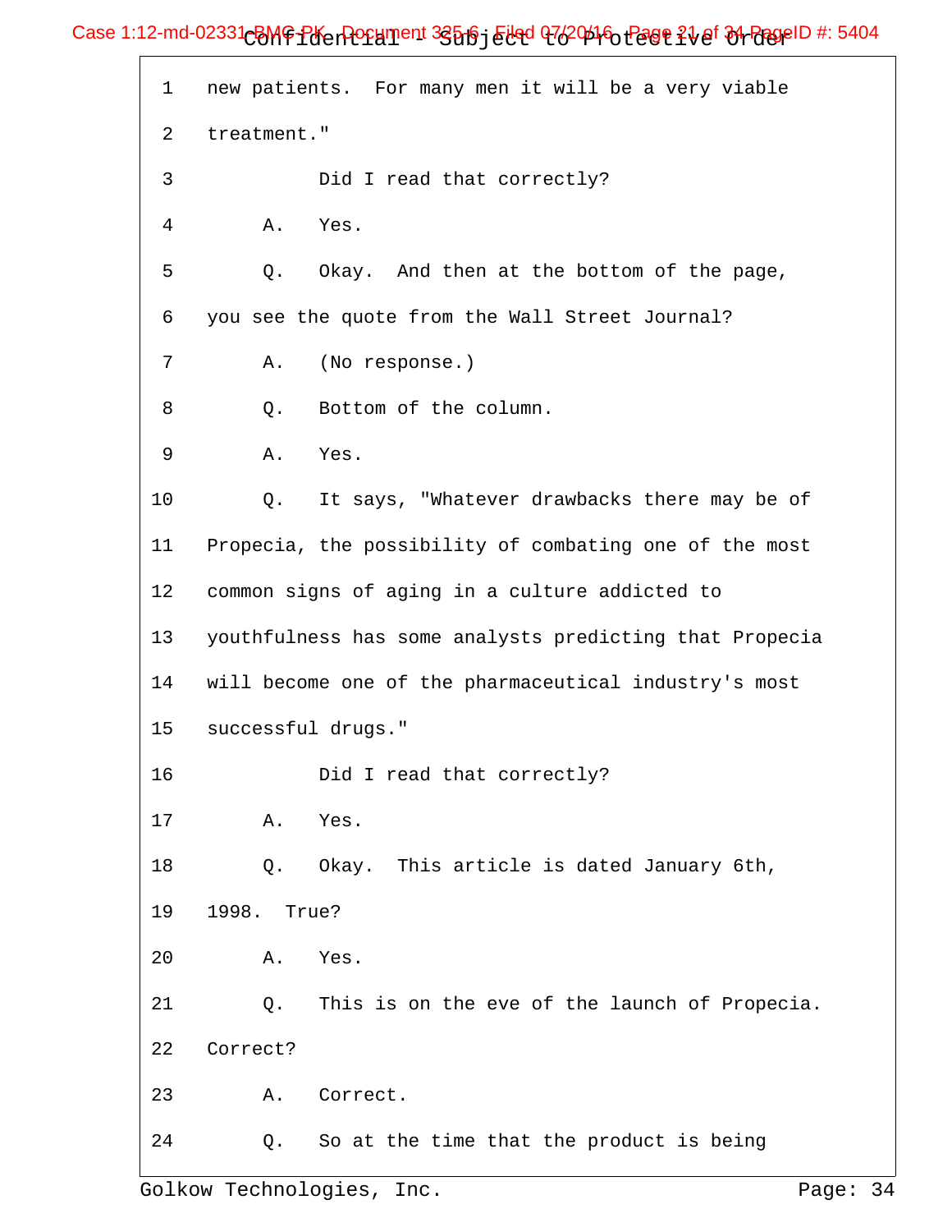1 new patients. For many men it will be a very viable

2 treatment."

3 Did I read that correctly?

4 A. Yes.

5 Q. Okay. And then at the bottom of the page,

6 you see the quote from the Wall Street Journal?

7 A. (No response.)

8 Q. Bottom of the column.

9 A. Yes.

10 Q. It says, "Whatever drawbacks there may be of

11 Propecia, the possibility of combating one of the most

12 common signs of aging in a culture addicted to

13 youthfulness has some analysts predicting that Propecia

14 will become one of the pharmaceutical industry's most

15 successful drugs."

16 Did I read that correctly?

17 A. Yes.

18 Q. Okay. This article is dated January 6th,

19 1998. True?

20 A. Yes.

21 Q. This is on the eve of the launch of Propecia.

22 Correct?

23 A. Correct.

24 Q. So at the time that the product is being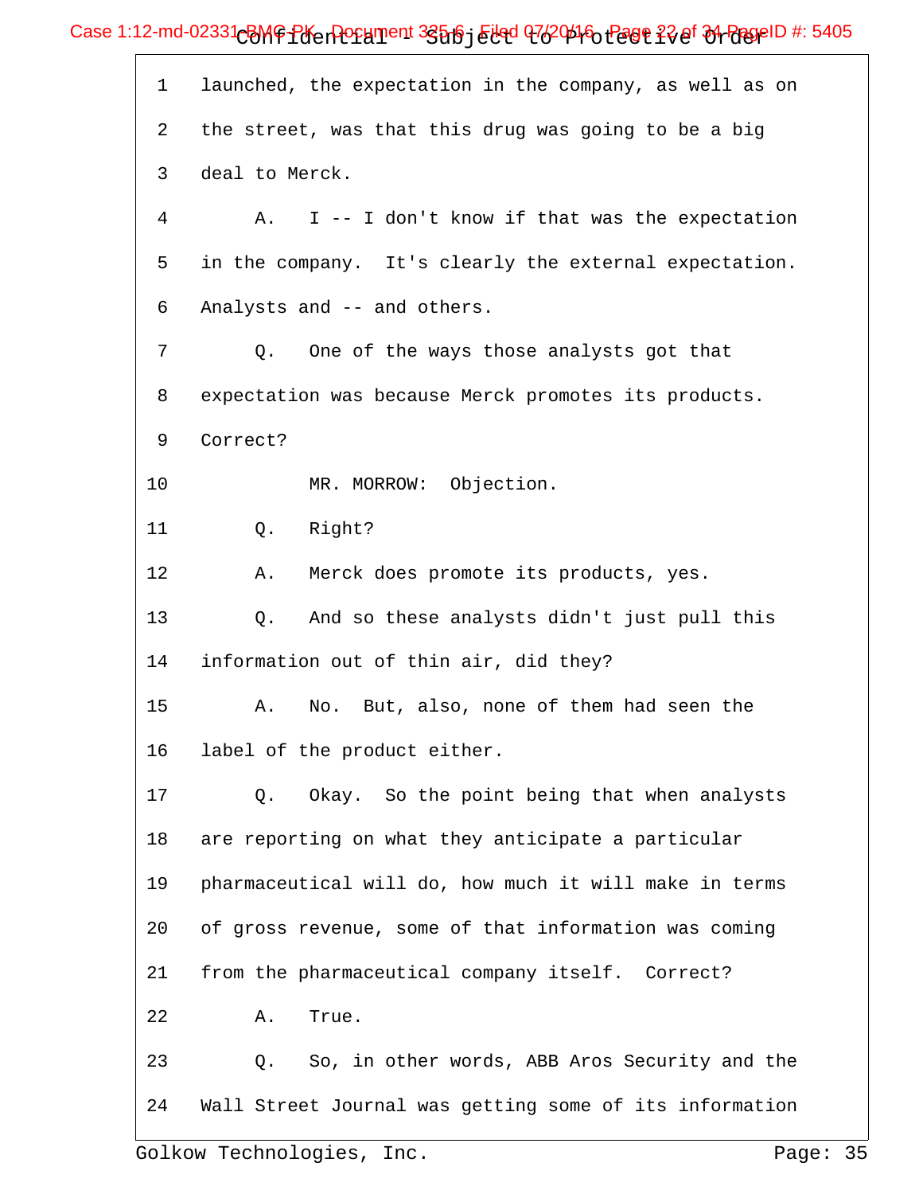1 launched, the expectation in the company, as well as on

2 the street, was that this drug was going to be a big

3 deal to Merck.

4 A. I -- I don't know if that was the expectation

5 in the company. It's clearly the external expectation.

6 Analysts and -- and others.

7 Q. One of the ways those analysts got that

8 expectation was because Merck promotes its products.

9 Correct?

10 MR. MORROW: Objection.

11 Q. Right?

12 A. Merck does promote its products, yes.

13 Q. And so these analysts didn't just pull this

14 information out of thin air, did they?

15 A. No. But, also, none of them had seen the

16 label of the product either.

17 Q. Okay. So the point being that when analysts

18 are reporting on what they anticipate a particular

19 pharmaceutical will do, how much it will make in terms

20 of gross revenue, some of that information was coming

21 from the pharmaceutical company itself. Correct?

22 A. True.

23 Q. So, in other words, ABB Aros Security and the

24 Wall Street Journal was getting some of its information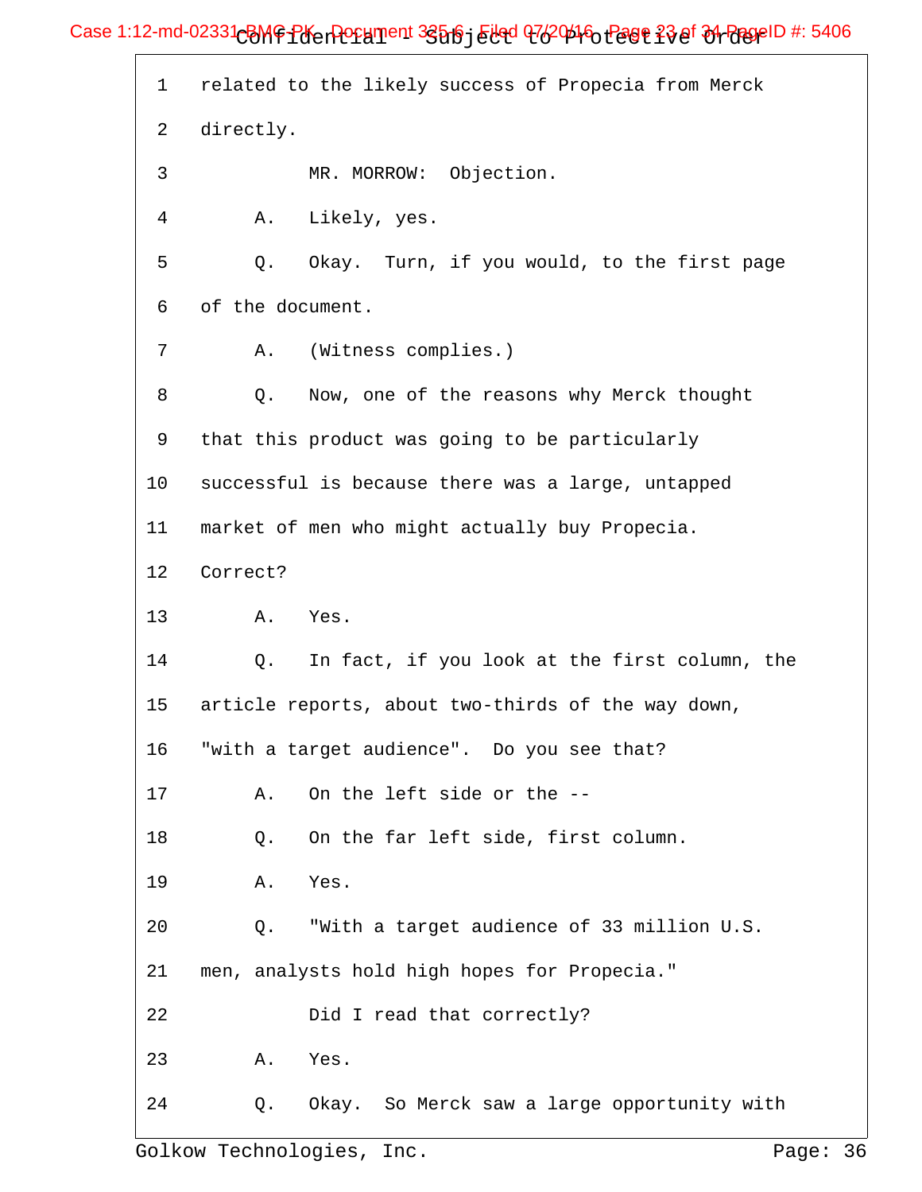1 related to the likely success of Propecia from Merck

2 directly.

3 MR. MORROW: Objection.

4 A. Likely, yes.

5 Q. Okay. Turn, if you would, to the first page

6 of the document.

7 A. (Witness complies.)

8 Q. Now, one of the reasons why Merck thought

9 that this product was going to be particularly

10 successful is because there was a large, untapped

11 market of men who might actually buy Propecia.

12 Correct?

13 A. Yes.

14 Q. In fact, if you look at the first column, the

15 article reports, about two-thirds of the way down,

16 "with a target audience". Do you see that?

17 A. On the left side or the --

18 Q. On the far left side, first column.

19 A. Yes.

20 Q. "With a target audience of 33 million U.S.

21 men, analysts hold high hopes for Propecia."

22 Did I read that correctly?

23 A. Yes.

24 Q. Okay. So Merck saw a large opportunity with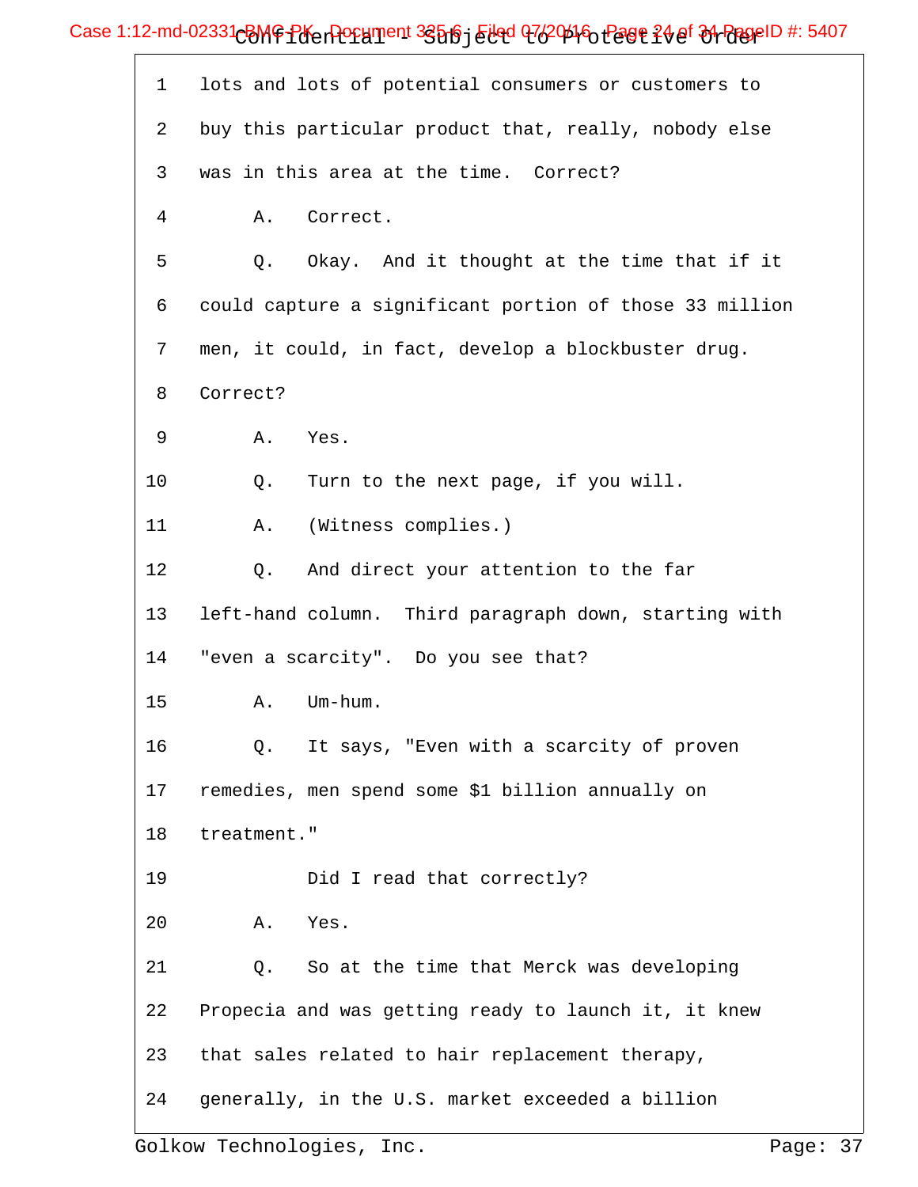1 lots and lots of potential consumers or customers to

2 buy this particular product that, really, nobody else

3 was in this area at the time. Correct?

4 A. Correct.

5 Q. Okay. And it thought at the time that if it

6 could capture a significant portion of those 33 million

7 men, it could, in fact, develop a blockbuster drug.

8 Correct?

9 A. Yes.

10 Q. Turn to the next page, if you will.

11 A. (Witness complies.)

12 Q. And direct your attention to the far

13 left-hand column. Third paragraph down, starting with

14 "even a scarcity". Do you see that?

15 A. Um-hum.

16 Q. It says, "Even with a scarcity of proven

17 remedies, men spend some $1 billion annually on

18 treatment."

19 Did I read that correctly?

20 A. Yes.

21 Q. So at the time that Merck was developing

22 Propecia and was getting ready to launch it, it knew

23 that sales related to hair replacement therapy,

24 generally, in the U.S. market exceeded a billion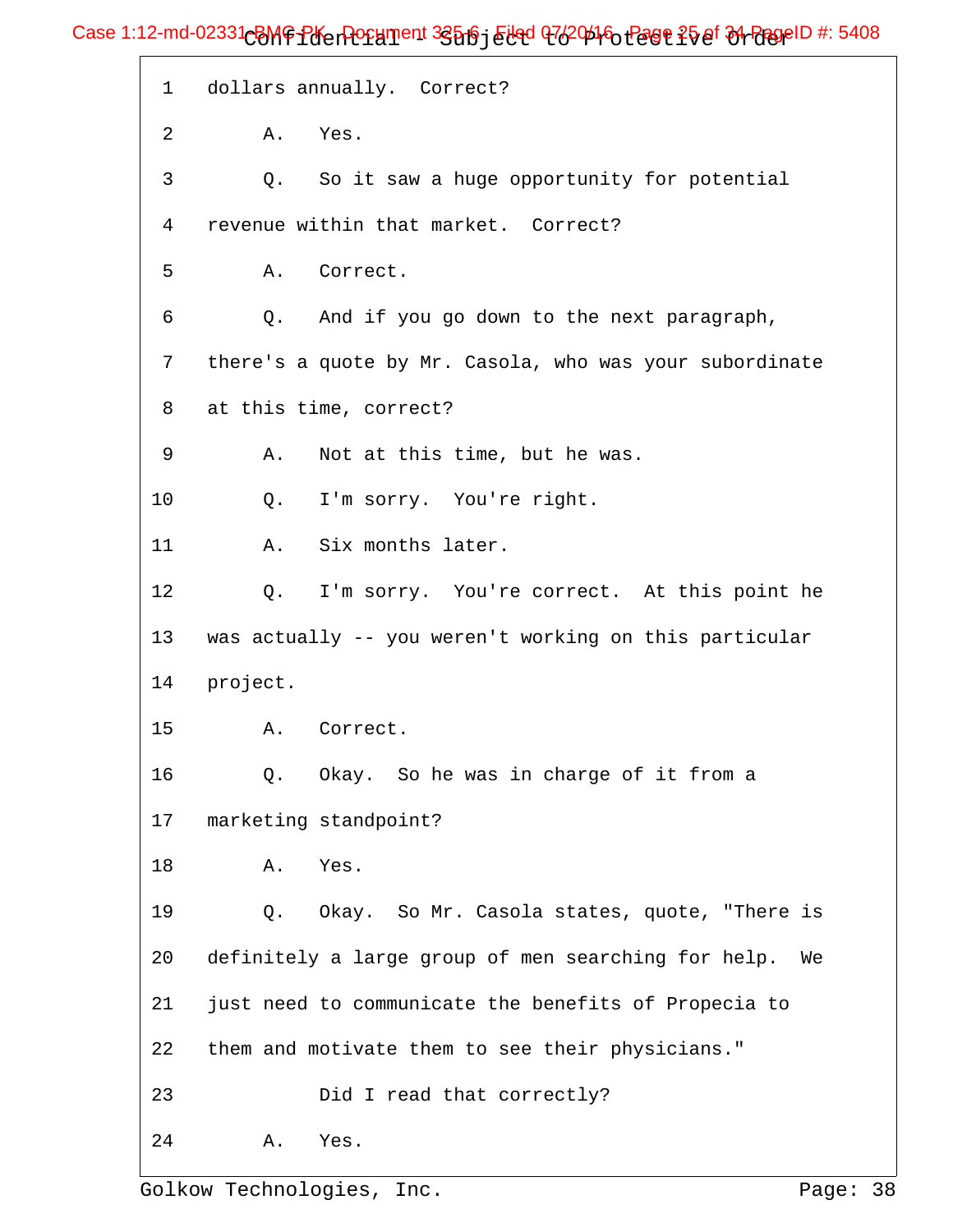1 dollars annually. Correct?

2 A. Yes.

3 Q. So it saw a huge opportunity for potential

4 revenue within that market. Correct?

5 A. Correct.

6 Q. And if you go down to the next paragraph,

7 there's a quote by Mr. Casola, who was your subordinate

8 at this time, correct?

9 A. Not at this time, but he was.

10 Q. I'm sorry. You're right.

11 A. Six months later.

12 Q. I'm sorry. You're correct. At this point he

13 was actually -- you weren't working on this particular

14 project.

15 A. Correct.

16 Q. Okay. So he was in charge of it from a

17 marketing standpoint?

18 A. Yes.

19 Q. Okay. So Mr. Casola states, quote, "There is

20 definitely a large group of men searching for help. We

21 just need to communicate the benefits of Propecia to

22 them and motivate them to see their physicians."

23 Did I read that correctly?

24 A. Yes.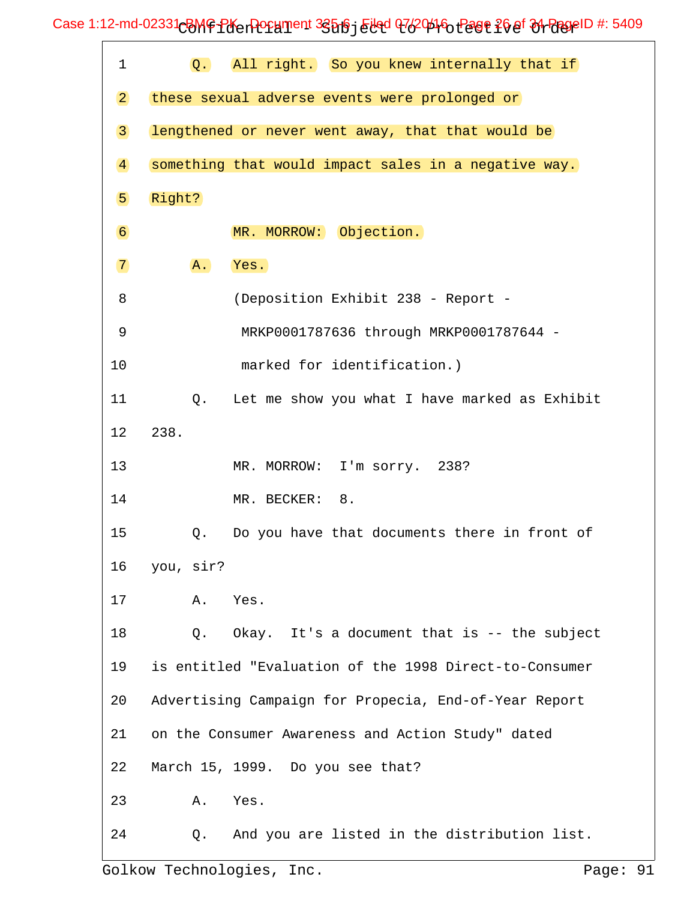1 Q. All right. So you knew internally that if

2 these sexual adverse events were prolonged or

3 lengthened or never went away, that that would be

4 something that would impact sales in a negative way.

5 Right?

6 MR. MORROW: Objection.

7 A. Yes.

8 (Deposition Exhibit 238 - Report -

9 MRKP0001787636 through MRKP0001787644 -

10 marked for identification.)

11 Q. Let me show you what I have marked as Exhibit

12 238.

13 MR. MORROW: I'm sorry. 238?

14 MR. BECKER: 8.

15 Q. Do you have that documents there in front of

16 you, sir?

17 A. Yes.

18 Q. Okay. It's a document that is -- the subject

19 is entitled "Evaluation of the 1998 Direct-to-Consumer

20 Advertising Campaign for Propecia, End-of-Year Report

21 on the Consumer Awareness and Action Study" dated

22 March 15, 1999. Do you see that?

23 A. Yes.

24 Q. And you are listed in the distribution list.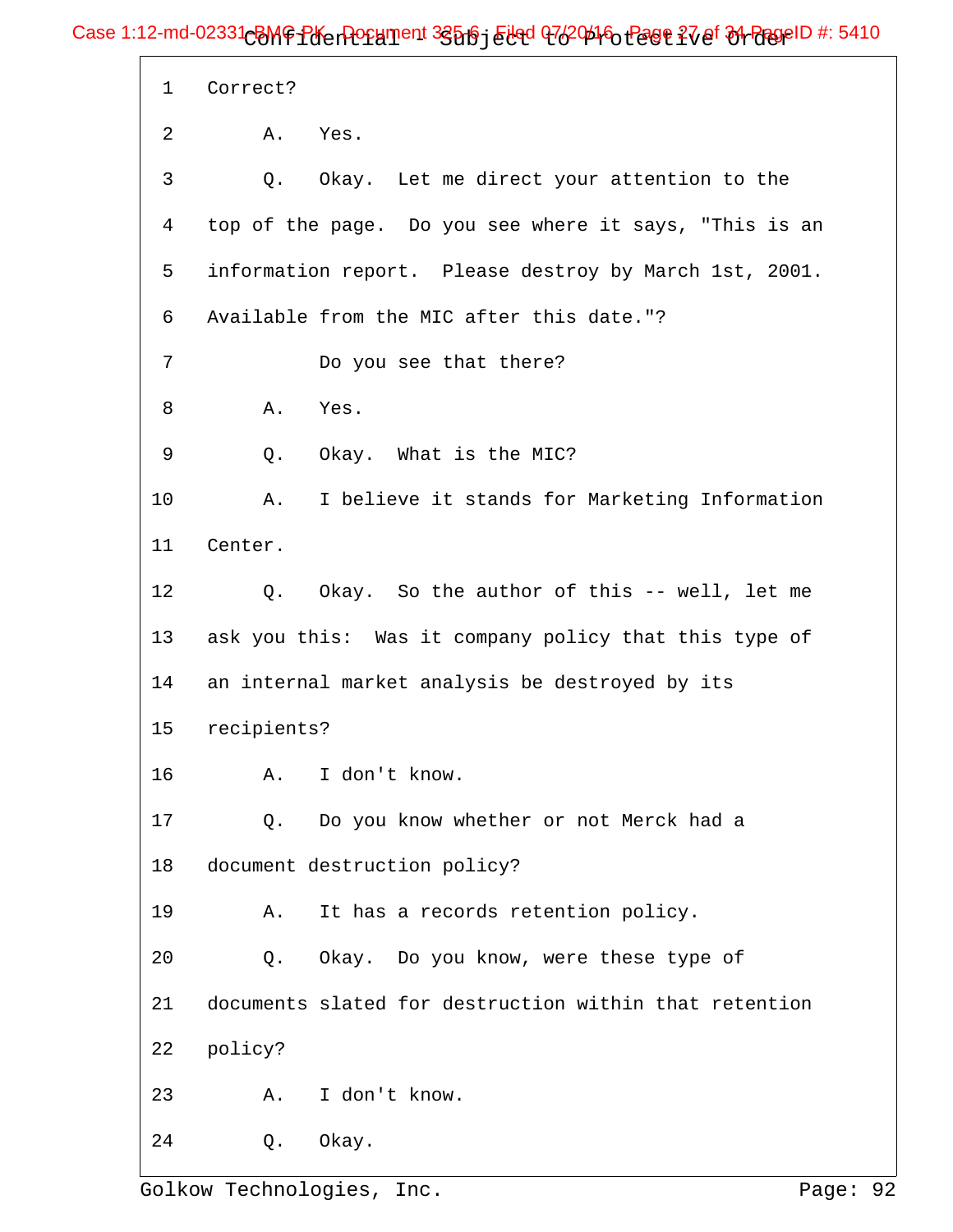1 Correct?

2 A. Yes.

3 Q. Okay. Let me direct your attention to the

4 top of the page. Do you see where it says, "This is an

5 information report. Please destroy by March 1st, 2001.

6 Available from the MIC after this date."?

7 Do you see that there?

8 A. Yes.

9 Q. Okay. What is the MIC?

10 A. I believe it stands for Marketing Information

11 Center.

12 Q. Okay. So the author of this -- well, let me

13 ask you this: Was it company policy that this type of

14 an internal market analysis be destroyed by its

15 recipients?

16 A. I don't know.

17 Q. Do you know whether or not Merck had a

18 document destruction policy?

19 A. It has a records retention policy.

20 Q. Okay. Do you know, were these type of

21 documents slated for destruction within that retention

22 policy?

23 A. I don't know.

24 Q. Okay.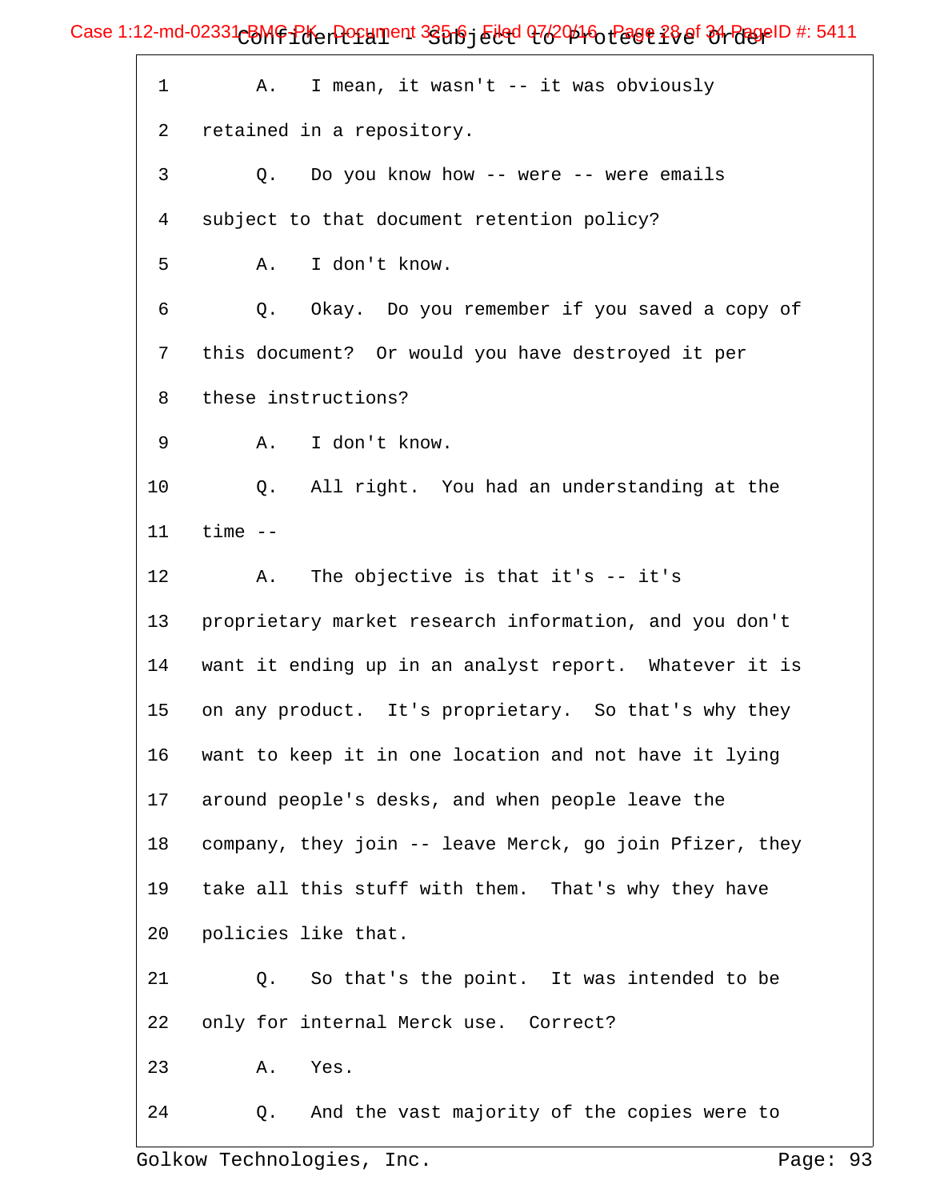1 A. I mean, it wasn't -- it was obviously

2 retained in a repository.

3 Q. Do you know how -- were -- were emails

4 subject to that document retention policy?

5 A. I don't know.

6 Q. Okay. Do you remember if you saved a copy of

7 this document? Or would you have destroyed it per

8 these instructions?

9 A. I don't know.

10 Q. All right. You had an understanding at the

11 time --

12 A. The objective is that it's -- it's

13 proprietary market research information, and you don't

14 want it ending up in an analyst report. Whatever it is

15 on any product. It's proprietary. So that's why they

16 want to keep it in one location and not have it lying

17 around people's desks, and when people leave the

18 company, they join -- leave Merck, go join Pfizer, they

19 take all this stuff with them. That's why they have

20 policies like that.

21 Q. So that's the point. It was intended to be

22 only for internal Merck use. Correct?

23 A. Yes.

24 Q. And the vast majority of the copies were to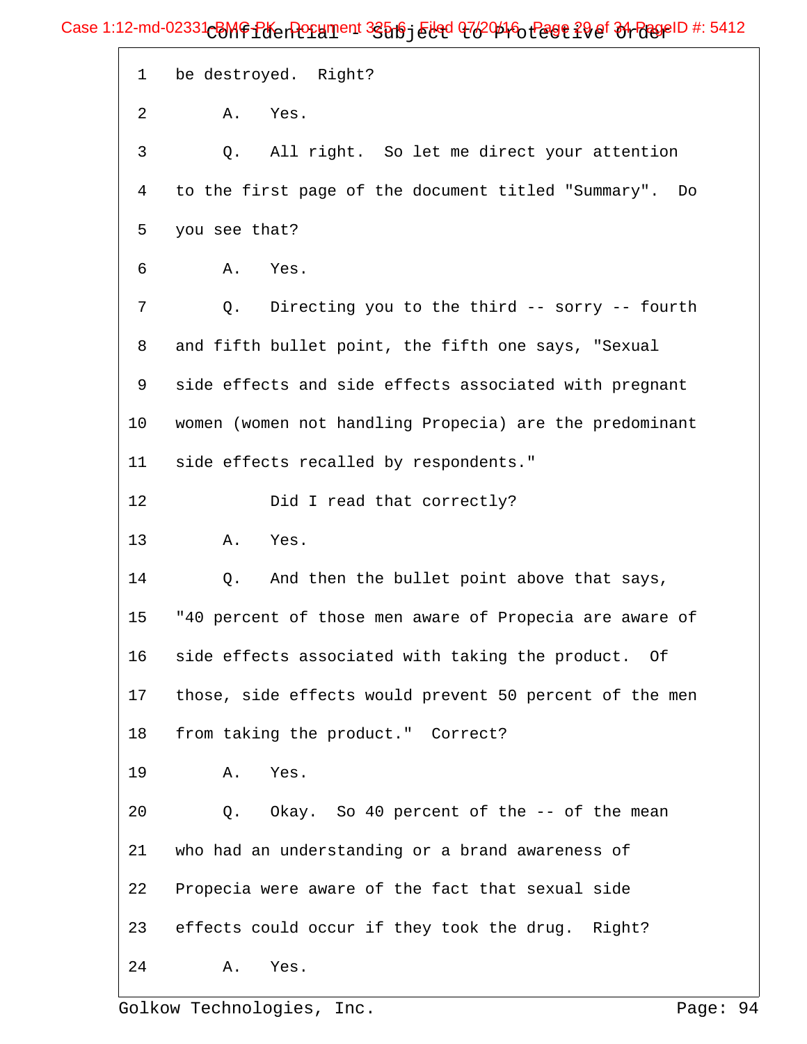1 be destroyed. Right?

2 A. Yes.

3 Q. All right. So let me direct your attention

4 to the first page of the document titled "Summary". Do

5 you see that?

6 A. Yes.

7 Q. Directing you to the third -- sorry -- fourth

8 and fifth bullet point, the fifth one says, "Sexual

9 side effects and side effects associated with pregnant

10 women (women not handling Propecia) are the predominant

11 side effects recalled by respondents."

12 Did I read that correctly?

13 A. Yes.

14 Q. And then the bullet point above that says,

15 "40 percent of those men aware of Propecia are aware of

16 side effects associated with taking the product. Of

17 those, side effects would prevent 50 percent of the men

18 from taking the product." Correct?

19 A. Yes.

20 Q. Okay. So 40 percent of the -- of the mean

21 who had an understanding or a brand awareness of

22 Propecia were aware of the fact that sexual side

23 effects could occur if they took the drug. Right?

24 A. Yes.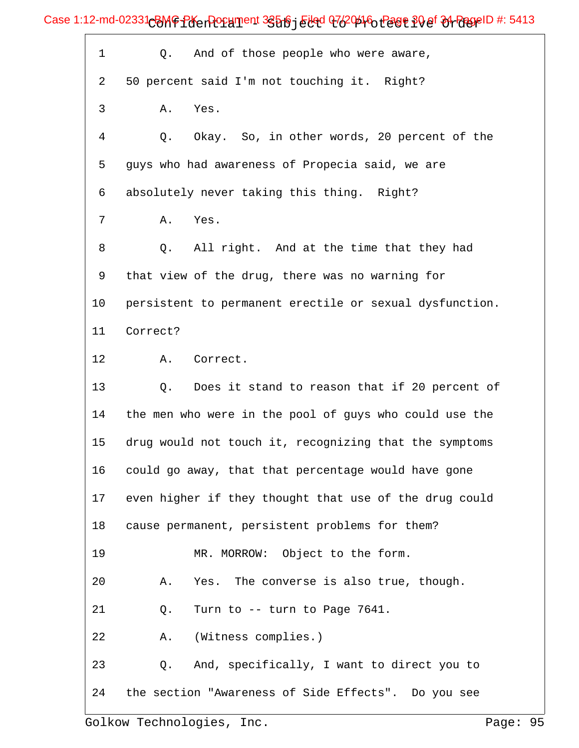1 Q. And of those people who were aware,

2 50 percent said I'm not touching it. Right?

3 A. Yes.

4 Q. Okay. So, in other words, 20 percent of the

5 guys who had awareness of Propecia said, we are

6 absolutely never taking this thing. Right?

7 A. Yes.

8 Q. All right. And at the time that they had

9 that view of the drug, there was no warning for

10 persistent to permanent erectile or sexual dysfunction.

11 Correct?

12 A. Correct.

13 Q. Does it stand to reason that if 20 percent of

14 the men who were in the pool of guys who could use the

15 drug would not touch it, recognizing that the symptoms

16 could go away, that that percentage would have gone

17 even higher if they thought that use of the drug could

18 cause permanent, persistent problems for them?

19 MR. MORROW: Object to the form.

20 A. Yes. The converse is also true, though.

21 Q. Turn to -- turn to Page 7641.

22 A. (Witness complies.)

23 Q. And, specifically, I want to direct you to

24 the section "Awareness of Side Effects". Do you see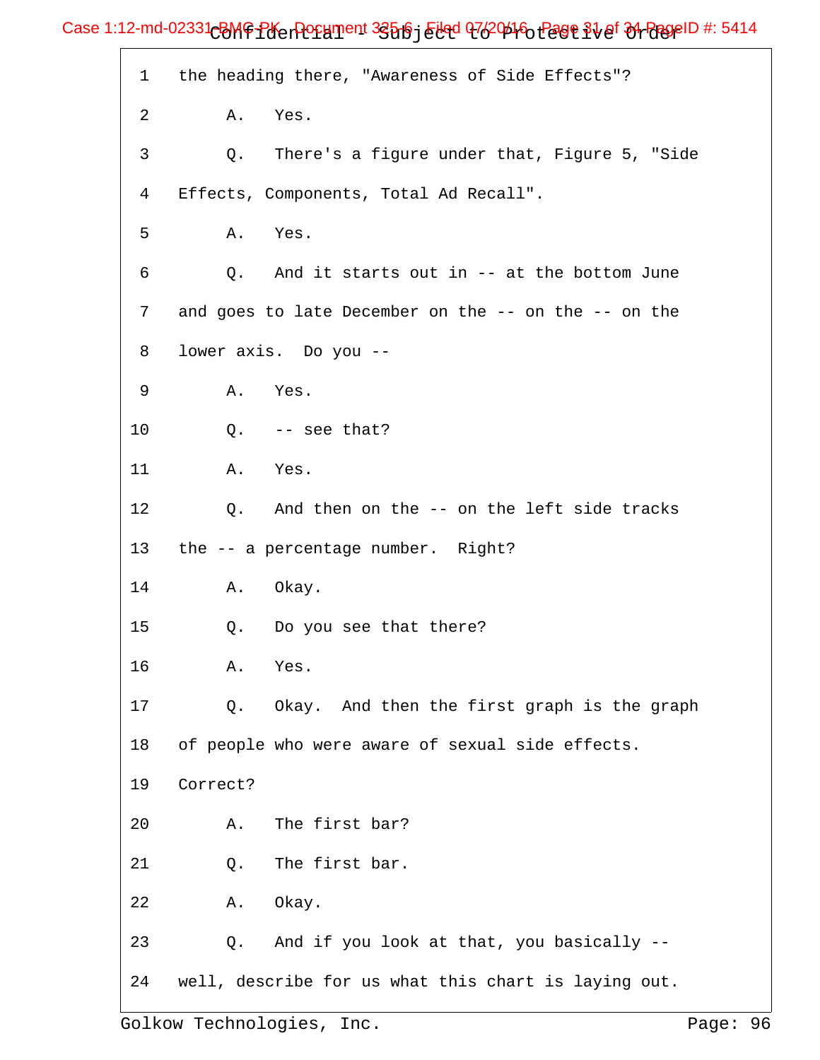1 the heading there, "Awareness of Side Effects"?

2 A. Yes.

3 Q. There's a figure under that, Figure 5, "Side

4 Effects, Components, Total Ad Recall".

5 A. Yes.

6 Q. And it starts out in -- at the bottom June

7 and goes to late December on the -- on the -- on the

8 lower axis. Do you --

9 A. Yes.

10 Q. -- see that?

11 A. Yes.

12 Q. And then on the -- on the left side tracks

13 the -- a percentage number. Right?

14 A. Okay.

15 Q. Do you see that there?

16 A. Yes.

17 Q. Okay. And then the first graph is the graph

18 of people who were aware of sexual side effects.

19 Correct?

20 A. The first bar?

21 Q. The first bar.

22 A. Okay.

23 Q. And if you look at that, you basically --

24 well, describe for us what this chart is laying out.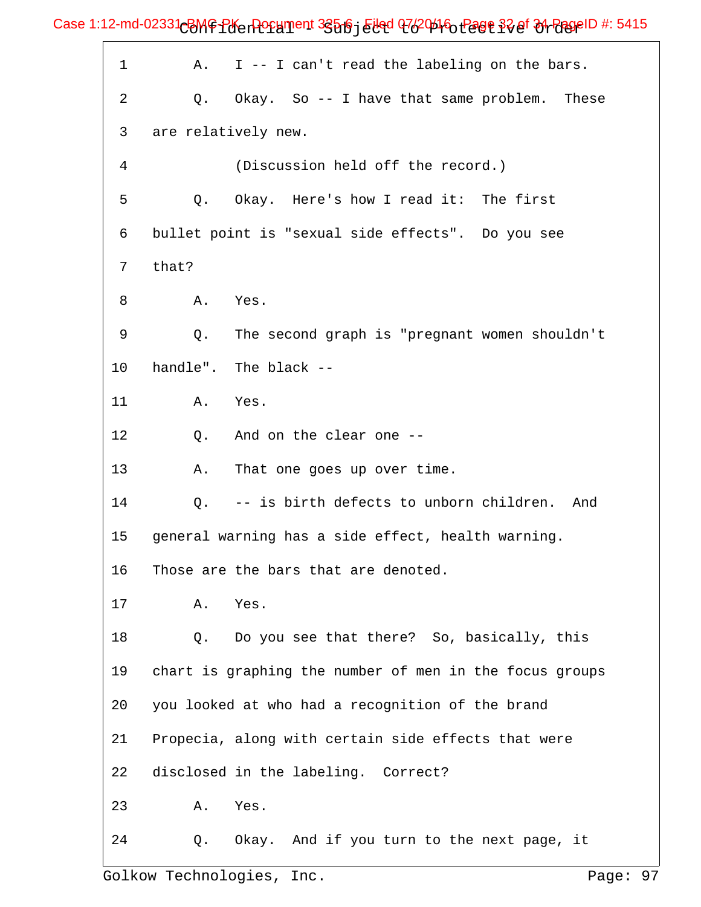1 A. I -- I can't read the labeling on the bars.

2 Q. Okay. So -- I have that same problem. These

3 are relatively new.

4 (Discussion held off the record.)

5 Q. Okay. Here's how I read it: The first

6 bullet point is "sexual side effects". Do you see

7 that?

8 A. Yes.

9 Q. The second graph is "pregnant women shouldn't

10 handle". The black --

11 A. Yes.

12 Q. And on the clear one --

13 A. That one goes up over time.

14 Q. -- is birth defects to unborn children. And

15 general warning has a side effect, health warning.

16 Those are the bars that are denoted.

17 A. Yes.

18 Q. Do you see that there? So, basically, this

19 chart is graphing the number of men in the focus groups

20 you looked at who had a recognition of the brand

21 Propecia, along with certain side effects that were

22 disclosed in the labeling. Correct?

23 A. Yes.

24 Q. Okay. And if you turn to the next page, it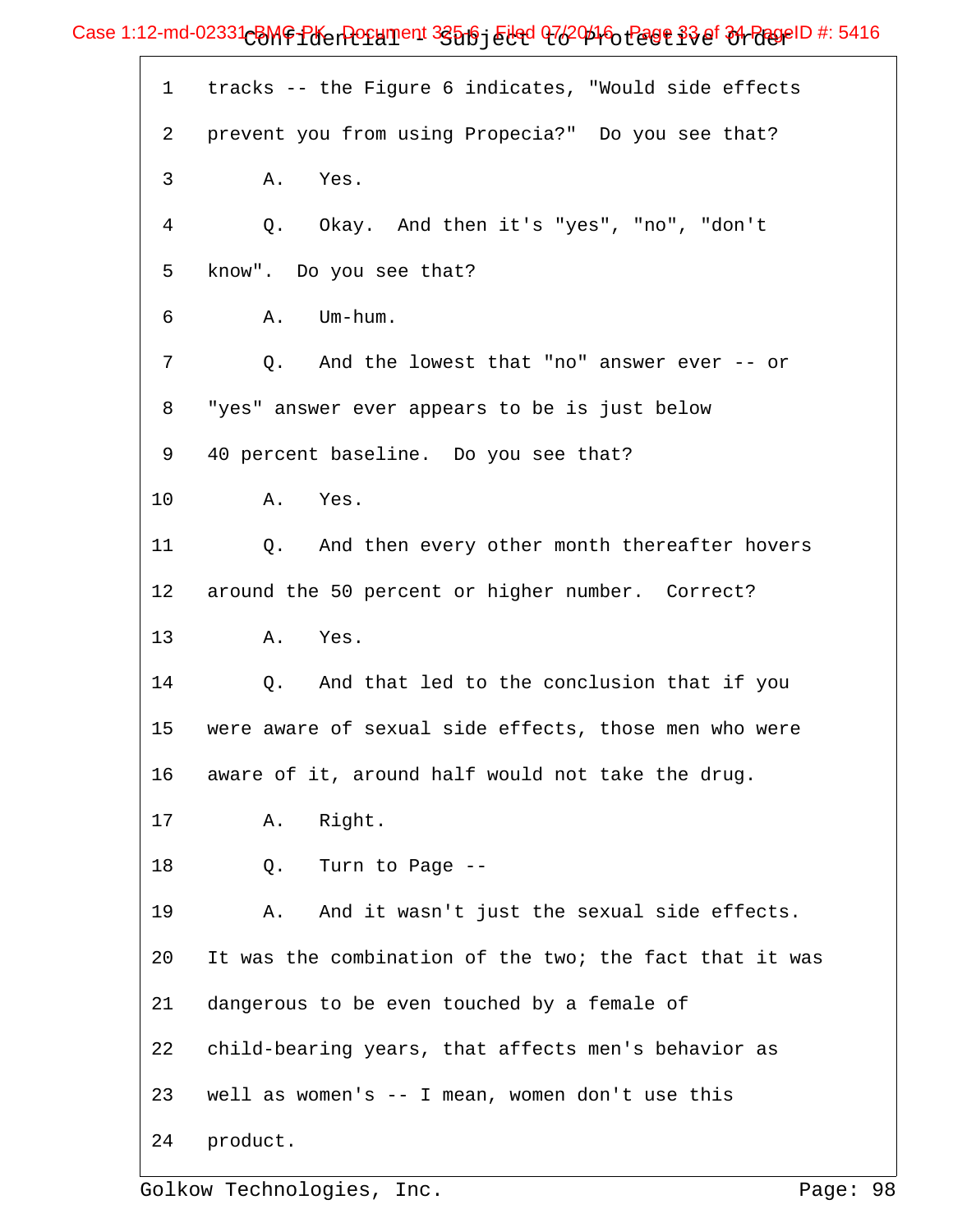1 tracks -- the Figure 6 indicates, "Would side effects

2 prevent you from using Propecia?" Do you see that?

3 A. Yes.

4 Q. Okay. And then it's "yes", "no", "don't

5 know". Do you see that?

6 A. Um-hum.

7 Q. And the lowest that "no" answer ever -- or

8 "yes" answer ever appears to be is just below

9 40 percent baseline. Do you see that?

10 A. Yes.

11 Q. And then every other month thereafter hovers

12 around the 50 percent or higher number. Correct?

13 A. Yes.

14 Q. And that led to the conclusion that if you

15 were aware of sexual side effects, those men who were

16 aware of it, around half would not take the drug.

17 A. Right.

18 Q. Turn to Page --

19 A. And it wasn't just the sexual side effects.

20 It was the combination of the two; the fact that it was

21 dangerous to be even touched by a female of

22 child-bearing years, that affects men's behavior as

23 well as women's -- I mean, women don't use this

24 product.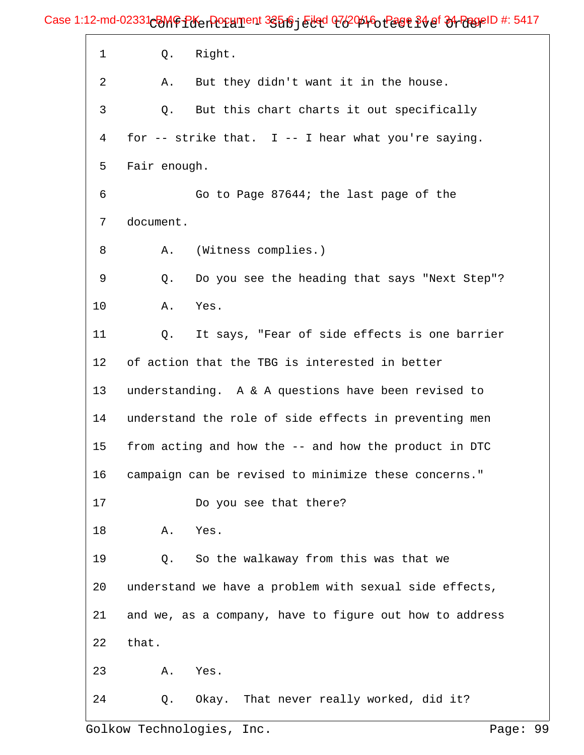1 Q. Right.

2 A. But they didn't want it in the house.

3 Q. But this chart charts it out specifically

4 for -- strike that. I -- I hear what you're saying.

5 Fair enough.

6 Go to Page 87644; the last page of the

7 document.

8 A. (Witness complies.)

9 Q. Do you see the heading that says "Next Step"?

10 A. Yes.

11 Q. It says, "Fear of side effects is one barrier

12 of action that the TBG is interested in better

13 understanding. A & A questions have been revised to

14 understand the role of side effects in preventing men

15 from acting and how the -- and how the product in DTC

16 campaign can be revised to minimize these concerns."

17 Do you see that there?

18 A. Yes.

19 Q. So the walkaway from this was that we

20 understand we have a problem with sexual side effects,

21 and we, as a company, have to figure out how to address

22 that.

23 A. Yes.

24 Q. Okay. That never really worked, did it?